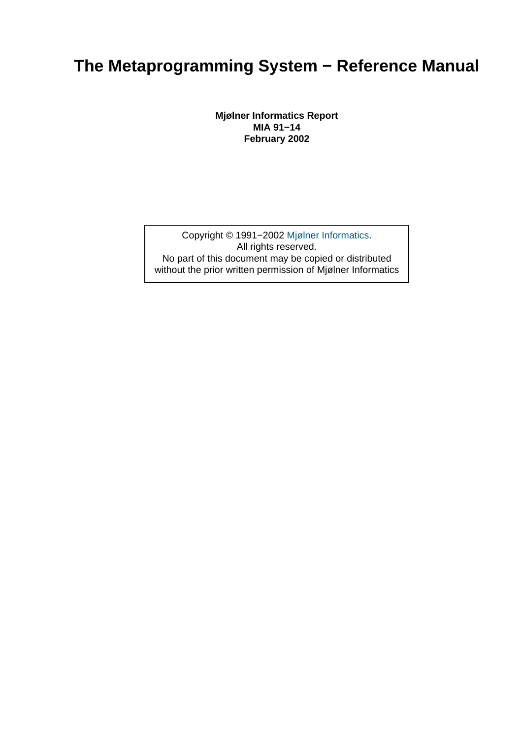# The Metaprogramming System − Reference Manual

**Mjølner Informatics Report**
**MIA 91−14**
**February 2002**

Copyright © 1991−2002 Mjølner Informatics.
All rights reserved.
No part of this document may be copied or distributed without the prior written permission of Mjølner Informatics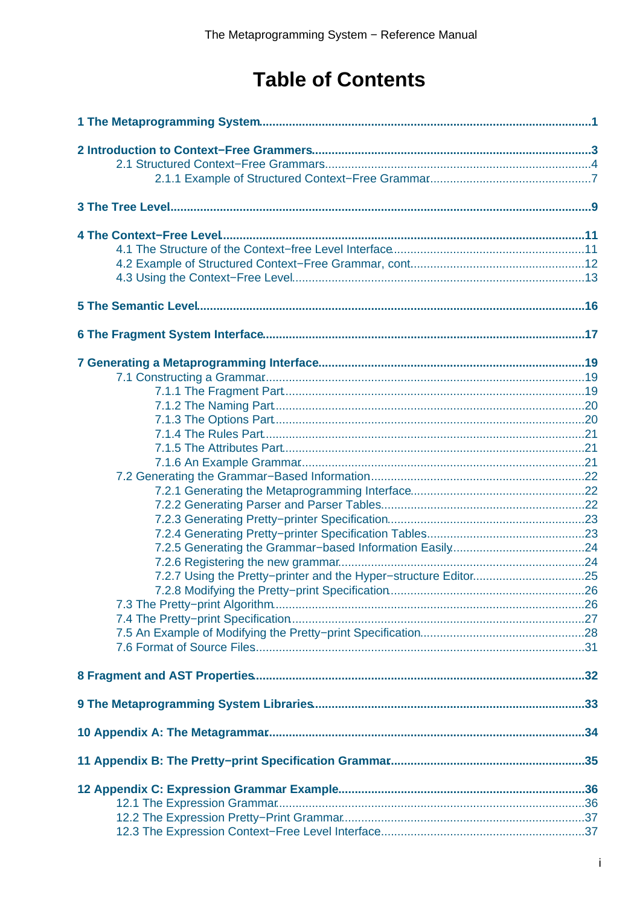# Table of Contents

**1 The Metaprogramming System** .......... **1**

**2 Introduction to Context−Free Grammers** .......... **3**
- 2.1 Structured Context−Free Grammars .......... 4
  - 2.1.1 Example of Structured Context−Free Grammar .......... 7

**3 The Tree Level** .......... **9**

**4 The Context−Free Level** .......... **11**
- 4.1 The Structure of the Context−free Level Interface .......... 11
- 4.2 Example of Structured Context−Free Grammar, cont .......... 12
- 4.3 Using the Context−Free Level .......... 13

**5 The Semantic Level** .......... **16**

**6 The Fragment System Interface** .......... **17**

**7 Generating a Metaprogramming Interface** .......... **19**
- 7.1 Constructing a Grammar .......... 19
  - 7.1.1 The Fragment Part .......... 19
  - 7.1.2 The Naming Part .......... 20
  - 7.1.3 The Options Part .......... 20
  - 7.1.4 The Rules Part .......... 21
  - 7.1.5 The Attributes Part .......... 21
  - 7.1.6 An Example Grammar .......... 21
- 7.2 Generating the Grammar−Based Information .......... 22
  - 7.2.1 Generating the Metaprogramming Interface .......... 22
  - 7.2.2 Generating Parser and Parser Tables .......... 22
  - 7.2.3 Generating Pretty−printer Specification .......... 23
  - 7.2.4 Generating Pretty−printer Specification Tables .......... 23
  - 7.2.5 Generating the Grammar−based Information Easily .......... 24
  - 7.2.6 Registering the new grammar .......... 24
  - 7.2.7 Using the Pretty−printer and the Hyper−structure Editor .......... 25
  - 7.2.8 Modifying the Pretty−print Specification .......... 26
- 7.3 The Pretty−print Algorithm .......... 26
- 7.4 The Pretty−print Specification .......... 27
- 7.5 An Example of Modifying the Pretty−print Specification .......... 28
- 7.6 Format of Source Files .......... 31

**8 Fragment and AST Properties** .......... **32**

**9 The Metaprogramming System Libraries** .......... **33**

**10 Appendix A: The Metagrammar** .......... **34**

**11 Appendix B: The Pretty−print Specification Grammar** .......... **35**

**12 Appendix C: Expression Grammar Example** .......... **36**
- 12.1 The Expression Grammar .......... 36
- 12.2 The Expression Pretty−Print Grammar .......... 37
- 12.3 The Expression Context−Free Level Interface .......... 37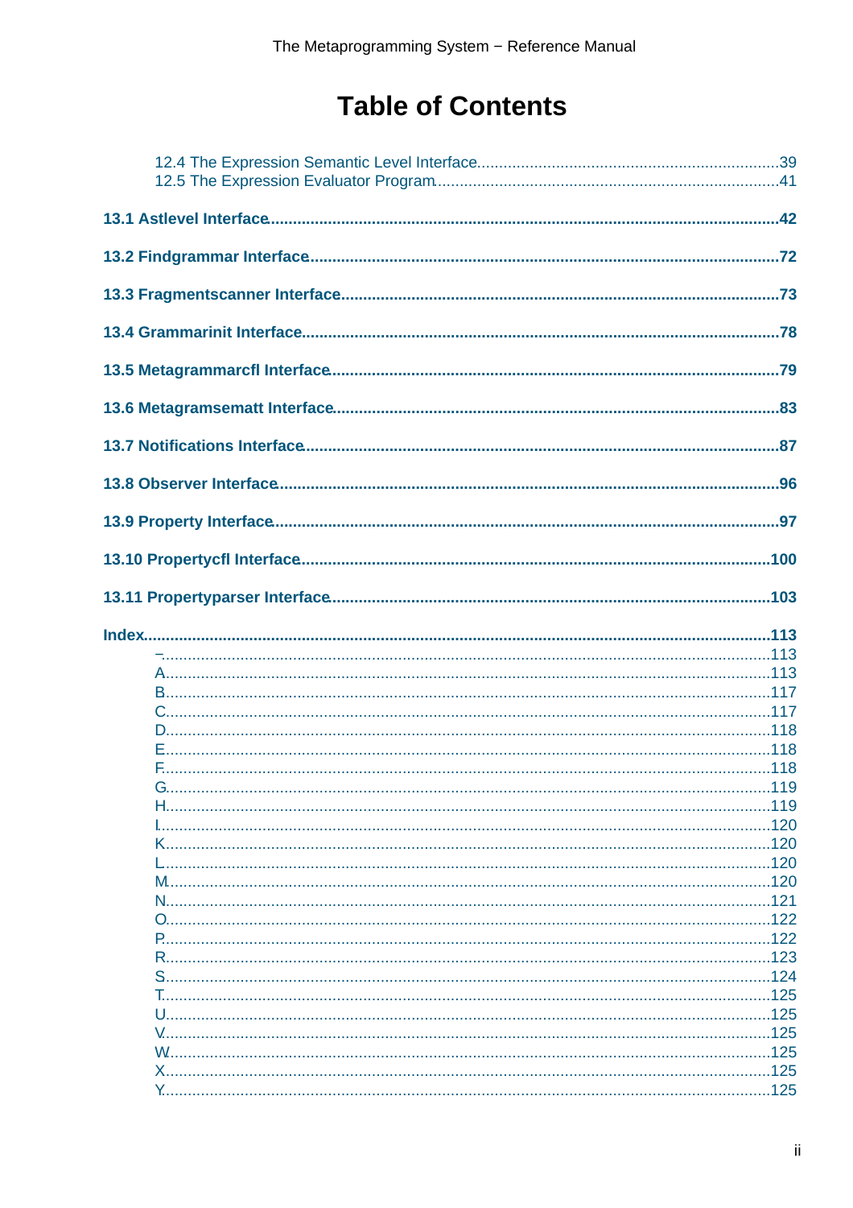# Table of Contents

- 12.4 The Expression Semantic Level Interface....................39
- 12.5 The Expression Evaluator Program....................41

**13.1 Astlevel Interface....................42**

**13.2 Findgrammar Interface....................72**

**13.3 Fragmentscanner Interface....................73**

**13.4 Grammarinit Interface....................78**

**13.5 Metagrammarcfl Interface....................79**

**13.6 Metagramsematt Interface....................83**

**13.7 Notifications Interface....................87**

**13.8 Observer Interface....................96**

**13.9 Property Interface....................97**

**13.10 Propertycfl Interface....................100**

**13.11 Propertyparser Interface....................103**

**Index....................113**

- −....................113
- A....................113
- B....................117
- C....................117
- D....................118
- E....................118
- F....................118
- G....................119
- H....................119
- I....................120
- K....................120
- L....................120
- M....................120
- N....................121
- O....................122
- P....................122
- R....................123
- S....................124
- T....................125
- U....................125
- V....................125
- W....................125
- X....................125
- Y....................125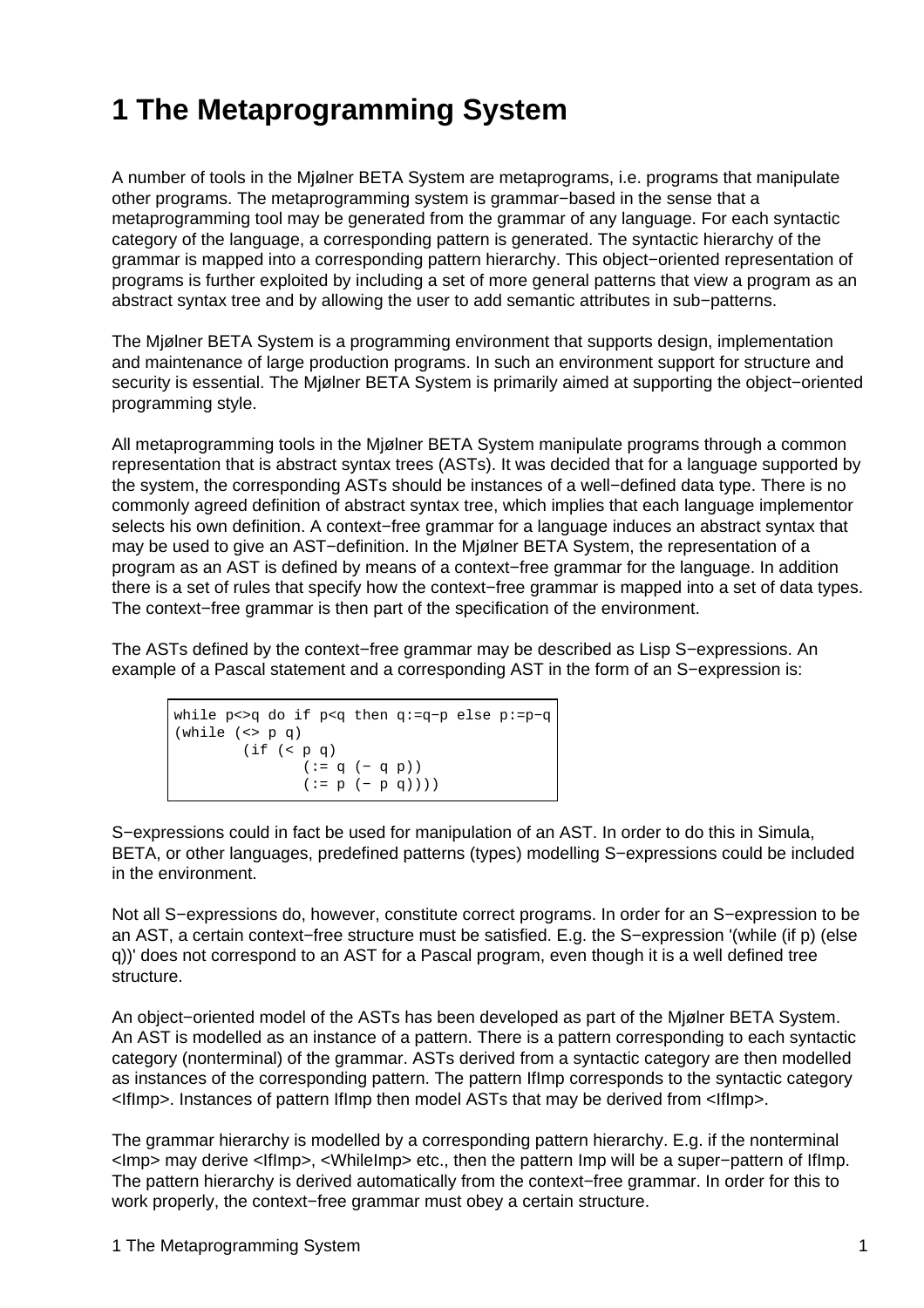# 1 The Metaprogramming System

A number of tools in the Mjølner BETA System are metaprograms, i.e. programs that manipulate other programs. The metaprogramming system is grammar−based in the sense that a metaprogramming tool may be generated from the grammar of any language. For each syntactic category of the language, a corresponding pattern is generated. The syntactic hierarchy of the grammar is mapped into a corresponding pattern hierarchy. This object−oriented representation of programs is further exploited by including a set of more general patterns that view a program as an abstract syntax tree and by allowing the user to add semantic attributes in sub−patterns.

The Mjølner BETA System is a programming environment that supports design, implementation and maintenance of large production programs. In such an environment support for structure and security is essential. The Mjølner BETA System is primarily aimed at supporting the object−oriented programming style.

All metaprogramming tools in the Mjølner BETA System manipulate programs through a common representation that is abstract syntax trees (ASTs). It was decided that for a language supported by the system, the corresponding ASTs should be instances of a well−defined data type. There is no commonly agreed definition of abstract syntax tree, which implies that each language implementor selects his own definition. A context−free grammar for a language induces an abstract syntax that may be used to give an AST−definition. In the Mjølner BETA System, the representation of a program as an AST is defined by means of a context−free grammar for the language. In addition there is a set of rules that specify how the context−free grammar is mapped into a set of data types. The context−free grammar is then part of the specification of the environment.

The ASTs defined by the context−free grammar may be described as Lisp S−expressions. An example of a Pascal statement and a corresponding AST in the form of an S−expression is:

```
while p<>q do if p<q then q:=q−p else p:=p−q
(while (<> p q)
        (if (< p q)
               (:= q (− q p))
               (:= p (− p q))))
```

S−expressions could in fact be used for manipulation of an AST. In order to do this in Simula, BETA, or other languages, predefined patterns (types) modelling S−expressions could be included in the environment.

Not all S−expressions do, however, constitute correct programs. In order for an S−expression to be an AST, a certain context−free structure must be satisfied. E.g. the S−expression '(while (if p) (else q))' does not correspond to an AST for a Pascal program, even though it is a well defined tree structure.

An object−oriented model of the ASTs has been developed as part of the Mjølner BETA System. An AST is modelled as an instance of a pattern. There is a pattern corresponding to each syntactic category (nonterminal) of the grammar. ASTs derived from a syntactic category are then modelled as instances of the corresponding pattern. The pattern IfImp corresponds to the syntactic category <IfImp>. Instances of pattern IfImp then model ASTs that may be derived from <IfImp>.

The grammar hierarchy is modelled by a corresponding pattern hierarchy. E.g. if the nonterminal <Imp> may derive <IfImp>, <WhileImp> etc., then the pattern Imp will be a super−pattern of IfImp. The pattern hierarchy is derived automatically from the context−free grammar. In order for this to work properly, the context−free grammar must obey a certain structure.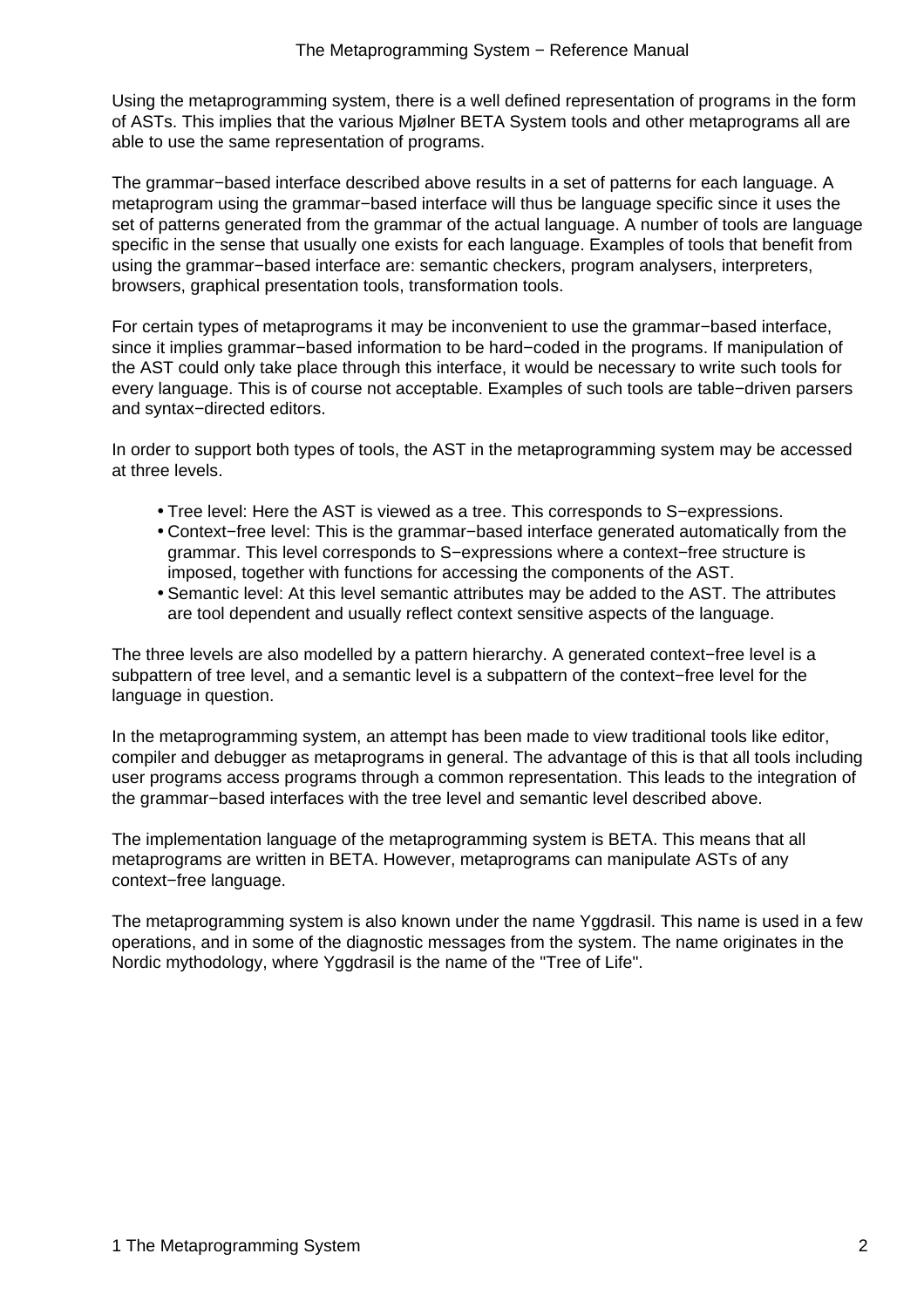Using the metaprogramming system, there is a well defined representation of programs in the form of ASTs. This implies that the various Mjølner BETA System tools and other metaprograms all are able to use the same representation of programs.

The grammar−based interface described above results in a set of patterns for each language. A metaprogram using the grammar−based interface will thus be language specific since it uses the set of patterns generated from the grammar of the actual language. A number of tools are language specific in the sense that usually one exists for each language. Examples of tools that benefit from using the grammar−based interface are: semantic checkers, program analysers, interpreters, browsers, graphical presentation tools, transformation tools.

For certain types of metaprograms it may be inconvenient to use the grammar−based interface, since it implies grammar−based information to be hard−coded in the programs. If manipulation of the AST could only take place through this interface, it would be necessary to write such tools for every language. This is of course not acceptable. Examples of such tools are table−driven parsers and syntax−directed editors.

In order to support both types of tools, the AST in the metaprogramming system may be accessed at three levels.

- Tree level: Here the AST is viewed as a tree. This corresponds to S−expressions.
- Context−free level: This is the grammar−based interface generated automatically from the grammar. This level corresponds to S−expressions where a context−free structure is imposed, together with functions for accessing the components of the AST.
- Semantic level: At this level semantic attributes may be added to the AST. The attributes are tool dependent and usually reflect context sensitive aspects of the language.

The three levels are also modelled by a pattern hierarchy. A generated context−free level is a subpattern of tree level, and a semantic level is a subpattern of the context−free level for the language in question.

In the metaprogramming system, an attempt has been made to view traditional tools like editor, compiler and debugger as metaprograms in general. The advantage of this is that all tools including user programs access programs through a common representation. This leads to the integration of the grammar−based interfaces with the tree level and semantic level described above.

The implementation language of the metaprogramming system is BETA. This means that all metaprograms are written in BETA. However, metaprograms can manipulate ASTs of any context−free language.

The metaprogramming system is also known under the name Yggdrasil. This name is used in a few operations, and in some of the diagnostic messages from the system. The name originates in the Nordic mythodology, where Yggdrasil is the name of the "Tree of Life".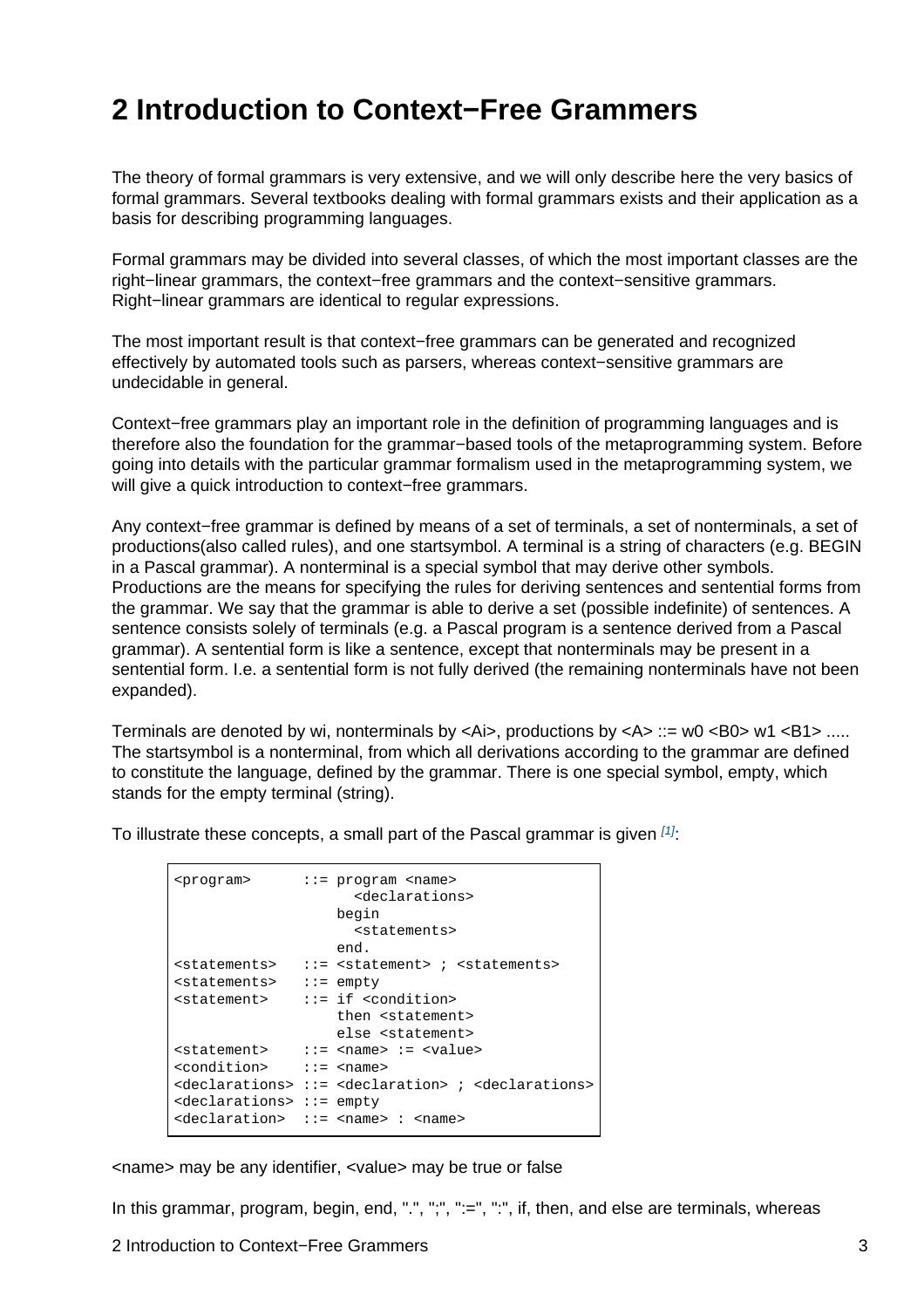# 2 Introduction to Context−Free Grammers

The theory of formal grammars is very extensive, and we will only describe here the very basics of formal grammars. Several textbooks dealing with formal grammars exists and their application as a basis for describing programming languages.

Formal grammars may be divided into several classes, of which the most important classes are the right−linear grammars, the context−free grammars and the context−sensitive grammars. Right−linear grammars are identical to regular expressions.

The most important result is that context−free grammars can be generated and recognized effectively by automated tools such as parsers, whereas context−sensitive grammars are undecidable in general.

Context−free grammars play an important role in the definition of programming languages and is therefore also the foundation for the grammar−based tools of the metaprogramming system. Before going into details with the particular grammar formalism used in the metaprogramming system, we will give a quick introduction to context−free grammars.

Any context−free grammar is defined by means of a set of terminals, a set of nonterminals, a set of productions(also called rules), and one startsymbol. A terminal is a string of characters (e.g. BEGIN in a Pascal grammar). A nonterminal is a special symbol that may derive other symbols. Productions are the means for specifying the rules for deriving sentences and sentential forms from the grammar. We say that the grammar is able to derive a set (possible indefinite) of sentences. A sentence consists solely of terminals (e.g. a Pascal program is a sentence derived from a Pascal grammar). A sentential form is like a sentence, except that nonterminals may be present in a sentential form. I.e. a sentential form is not fully derived (the remaining nonterminals have not been expanded).

Terminals are denoted by wi, nonterminals by <Ai>, productions by <A> ::= w0 <B0> w1 <B1> ..... The startsymbol is a nonterminal, from which all derivations according to the grammar are defined to constitute the language, defined by the grammar. There is one special symbol, empty, which stands for the empty terminal (string).

To illustrate these concepts, a small part of the Pascal grammar is given [1]:

```
<program>      ::= program <name>
                     <declarations>
                   begin
                     <statements>
                   end.
<statements>   ::= <statement> ; <statements>
<statements>   ::= empty
<statement>    ::= if <condition>
                   then <statement>
                   else <statement>
<statement>    ::= <name> := <value>
<condition>    ::= <name>
<declarations> ::= <declaration> ; <declarations>
<declarations> ::= empty
<declaration>  ::= <name> : <name>
```

<name> may be any identifier, <value> may be true or false

In this grammar, program, begin, end, ".", ";", ":=", ":", if, then, and else are terminals, whereas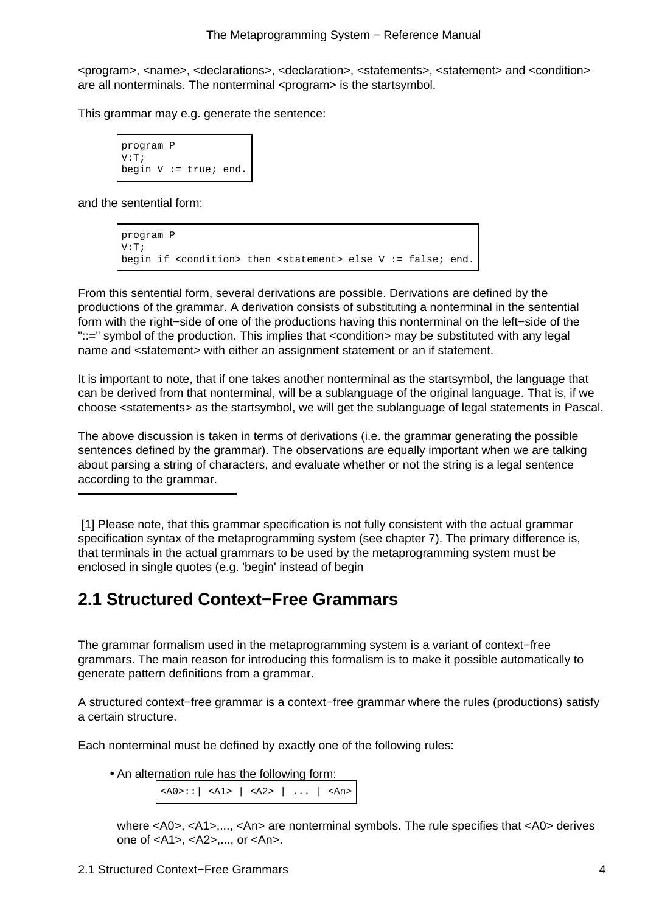<program>, <name>, <declarations>, <declaration>, <statements>, <statement> and <condition> are all nonterminals. The nonterminal <program> is the startsymbol.

This grammar may e.g. generate the sentence:

```
program P
V:T;
begin V := true; end.
```

and the sentential form:

```
program P
V:T;
begin if <condition> then <statement> else V := false; end.
```

From this sentential form, several derivations are possible. Derivations are defined by the productions of the grammar. A derivation consists of substituting a nonterminal in the sentential form with the right−side of one of the productions having this nonterminal on the left−side of the "::=" symbol of the production. This implies that <condition> may be substituted with any legal name and <statement> with either an assignment statement or an if statement.

It is important to note, that if one takes another nonterminal as the startsymbol, the language that can be derived from that nonterminal, will be a sublanguage of the original language. That is, if we choose <statements> as the startsymbol, we will get the sublanguage of legal statements in Pascal.

The above discussion is taken in terms of derivations (i.e. the grammar generating the possible sentences defined by the grammar). The observations are equally important when we are talking about parsing a string of characters, and evaluate whether or not the string is a legal sentence according to the grammar.

---

[1] Please note, that this grammar specification is not fully consistent with the actual grammar specification syntax of the metaprogramming system (see chapter 7). The primary difference is, that terminals in the actual grammars to be used by the metaprogramming system must be enclosed in single quotes (e.g. 'begin' instead of begin

## 2.1 Structured Context−Free Grammars

The grammar formalism used in the metaprogramming system is a variant of context−free grammars. The main reason for introducing this formalism is to make it possible automatically to generate pattern definitions from a grammar.

A structured context−free grammar is a context−free grammar where the rules (productions) satisfy a certain structure.

Each nonterminal must be defined by exactly one of the following rules:

- An alternation rule has the following form:

  ```
  <A0>::| <A1> | <A2> | ... | <An>
  ```

  where <A0>, <A1>,..., <An> are nonterminal symbols. The rule specifies that <A0> derives one of <A1>, <A2>,..., or <An>.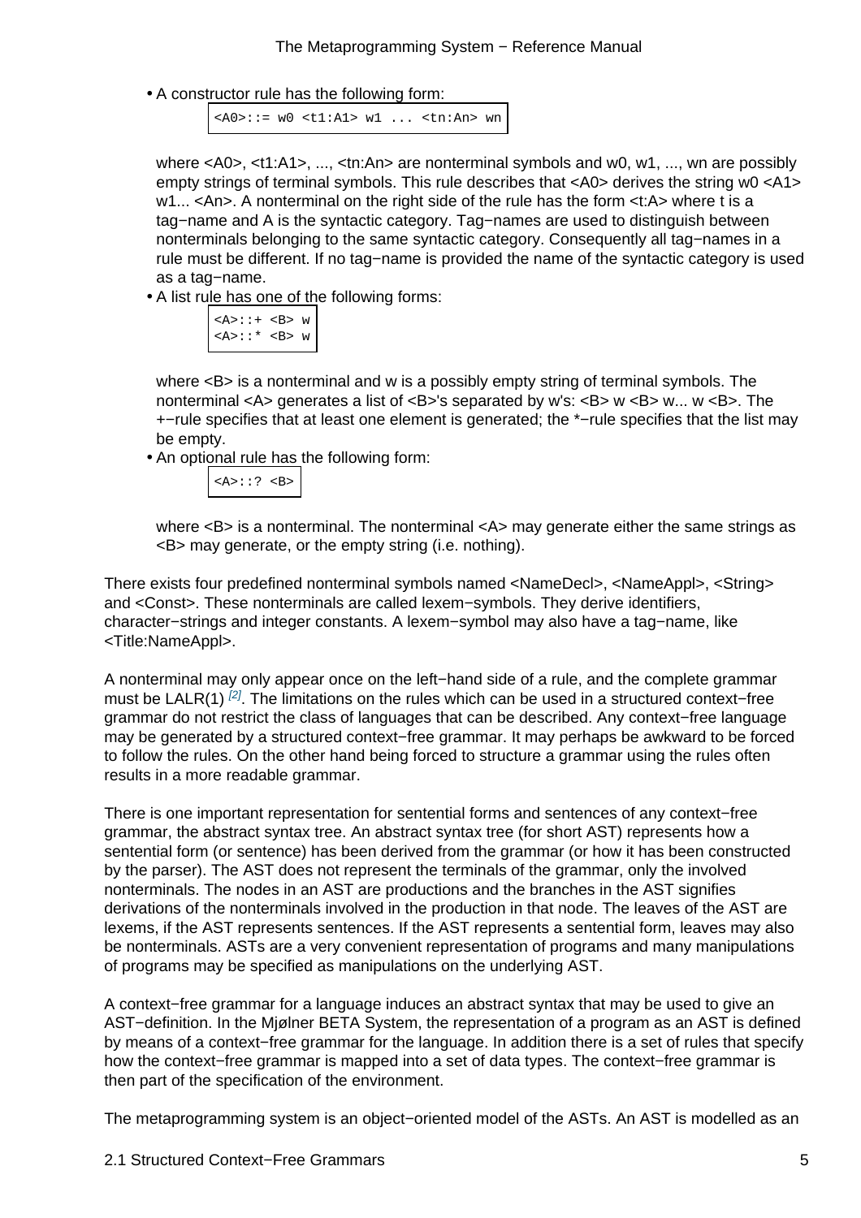- A constructor rule has the following form:

```
<A0>::= w0 <t1:A1> w1 ... <tn:An> wn
```

  where <A0>, <t1:A1>, ..., <tn:An> are nonterminal symbols and w0, w1, ..., wn are possibly empty strings of terminal symbols. This rule describes that <A0> derives the string w0 <A1> w1... <An>. A nonterminal on the right side of the rule has the form <t:A> where t is a tag−name and A is the syntactic category. Tag−names are used to distinguish between nonterminals belonging to the same syntactic category. Consequently all tag−names in a rule must be different. If no tag−name is provided the name of the syntactic category is used as a tag−name.
- A list rule has one of the following forms:

```
<A>::+ <B> w
<A>::* <B> w
```

  where <B> is a nonterminal and w is a possibly empty string of terminal symbols. The nonterminal <A> generates a list of <B>'s separated by w's: <B> w <B> w... w <B>. The +−rule specifies that at least one element is generated; the *−rule specifies that the list may be empty.
- An optional rule has the following form:

```
<A>::? <B>
```

  where <B> is a nonterminal. The nonterminal <A> may generate either the same strings as <B> may generate, or the empty string (i.e. nothing).

There exists four predefined nonterminal symbols named <NameDecl>, <NameAppl>, <String> and <Const>. These nonterminals are called lexem−symbols. They derive identifiers, character−strings and integer constants. A lexem−symbol may also have a tag−name, like <Title:NameAppl>.

A nonterminal may only appear once on the left−hand side of a rule, and the complete grammar must be LALR(1) [2]. The limitations on the rules which can be used in a structured context−free grammar do not restrict the class of languages that can be described. Any context−free language may be generated by a structured context−free grammar. It may perhaps be awkward to be forced to follow the rules. On the other hand being forced to structure a grammar using the rules often results in a more readable grammar.

There is one important representation for sentential forms and sentences of any context−free grammar, the abstract syntax tree. An abstract syntax tree (for short AST) represents how a sentential form (or sentence) has been derived from the grammar (or how it has been constructed by the parser). The AST does not represent the terminals of the grammar, only the involved nonterminals. The nodes in an AST are productions and the branches in the AST signifies derivations of the nonterminals involved in the production in that node. The leaves of the AST are lexems, if the AST represents sentences. If the AST represents a sentential form, leaves may also be nonterminals. ASTs are a very convenient representation of programs and many manipulations of programs may be specified as manipulations on the underlying AST.

A context−free grammar for a language induces an abstract syntax that may be used to give an AST−definition. In the Mjølner BETA System, the representation of a program as an AST is defined by means of a context−free grammar for the language. In addition there is a set of rules that specify how the context−free grammar is mapped into a set of data types. The context−free grammar is then part of the specification of the environment.

The metaprogramming system is an object−oriented model of the ASTs. An AST is modelled as an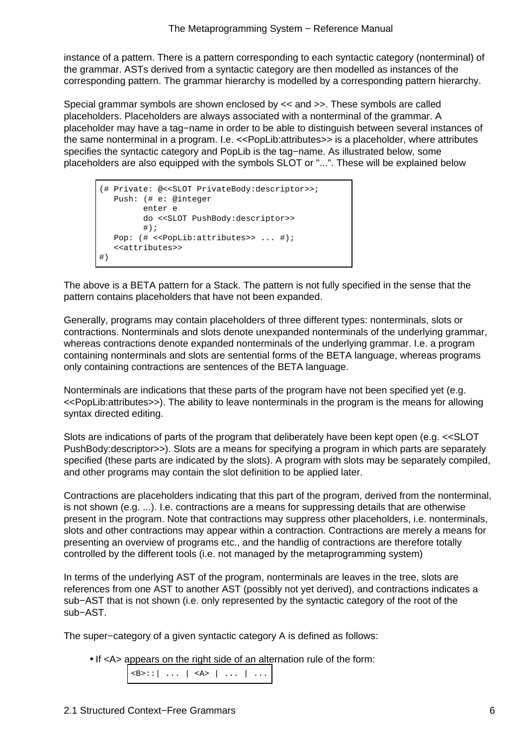instance of a pattern. There is a pattern corresponding to each syntactic category (nonterminal) of the grammar. ASTs derived from a syntactic category are then modelled as instances of the corresponding pattern. The grammar hierarchy is modelled by a corresponding pattern hierarchy.

Special grammar symbols are shown enclosed by << and >>. These symbols are called placeholders. Placeholders are always associated with a nonterminal of the grammar. A placeholder may have a tag−name in order to be able to distinguish between several instances of the same nonterminal in a program. I.e. <<PopLib:attributes>> is a placeholder, where attributes specifies the syntactic category and PopLib is the tag−name. As illustrated below, some placeholders are also equipped with the symbols SLOT or "...". These will be explained below

```
(# Private: @<<SLOT PrivateBody:descriptor>>;
   Push: (# e: @integer
         enter e
         do <<SLOT PushBody:descriptor>>
         #);
   Pop: (# <<PopLib:attributes>> ... #);
   <<attributes>>
#)
```

The above is a BETA pattern for a Stack. The pattern is not fully specified in the sense that the pattern contains placeholders that have not been expanded.

Generally, programs may contain placeholders of three different types: nonterminals, slots or contractions. Nonterminals and slots denote unexpanded nonterminals of the underlying grammar, whereas contractions denote expanded nonterminals of the underlying grammar. I.e. a program containing nonterminals and slots are sentential forms of the BETA language, whereas programs only containing contractions are sentences of the BETA language.

Nonterminals are indications that these parts of the program have not been specified yet (e.g. <<PopLib:attributes>>). The ability to leave nonterminals in the program is the means for allowing syntax directed editing.

Slots are indications of parts of the program that deliberately have been kept open (e.g. <<SLOT PushBody:descriptor>>). Slots are a means for specifying a program in which parts are separately specified (these parts are indicated by the slots). A program with slots may be separately compiled, and other programs may contain the slot definition to be applied later.

Contractions are placeholders indicating that this part of the program, derived from the nonterminal, is not shown (e.g. ...). I.e. contractions are a means for suppressing details that are otherwise present in the program. Note that contractions may suppress other placeholders, i.e. nonterminals, slots and other contractions may appear within a contraction. Contractions are merely a means for presenting an overview of programs etc., and the handlig of contractions are therefore totally controlled by the different tools (i.e. not managed by the metaprogramming system)

In terms of the underlying AST of the program, nonterminals are leaves in the tree, slots are references from one AST to another AST (possibly not yet derived), and contractions indicates a sub−AST that is not shown (i.e. only represented by the syntactic category of the root of the sub−AST.

The super−category of a given syntactic category A is defined as follows:

- If <A> appears on the right side of an alternation rule of the form:

```
<B>::| ... | <A> | ... | ...
```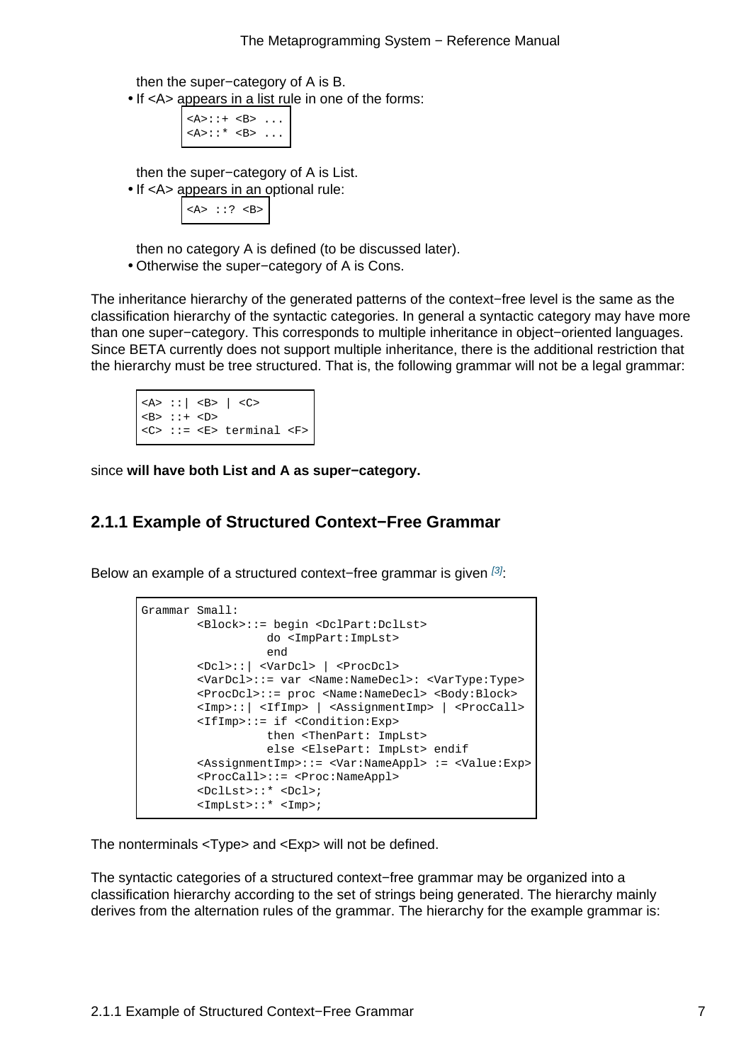then the super−category of A is B.

- If <A> appears in a list rule in one of the forms:

```
<A>::+ <B> ...
<A>::* <B> ...
```

then the super−category of A is List.

- If <A> appears in an optional rule:

```
<A> ::? <B>
```

then no category A is defined (to be discussed later).

- Otherwise the super−category of A is Cons.

The inheritance hierarchy of the generated patterns of the context−free level is the same as the classification hierarchy of the syntactic categories. In general a syntactic category may have more than one super−category. This corresponds to multiple inheritance in object−oriented languages. Since BETA currently does not support multiple inheritance, there is the additional restriction that the hierarchy must be tree structured. That is, the following grammar will not be a legal grammar:

```
<A> ::| <B> | <C>
<B> ::+ <D>
<C> ::= <E> terminal <F>
```

since **will have both List and A as super−category.**

### 2.1.1 Example of Structured Context−Free Grammar

Below an example of a structured context−free grammar is given [3]:

```
Grammar Small:
        <Block>::= begin <DclPart:DclLst>
                  do <ImpPart:ImpLst>
                  end
        <Dcl>::| <VarDcl> | <ProcDcl>
        <VarDcl>::= var <Name:NameDecl>: <VarType:Type>
        <ProcDcl>::= proc <Name:NameDecl> <Body:Block>
        <Imp>::| <IfImp> | <AssignmentImp> | <ProcCall>
        <IfImp>::= if <Condition:Exp>
                  then <ThenPart: ImpLst>
                  else <ElsePart: ImpLst> endif
        <AssignmentImp>::= <Var:NameAppl> := <Value:Exp>
        <ProcCall>::= <Proc:NameAppl>
        <DclLst>::* <Dcl>;
        <ImpLst>::* <Imp>;
```

The nonterminals <Type> and <Exp> will not be defined.

The syntactic categories of a structured context−free grammar may be organized into a classification hierarchy according to the set of strings being generated. The hierarchy mainly derives from the alternation rules of the grammar. The hierarchy for the example grammar is: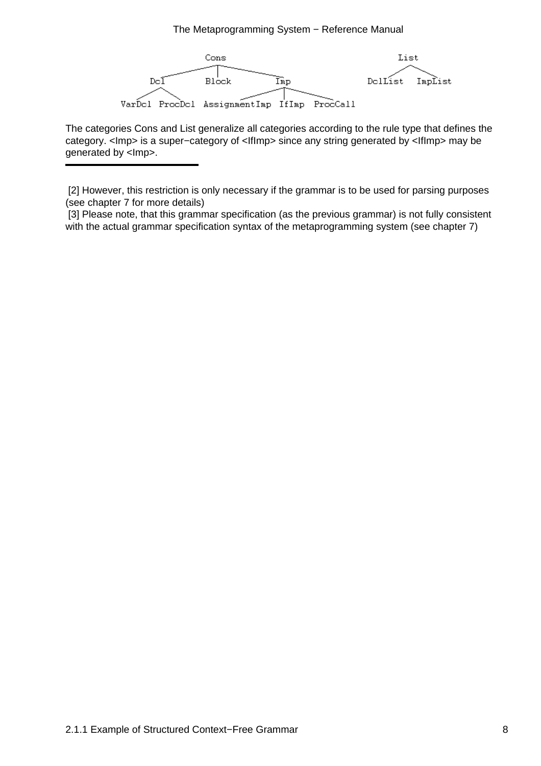```
                 Cons                                      List
     ┌────────────┼────────────┐                      ┌──────┴──────┐
    Dcl         Block         Imp                  DclList       ImpList
  ┌──┴──┐               ┌──────┼──────┐
VarDcl ProcDcl   AssignmentImp IfImp ProcCall
```

The categories Cons and List generalize all categories according to the rule type that defines the category. <Imp> is a super−category of <IfImp> since any string generated by <IfImp> may be generated by <Imp>.

---

[2] However, this restriction is only necessary if the grammar is to be used for parsing purposes (see chapter 7 for more details)

[3] Please note, that this grammar specification (as the previous grammar) is not fully consistent with the actual grammar specification syntax of the metaprogramming system (see chapter 7)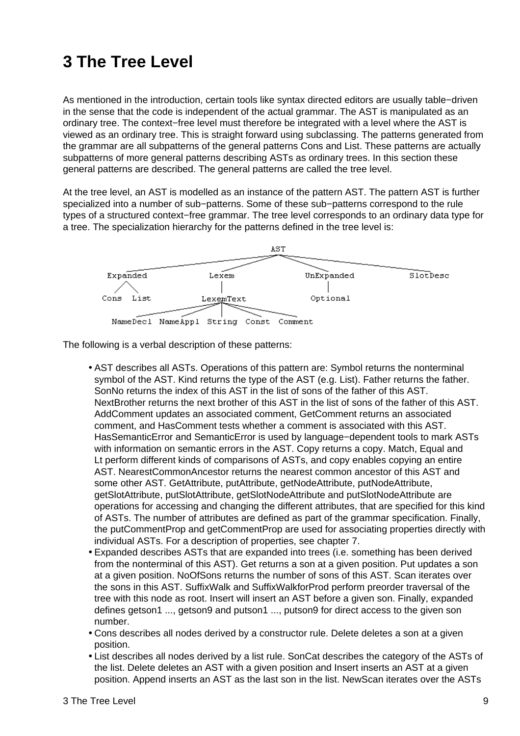# 3 The Tree Level

As mentioned in the introduction, certain tools like syntax directed editors are usually table−driven in the sense that the code is independent of the actual grammar. The AST is manipulated as an ordinary tree. The context−free level must therefore be integrated with a level where the AST is viewed as an ordinary tree. This is straight forward using subclassing. The patterns generated from the grammar are all subpatterns of the general patterns Cons and List. These patterns are actually subpatterns of more general patterns describing ASTs as ordinary trees. In this section these general patterns are described. The general patterns are called the tree level.

At the tree level, an AST is modelled as an instance of the pattern AST. The pattern AST is further specialized into a number of sub−patterns. Some of these sub−patterns correspond to the rule types of a structured context−free grammar. The tree level corresponds to an ordinary data type for a tree. The specialization hierarchy for the patterns defined in the tree level is:

```
AST
├── Expanded
│   ├── Cons
│   └── List
├── Lexem
│   └── LexemText
│       ├── NameDecl
│       ├── NameAppl
│       ├── String
│       ├── Const
│       └── Comment
├── UnExpanded
│   └── Optional
└── SlotDesc
```

The following is a verbal description of these patterns:

- AST describes all ASTs. Operations of this pattern are: Symbol returns the nonterminal symbol of the AST. Kind returns the type of the AST (e.g. List). Father returns the father. SonNo returns the index of this AST in the list of sons of the father of this AST. NextBrother returns the next brother of this AST in the list of sons of the father of this AST. AddComment updates an associated comment, GetComment returns an associated comment, and HasComment tests whether a comment is associated with this AST. HasSemanticError and SemanticError is used by language−dependent tools to mark ASTs with information on semantic errors in the AST. Copy returns a copy. Match, Equal and Lt perform different kinds of comparisons of ASTs, and copy enables copying an entire AST. NearestCommonAncestor returns the nearest common ancestor of this AST and some other AST. GetAttribute, putAttribute, getNodeAttribute, putNodeAttribute, getSlotAttribute, putSlotAttribute, getSlotNodeAttribute and putSlotNodeAttribute are operations for accessing and changing the different attributes, that are specified for this kind of ASTs. The number of attributes are defined as part of the grammar specification. Finally, the putCommentProp and getCommentProp are used for associating properties directly with individual ASTs. For a description of properties, see chapter 7.
- Expanded describes ASTs that are expanded into trees (i.e. something has been derived from the nonterminal of this AST). Get returns a son at a given position. Put updates a son at a given position. NoOfSons returns the number of sons of this AST. Scan iterates over the sons in this AST. SuffixWalk and SuffixWalkforProd perform preorder traversal of the tree with this node as root. Insert will insert an AST before a given son. Finally, expanded defines getson1 ..., getson9 and putson1 ..., putson9 for direct access to the given son number.
- Cons describes all nodes derived by a constructor rule. Delete deletes a son at a given position.
- List describes all nodes derived by a list rule. SonCat describes the category of the ASTs of the list. Delete deletes an AST with a given position and Insert inserts an AST at a given position. Append inserts an AST as the last son in the list. NewScan iterates over the ASTs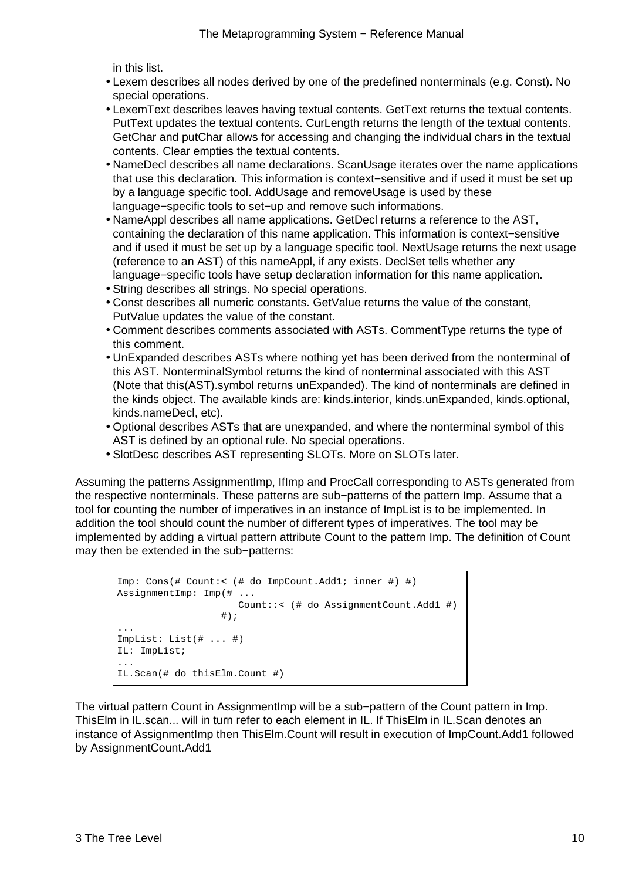in this list.

- Lexem describes all nodes derived by one of the predefined nonterminals (e.g. Const). No special operations.
- LexemText describes leaves having textual contents. GetText returns the textual contents. PutText updates the textual contents. CurLength returns the length of the textual contents. GetChar and putChar allows for accessing and changing the individual chars in the textual contents. Clear empties the textual contents.
- NameDecl describes all name declarations. ScanUsage iterates over the name applications that use this declaration. This information is context−sensitive and if used it must be set up by a language specific tool. AddUsage and removeUsage is used by these language−specific tools to set−up and remove such informations.
- NameAppl describes all name applications. GetDecl returns a reference to the AST, containing the declaration of this name application. This information is context−sensitive and if used it must be set up by a language specific tool. NextUsage returns the next usage (reference to an AST) of this nameAppl, if any exists. DeclSet tells whether any language−specific tools have setup declaration information for this name application.
- String describes all strings. No special operations.
- Const describes all numeric constants. GetValue returns the value of the constant, PutValue updates the value of the constant.
- Comment describes comments associated with ASTs. CommentType returns the type of this comment.
- UnExpanded describes ASTs where nothing yet has been derived from the nonterminal of this AST. NonterminalSymbol returns the kind of nonterminal associated with this AST (Note that this(AST).symbol returns unExpanded). The kind of nonterminals are defined in the kinds object. The available kinds are: kinds.interior, kinds.unExpanded, kinds.optional, kinds.nameDecl, etc).
- Optional describes ASTs that are unexpanded, and where the nonterminal symbol of this AST is defined by an optional rule. No special operations.
- SlotDesc describes AST representing SLOTs. More on SLOTs later.

Assuming the patterns AssignmentImp, IfImp and ProcCall corresponding to ASTs generated from the respective nonterminals. These patterns are sub−patterns of the pattern Imp. Assume that a tool for counting the number of imperatives in an instance of ImpList is to be implemented. In addition the tool should count the number of different types of imperatives. The tool may be implemented by adding a virtual pattern attribute Count to the pattern Imp. The definition of Count may then be extended in the sub−patterns:

```
Imp: Cons(# Count:< (# do ImpCount.Add1; inner #) #)
AssignmentImp: Imp(# ...
                     Count::< (# do AssignmentCount.Add1 #)
                   #);
...
ImpList: List(# ... #)
IL: ImpList;
...
IL.Scan(# do thisElm.Count #)
```

The virtual pattern Count in AssignmentImp will be a sub−pattern of the Count pattern in Imp. ThisElm in IL.scan... will in turn refer to each element in IL. If ThisElm in IL.Scan denotes an instance of AssignmentImp then ThisElm.Count will result in execution of ImpCount.Add1 followed by AssignmentCount.Add1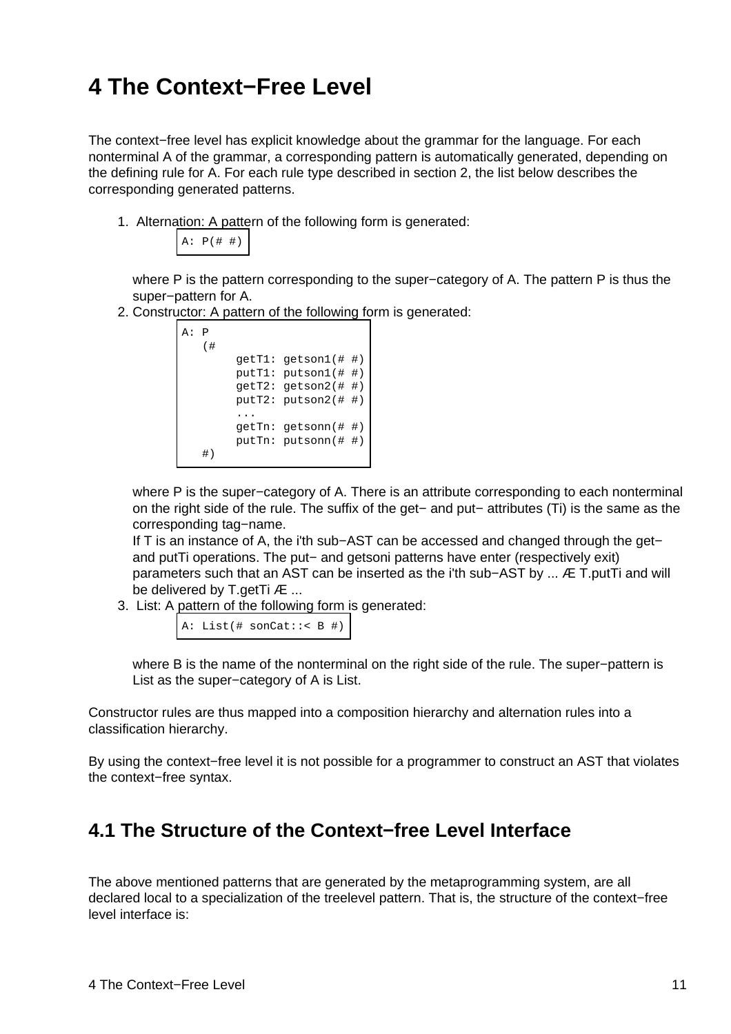# 4 The Context−Free Level

The context−free level has explicit knowledge about the grammar for the language. For each nonterminal A of the grammar, a corresponding pattern is automatically generated, depending on the defining rule for A. For each rule type described in section 2, the list below describes the corresponding generated patterns.

1. Alternation: A pattern of the following form is generated:

   ```
   A: P(# #)
   ```

   where P is the pattern corresponding to the super−category of A. The pattern P is thus the super−pattern for A.
2. Constructor: A pattern of the following form is generated:

   ```
   A: P
      (#
           getT1: getson1(# #)
           putT1: putson1(# #)
           getT2: getson2(# #)
           putT2: putson2(# #)
           ...
           getTn: getsonn(# #)
           putTn: putsonn(# #)
      #)
   ```

   where P is the super−category of A. There is an attribute corresponding to each nonterminal on the right side of the rule. The suffix of the get− and put− attributes (Ti) is the same as the corresponding tag−name.
   If T is an instance of A, the i'th sub−AST can be accessed and changed through the get− and putTi operations. The put− and getsoni patterns have enter (respectively exit) parameters such that an AST can be inserted as the i'th sub−AST by ... Æ T.putTi and will be delivered by T.getTi Æ ...
3. List: A pattern of the following form is generated:

   ```
   A: List(# sonCat::< B #)
   ```

   where B is the name of the nonterminal on the right side of the rule. The super−pattern is List as the super−category of A is List.

Constructor rules are thus mapped into a composition hierarchy and alternation rules into a classification hierarchy.

By using the context−free level it is not possible for a programmer to construct an AST that violates the context−free syntax.

## 4.1 The Structure of the Context−free Level Interface

The above mentioned patterns that are generated by the metaprogramming system, are all declared local to a specialization of the treelevel pattern. That is, the structure of the context−free level interface is: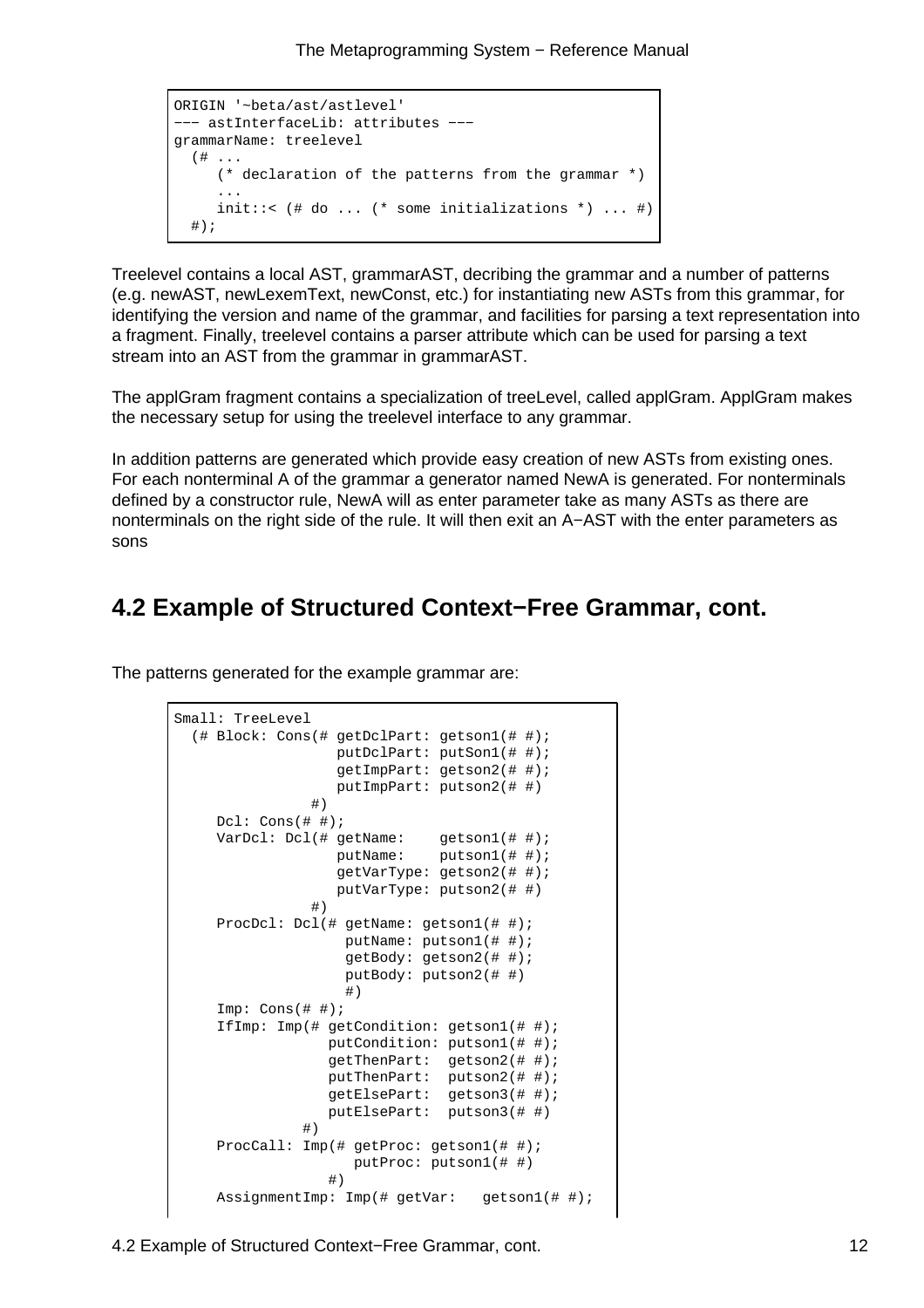```
ORIGIN '~beta/ast/astlevel'
--- astInterfaceLib: attributes ---
grammarName: treelevel
  (# ...
     (* declaration of the patterns from the grammar *)
     ...
     init::< (# do ... (* some initializations *) ... #)
  #);
```

Treelevel contains a local AST, grammarAST, decribing the grammar and a number of patterns (e.g. newAST, newLexemText, newConst, etc.) for instantiating new ASTs from this grammar, for identifying the version and name of the grammar, and facilities for parsing a text representation into a fragment. Finally, treelevel contains a parser attribute which can be used for parsing a text stream into an AST from the grammar in grammarAST.

The applGram fragment contains a specialization of treeLevel, called applGram. ApplGram makes the necessary setup for using the treelevel interface to any grammar.

In addition patterns are generated which provide easy creation of new ASTs from existing ones. For each nonterminal A of the grammar a generator named NewA is generated. For nonterminals defined by a constructor rule, NewA will as enter parameter take as many ASTs as there are nonterminals on the right side of the rule. It will then exit an A−AST with the enter parameters as sons

## 4.2 Example of Structured Context−Free Grammar, cont.

The patterns generated for the example grammar are:

```
Small: TreeLevel
  (# Block: Cons(# getDclPart: getson1(# #);
                   putDclPart: putSon1(# #);
                   getImpPart: getson2(# #);
                   putImpPart: putson2(# #)
                #)
     Dcl: Cons(# #);
     VarDcl: Dcl(# getName:    getson1(# #);
                   putName:    putson1(# #);
                   getVarType: getson2(# #);
                   putVarType: putson2(# #)
                #)
     ProcDcl: Dcl(# getName: getson1(# #);
                    putName: putson1(# #);
                    getBody: getson2(# #);
                    putBody: putson2(# #)
                    #)
     Imp: Cons(# #);
     IfImp: Imp(# getCondition: getson1(# #);
                  putCondition: putson1(# #);
                  getThenPart:  getson2(# #);
                  putThenPart:  putson2(# #);
                  getElsePart:  getson3(# #);
                  putElsePart:  putson3(# #)
               #)
     ProcCall: Imp(# getProc: getson1(# #);
                     putProc: putson1(# #)
                  #)
     AssignmentImp: Imp(# getVar:   getson1(# #);
```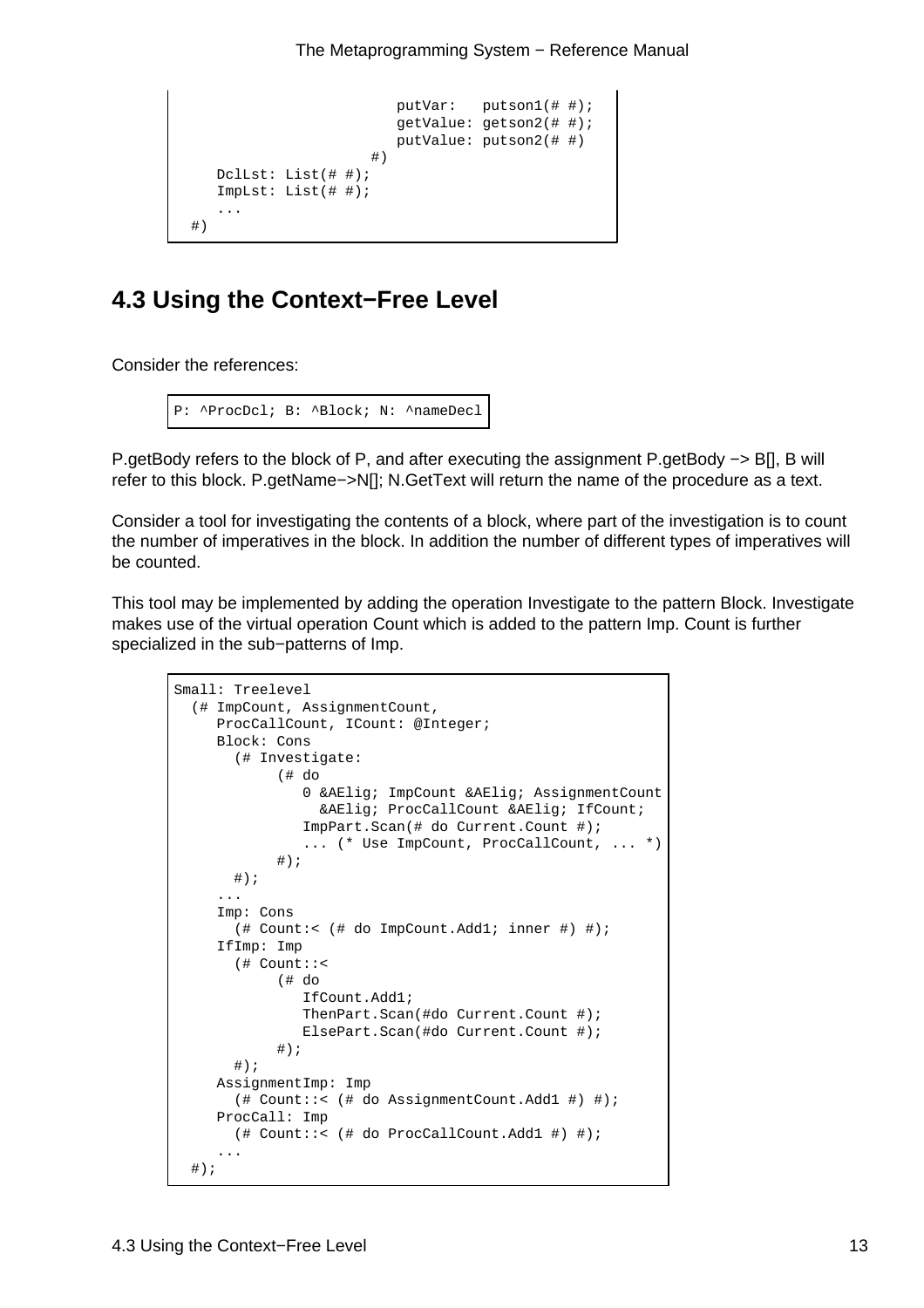```
                        putVar:   putson1(# #);
                        getValue: getson2(# #);
                        putValue: putson2(# #)
                     #)
    DclLst: List(# #);
    ImpLst: List(# #);
    ...
  #)
```

## 4.3 Using the Context−Free Level

Consider the references:

```
P: ^ProcDcl; B: ^Block; N: ^nameDecl
```

P.getBody refers to the block of P, and after executing the assignment P.getBody −> B[], B will refer to this block. P.getName−>N[]; N.GetText will return the name of the procedure as a text.

Consider a tool for investigating the contents of a block, where part of the investigation is to count the number of imperatives in the block. In addition the number of different types of imperatives will be counted.

This tool may be implemented by adding the operation Investigate to the pattern Block. Investigate makes use of the virtual operation Count which is added to the pattern Imp. Count is further specialized in the sub−patterns of Imp.

```
Small: Treelevel
  (# ImpCount, AssignmentCount,
     ProcCallCount, ICount: @Integer;
     Block: Cons
       (# Investigate:
            (# do
               0 &AElig; ImpCount &AElig; AssignmentCount
                 &AElig; ProcCallCount &AElig; IfCount;
               ImpPart.Scan(# do Current.Count #);
               ... (* Use ImpCount, ProcCallCount, ... *)
            #);
       #);
     ...
     Imp: Cons
       (# Count:< (# do ImpCount.Add1; inner #) #);
     IfImp: Imp
       (# Count::<
            (# do
               IfCount.Add1;
               ThenPart.Scan(#do Current.Count #);
               ElsePart.Scan(#do Current.Count #);
            #);
       #);
     AssignmentImp: Imp
       (# Count::< (# do AssignmentCount.Add1 #) #);
     ProcCall: Imp
       (# Count::< (# do ProcCallCount.Add1 #) #);
     ...
  #);
```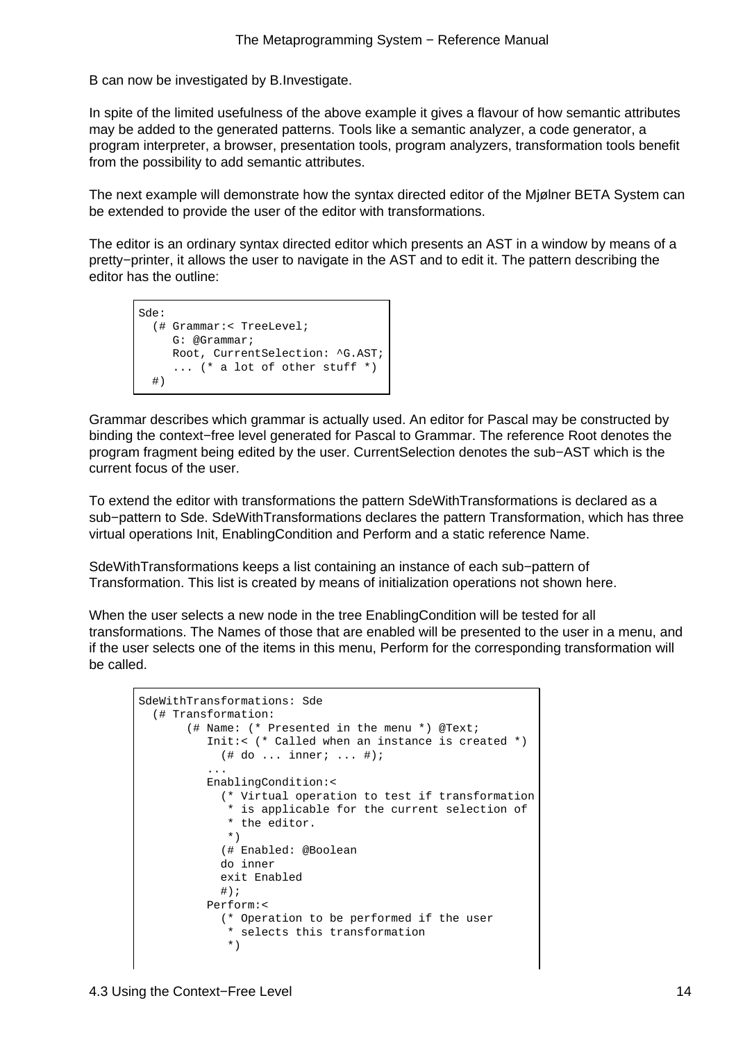B can now be investigated by B.Investigate.

In spite of the limited usefulness of the above example it gives a flavour of how semantic attributes may be added to the generated patterns. Tools like a semantic analyzer, a code generator, a program interpreter, a browser, presentation tools, program analyzers, transformation tools benefit from the possibility to add semantic attributes.

The next example will demonstrate how the syntax directed editor of the Mjølner BETA System can be extended to provide the user of the editor with transformations.

The editor is an ordinary syntax directed editor which presents an AST in a window by means of a pretty−printer, it allows the user to navigate in the AST and to edit it. The pattern describing the editor has the outline:

```
Sde:
  (# Grammar:< TreeLevel;
     G: @Grammar;
     Root, CurrentSelection: ^G.AST;
     ... (* a lot of other stuff *)
  #)
```

Grammar describes which grammar is actually used. An editor for Pascal may be constructed by binding the context−free level generated for Pascal to Grammar. The reference Root denotes the program fragment being edited by the user. CurrentSelection denotes the sub−AST which is the current focus of the user.

To extend the editor with transformations the pattern SdeWithTransformations is declared as a sub−pattern to Sde. SdeWithTransformations declares the pattern Transformation, which has three virtual operations Init, EnablingCondition and Perform and a static reference Name.

SdeWithTransformations keeps a list containing an instance of each sub−pattern of Transformation. This list is created by means of initialization operations not shown here.

When the user selects a new node in the tree EnablingCondition will be tested for all transformations. The Names of those that are enabled will be presented to the user in a menu, and if the user selects one of the items in this menu, Perform for the corresponding transformation will be called.

```
SdeWithTransformations: Sde
  (# Transformation:
       (# Name: (* Presented in the menu *) @Text;
          Init:< (* Called when an instance is created *)
            (# do ... inner; ... #);
          ...
          EnablingCondition:<
            (* Virtual operation to test if transformation
             * is applicable for the current selection of
             * the editor.
             *)
            (# Enabled: @Boolean
            do inner
            exit Enabled
            #);
          Perform:<
            (* Operation to be performed if the user
             * selects this transformation
             *)
```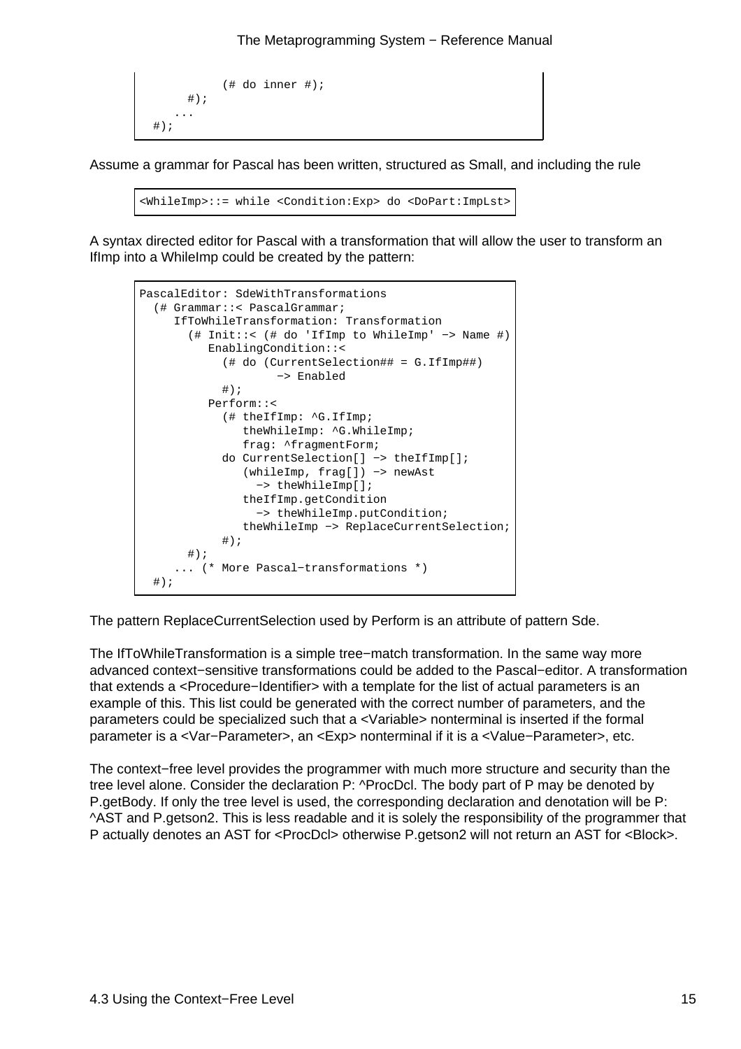```
            (# do inner #);
       #);
     ...
  #);
```

Assume a grammar for Pascal has been written, structured as Small, and including the rule

```
<WhileImp>::= while <Condition:Exp> do <DoPart:ImpLst>
```

A syntax directed editor for Pascal with a transformation that will allow the user to transform an IfImp into a WhileImp could be created by the pattern:

```
PascalEditor: SdeWithTransformations
  (# Grammar::< PascalGrammar;
     IfToWhileTransformation: Transformation
       (# Init::< (# do 'IfImp to WhileImp' −> Name #)
          EnablingCondition::<
            (# do (CurrentSelection## = G.IfImp##)
                    −> Enabled
            #);
          Perform::<
            (# theIfImp: ^G.IfImp;
               theWhileImp: ^G.WhileImp;
               frag: ^fragmentForm;
            do CurrentSelection[] −> theIfImp[];
               (whileImp, frag[]) −> newAst
                 −> theWhileImp[];
               theIfImp.getCondition
                 −> theWhileImp.putCondition;
               theWhileImp −> ReplaceCurrentSelection;
            #);
       #);
     ... (* More Pascal−transformations *)
  #);
```

The pattern ReplaceCurrentSelection used by Perform is an attribute of pattern Sde.

The IfToWhileTransformation is a simple tree−match transformation. In the same way more advanced context−sensitive transformations could be added to the Pascal−editor. A transformation that extends a <Procedure−Identifier> with a template for the list of actual parameters is an example of this. This list could be generated with the correct number of parameters, and the parameters could be specialized such that a <Variable> nonterminal is inserted if the formal parameter is a <Var−Parameter>, an <Exp> nonterminal if it is a <Value−Parameter>, etc.

The context−free level provides the programmer with much more structure and security than the tree level alone. Consider the declaration P: ^ProcDcl. The body part of P may be denoted by P.getBody. If only the tree level is used, the corresponding declaration and denotation will be P: ^AST and P.getson2. This is less readable and it is solely the responsibility of the programmer that P actually denotes an AST for <ProcDcl> otherwise P.getson2 will not return an AST for <Block>.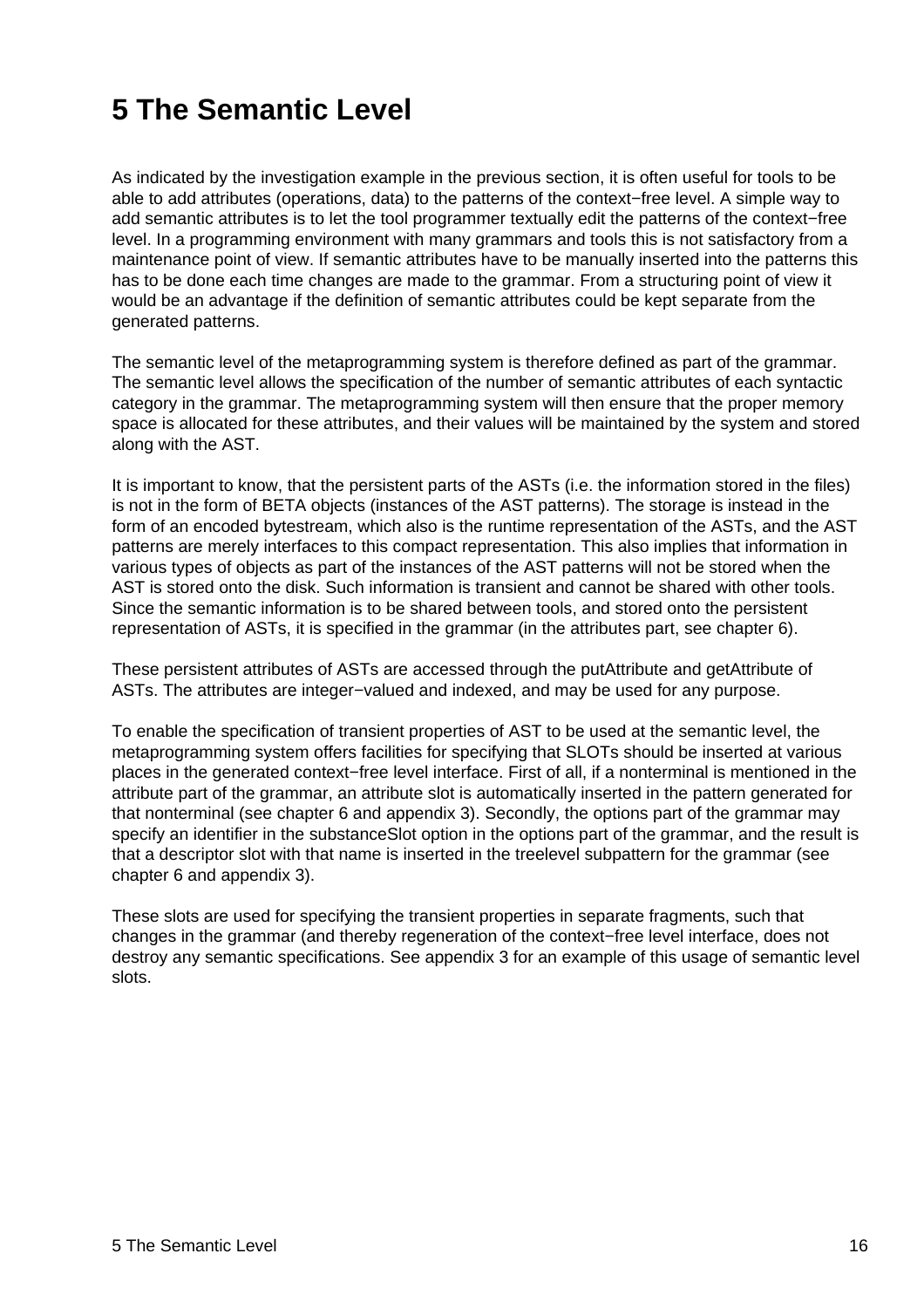# 5 The Semantic Level

As indicated by the investigation example in the previous section, it is often useful for tools to be able to add attributes (operations, data) to the patterns of the context−free level. A simple way to add semantic attributes is to let the tool programmer textually edit the patterns of the context−free level. In a programming environment with many grammars and tools this is not satisfactory from a maintenance point of view. If semantic attributes have to be manually inserted into the patterns this has to be done each time changes are made to the grammar. From a structuring point of view it would be an advantage if the definition of semantic attributes could be kept separate from the generated patterns.

The semantic level of the metaprogramming system is therefore defined as part of the grammar. The semantic level allows the specification of the number of semantic attributes of each syntactic category in the grammar. The metaprogramming system will then ensure that the proper memory space is allocated for these attributes, and their values will be maintained by the system and stored along with the AST.

It is important to know, that the persistent parts of the ASTs (i.e. the information stored in the files) is not in the form of BETA objects (instances of the AST patterns). The storage is instead in the form of an encoded bytestream, which also is the runtime representation of the ASTs, and the AST patterns are merely interfaces to this compact representation. This also implies that information in various types of objects as part of the instances of the AST patterns will not be stored when the AST is stored onto the disk. Such information is transient and cannot be shared with other tools. Since the semantic information is to be shared between tools, and stored onto the persistent representation of ASTs, it is specified in the grammar (in the attributes part, see chapter 6).

These persistent attributes of ASTs are accessed through the putAttribute and getAttribute of ASTs. The attributes are integer−valued and indexed, and may be used for any purpose.

To enable the specification of transient properties of AST to be used at the semantic level, the metaprogramming system offers facilities for specifying that SLOTs should be inserted at various places in the generated context−free level interface. First of all, if a nonterminal is mentioned in the attribute part of the grammar, an attribute slot is automatically inserted in the pattern generated for that nonterminal (see chapter 6 and appendix 3). Secondly, the options part of the grammar may specify an identifier in the substanceSlot option in the options part of the grammar, and the result is that a descriptor slot with that name is inserted in the treelevel subpattern for the grammar (see chapter 6 and appendix 3).

These slots are used for specifying the transient properties in separate fragments, such that changes in the grammar (and thereby regeneration of the context−free level interface, does not destroy any semantic specifications. See appendix 3 for an example of this usage of semantic level slots.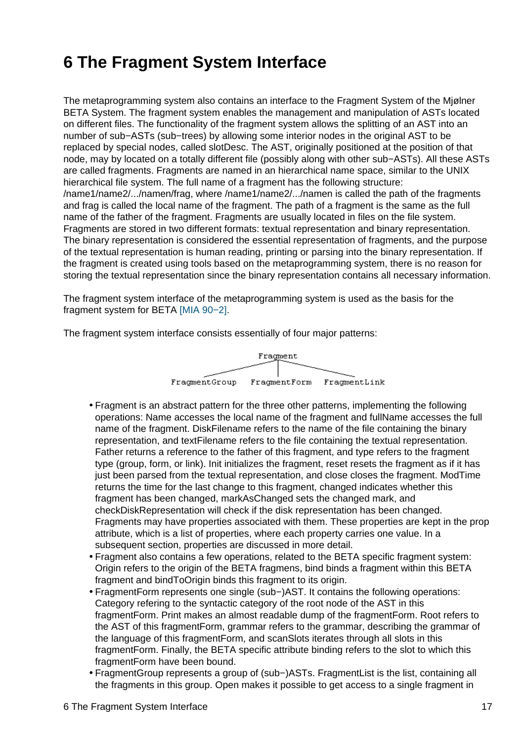# 6 The Fragment System Interface

The metaprogramming system also contains an interface to the Fragment System of the Mjølner BETA System. The fragment system enables the management and manipulation of ASTs located on different files. The functionality of the fragment system allows the splitting of an AST into an number of sub−ASTs (sub−trees) by allowing some interior nodes in the original AST to be replaced by special nodes, called slotDesc. The AST, originally positioned at the position of that node, may by located on a totally different file (possibly along with other sub−ASTs). All these ASTs are called fragments. Fragments are named in an hierarchical name space, similar to the UNIX hierarchical file system. The full name of a fragment has the following structure: /name1/name2/.../namen/frag, where /name1/name2/.../namen is called the path of the fragments and frag is called the local name of the fragment. The path of a fragment is the same as the full name of the father of the fragment. Fragments are usually located in files on the file system. Fragments are stored in two different formats: textual representation and binary representation. The binary representation is considered the essential representation of fragments, and the purpose of the textual representation is human reading, printing or parsing into the binary representation. If the fragment is created using tools based on the metaprogramming system, there is no reason for storing the textual representation since the binary representation contains all necessary information.

The fragment system interface of the metaprogramming system is used as the basis for the fragment system for BETA [MIA 90−2].

The fragment system interface consists essentially of four major patterns:

```
                    Fragment
          __________/  |  \__________
         /             |             \
FragmentGroup    FragmentForm    FragmentLink
```

- Fragment is an abstract pattern for the three other patterns, implementing the following operations: Name accesses the local name of the fragment and fullName accesses the full name of the fragment. DiskFilename refers to the name of the file containing the binary representation, and textFilename refers to the file containing the textual representation. Father returns a reference to the father of this fragment, and type refers to the fragment type (group, form, or link). Init initializes the fragment, reset resets the fragment as if it has just been parsed from the textual representation, and close closes the fragment. ModTime returns the time for the last change to this fragment, changed indicates whether this fragment has been changed, markAsChanged sets the changed mark, and checkDiskRepresentation will check if the disk representation has been changed. Fragments may have properties associated with them. These properties are kept in the prop attribute, which is a list of properties, where each property carries one value. In a subsequent section, properties are discussed in more detail.
- Fragment also contains a few operations, related to the BETA specific fragment system: Origin refers to the origin of the BETA fragmens, bind binds a fragment within this BETA fragment and bindToOrigin binds this fragment to its origin.
- FragmentForm represents one single (sub−)AST. It contains the following operations: Category refering to the syntactic category of the root node of the AST in this fragmentForm. Print makes an almost readable dump of the fragmentForm. Root refers to the AST of this fragmentForm, grammar refers to the grammar, describing the grammar of the language of this fragmentForm, and scanSlots iterates through all slots in this fragmentForm. Finally, the BETA specific attribute binding refers to the slot to which this fragmentForm have been bound.
- FragmentGroup represents a group of (sub−)ASTs. FragmentList is the list, containing all the fragments in this group. Open makes it possible to get access to a single fragment in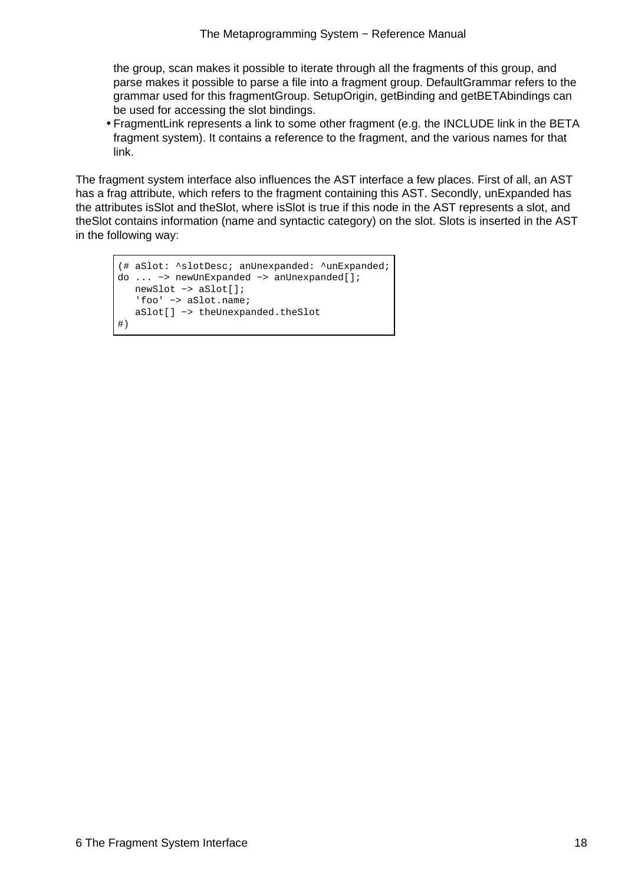the group, scan makes it possible to iterate through all the fragments of this group, and parse makes it possible to parse a file into a fragment group. DefaultGrammar refers to the grammar used for this fragmentGroup. SetupOrigin, getBinding and getBETAbindings can be used for accessing the slot bindings.

- FragmentLink represents a link to some other fragment (e.g. the INCLUDE link in the BETA fragment system). It contains a reference to the fragment, and the various names for that link.

The fragment system interface also influences the AST interface a few places. First of all, an AST has a frag attribute, which refers to the fragment containing this AST. Secondly, unExpanded has the attributes isSlot and theSlot, where isSlot is true if this node in the AST represents a slot, and theSlot contains information (name and syntactic category) on the slot. Slots is inserted in the AST in the following way:

```
(# aSlot: ^slotDesc; anUnexpanded: ^unExpanded;
do ... −> newUnExpanded −> anUnexpanded[];
   newSlot −> aSlot[];
   'foo' −> aSlot.name;
   aSlot[] −> theUnexpanded.theSlot
#)
```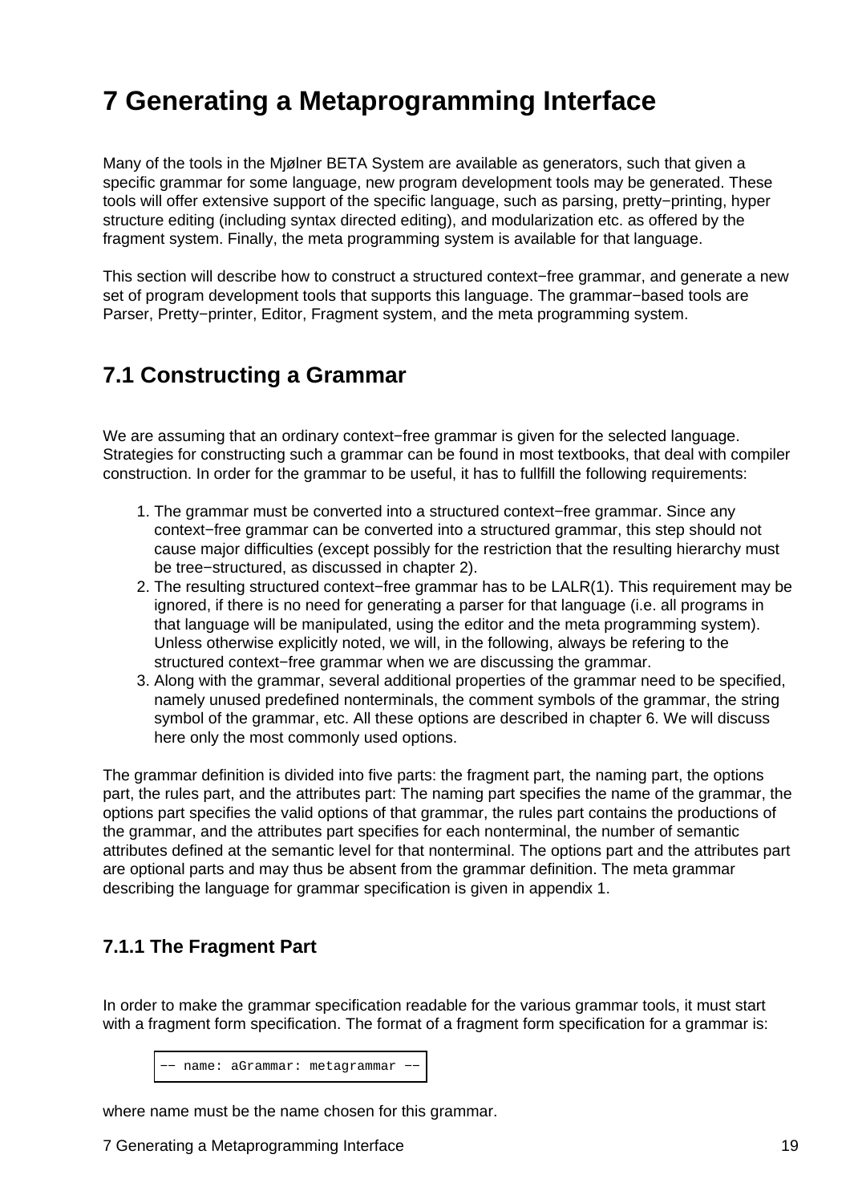# 7 Generating a Metaprogramming Interface

Many of the tools in the Mjølner BETA System are available as generators, such that given a specific grammar for some language, new program development tools may be generated. These tools will offer extensive support of the specific language, such as parsing, pretty−printing, hyper structure editing (including syntax directed editing), and modularization etc. as offered by the fragment system. Finally, the meta programming system is available for that language.

This section will describe how to construct a structured context−free grammar, and generate a new set of program development tools that supports this language. The grammar−based tools are Parser, Pretty−printer, Editor, Fragment system, and the meta programming system.

## 7.1 Constructing a Grammar

We are assuming that an ordinary context−free grammar is given for the selected language. Strategies for constructing such a grammar can be found in most textbooks, that deal with compiler construction. In order for the grammar to be useful, it has to fullfill the following requirements:

1. The grammar must be converted into a structured context−free grammar. Since any context−free grammar can be converted into a structured grammar, this step should not cause major difficulties (except possibly for the restriction that the resulting hierarchy must be tree−structured, as discussed in chapter 2).
2. The resulting structured context−free grammar has to be LALR(1). This requirement may be ignored, if there is no need for generating a parser for that language (i.e. all programs in that language will be manipulated, using the editor and the meta programming system). Unless otherwise explicitly noted, we will, in the following, always be refering to the structured context−free grammar when we are discussing the grammar.
3. Along with the grammar, several additional properties of the grammar need to be specified, namely unused predefined nonterminals, the comment symbols of the grammar, the string symbol of the grammar, etc. All these options are described in chapter 6. We will discuss here only the most commonly used options.

The grammar definition is divided into five parts: the fragment part, the naming part, the options part, the rules part, and the attributes part: The naming part specifies the name of the grammar, the options part specifies the valid options of that grammar, the rules part contains the productions of the grammar, and the attributes part specifies for each nonterminal, the number of semantic attributes defined at the semantic level for that nonterminal. The options part and the attributes part are optional parts and may thus be absent from the grammar definition. The meta grammar describing the language for grammar specification is given in appendix 1.

### 7.1.1 The Fragment Part

In order to make the grammar specification readable for the various grammar tools, it must start with a fragment form specification. The format of a fragment form specification for a grammar is:

```
−− name: aGrammar: metagrammar −−
```

where name must be the name chosen for this grammar.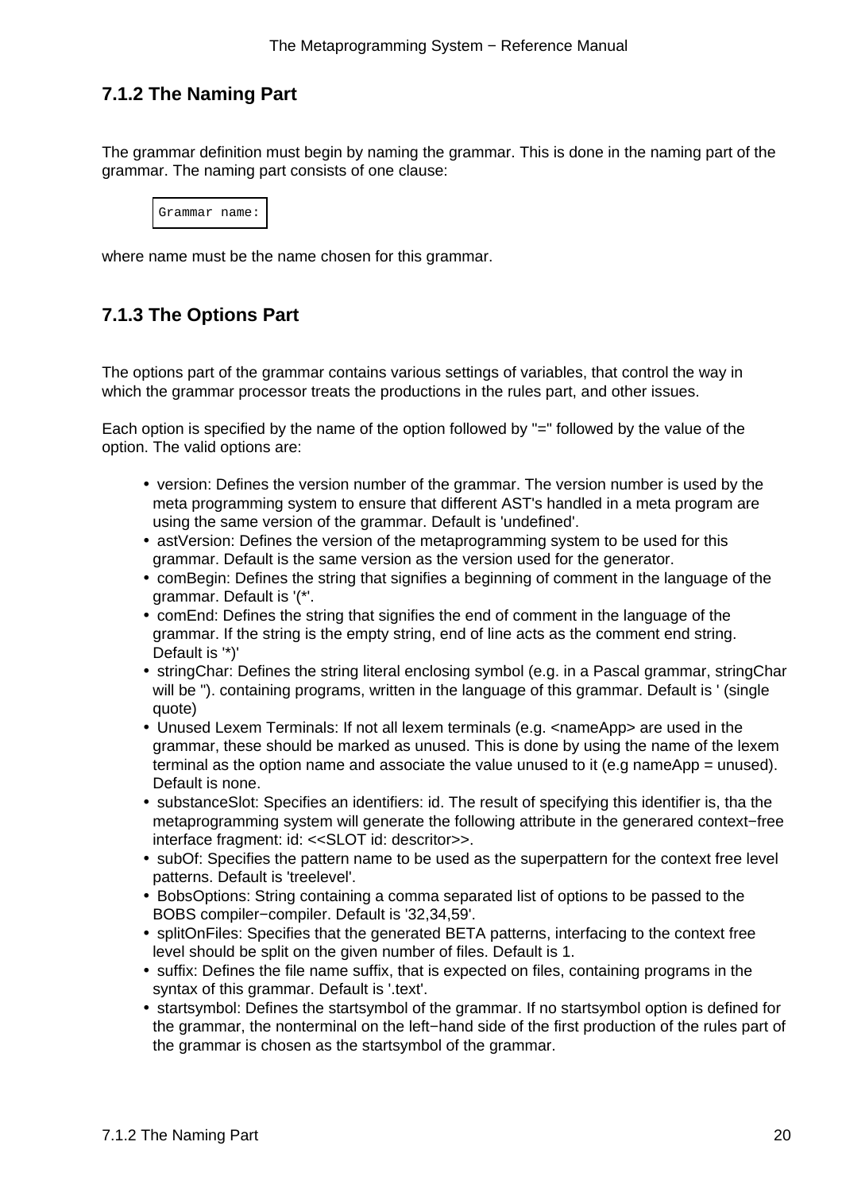### 7.1.2 The Naming Part

The grammar definition must begin by naming the grammar. This is done in the naming part of the grammar. The naming part consists of one clause:

```
Grammar name:
```

where name must be the name chosen for this grammar.

### 7.1.3 The Options Part

The options part of the grammar contains various settings of variables, that control the way in which the grammar processor treats the productions in the rules part, and other issues.

Each option is specified by the name of the option followed by "=" followed by the value of the option. The valid options are:

- version: Defines the version number of the grammar. The version number is used by the meta programming system to ensure that different AST's handled in a meta program are using the same version of the grammar. Default is 'undefined'.
- astVersion: Defines the version of the metaprogramming system to be used for this grammar. Default is the same version as the version used for the generator.
- comBegin: Defines the string that signifies a beginning of comment in the language of the grammar. Default is '(*'.
- comEnd: Defines the string that signifies the end of comment in the language of the grammar. If the string is the empty string, end of line acts as the comment end string. Default is '*)'
- stringChar: Defines the string literal enclosing symbol (e.g. in a Pascal grammar, stringChar will be "). containing programs, written in the language of this grammar. Default is ' (single quote)
- Unused Lexem Terminals: If not all lexem terminals (e.g. <nameApp> are used in the grammar, these should be marked as unused. This is done by using the name of the lexem terminal as the option name and associate the value unused to it (e.g nameApp = unused). Default is none.
- substanceSlot: Specifies an identifiers: id. The result of specifying this identifier is, tha the metaprogramming system will generate the following attribute in the generared context−free interface fragment: id: <<SLOT id: descritor>>.
- subOf: Specifies the pattern name to be used as the superpattern for the context free level patterns. Default is 'treelevel'.
- BobsOptions: String containing a comma separated list of options to be passed to the BOBS compiler−compiler. Default is '32,34,59'.
- splitOnFiles: Specifies that the generated BETA patterns, interfacing to the context free level should be split on the given number of files. Default is 1.
- suffix: Defines the file name suffix, that is expected on files, containing programs in the syntax of this grammar. Default is '.text'.
- startsymbol: Defines the startsymbol of the grammar. If no startsymbol option is defined for the grammar, the nonterminal on the left−hand side of the first production of the rules part of the grammar is chosen as the startsymbol of the grammar.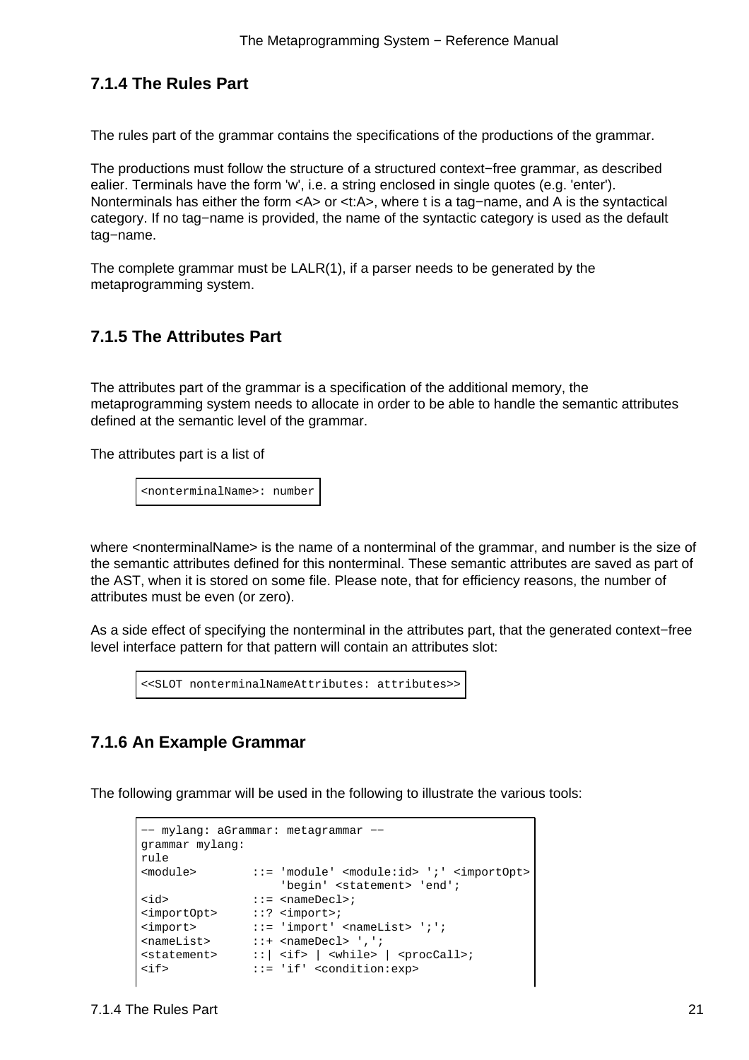### 7.1.4 The Rules Part

The rules part of the grammar contains the specifications of the productions of the grammar.

The productions must follow the structure of a structured context−free grammar, as described ealier. Terminals have the form 'w', i.e. a string enclosed in single quotes (e.g. 'enter'). Nonterminals has either the form <A> or <t:A>, where t is a tag−name, and A is the syntactical category. If no tag−name is provided, the name of the syntactic category is used as the default tag−name.

The complete grammar must be LALR(1), if a parser needs to be generated by the metaprogramming system.

### 7.1.5 The Attributes Part

The attributes part of the grammar is a specification of the additional memory, the metaprogramming system needs to allocate in order to be able to handle the semantic attributes defined at the semantic level of the grammar.

The attributes part is a list of

```
<nonterminalName>: number
```

where <nonterminalName> is the name of a nonterminal of the grammar, and number is the size of the semantic attributes defined for this nonterminal. These semantic attributes are saved as part of the AST, when it is stored on some file. Please note, that for efficiency reasons, the number of attributes must be even (or zero).

As a side effect of specifying the nonterminal in the attributes part, that the generated context−free level interface pattern for that pattern will contain an attributes slot:

```
<<SLOT nonterminalNameAttributes: attributes>>
```

### 7.1.6 An Example Grammar

The following grammar will be used in the following to illustrate the various tools:

```
−− mylang: aGrammar: metagrammar −−
grammar mylang:
rule
<module>        ::= 'module' <module:id> ';' <importOpt>
                    'begin' <statement> 'end';
<id>            ::= <nameDecl>;
<importOpt>     ::? <import>;
<import>        ::= 'import' <nameList> ';';
<nameList>      ::+ <nameDecl> ',';
<statement>     ::| <if> | <while> | <procCall>;
<if>            ::= 'if' <condition:exp>
```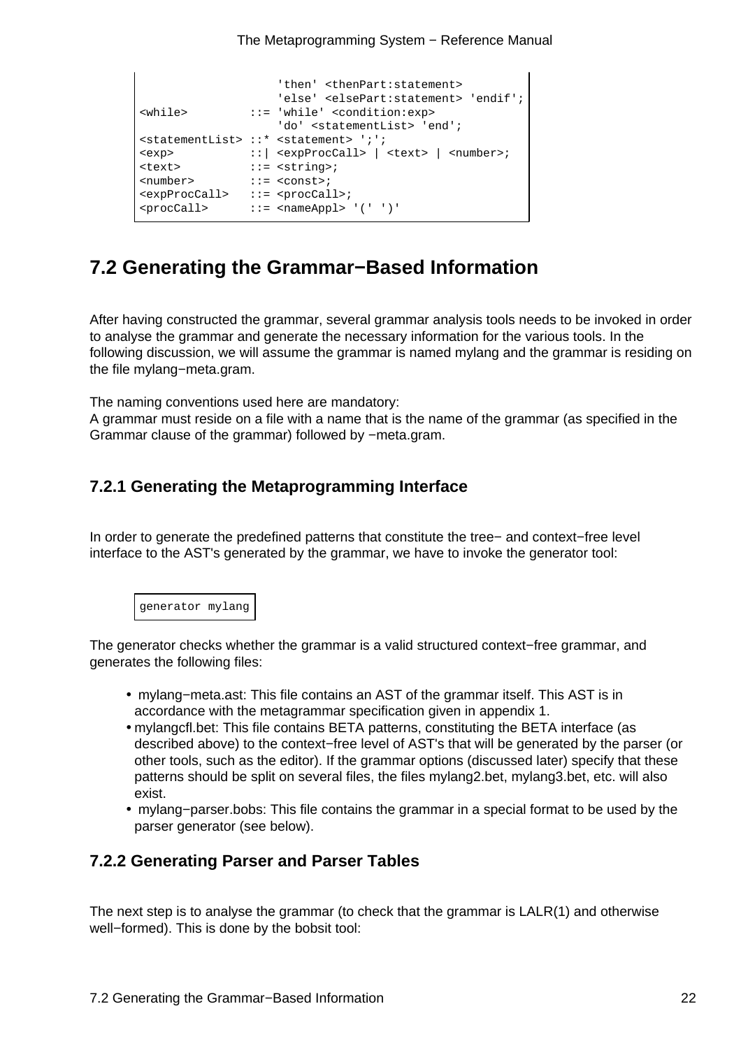```
                    'then' <thenPart:statement>
                    'else' <elsePart:statement> 'endif';
<while>         ::= 'while' <condition:exp>
                    'do' <statementList> 'end';
<statementList> ::* <statement> ';';
<exp>           ::| <expProcCall> | <text> | <number>;
<text>          ::= <string>;
<number>        ::= <const>;
<expProcCall>   ::= <procCall>;
<procCall>      ::= <nameAppl> '(' ')'
```

## 7.2 Generating the Grammar−Based Information

After having constructed the grammar, several grammar analysis tools needs to be invoked in order to analyse the grammar and generate the necessary information for the various tools. In the following discussion, we will assume the grammar is named mylang and the grammar is residing on the file mylang−meta.gram.

The naming conventions used here are mandatory:
A grammar must reside on a file with a name that is the name of the grammar (as specified in the Grammar clause of the grammar) followed by −meta.gram.

### 7.2.1 Generating the Metaprogramming Interface

In order to generate the predefined patterns that constitute the tree− and context−free level interface to the AST's generated by the grammar, we have to invoke the generator tool:

```
generator mylang
```

The generator checks whether the grammar is a valid structured context−free grammar, and generates the following files:

- mylang−meta.ast: This file contains an AST of the grammar itself. This AST is in accordance with the metagrammar specification given in appendix 1.
- mylangcfl.bet: This file contains BETA patterns, constituting the BETA interface (as described above) to the context−free level of AST's that will be generated by the parser (or other tools, such as the editor). If the grammar options (discussed later) specify that these patterns should be split on several files, the files mylang2.bet, mylang3.bet, etc. will also exist.
- mylang−parser.bobs: This file contains the grammar in a special format to be used by the parser generator (see below).

### 7.2.2 Generating Parser and Parser Tables

The next step is to analyse the grammar (to check that the grammar is LALR(1) and otherwise well−formed). This is done by the bobsit tool: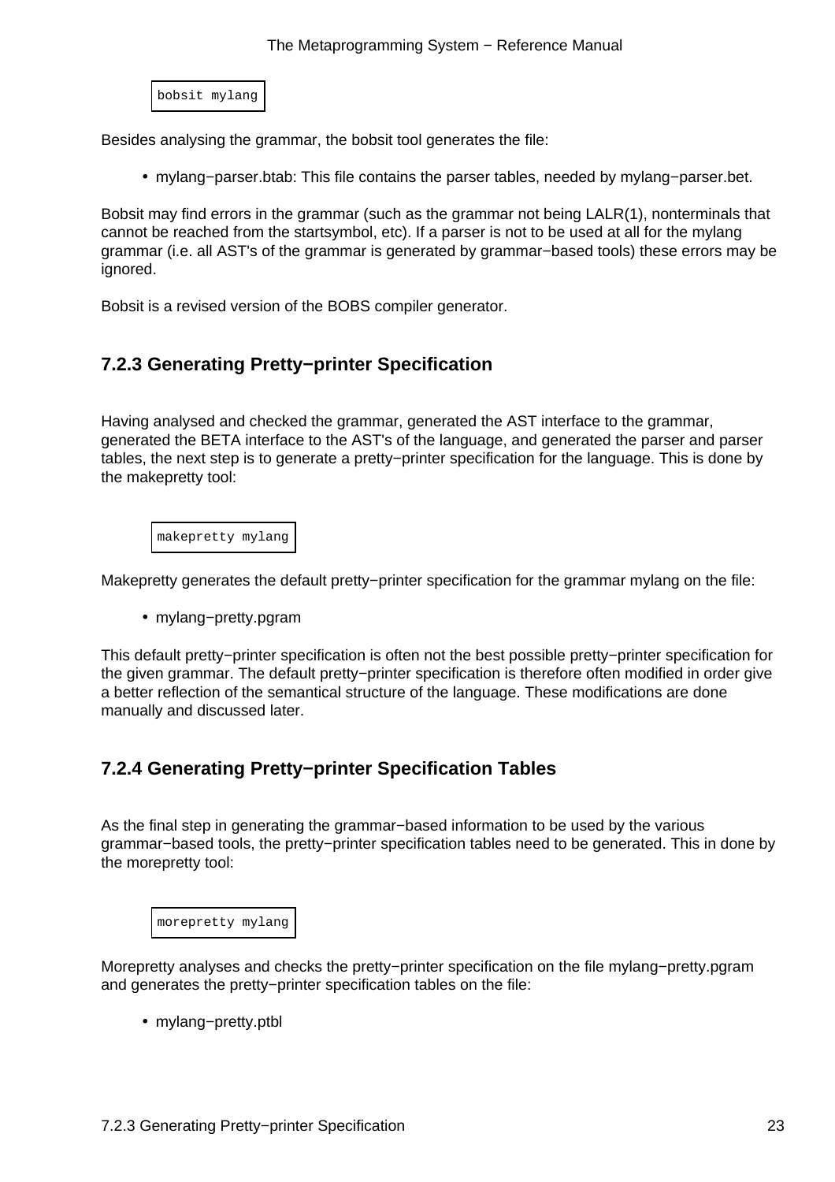```
bobsit mylang
```

Besides analysing the grammar, the bobsit tool generates the file:

- mylang−parser.btab: This file contains the parser tables, needed by mylang−parser.bet.

Bobsit may find errors in the grammar (such as the grammar not being LALR(1), nonterminals that cannot be reached from the startsymbol, etc). If a parser is not to be used at all for the mylang grammar (i.e. all AST's of the grammar is generated by grammar−based tools) these errors may be ignored.

Bobsit is a revised version of the BOBS compiler generator.

### 7.2.3 Generating Pretty−printer Specification

Having analysed and checked the grammar, generated the AST interface to the grammar, generated the BETA interface to the AST's of the language, and generated the parser and parser tables, the next step is to generate a pretty−printer specification for the language. This is done by the makepretty tool:

```
makepretty mylang
```

Makepretty generates the default pretty−printer specification for the grammar mylang on the file:

- mylang−pretty.pgram

This default pretty−printer specification is often not the best possible pretty−printer specification for the given grammar. The default pretty−printer specification is therefore often modified in order give a better reflection of the semantical structure of the language. These modifications are done manually and discussed later.

### 7.2.4 Generating Pretty−printer Specification Tables

As the final step in generating the grammar−based information to be used by the various grammar−based tools, the pretty−printer specification tables need to be generated. This in done by the morepretty tool:

```
morepretty mylang
```

Morepretty analyses and checks the pretty−printer specification on the file mylang−pretty.pgram and generates the pretty−printer specification tables on the file:

- mylang−pretty.ptbl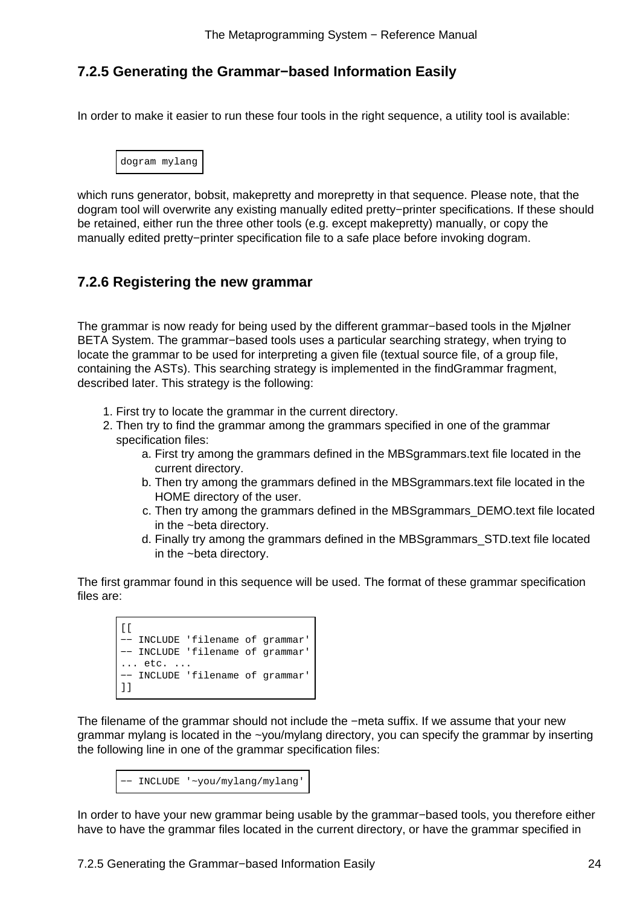### 7.2.5 Generating the Grammar−based Information Easily

In order to make it easier to run these four tools in the right sequence, a utility tool is available:

```
dogram mylang
```

which runs generator, bobsit, makepretty and morepretty in that sequence. Please note, that the dogram tool will overwrite any existing manually edited pretty−printer specifications. If these should be retained, either run the three other tools (e.g. except makepretty) manually, or copy the manually edited pretty−printer specification file to a safe place before invoking dogram.

### 7.2.6 Registering the new grammar

The grammar is now ready for being used by the different grammar−based tools in the Mjølner BETA System. The grammar−based tools uses a particular searching strategy, when trying to locate the grammar to be used for interpreting a given file (textual source file, of a group file, containing the ASTs). This searching strategy is implemented in the findGrammar fragment, described later. This strategy is the following:

1. First try to locate the grammar in the current directory.
2. Then try to find the grammar among the grammars specified in one of the grammar specification files:
    a. First try among the grammars defined in the MBSgrammars.text file located in the current directory.
    b. Then try among the grammars defined in the MBSgrammars.text file located in the HOME directory of the user.
    c. Then try among the grammars defined in the MBSgrammars_DEMO.text file located in the ~beta directory.
    d. Finally try among the grammars defined in the MBSgrammars_STD.text file located in the ~beta directory.

The first grammar found in this sequence will be used. The format of these grammar specification files are:

```
[[
−− INCLUDE 'filename of grammar'
−− INCLUDE 'filename of grammar'
... etc. ...
−− INCLUDE 'filename of grammar'
]]
```

The filename of the grammar should not include the −meta suffix. If we assume that your new grammar mylang is located in the ~you/mylang directory, you can specify the grammar by inserting the following line in one of the grammar specification files:

```
−− INCLUDE '~you/mylang/mylang'
```

In order to have your new grammar being usable by the grammar−based tools, you therefore either have to have the grammar files located in the current directory, or have the grammar specified in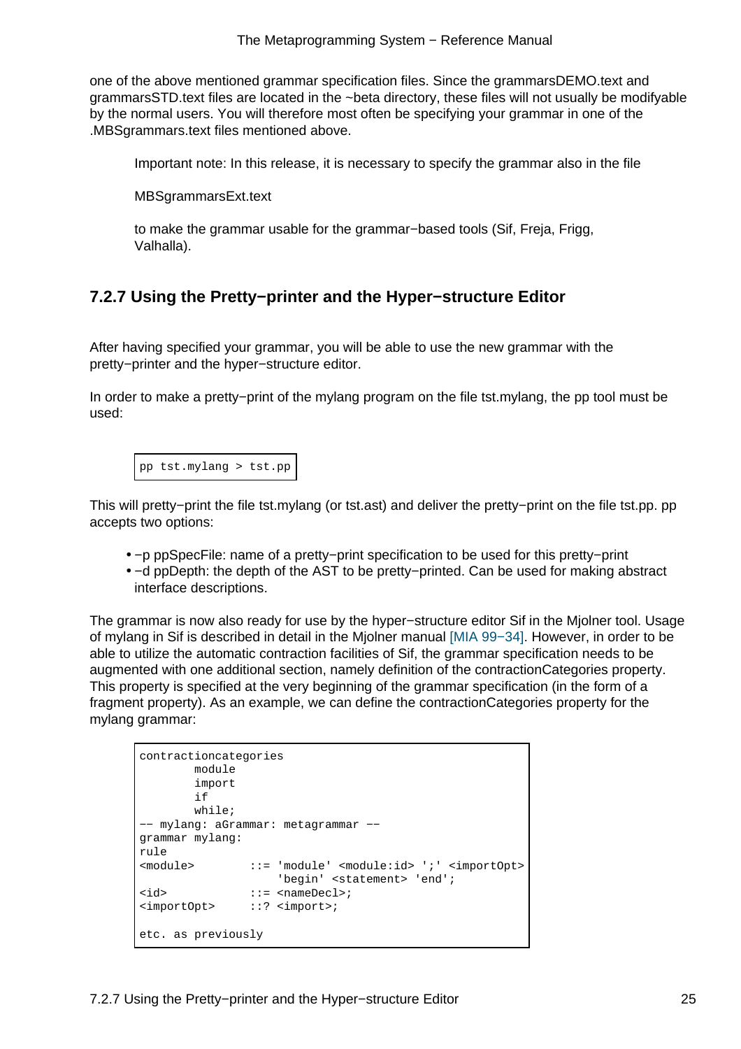one of the above mentioned grammar specification files. Since the grammarsDEMO.text and grammarsSTD.text files are located in the ~beta directory, these files will not usually be modifyable by the normal users. You will therefore most often be specifying your grammar in one of the .MBSgrammars.text files mentioned above.

> Important note: In this release, it is necessary to specify the grammar also in the file
>
> MBSgrammarsExt.text
>
> to make the grammar usable for the grammar−based tools (Sif, Freja, Frigg, Valhalla).

### 7.2.7 Using the Pretty−printer and the Hyper−structure Editor

After having specified your grammar, you will be able to use the new grammar with the pretty−printer and the hyper−structure editor.

In order to make a pretty−print of the mylang program on the file tst.mylang, the pp tool must be used:

```
pp tst.mylang > tst.pp
```

This will pretty−print the file tst.mylang (or tst.ast) and deliver the pretty−print on the file tst.pp. pp accepts two options:

- −p ppSpecFile: name of a pretty−print specification to be used for this pretty−print
- −d ppDepth: the depth of the AST to be pretty−printed. Can be used for making abstract interface descriptions.

The grammar is now also ready for use by the hyper−structure editor Sif in the Mjolner tool. Usage of mylang in Sif is described in detail in the Mjolner manual [MIA 99−34]. However, in order to be able to utilize the automatic contraction facilities of Sif, the grammar specification needs to be augmented with one additional section, namely definition of the contractionCategories property. This property is specified at the very beginning of the grammar specification (in the form of a fragment property). As an example, we can define the contractionCategories property for the mylang grammar:

```
contractioncategories
        module
        import
        if
        while;
-- mylang: aGrammar: metagrammar --
grammar mylang:
rule
<module>        ::= 'module' <module:id> ';' <importOpt>
                    'begin' <statement> 'end';
<id>            ::= <nameDecl>;
<importOpt>     ::? <import>;

etc. as previously
```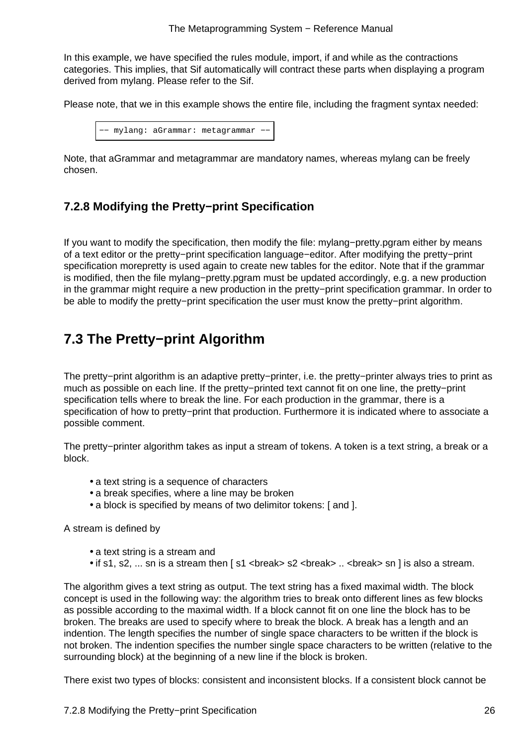In this example, we have specified the rules module, import, if and while as the contractions categories. This implies, that Sif automatically will contract these parts when displaying a program derived from mylang. Please refer to the Sif.

Please note, that we in this example shows the entire file, including the fragment syntax needed:

```
−− mylang: aGrammar: metagrammar −−
```

Note, that aGrammar and metagrammar are mandatory names, whereas mylang can be freely chosen.

### 7.2.8 Modifying the Pretty−print Specification

If you want to modify the specification, then modify the file: mylang−pretty.pgram either by means of a text editor or the pretty−print specification language−editor. After modifying the pretty−print specification morepretty is used again to create new tables for the editor. Note that if the grammar is modified, then the file mylang−pretty.pgram must be updated accordingly, e.g. a new production in the grammar might require a new production in the pretty−print specification grammar. In order to be able to modify the pretty−print specification the user must know the pretty−print algorithm.

## 7.3 The Pretty−print Algorithm

The pretty−print algorithm is an adaptive pretty−printer, i.e. the pretty−printer always tries to print as much as possible on each line. If the pretty−printed text cannot fit on one line, the pretty−print specification tells where to break the line. For each production in the grammar, there is a specification of how to pretty−print that production. Furthermore it is indicated where to associate a possible comment.

The pretty−printer algorithm takes as input a stream of tokens. A token is a text string, a break or a block.

- a text string is a sequence of characters
- a break specifies, where a line may be broken
- a block is specified by means of two delimitor tokens: [ and ].

A stream is defined by

- a text string is a stream and
- if s1, s2, ... sn is a stream then [ s1 <break> s2 <break> .. <break> sn ] is also a stream.

The algorithm gives a text string as output. The text string has a fixed maximal width. The block concept is used in the following way: the algorithm tries to break onto different lines as few blocks as possible according to the maximal width. If a block cannot fit on one line the block has to be broken. The breaks are used to specify where to break the block. A break has a length and an indention. The length specifies the number of single space characters to be written if the block is not broken. The indention specifies the number single space characters to be written (relative to the surrounding block) at the beginning of a new line if the block is broken.

There exist two types of blocks: consistent and inconsistent blocks. If a consistent block cannot be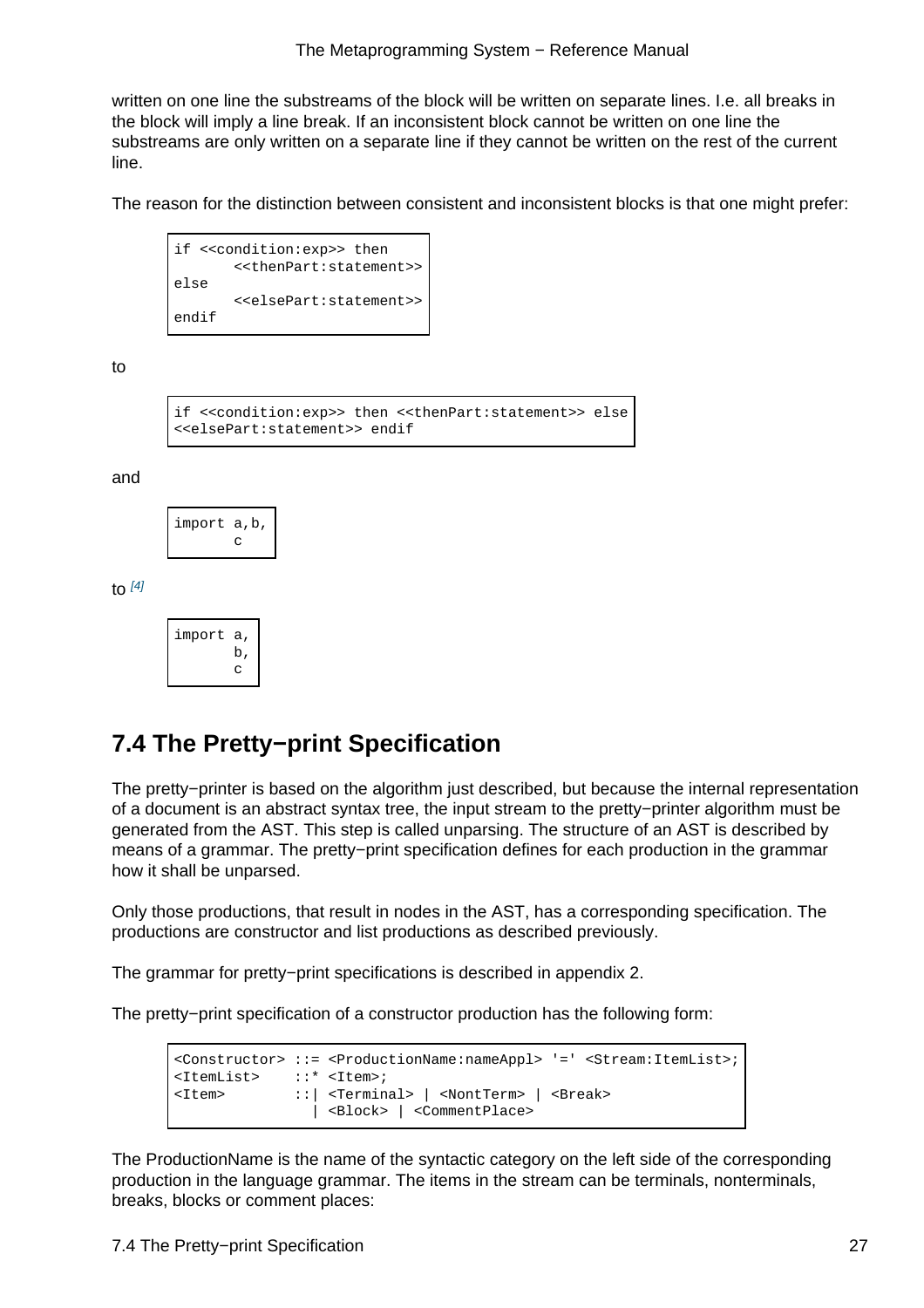written on one line the substreams of the block will be written on separate lines. I.e. all breaks in the block will imply a line break. If an inconsistent block cannot be written on one line the substreams are only written on a separate line if they cannot be written on the rest of the current line.

The reason for the distinction between consistent and inconsistent blocks is that one might prefer:

```
if <<condition:exp>> then
       <<thenPart:statement>>
else
       <<elsePart:statement>>
endif
```

to

```
if <<condition:exp>> then <<thenPart:statement>> else
<<elsePart:statement>> endif
```

and

```
import a,b,
       c
```

to [4]

```
import a,
       b,
       c
```

## 7.4 The Pretty−print Specification

The pretty−printer is based on the algorithm just described, but because the internal representation of a document is an abstract syntax tree, the input stream to the pretty−printer algorithm must be generated from the AST. This step is called unparsing. The structure of an AST is described by means of a grammar. The pretty−print specification defines for each production in the grammar how it shall be unparsed.

Only those productions, that result in nodes in the AST, has a corresponding specification. The productions are constructor and list productions as described previously.

The grammar for pretty−print specifications is described in appendix 2.

The pretty−print specification of a constructor production has the following form:

```
<Constructor> ::= <ProductionName:nameAppl> '=' <Stream:ItemList>;
<ItemList>    ::* <Item>;
<Item>        ::| <Terminal> | <NontTerm> | <Break>
                | <Block> | <CommentPlace>
```

The ProductionName is the name of the syntactic category on the left side of the corresponding production in the language grammar. The items in the stream can be terminals, nonterminals, breaks, blocks or comment places: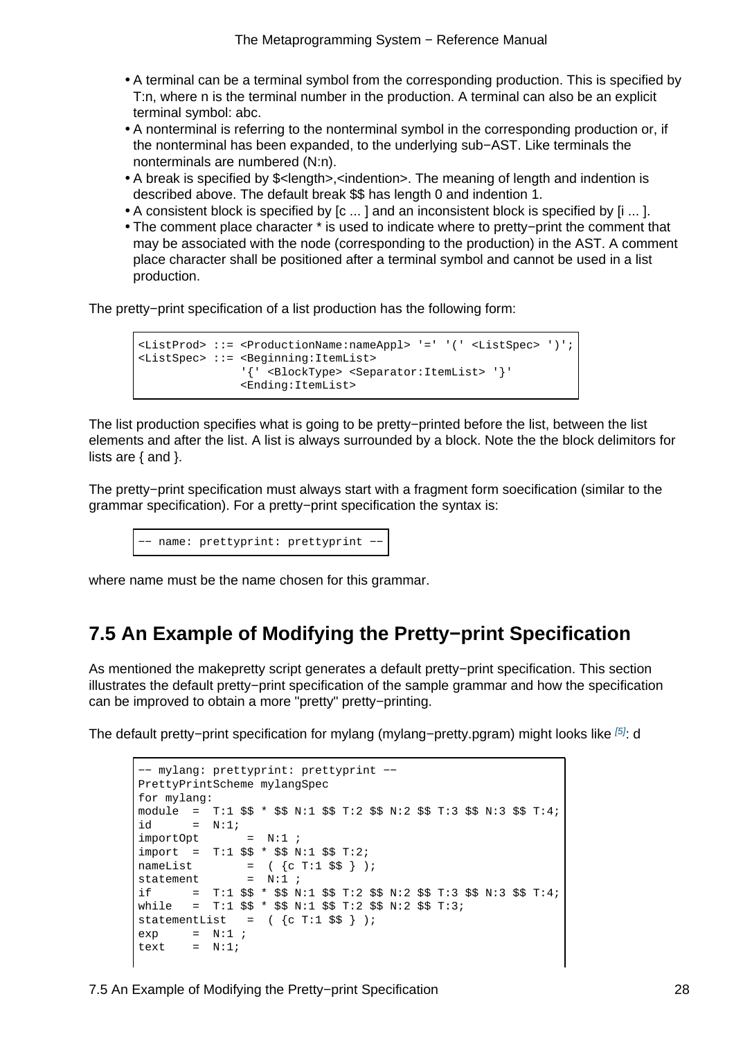- A terminal can be a terminal symbol from the corresponding production. This is specified by T:n, where n is the terminal number in the production. A terminal can also be an explicit terminal symbol: abc.
- A nonterminal is referring to the nonterminal symbol in the corresponding production or, if the nonterminal has been expanded, to the underlying sub−AST. Like terminals the nonterminals are numbered (N:n).
- A break is specified by $<length>,<indention>. The meaning of length and indention is described above. The default break $$ has length 0 and indention 1.
- A consistent block is specified by [c ... ] and an inconsistent block is specified by [i ... ].
- The comment place character * is used to indicate where to pretty−print the comment that may be associated with the node (corresponding to the production) in the AST. A comment place character shall be positioned after a terminal symbol and cannot be used in a list production.

The pretty−print specification of a list production has the following form:

```
<ListProd> ::= <ProductionName:nameAppl> '=' '(' <ListSpec> ')';
<ListSpec> ::= <Beginning:ItemList>
               '{' <BlockType> <Separator:ItemList> '}'
               <Ending:ItemList>
```

The list production specifies what is going to be pretty−printed before the list, between the list elements and after the list. A list is always surrounded by a block. Note the the block delimitors for lists are { and }.

The pretty−print specification must always start with a fragment form soecification (similar to the grammar specification). For a pretty−print specification the syntax is:

```
−− name: prettyprint: prettyprint −−
```

where name must be the name chosen for this grammar.

## 7.5 An Example of Modifying the Pretty−print Specification

As mentioned the makepretty script generates a default pretty−print specification. This section illustrates the default pretty−print specification of the sample grammar and how the specification can be improved to obtain a more "pretty" pretty−printing.

The default pretty−print specification for mylang (mylang−pretty.pgram) might looks like [5]: d

```
−− mylang: prettyprint: prettyprint −−
PrettyPrintScheme mylangSpec
for mylang:
module  =  T:1 $$ * $$ N:1 $$ T:2 $$ N:2 $$ T:3 $$ N:3 $$ T:4;
id      =  N:1;
importOpt       =  N:1 ;
import  =  T:1 $$ * $$ N:1 $$ T:2;
nameList        =  ( {c T:1 $$ } );
statement       =  N:1 ;
if      =  T:1 $$ * $$ N:1 $$ T:2 $$ N:2 $$ T:3 $$ N:3 $$ T:4;
while   =  T:1 $$ * $$ N:1 $$ T:2 $$ N:2 $$ T:3;
statementList   =  ( {c T:1 $$ } );
exp     =  N:1 ;
text    =  N:1;
```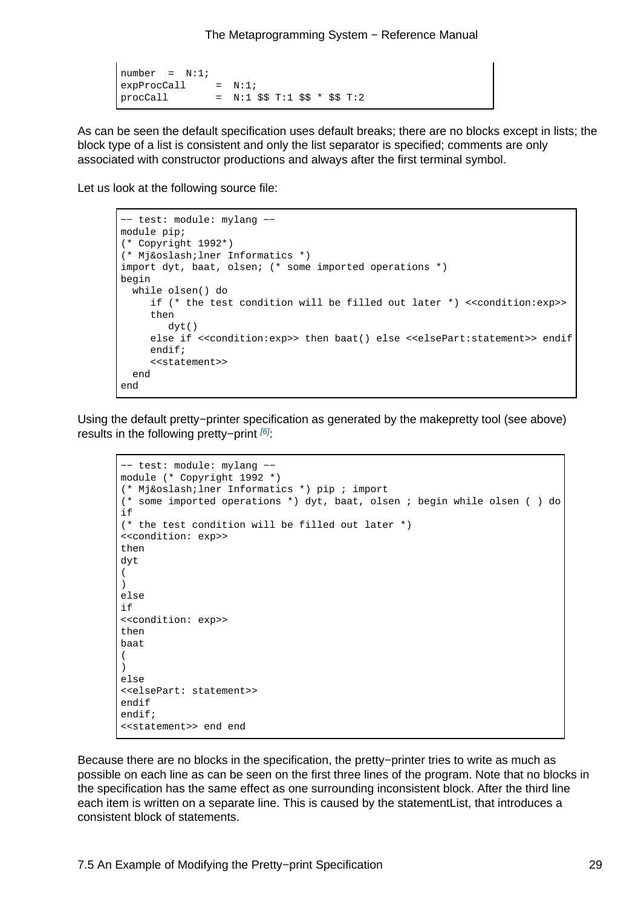```
number  =  N:1;
expProcCall     =  N:1;
procCall        =  N:1 $$ T:1 $$ * $$ T:2
```

As can be seen the default specification uses default breaks; there are no blocks except in lists; the block type of a list is consistent and only the list separator is specified; comments are only associated with constructor productions and always after the first terminal symbol.

Let us look at the following source file:

```
−− test: module: mylang −−
module pip;
(* Copyright 1992*)
(* Mj&oslash;lner Informatics *)
import dyt, baat, olsen; (* some imported operations *)
begin
  while olsen() do
     if (* the test condition will be filled out later *) <<condition:exp>>
     then
        dyt()
     else if <<condition:exp>> then baat() else <<elsePart:statement>> endif
     endif;
     <<statement>>
  end
end
```

Using the default pretty−printer specification as generated by the makepretty tool (see above) results in the following pretty−print [6]:

```
−− test: module: mylang −−
module (* Copyright 1992 *)
(* Mj&oslash;lner Informatics *) pip ; import
(* some imported operations *) dyt, baat, olsen ; begin while olsen ( ) do
if
(* the test condition will be filled out later *)
<<condition: exp>>
then
dyt
(
)
else
if
<<condition: exp>>
then
baat
(
)
else
<<elsePart: statement>>
endif
endif;
<<statement>> end end
```

Because there are no blocks in the specification, the pretty−printer tries to write as much as possible on each line as can be seen on the first three lines of the program. Note that no blocks in the specification has the same effect as one surrounding inconsistent block. After the third line each item is written on a separate line. This is caused by the statementList, that introduces a consistent block of statements.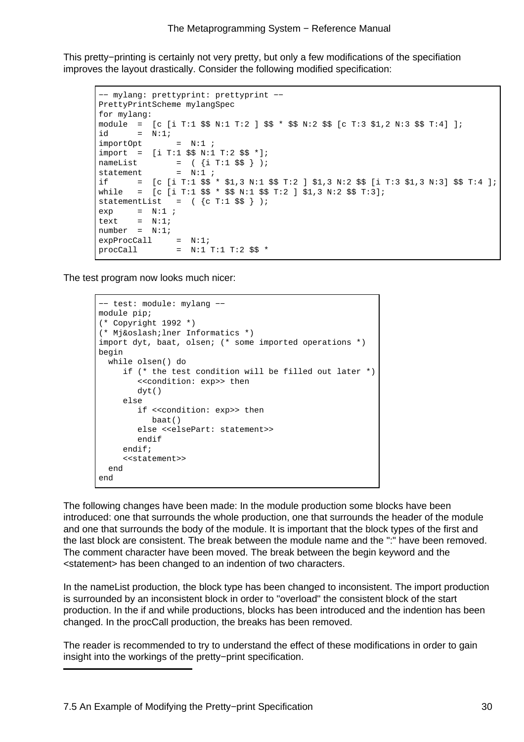This pretty−printing is certainly not very pretty, but only a few modifications of the specifiation improves the layout drastically. Consider the following modified specification:

```
−− mylang: prettyprint: prettyprint −−
PrettyPrintScheme mylangSpec
for mylang:
module  =  [c [i T:1 $$ N:1 T:2 ] $$ * $$ N:2 $$ [c T:3 $1,2 N:3 $$ T:4] ];
id      =  N:1;
importOpt       =  N:1 ;
import  =  [i T:1 $$ N:1 T:2 $$ *];
nameList        =  ( {i T:1 $$ } );
statement       =  N:1 ;
if      =  [c [i T:1 $$ * $1,3 N:1 $$ T:2 ] $1,3 N:2 $$ [i T:3 $1,3 N:3] $$ T:4 ];
while   =  [c [i T:1 $$ * $$ N:1 $$ T:2 ] $1,3 N:2 $$ T:3];
statementList   =  ( {c T:1 $$ } );
exp     =  N:1 ;
text    =  N:1;
number  =  N:1;
expProcCall     =  N:1;
procCall        =  N:1 T:1 T:2 $$ *
```

The test program now looks much nicer:

```
−− test: module: mylang −−
module pip;
(* Copyright 1992 *)
(* Mj&oslash;lner Informatics *)
import dyt, baat, olsen; (* some imported operations *)
begin
  while olsen() do
     if (* the test condition will be filled out later *)
        <<condition: exp>> then
        dyt()
     else
        if <<condition: exp>> then
           baat()
        else <<elsePart: statement>>
        endif
     endif;
     <<statement>>
  end
end
```

The following changes have been made: In the module production some blocks have been introduced: one that surrounds the whole production, one that surrounds the header of the module and one that surrounds the body of the module. It is important that the block types of the first and the last block are consistent. The break between the module name and the ":" have been removed. The comment character have been moved. The break between the begin keyword and the <statement> has been changed to an indention of two characters.

In the nameList production, the block type has been changed to inconsistent. The import production is surrounded by an inconsistent block in order to "overload" the consistent block of the start production. In the if and while productions, blocks has been introduced and the indention has been changed. In the procCall production, the breaks has been removed.

The reader is recommended to try to understand the effect of these modifications in order to gain insight into the workings of the pretty−print specification.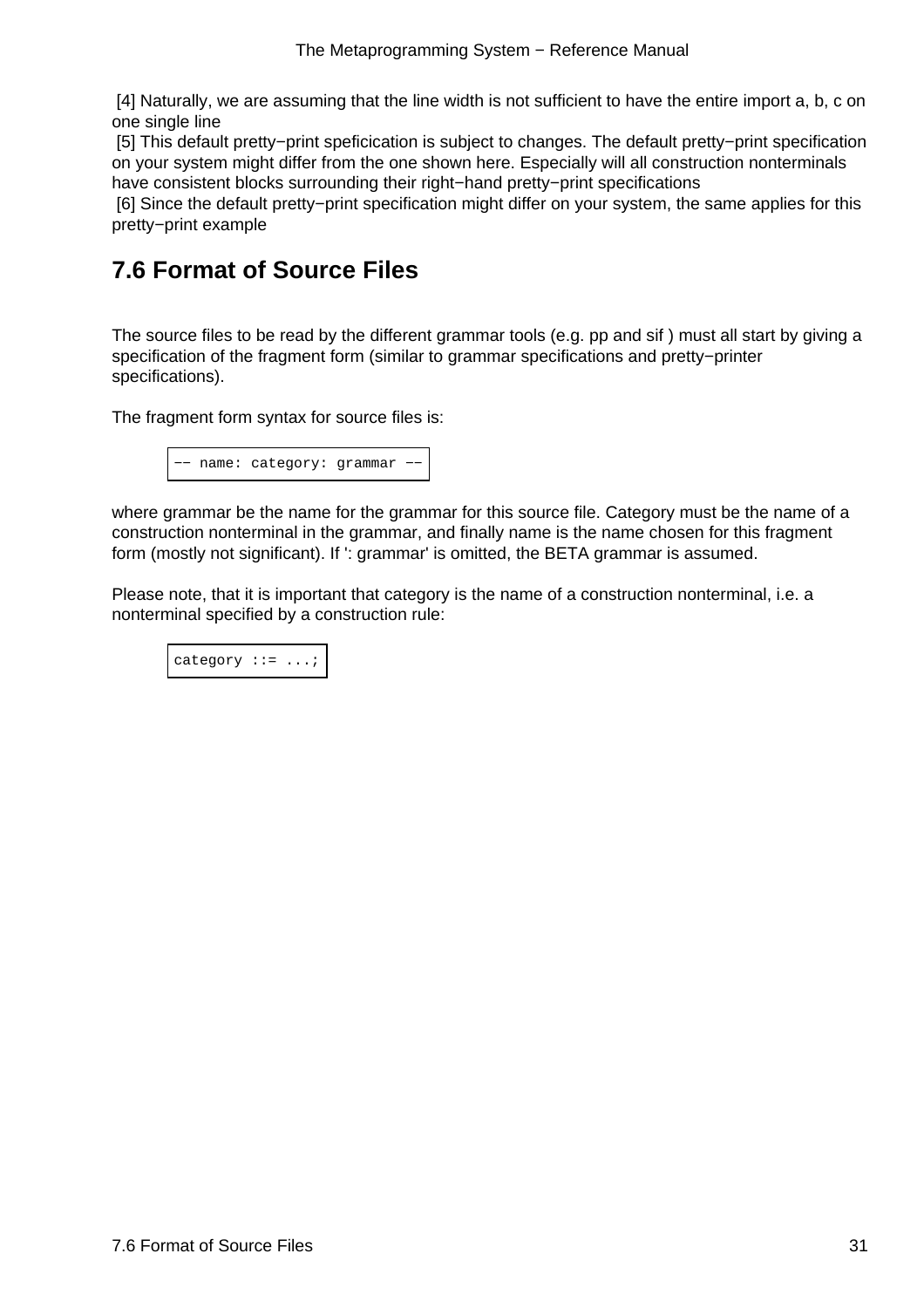[4] Naturally, we are assuming that the line width is not sufficient to have the entire import a, b, c on one single line

[5] This default pretty−print speficication is subject to changes. The default pretty−print specification on your system might differ from the one shown here. Especially will all construction nonterminals have consistent blocks surrounding their right−hand pretty−print specifications

[6] Since the default pretty−print specification might differ on your system, the same applies for this pretty−print example

## 7.6 Format of Source Files

The source files to be read by the different grammar tools (e.g. pp and sif ) must all start by giving a specification of the fragment form (similar to grammar specifications and pretty−printer specifications).

The fragment form syntax for source files is:

```
−− name: category: grammar −−
```

where grammar be the name for the grammar for this source file. Category must be the name of a construction nonterminal in the grammar, and finally name is the name chosen for this fragment form (mostly not significant). If ': grammar' is omitted, the BETA grammar is assumed.

Please note, that it is important that category is the name of a construction nonterminal, i.e. a nonterminal specified by a construction rule:

```
category ::= ...;
```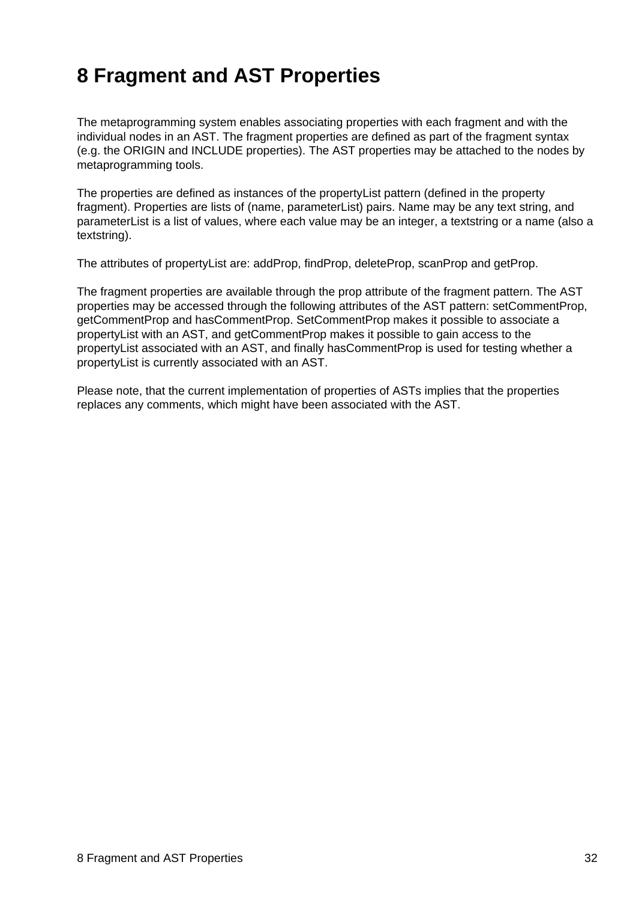# 8 Fragment and AST Properties

The metaprogramming system enables associating properties with each fragment and with the individual nodes in an AST. The fragment properties are defined as part of the fragment syntax (e.g. the ORIGIN and INCLUDE properties). The AST properties may be attached to the nodes by metaprogramming tools.

The properties are defined as instances of the propertyList pattern (defined in the property fragment). Properties are lists of (name, parameterList) pairs. Name may be any text string, and parameterList is a list of values, where each value may be an integer, a textstring or a name (also a textstring).

The attributes of propertyList are: addProp, findProp, deleteProp, scanProp and getProp.

The fragment properties are available through the prop attribute of the fragment pattern. The AST properties may be accessed through the following attributes of the AST pattern: setCommentProp, getCommentProp and hasCommentProp. SetCommentProp makes it possible to associate a propertyList with an AST, and getCommentProp makes it possible to gain access to the propertyList associated with an AST, and finally hasCommentProp is used for testing whether a propertyList is currently associated with an AST.

Please note, that the current implementation of properties of ASTs implies that the properties replaces any comments, which might have been associated with the AST.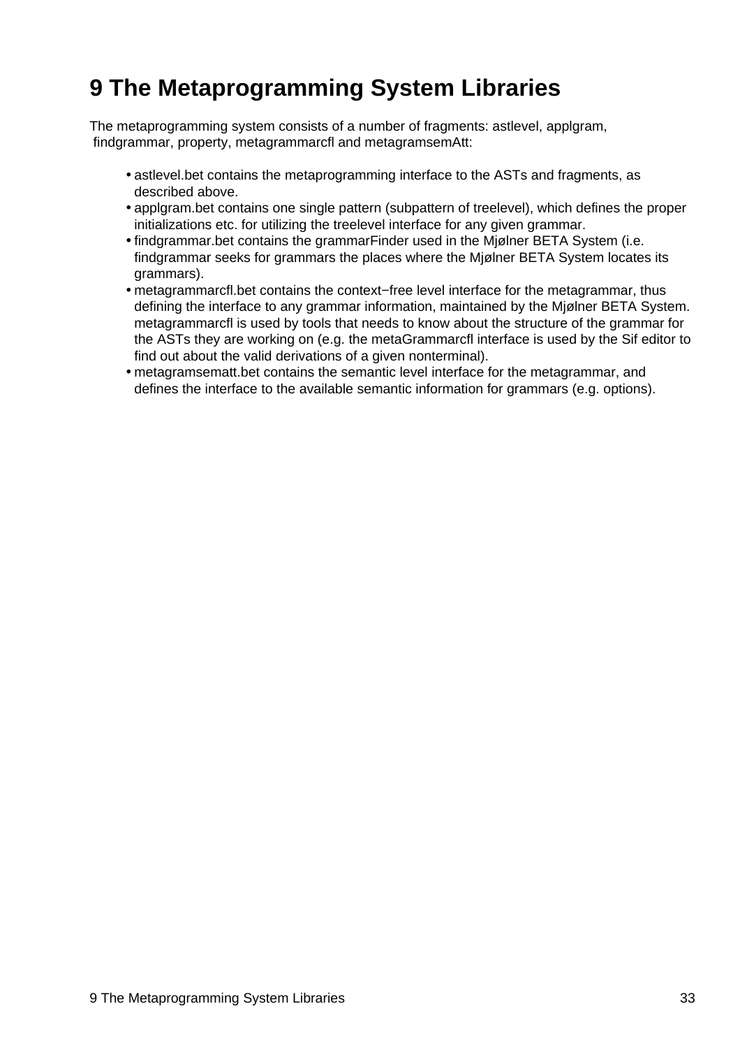# 9 The Metaprogramming System Libraries

The metaprogramming system consists of a number of fragments: astlevel, applgram, findgrammar, property, metagrammarcfl and metagramsemAtt:

- astlevel.bet contains the metaprogramming interface to the ASTs and fragments, as described above.
- applgram.bet contains one single pattern (subpattern of treelevel), which defines the proper initializations etc. for utilizing the treelevel interface for any given grammar.
- findgrammar.bet contains the grammarFinder used in the Mjølner BETA System (i.e. findgrammar seeks for grammars the places where the Mjølner BETA System locates its grammars).
- metagrammarcfl.bet contains the context−free level interface for the metagrammar, thus defining the interface to any grammar information, maintained by the Mjølner BETA System. metagrammarcfl is used by tools that needs to know about the structure of the grammar for the ASTs they are working on (e.g. the metaGrammarcfl interface is used by the Sif editor to find out about the valid derivations of a given nonterminal).
- metagramsematt.bet contains the semantic level interface for the metagrammar, and defines the interface to the available semantic information for grammars (e.g. options).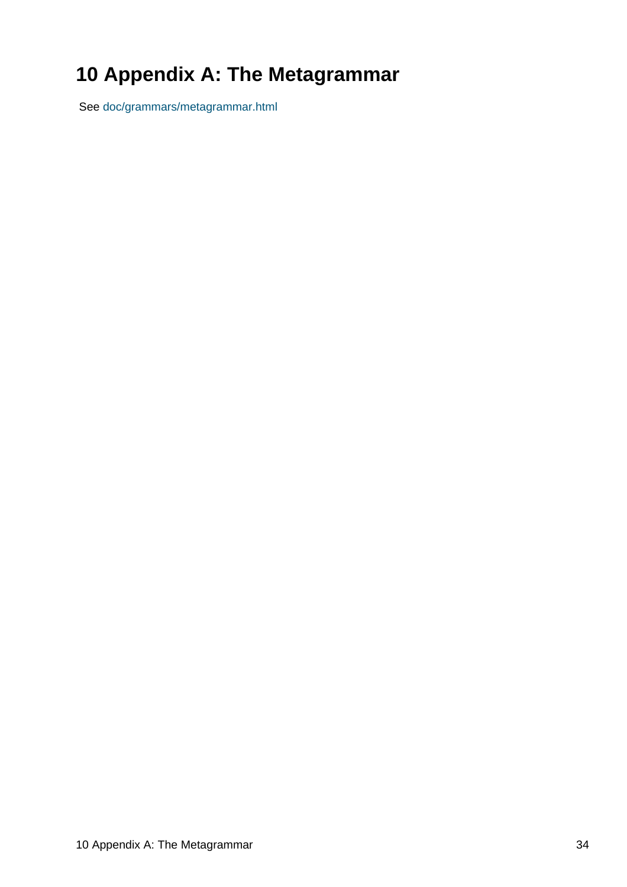# 10 Appendix A: The Metagrammar

See doc/grammars/metagrammar.html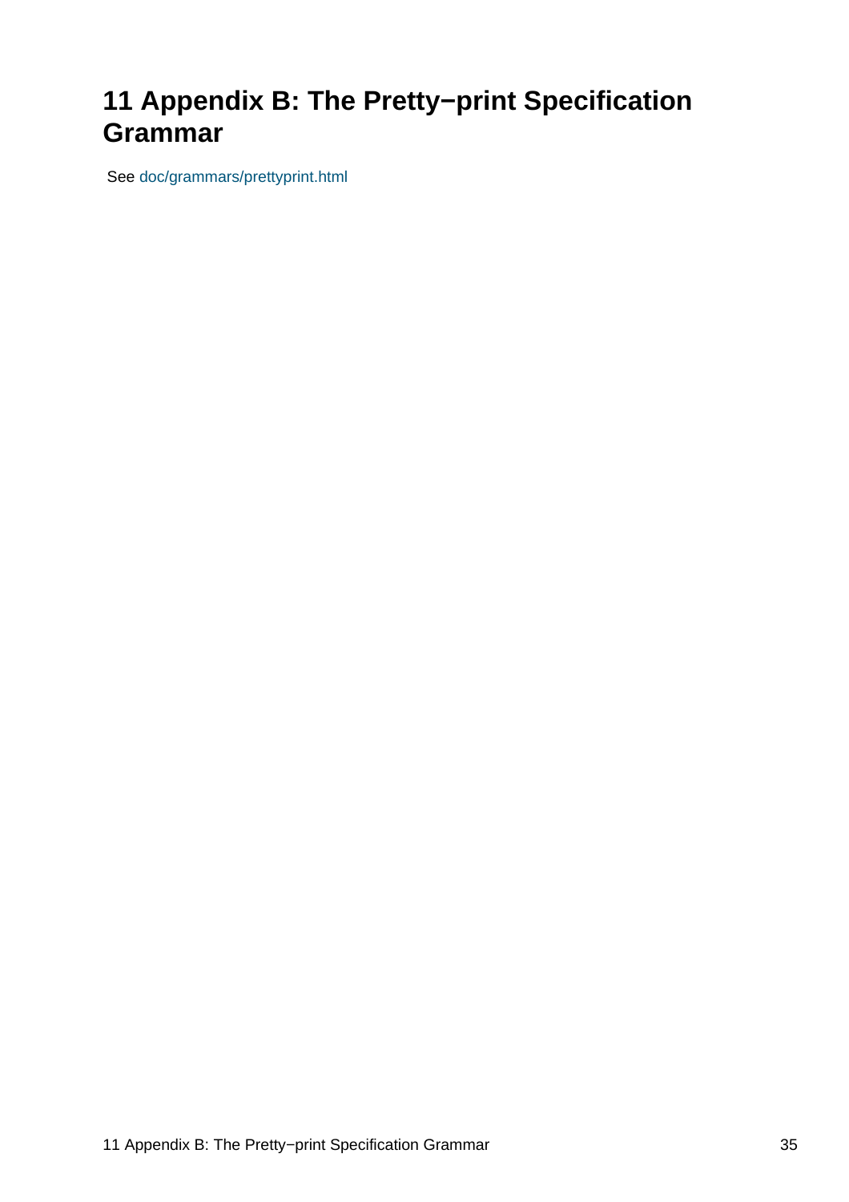# 11 Appendix B: The Pretty−print Specification Grammar

See doc/grammars/prettyprint.html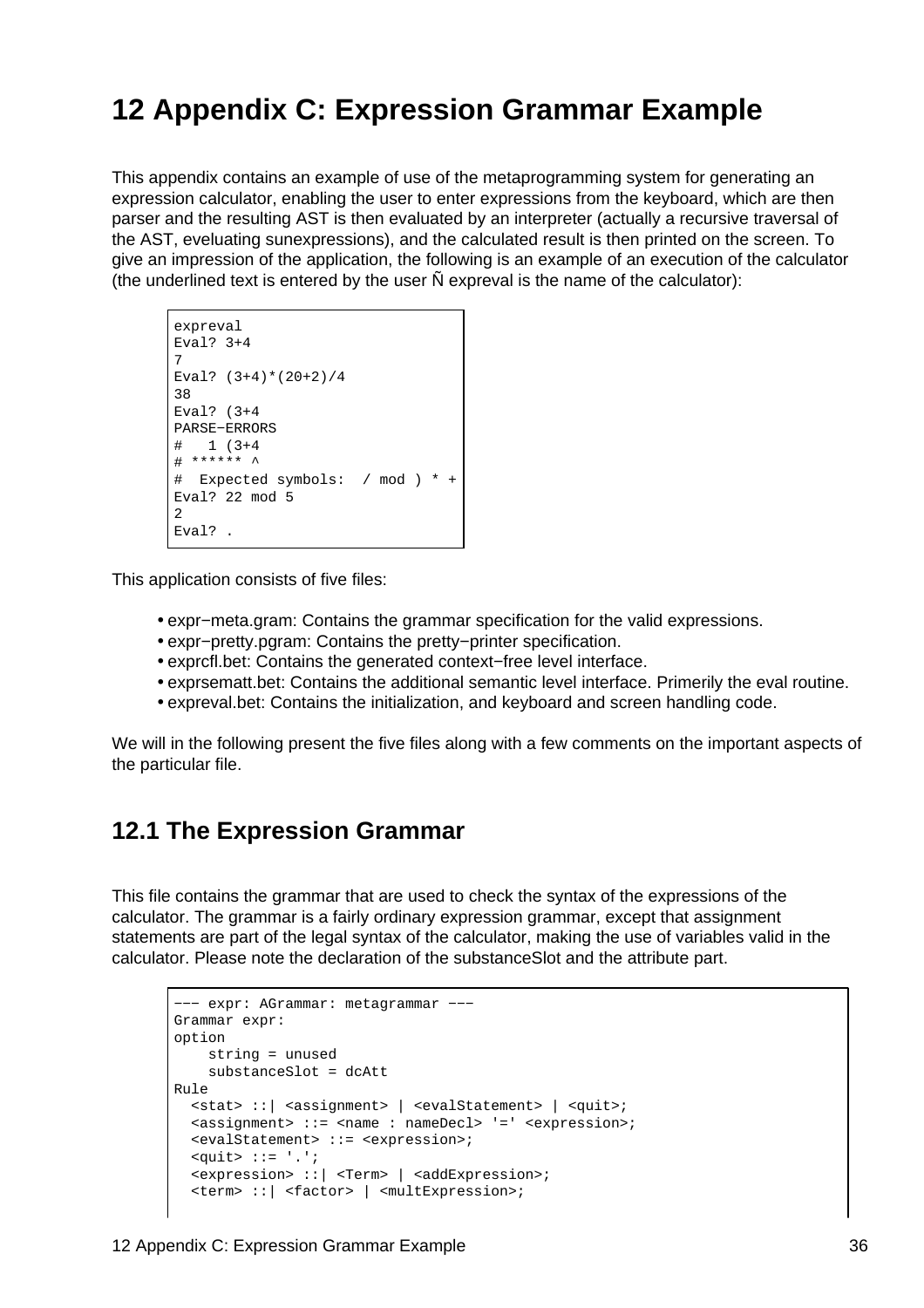# 12 Appendix C: Expression Grammar Example

This appendix contains an example of use of the metaprogramming system for generating an expression calculator, enabling the user to enter expressions from the keyboard, which are then parser and the resulting AST is then evaluated by an interpreter (actually a recursive traversal of the AST, eveluating sunexpressions), and the calculated result is then printed on the screen. To give an impression of the application, the following is an example of an execution of the calculator (the underlined text is entered by the user Ñ expreval is the name of the calculator):

```
expreval
Eval? 3+4
7
Eval? (3+4)*(20+2)/4
38
Eval? (3+4
PARSE−ERRORS
#   1 (3+4
# ****** ^
#  Expected symbols:  / mod ) * +
Eval? 22 mod 5
2
Eval? .
```

This application consists of five files:

- expr−meta.gram: Contains the grammar specification for the valid expressions.
- expr−pretty.pgram: Contains the pretty−printer specification.
- exprcfl.bet: Contains the generated context−free level interface.
- exprsematt.bet: Contains the additional semantic level interface. Primerily the eval routine.
- expreval.bet: Contains the initialization, and keyboard and screen handling code.

We will in the following present the five files along with a few comments on the important aspects of the particular file.

## 12.1 The Expression Grammar

This file contains the grammar that are used to check the syntax of the expressions of the calculator. The grammar is a fairly ordinary expression grammar, except that assignment statements are part of the legal syntax of the calculator, making the use of variables valid in the calculator. Please note the declaration of the substanceSlot and the attribute part.

```
−−− expr: AGrammar: metagrammar −−−
Grammar expr:
option
    string = unused
    substanceSlot = dcAtt
Rule
  <stat> ::| <assignment> | <evalStatement> | <quit>;
  <assignment> ::= <name : nameDecl> '=' <expression>;
  <evalStatement> ::= <expression>;
  <quit> ::= '.';
  <expression> ::| <Term> | <addExpression>;
  <term> ::| <factor> | <multExpression>;
```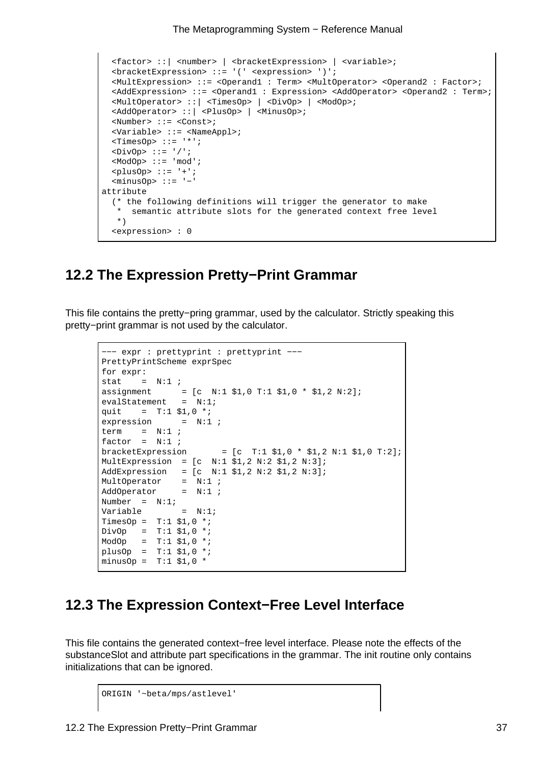```
  <factor> ::| <number> | <bracketExpression> | <variable>;
  <bracketExpression> ::= '(' <expression> ')';
  <MultExpression> ::= <Operand1 : Term> <MultOperator> <Operand2 : Factor>;
  <AddExpression> ::= <Operand1 : Expression> <AddOperator> <Operand2 : Term>;
  <MultOperator> ::| <TimesOp> | <DivOp> | <ModOp>;
  <AddOperator> ::| <PlusOp> | <MinusOp>;
  <Number> ::= <Const>;
  <Variable> ::= <NameAppl>;
  <TimesOp> ::= '*';
  <DivOp> ::= '/';
  <ModOp> ::= 'mod';
  <plusOp> ::= '+';
  <minusOp> ::= '-'
attribute
  (* the following definitions will trigger the generator to make
   *  semantic attribute slots for the generated context free level
   *)
  <expression> : 0
```

## 12.2 The Expression Pretty−Print Grammar

This file contains the pretty−pring grammar, used by the calculator. Strictly speaking this pretty−print grammar is not used by the calculator.

```
--- expr : prettyprint : prettyprint ---
PrettyPrintScheme exprSpec
for expr:
stat    =  N:1 ;
assignment      = [c  N:1 $1,0 T:1 $1,0 * $1,2 N:2];
evalStatement   =  N:1;
quit    =  T:1 $1,0 *;
expression      =  N:1 ;
term    =  N:1 ;
factor  =  N:1 ;
bracketExpression       = [c  T:1 $1,0 * $1,2 N:1 $1,0 T:2];
MultExpression  = [c  N:1 $1,2 N:2 $1,2 N:3];
AddExpression   = [c  N:1 $1,2 N:2 $1,2 N:3];
MultOperator    =  N:1 ;
AddOperator     =  N:1 ;
Number  =  N:1;
Variable        =  N:1;
TimesOp =  T:1 $1,0 *;
DivOp   =  T:1 $1,0 *;
ModOp   =  T:1 $1,0 *;
plusOp  =  T:1 $1,0 *;
minusOp =  T:1 $1,0 *
```

## 12.3 The Expression Context−Free Level Interface

This file contains the generated context−free level interface. Please note the effects of the substanceSlot and attribute part specifications in the grammar. The init routine only contains initializations that can be ignored.

```
ORIGIN '~beta/mps/astlevel'
```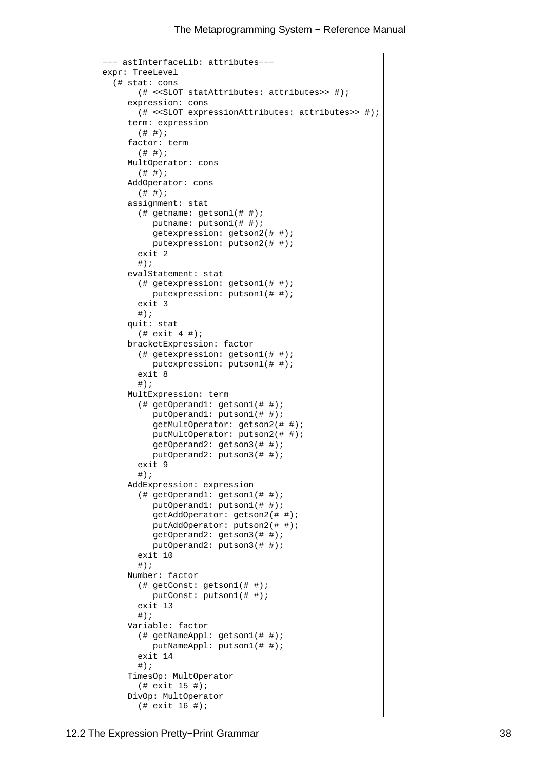```
--- astInterfaceLib: attributes---
expr: TreeLevel
  (# stat: cons
       (# <<SLOT statAttributes: attributes>> #);
     expression: cons
       (# <<SLOT expressionAttributes: attributes>> #);
     term: expression
       (# #);
     factor: term
       (# #);
     MultOperator: cons
       (# #);
     AddOperator: cons
       (# #);
     assignment: stat
       (# getname: getson1(# #);
          putname: putson1(# #);
          getexpression: getson2(# #);
          putexpression: putson2(# #);
       exit 2
       #);
     evalStatement: stat
       (# getexpression: getson1(# #);
          putexpression: putson1(# #);
       exit 3
       #);
     quit: stat
       (# exit 4 #);
     bracketExpression: factor
       (# getexpression: getson1(# #);
          putexpression: putson1(# #);
       exit 8
       #);
     MultExpression: term
       (# getOperand1: getson1(# #);
          putOperand1: putson1(# #);
          getMultOperator: getson2(# #);
          putMultOperator: putson2(# #);
          getOperand2: getson3(# #);
          putOperand2: putson3(# #);
       exit 9
       #);
     AddExpression: expression
       (# getOperand1: getson1(# #);
          putOperand1: putson1(# #);
          getAddOperator: getson2(# #);
          putAddOperator: putson2(# #);
          getOperand2: getson3(# #);
          putOperand2: putson3(# #);
       exit 10
       #);
     Number: factor
       (# getConst: getson1(# #);
          putConst: putson1(# #);
       exit 13
       #);
     Variable: factor
       (# getNameAppl: getson1(# #);
          putNameAppl: putson1(# #);
       exit 14
       #);
     TimesOp: MultOperator
       (# exit 15 #);
     DivOp: MultOperator
       (# exit 16 #);
```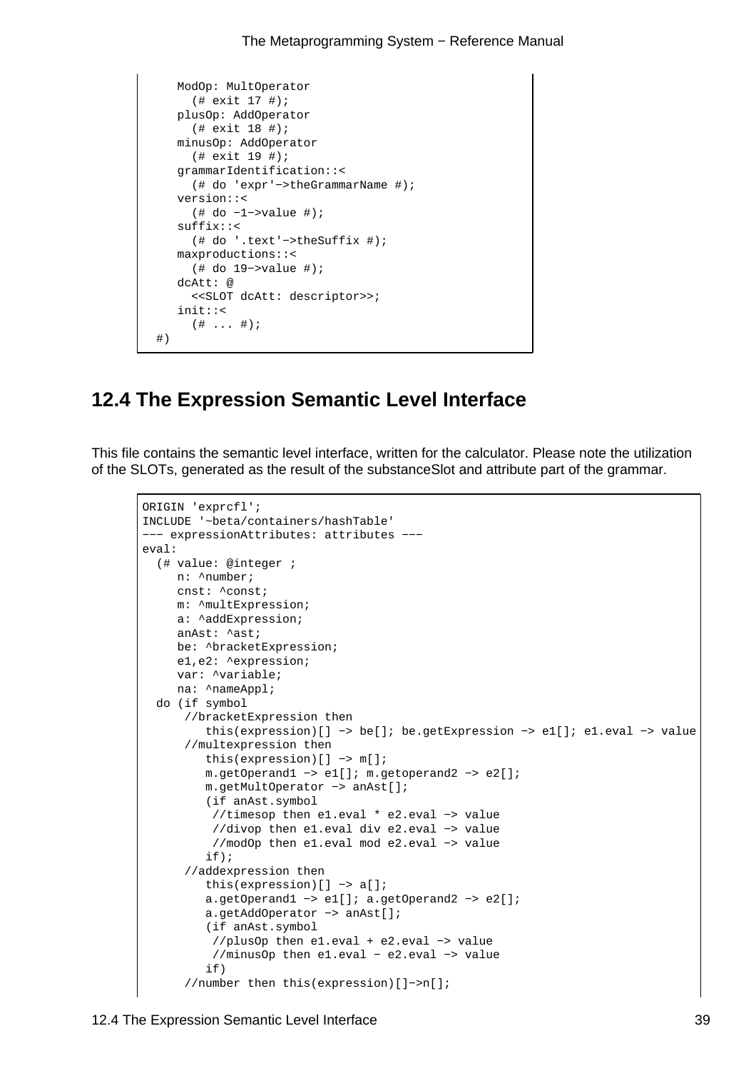```
    ModOp: MultOperator
      (# exit 17 #);
    plusOp: AddOperator
      (# exit 18 #);
    minusOp: AddOperator
      (# exit 19 #);
    grammarIdentification::<
      (# do 'expr'->theGrammarName #);
    version::<
      (# do -1->value #);
    suffix::<
      (# do '.text'->theSuffix #);
    maxproductions::<
      (# do 19->value #);
    dcAtt: @
      <<SLOT dcAtt: descriptor>>;
    init::<
      (# ... #);
 #)
```

## 12.4 The Expression Semantic Level Interface

This file contains the semantic level interface, written for the calculator. Please note the utilization of the SLOTs, generated as the result of the substanceSlot and attribute part of the grammar.

```
ORIGIN 'exprcfl';
INCLUDE '~beta/containers/hashTable'
--- expressionAttributes: attributes ---
eval:
  (# value: @integer ;
     n: ^number;
     cnst: ^const;
     m: ^multExpression;
     a: ^addExpression;
     anAst: ^ast;
     be: ^bracketExpression;
     e1,e2: ^expression;
     var: ^variable;
     na: ^nameAppl;
  do (if symbol
      //bracketExpression then
         this(expression)[] -> be[]; be.getExpression -> e1[]; e1.eval -> value
      //multexpression then
         this(expression)[] -> m[];
         m.getOperand1 -> e1[]; m.getoperand2 -> e2[];
         m.getMultOperator -> anAst[];
         (if anAst.symbol
          //timesop then e1.eval * e2.eval -> value
          //divop then e1.eval div e2.eval -> value
          //modOp then e1.eval mod e2.eval -> value
         if);
      //addexpression then
         this(expression)[] -> a[];
         a.getOperand1 -> e1[]; a.getOperand2 -> e2[];
         a.getAddOperator -> anAst[];
         (if anAst.symbol
          //plusOp then e1.eval + e2.eval -> value
          //minusOp then e1.eval - e2.eval -> value
         if)
      //number then this(expression)[]->n[];
```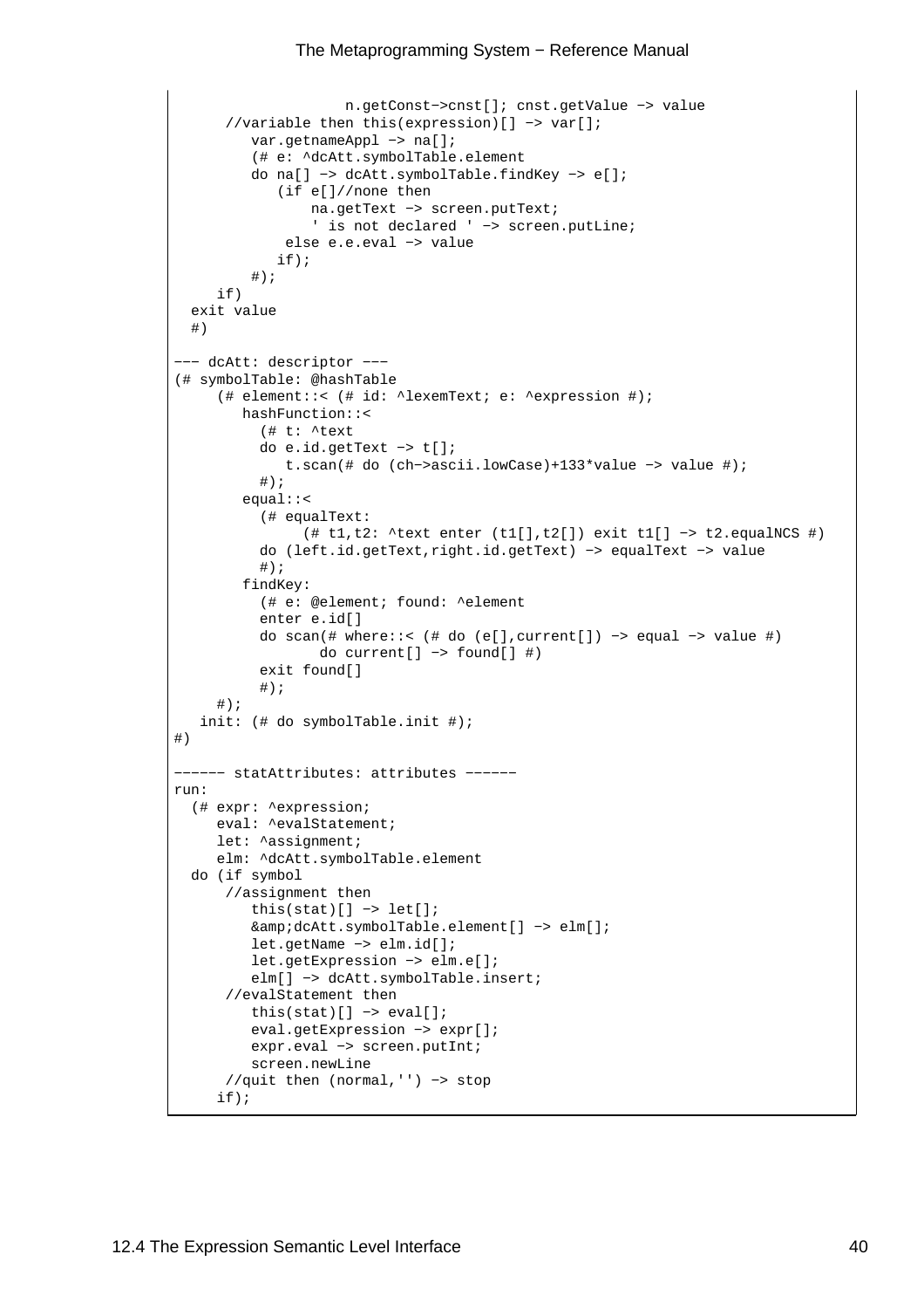```
                    n.getConst->cnst[]; cnst.getValue -> value
      //variable then this(expression)[] -> var[];
         var.getnameAppl -> na[];
         (# e: ^dcAtt.symbolTable.element
         do na[] -> dcAtt.symbolTable.findKey -> e[];
            (if e[]//none then
                na.getText -> screen.putText;
                ' is not declared ' -> screen.putLine;
             else e.e.eval -> value
            if);
         #);
     if)
  exit value
  #)

--- dcAtt: descriptor ---
(# symbolTable: @hashTable
     (# element::< (# id: ^lexemText; e: ^expression #);
        hashFunction::<
          (# t: ^text
          do e.id.getText -> t[];
             t.scan(# do (ch->ascii.lowCase)+133*value -> value #);
          #);
        equal::<
          (# equalText:
               (# t1,t2: ^text enter (t1[],t2[]) exit t1[] -> t2.equalNCS #)
          do (left.id.getText,right.id.getText) -> equalText -> value
          #);
        findKey:
          (# e: @element; found: ^element
          enter e.id[]
          do scan(# where::< (# do (e[],current[]) -> equal -> value #)
                 do current[] -> found[] #)
          exit found[]
          #);
     #);
   init: (# do symbolTable.init #);
#)

------ statAttributes: attributes ------
run:
  (# expr: ^expression;
     eval: ^evalStatement;
     let: ^assignment;
     elm: ^dcAtt.symbolTable.element
  do (if symbol
      //assignment then
         this(stat)[] -> let[];
         &amp;dcAtt.symbolTable.element[] -> elm[];
         let.getName -> elm.id[];
         let.getExpression -> elm.e[];
         elm[] -> dcAtt.symbolTable.insert;
      //evalStatement then
         this(stat)[] -> eval[];
         eval.getExpression -> expr[];
         expr.eval -> screen.putInt;
         screen.newLine
      //quit then (normal,'') -> stop
     if);
```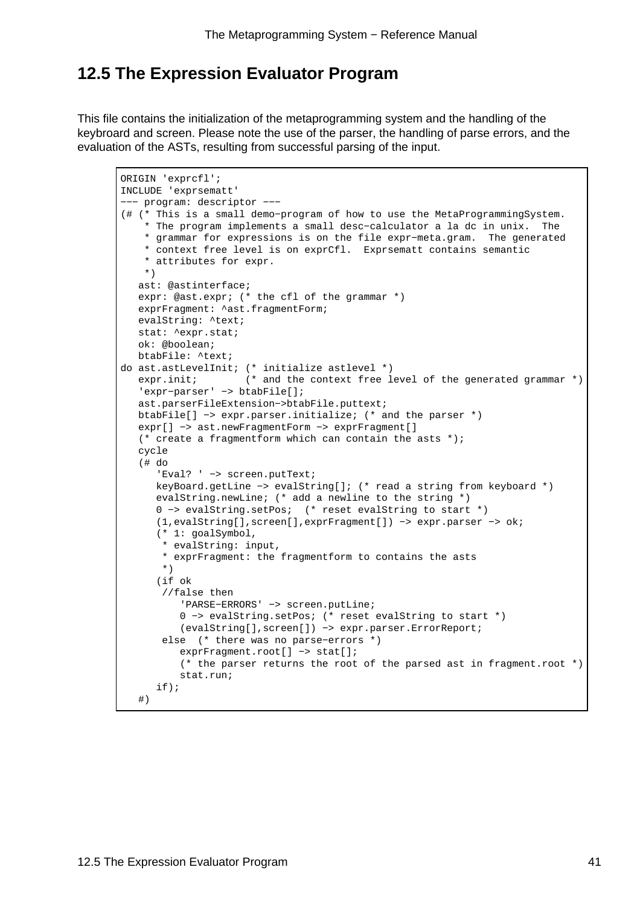## 12.5 The Expression Evaluator Program

This file contains the initialization of the metaprogramming system and the handling of the keybroard and screen. Please note the use of the parser, the handling of parse errors, and the evaluation of the ASTs, resulting from successful parsing of the input.

```
ORIGIN 'exprcfl';
INCLUDE 'exprsematt'
--- program: descriptor ---
(# (* This is a small demo-program of how to use the MetaProgrammingSystem.
    * The program implements a small desc-calculator a la dc in unix.  The
    * grammar for expressions is on the file expr-meta.gram.  The generated
    * context free level is on exprCfl.  Exprsematt contains semantic
    * attributes for expr.
    *)
   ast: @astinterface;
   expr: @ast.expr; (* the cfl of the grammar *)
   exprFragment: ^ast.fragmentForm;
   evalString: ^text;
   stat: ^expr.stat;
   ok: @boolean;
   btabFile: ^text;
do ast.astLevelInit; (* initialize astlevel *)
   expr.init;        (* and the context free level of the generated grammar *)
   'expr-parser' -> btabFile[];
   ast.parserFileExtension->btabFile.puttext;
   btabFile[] -> expr.parser.initialize; (* and the parser *)
   expr[] -> ast.newFragmentForm -> exprFragment[]
   (* create a fragmentform which can contain the asts *);
   cycle
   (# do
      'Eval? ' -> screen.putText;
      keyBoard.getLine -> evalString[]; (* read a string from keyboard *)
      evalString.newLine; (* add a newline to the string *)
      0 -> evalString.setPos;  (* reset evalString to start *)
      (1,evalString[],screen[],exprFragment[]) -> expr.parser -> ok;
      (* 1: goalSymbol,
       * evalString: input,
       * exprFragment: the fragmentform to contains the asts
       *)
      (if ok
       //false then
          'PARSE-ERRORS' -> screen.putLine;
          0 -> evalString.setPos; (* reset evalString to start *)
          (evalString[],screen[]) -> expr.parser.ErrorReport;
       else  (* there was no parse-errors *)
          exprFragment.root[] -> stat[];
          (* the parser returns the root of the parsed ast in fragment.root *)
          stat.run;
      if);
   #)
```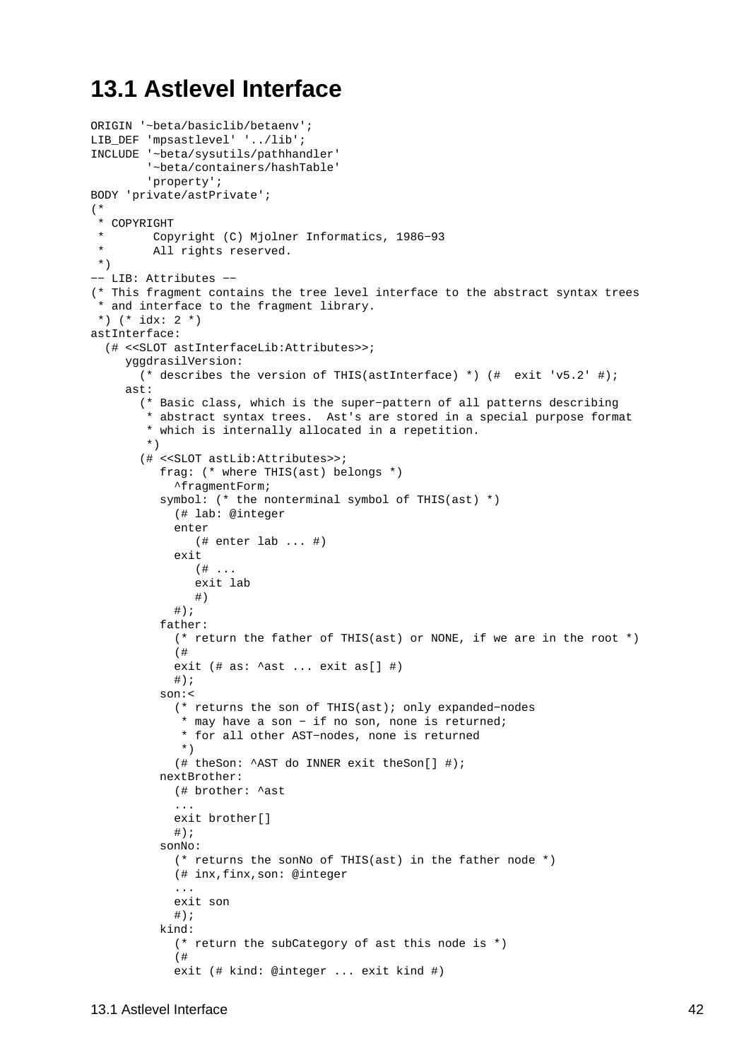# 13.1 Astlevel Interface

```
ORIGIN '~beta/basiclib/betaenv';
LIB_DEF 'mpsastlevel' '../lib';
INCLUDE '~beta/sysutils/pathhandler'
        '~beta/containers/hashTable'
        'property';
BODY 'private/astPrivate';
(*
 * COPYRIGHT
 *       Copyright (C) Mjolner Informatics, 1986-93
 *       All rights reserved.
 *)
-- LIB: Attributes --
(* This fragment contains the tree level interface to the abstract syntax trees
 * and interface to the fragment library.
 *) (* idx: 2 *)
astInterface:
  (# <<SLOT astInterfaceLib:Attributes>>;
     yggdrasilVersion:
       (* describes the version of THIS(astInterface) *) (#  exit 'v5.2' #);
     ast:
       (* Basic class, which is the super-pattern of all patterns describing
        * abstract syntax trees.  Ast's are stored in a special purpose format
        * which is internally allocated in a repetition.
        *)
       (# <<SLOT astLib:Attributes>>;
          frag: (* where THIS(ast) belongs *)
            ^fragmentForm;
          symbol: (* the nonterminal symbol of THIS(ast) *)
            (# lab: @integer
            enter
               (# enter lab ... #)
            exit
               (# ...
               exit lab
               #)
            #);
          father:
            (* return the father of THIS(ast) or NONE, if we are in the root *)
            (#
            exit (# as: ^ast ... exit as[] #)
            #);
          son:<
            (* returns the son of THIS(ast); only expanded-nodes
             * may have a son - if no son, none is returned;
             * for all other AST-nodes, none is returned
             *)
            (# theSon: ^AST do INNER exit theSon[] #);
          nextBrother:
            (# brother: ^ast
            ...
            exit brother[]
            #);
          sonNo:
            (* returns the sonNo of THIS(ast) in the father node *)
            (# inx,finx,son: @integer
            ...
            exit son
            #);
          kind:
            (* return the subCategory of ast this node is *)
            (#
            exit (# kind: @integer ... exit kind #)
```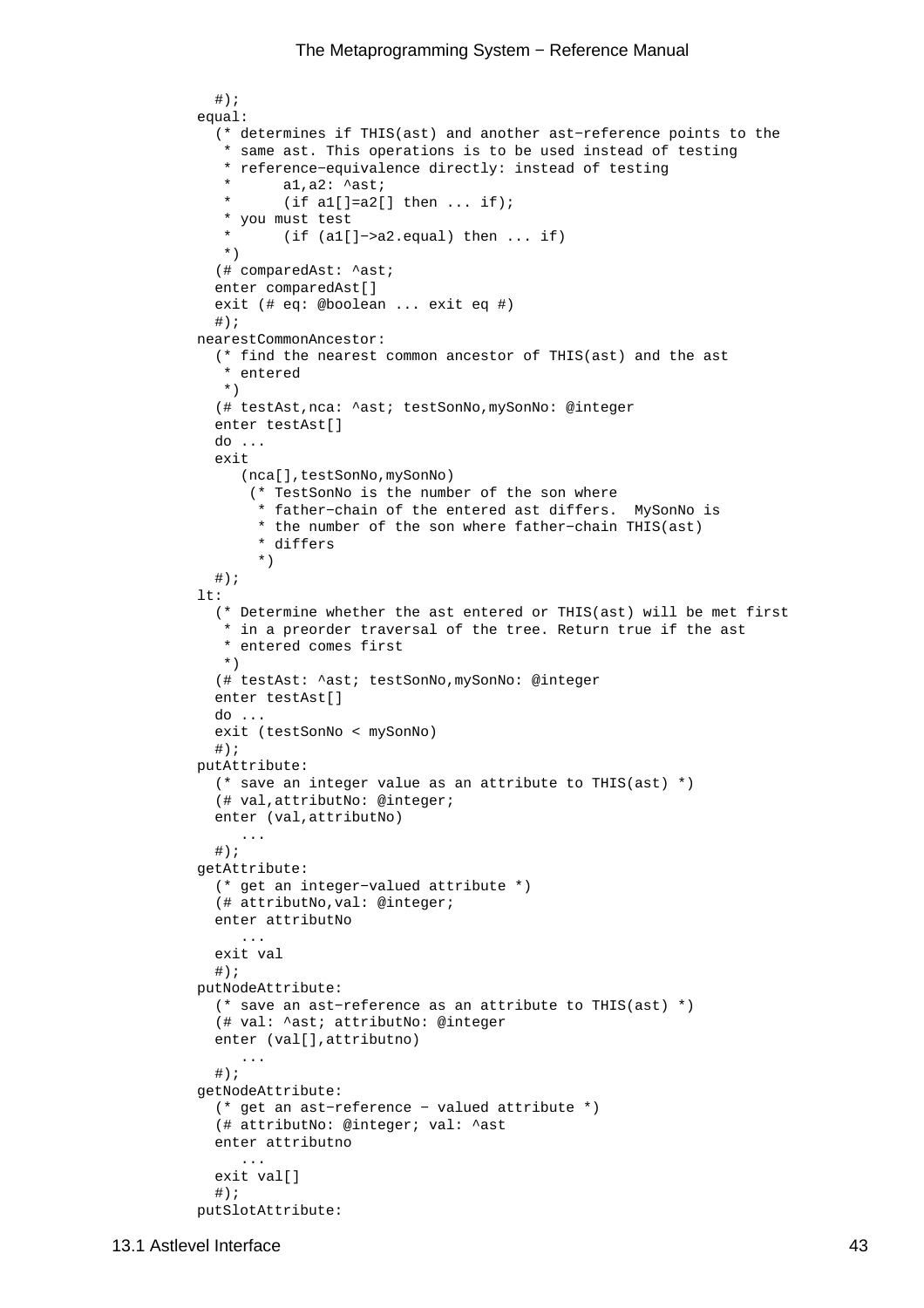```
  #);
equal:
  (* determines if THIS(ast) and another ast−reference points to the
   * same ast. This operations is to be used instead of testing
   * reference−equivalence directly: instead of testing
   *      a1,a2: ^ast;
   *      (if a1[]=a2[] then ... if);
   * you must test
   *      (if (a1[]−>a2.equal) then ... if)
   *)
  (# comparedAst: ^ast;
  enter comparedAst[]
  exit (# eq: @boolean ... exit eq #)
  #);
nearestCommonAncestor:
  (* find the nearest common ancestor of THIS(ast) and the ast
   * entered
   *)
  (# testAst,nca: ^ast; testSonNo,mySonNo: @integer
  enter testAst[]
  do ...
  exit
     (nca[],testSonNo,mySonNo)
      (* TestSonNo is the number of the son where
       * father−chain of the entered ast differs.  MySonNo is
       * the number of the son where father−chain THIS(ast)
       * differs
       *)
  #);
lt:
  (* Determine whether the ast entered or THIS(ast) will be met first
   * in a preorder traversal of the tree. Return true if the ast
   * entered comes first
   *)
  (# testAst: ^ast; testSonNo,mySonNo: @integer
  enter testAst[]
  do ...
  exit (testSonNo < mySonNo)
  #);
putAttribute:
  (* save an integer value as an attribute to THIS(ast) *)
  (# val,attributNo: @integer;
  enter (val,attributNo)
     ...
  #);
getAttribute:
  (* get an integer−valued attribute *)
  (# attributNo,val: @integer;
  enter attributNo
     ...
  exit val
  #);
putNodeAttribute:
  (* save an ast−reference as an attribute to THIS(ast) *)
  (# val: ^ast; attributNo: @integer
  enter (val[],attributno)
     ...
  #);
getNodeAttribute:
  (* get an ast−reference − valued attribute *)
  (# attributNo: @integer; val: ^ast
  enter attributno
     ...
  exit val[]
  #);
putSlotAttribute:
```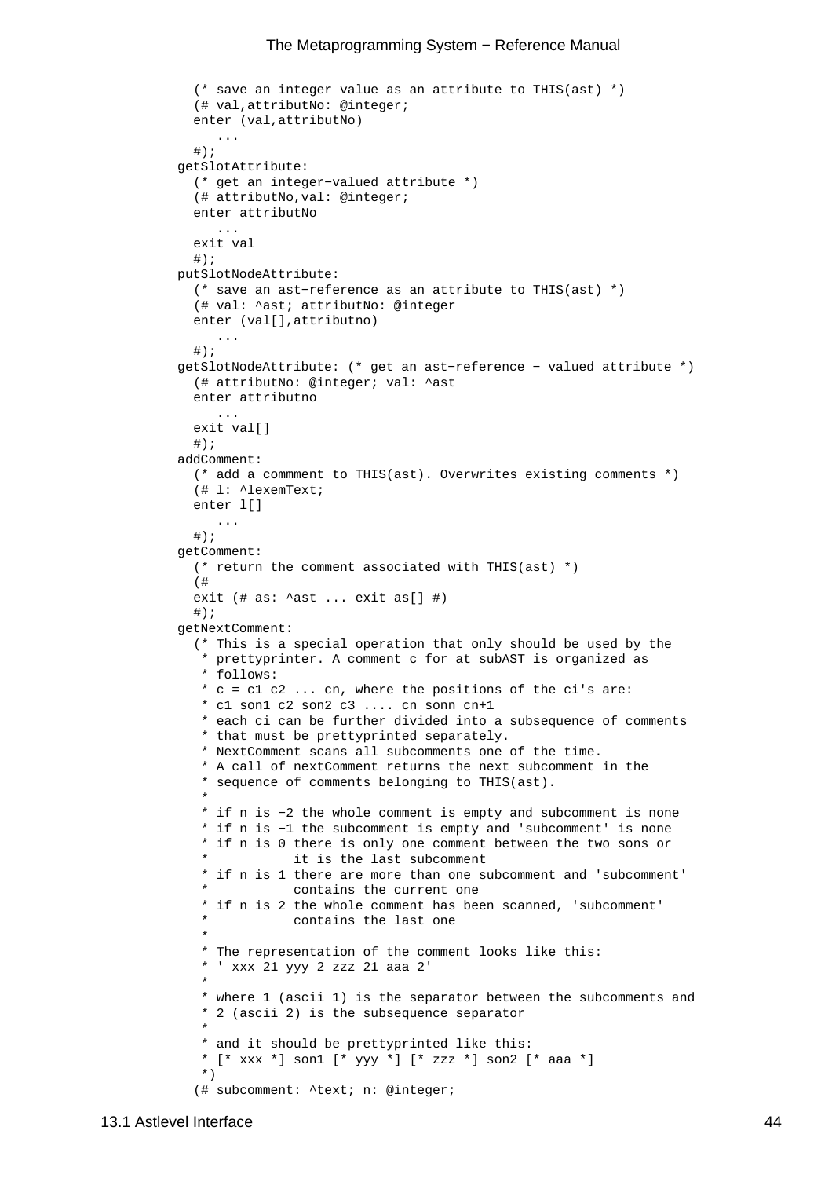```
    (* save an integer value as an attribute to THIS(ast) *)
    (# val,attributNo: @integer;
    enter (val,attributNo)
       ...
    #);
  getSlotAttribute:
    (* get an integer−valued attribute *)
    (# attributNo,val: @integer;
    enter attributNo
       ...
    exit val
    #);
  putSlotNodeAttribute:
    (* save an ast−reference as an attribute to THIS(ast) *)
    (# val: ^ast; attributNo: @integer
    enter (val[],attributno)
       ...
    #);
  getSlotNodeAttribute: (* get an ast−reference − valued attribute *)
    (# attributNo: @integer; val: ^ast
    enter attributno
       ...
    exit val[]
    #);
  addComment:
    (* add a commment to THIS(ast). Overwrites existing comments *)
    (# l: ^lexemText;
    enter l[]
       ...
    #);
  getComment:
    (* return the comment associated with THIS(ast) *)
    (#
    exit (# as: ^ast ... exit as[] #)
    #);
  getNextComment:
    (* This is a special operation that only should be used by the
     * prettyprinter. A comment c for at subAST is organized as
     * follows:
     * c = c1 c2 ... cn, where the positions of the ci's are:
     * c1 son1 c2 son2 c3 .... cn sonn cn+1
     * each ci can be further divided into a subsequence of comments
     * that must be prettyprinted separately.
     * NextComment scans all subcomments one of the time.
     * A call of nextComment returns the next subcomment in the
     * sequence of comments belonging to THIS(ast).
     *
     * if n is −2 the whole comment is empty and subcomment is none
     * if n is −1 the subcomment is empty and 'subcomment' is none
     * if n is 0 there is only one comment between the two sons or
     *           it is the last subcomment
     * if n is 1 there are more than one subcomment and 'subcomment'
     *          contains the current one
     * if n is 2 the whole comment has been scanned, 'subcomment'
     *          contains the last one
     *
     * The representation of the comment looks like this:
     * ' xxx 21 yyy 2 zzz 21 aaa 2'
     *
     * where 1 (ascii 1) is the separator between the subcomments and
     * 2 (ascii 2) is the subsequence separator
     *
     * and it should be prettyprinted like this:
     * [* xxx *] son1 [* yyy *] [* zzz *] son2 [* aaa *]
     *)
    (# subcomment: ^text; n: @integer;
```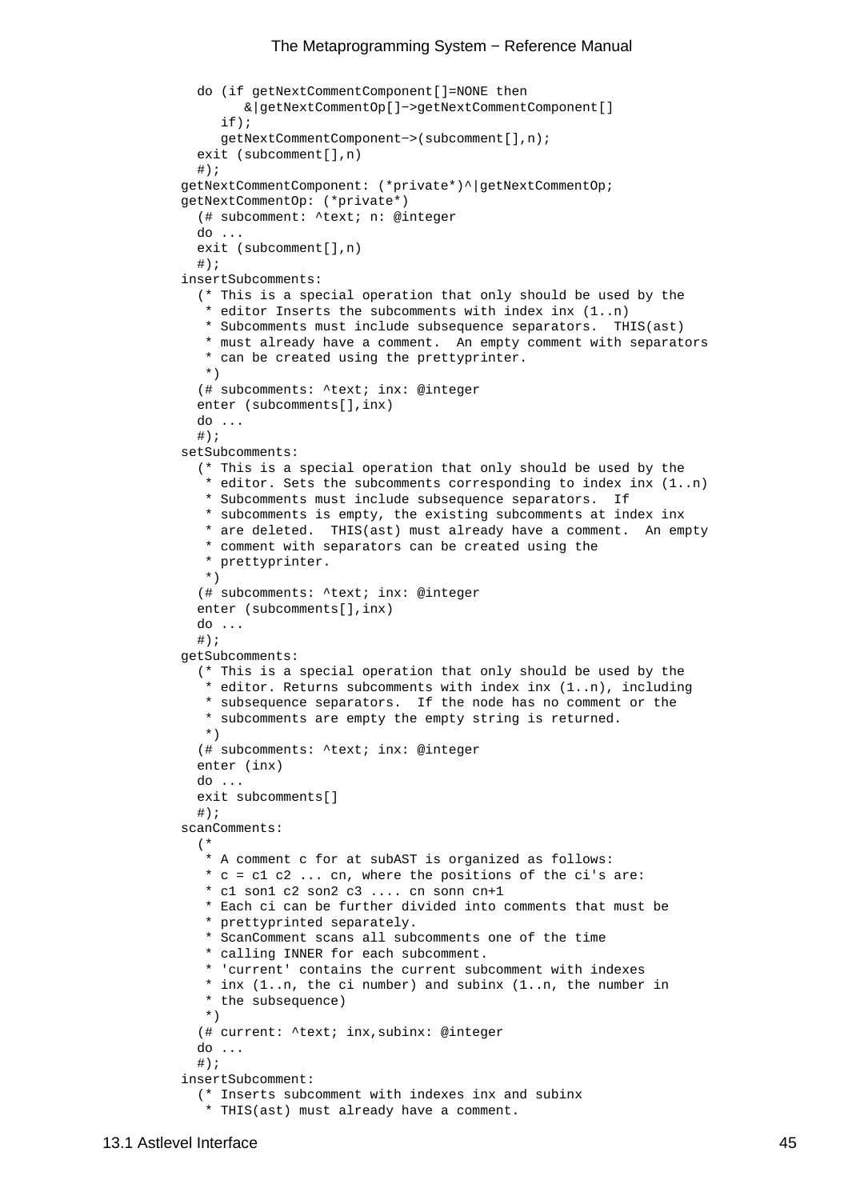```
    do (if getNextCommentComponent[]=NONE then
          &|getNextCommentOp[]->getNextCommentComponent[]
       if);
       getNextCommentComponent->(subcomment[],n);
    exit (subcomment[],n)
    #);
  getNextCommentComponent: (*private*)^|getNextCommentOp;
  getNextCommentOp: (*private*)
    (# subcomment: ^text; n: @integer
    do ...
    exit (subcomment[],n)
    #);
  insertSubcomments:
    (* This is a special operation that only should be used by the
     * editor Inserts the subcomments with index inx (1..n)
     * Subcomments must include subsequence separators.  THIS(ast)
     * must already have a comment.  An empty comment with separators
     * can be created using the prettyprinter.
     *)
    (# subcomments: ^text; inx: @integer
    enter (subcomments[],inx)
    do ...
    #);
  setSubcomments:
    (* This is a special operation that only should be used by the
     * editor. Sets the subcomments corresponding to index inx (1..n)
     * Subcomments must include subsequence separators.  If
     * subcomments is empty, the existing subcomments at index inx
     * are deleted.  THIS(ast) must already have a comment.  An empty
     * comment with separators can be created using the
     * prettyprinter.
     *)
    (# subcomments: ^text; inx: @integer
    enter (subcomments[],inx)
    do ...
    #);
  getSubcomments:
    (* This is a special operation that only should be used by the
     * editor. Returns subcomments with index inx (1..n), including
     * subsequence separators.  If the node has no comment or the
     * subcomments are empty the empty string is returned.
     *)
    (# subcomments: ^text; inx: @integer
    enter (inx)
    do ...
    exit subcomments[]
    #);
  scanComments:
    (*
     * A comment c for at subAST is organized as follows:
     * c = c1 c2 ... cn, where the positions of the ci's are:
     * c1 son1 c2 son2 c3 .... cn sonn cn+1
     * Each ci can be further divided into comments that must be
     * prettyprinted separately.
     * ScanComment scans all subcomments one of the time
     * calling INNER for each subcomment.
     * 'current' contains the current subcomment with indexes
     * inx (1..n, the ci number) and subinx (1..n, the number in
     * the subsequence)
     *)
    (# current: ^text; inx,subinx: @integer
    do ...
    #);
  insertSubcomment:
    (* Inserts subcomment with indexes inx and subinx
     * THIS(ast) must already have a comment.
```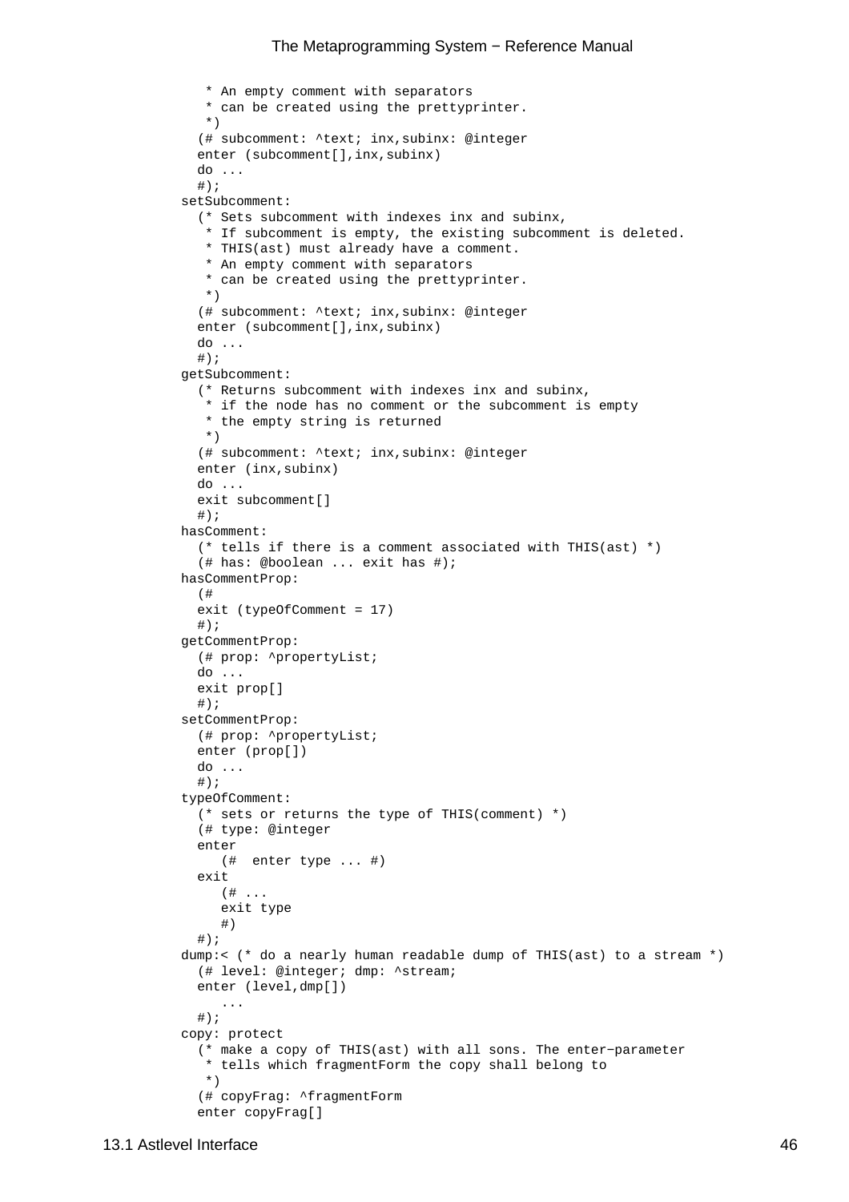```
      * An empty comment with separators
      * can be created using the prettyprinter.
      *)
     (# subcomment: ^text; inx,subinx: @integer
     enter (subcomment[],inx,subinx)
     do ...
     #);
   setSubcomment:
     (* Sets subcomment with indexes inx and subinx,
      * If subcomment is empty, the existing subcomment is deleted.
      * THIS(ast) must already have a comment.
      * An empty comment with separators
      * can be created using the prettyprinter.
      *)
     (# subcomment: ^text; inx,subinx: @integer
     enter (subcomment[],inx,subinx)
     do ...
     #);
   getSubcomment:
     (* Returns subcomment with indexes inx and subinx,
      * if the node has no comment or the subcomment is empty
      * the empty string is returned
      *)
     (# subcomment: ^text; inx,subinx: @integer
     enter (inx,subinx)
     do ...
     exit subcomment[]
     #);
   hasComment:
     (* tells if there is a comment associated with THIS(ast) *)
     (# has: @boolean ... exit has #);
   hasCommentProp:
     (#
     exit (typeOfComment = 17)
     #);
   getCommentProp:
     (# prop: ^propertyList;
     do ...
     exit prop[]
     #);
   setCommentProp:
     (# prop: ^propertyList;
     enter (prop[])
     do ...
     #);
   typeOfComment:
     (* sets or returns the type of THIS(comment) *)
     (# type: @integer
     enter
        (#  enter type ... #)
     exit
        (# ...
        exit type
        #)
     #);
   dump:< (* do a nearly human readable dump of THIS(ast) to a stream *)
     (# level: @integer; dmp: ^stream;
     enter (level,dmp[])
        ...
     #);
   copy: protect
     (* make a copy of THIS(ast) with all sons. The enter-parameter
      * tells which fragmentForm the copy shall belong to
      *)
     (# copyFrag: ^fragmentForm
     enter copyFrag[]
```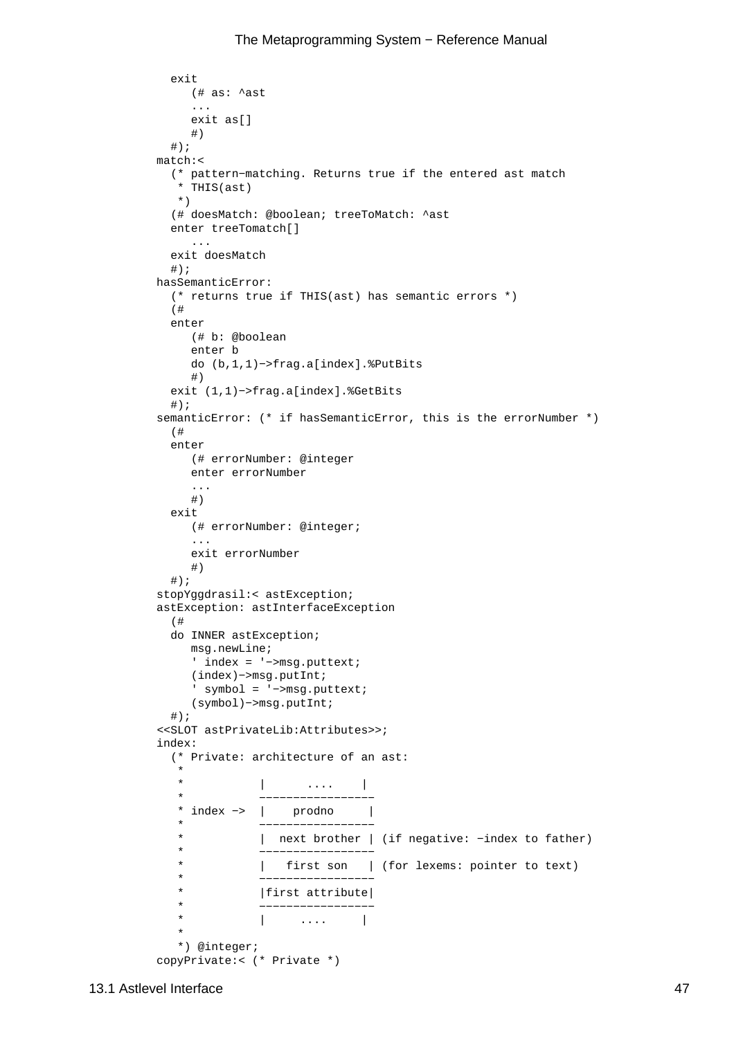```
  exit
     (# as: ^ast
     ...
     exit as[]
     #)
  #);
match:<
  (* pattern−matching. Returns true if the entered ast match
   * THIS(ast)
   *)
  (# doesMatch: @boolean; treeToMatch: ^ast
  enter treeTomatch[]
     ...
  exit doesMatch
  #);
hasSemanticError:
  (* returns true if THIS(ast) has semantic errors *)
  (#
  enter
     (# b: @boolean
     enter b
     do (b,1,1)−>frag.a[index].%PutBits
     #)
  exit (1,1)−>frag.a[index].%GetBits
  #);
semanticError: (* if hasSemanticError, this is the errorNumber *)
  (#
  enter
     (# errorNumber: @integer
     enter errorNumber
     ...
     #)
  exit
     (# errorNumber: @integer;
     ...
     exit errorNumber
     #)
  #);
stopYggdrasil:< astException;
astException: astInterfaceException
  (#
  do INNER astException;
     msg.newLine;
     ' index = '−>msg.puttext;
     (index)−>msg.putInt;
     ' symbol = '−>msg.puttext;
     (symbol)−>msg.putInt;
  #);
<<SLOT astPrivateLib:Attributes>>;
index:
  (* Private: architecture of an ast:
   *
   *           |      ....    |
   *           ----------------
   * index ->  |    prodno     |
   *           ----------------
   *           |  next brother | (if negative: −index to father)
   *           ----------------
   *           |   first son   | (for lexems: pointer to text)
   *           ----------------
   *           |first attribute|
   *           ----------------
   *           |     ....     |
   *
   *) @integer;
copyPrivate:< (* Private *)
```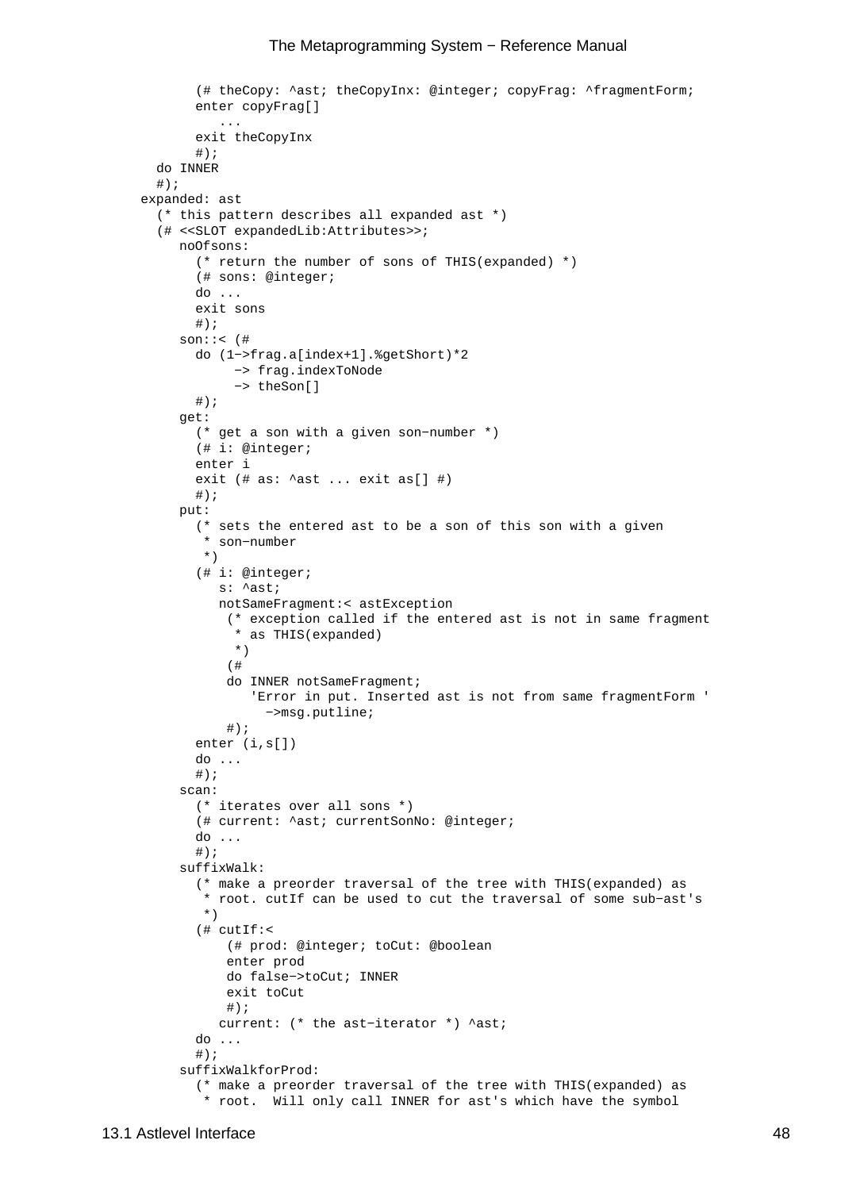```
            (# theCopy: ^ast; theCopyInx: @integer; copyFrag: ^fragmentForm;
            enter copyFrag[]
               ...
            exit theCopyInx
            #);
        do INNER
        #);
      expanded: ast
        (* this pattern describes all expanded ast *)
        (# <<SLOT expandedLib:Attributes>>;
           noOfsons:
             (* return the number of sons of THIS(expanded) *)
             (# sons: @integer;
             do ...
             exit sons
             #);
           son::< (#
             do (1−>frag.a[index+1].%getShort)*2
                  −> frag.indexToNode
                  −> theSon[]
             #);
           get:
             (* get a son with a given son−number *)
             (# i: @integer;
             enter i
             exit (# as: ^ast ... exit as[] #)
             #);
           put:
             (* sets the entered ast to be a son of this son with a given
              * son−number
              *)
             (# i: @integer;
                s: ^ast;
                notSameFragment:< astException
                 (* exception called if the entered ast is not in same fragment
                  * as THIS(expanded)
                  *)
                 (#
                 do INNER notSameFragment;
                    'Error in put. Inserted ast is not from same fragmentForm '
                      −>msg.putline;
                 #);
             enter (i,s[])
             do ...
             #);
           scan:
             (* iterates over all sons *)
             (# current: ^ast; currentSonNo: @integer;
             do ...
             #);
           suffixWalk:
             (* make a preorder traversal of the tree with THIS(expanded) as
              * root. cutIf can be used to cut the traversal of some sub−ast's
              *)
             (# cutIf:<
                 (# prod: @integer; toCut: @boolean
                 enter prod
                 do false−>toCut; INNER
                 exit toCut
                 #);
                current: (* the ast−iterator *) ^ast;
             do ...
             #);
           suffixWalkforProd:
             (* make a preorder traversal of the tree with THIS(expanded) as
              * root.  Will only call INNER for ast's which have the symbol
```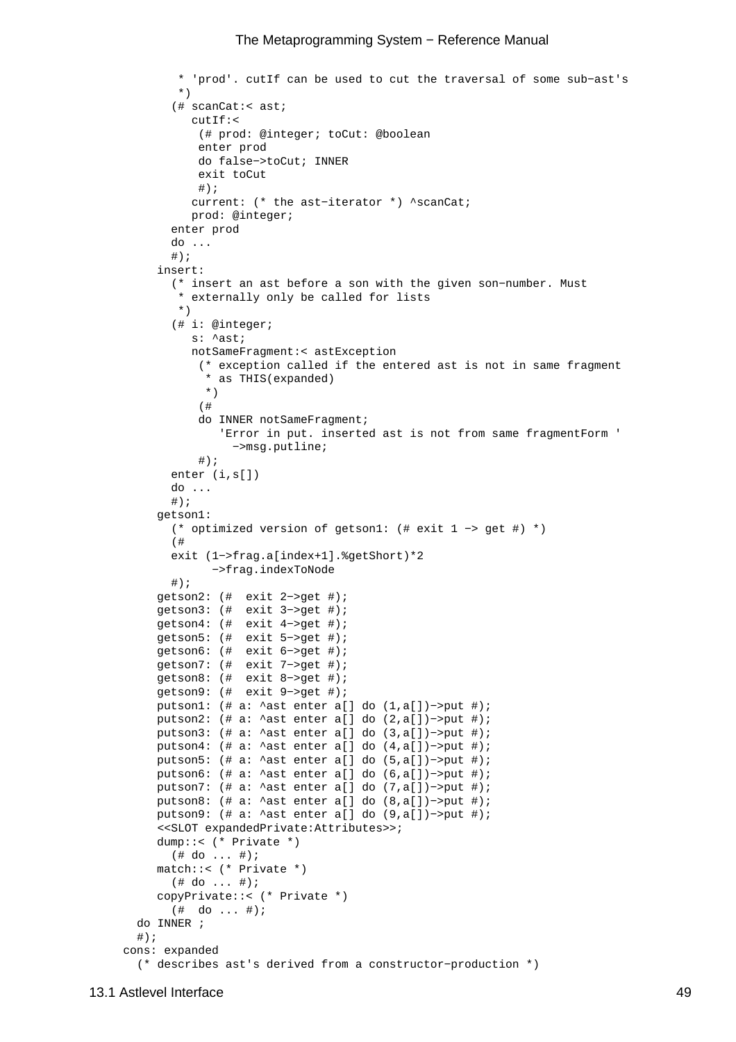```
          * 'prod'. cutIf can be used to cut the traversal of some sub−ast's
          *)
        (# scanCat:< ast;
           cutIf:<
            (# prod: @integer; toCut: @boolean
            enter prod
            do false−>toCut; INNER
            exit toCut
            #);
           current: (* the ast−iterator *) ^scanCat;
           prod: @integer;
        enter prod
        do ...
        #);
      insert:
        (* insert an ast before a son with the given son−number. Must
         * externally only be called for lists
         *)
        (# i: @integer;
           s: ^ast;
           notSameFragment:< astException
            (* exception called if the entered ast is not in same fragment
             * as THIS(expanded)
             *)
            (#
            do INNER notSameFragment;
               'Error in put. inserted ast is not from same fragmentForm '
                 −>msg.putline;
            #);
        enter (i,s[])
        do ...
        #);
      getson1:
        (* optimized version of getson1: (# exit 1 −> get #) *)
        (#
        exit (1−>frag.a[index+1].%getShort)*2
              −>frag.indexToNode
        #);
      getson2: (#  exit 2−>get #);
      getson3: (#  exit 3−>get #);
      getson4: (#  exit 4−>get #);
      getson5: (#  exit 5−>get #);
      getson6: (#  exit 6−>get #);
      getson7: (#  exit 7−>get #);
      getson8: (#  exit 8−>get #);
      getson9: (#  exit 9−>get #);
      putson1: (# a: ^ast enter a[] do (1,a[])−>put #);
      putson2: (# a: ^ast enter a[] do (2,a[])−>put #);
      putson3: (# a: ^ast enter a[] do (3,a[])−>put #);
      putson4: (# a: ^ast enter a[] do (4,a[])−>put #);
      putson5: (# a: ^ast enter a[] do (5,a[])−>put #);
      putson6: (# a: ^ast enter a[] do (6,a[])−>put #);
      putson7: (# a: ^ast enter a[] do (7,a[])−>put #);
      putson8: (# a: ^ast enter a[] do (8,a[])−>put #);
      putson9: (# a: ^ast enter a[] do (9,a[])−>put #);
      <<SLOT expandedPrivate:Attributes>>;
      dump::< (* Private *)
        (# do ... #);
      match::< (* Private *)
        (# do ... #);
      copyPrivate::< (* Private *)
        (#  do ... #);
   do INNER ;
   #);
  cons: expanded
    (* describes ast's derived from a constructor−production *)
```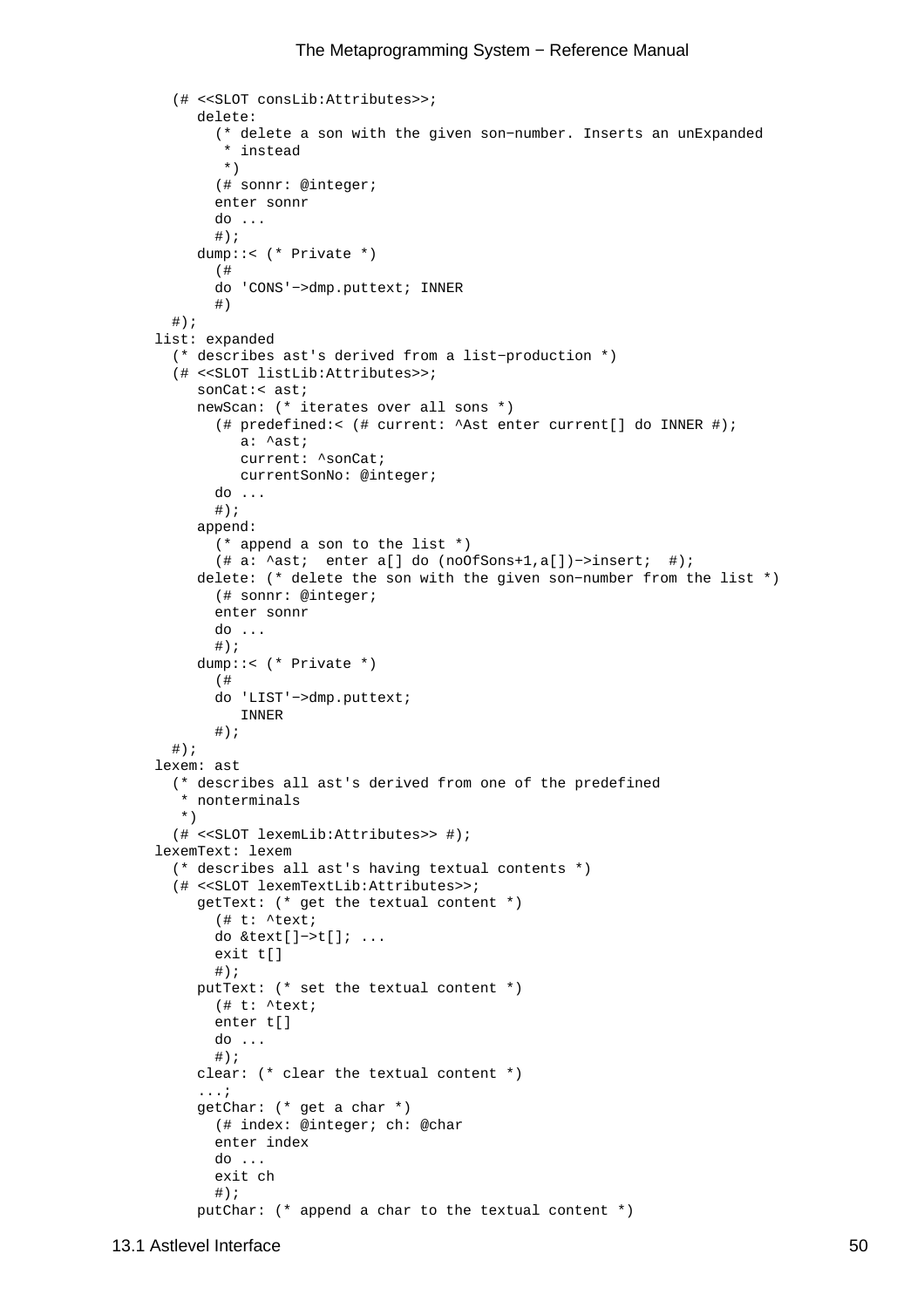```
    (# <<SLOT consLib:Attributes>>;
       delete:
         (* delete a son with the given son−number. Inserts an unExpanded
          * instead
          *)
         (# sonnr: @integer;
         enter sonnr
         do ...
         #);
       dump::< (* Private *)
         (#
         do 'CONS'−>dmp.puttext; INNER
         #)
    #);
  list: expanded
    (* describes ast's derived from a list−production *)
    (# <<SLOT listLib:Attributes>>;
       sonCat:< ast;
       newScan: (* iterates over all sons *)
         (# predefined:< (# current: ^Ast enter current[] do INNER #);
            a: ^ast;
            current: ^sonCat;
            currentSonNo: @integer;
         do ...
         #);
       append:
         (* append a son to the list *)
         (# a: ^ast;  enter a[] do (noOfSons+1,a[])−>insert;  #);
       delete: (* delete the son with the given son−number from the list *)
         (# sonnr: @integer;
         enter sonnr
         do ...
         #);
       dump::< (* Private *)
         (#
         do 'LIST'−>dmp.puttext;
            INNER
         #);
    #);
  lexem: ast
    (* describes all ast's derived from one of the predefined
     * nonterminals
     *)
    (# <<SLOT lexemLib:Attributes>> #);
  lexemText: lexem
    (* describes all ast's having textual contents *)
    (# <<SLOT lexemTextLib:Attributes>>;
       getText: (* get the textual content *)
         (# t: ^text;
         do &text[]−>t[]; ...
         exit t[]
         #);
       putText: (* set the textual content *)
         (# t: ^text;
         enter t[]
         do ...
         #);
       clear: (* clear the textual content *)
       ...;
       getChar: (* get a char *)
         (# index: @integer; ch: @char
         enter index
         do ...
         exit ch
         #);
       putChar: (* append a char to the textual content *)
```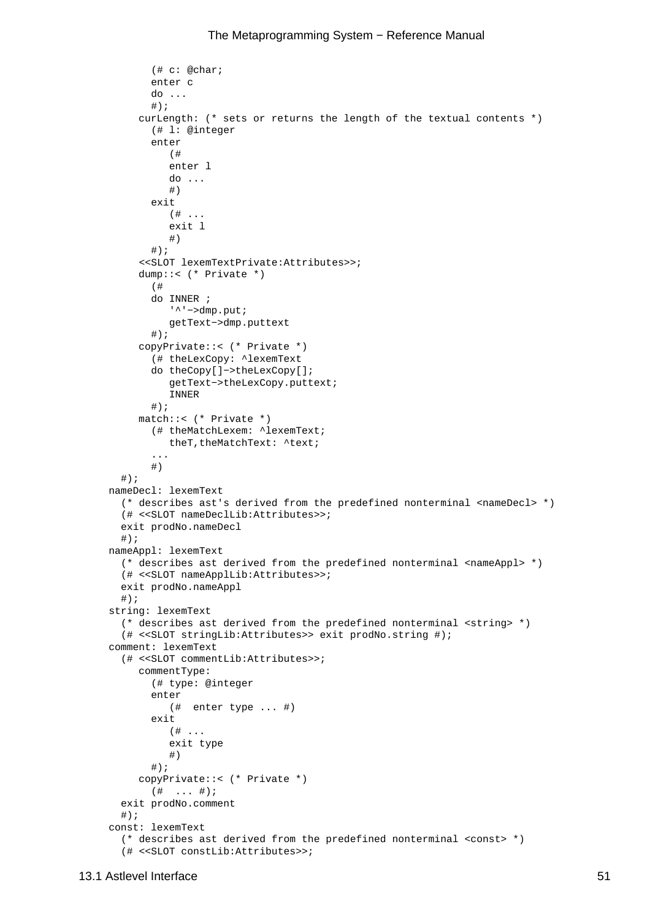```
          (# c: @char;
          enter c
          do ...
          #);
        curLength: (* sets or returns the length of the textual contents *)
          (# l: @integer
          enter
             (#
             enter l
             do ...
             #)
          exit
             (# ...
             exit l
             #)
          #);
        <<SLOT lexemTextPrivate:Attributes>>;
        dump::< (* Private *)
          (#
          do INNER ;
             '^'−>dmp.put;
             getText−>dmp.puttext
          #);
        copyPrivate::< (* Private *)
          (# theLexCopy: ^lexemText
          do theCopy[]−>theLexCopy[];
             getText−>theLexCopy.puttext;
             INNER
          #);
        match::< (* Private *)
          (# theMatchLexem: ^lexemText;
             theT,theMatchText: ^text;
          ...
          #)
    #);
  nameDecl: lexemText
    (* describes ast's derived from the predefined nonterminal <nameDecl> *)
    (# <<SLOT nameDeclLib:Attributes>>;
    exit prodNo.nameDecl
    #);
  nameAppl: lexemText
    (* describes ast derived from the predefined nonterminal <nameAppl> *)
    (# <<SLOT nameApplLib:Attributes>>;
    exit prodNo.nameAppl
    #);
  string: lexemText
    (* describes ast derived from the predefined nonterminal <string> *)
    (# <<SLOT stringLib:Attributes>> exit prodNo.string #);
  comment: lexemText
    (# <<SLOT commentLib:Attributes>>;
       commentType:
          (# type: @integer
          enter
             (#  enter type ... #)
          exit
             (# ...
             exit type
             #)
          #);
       copyPrivate::< (* Private *)
          (#  ... #);
    exit prodNo.comment
    #);
  const: lexemText
    (* describes ast derived from the predefined nonterminal <const> *)
    (# <<SLOT constLib:Attributes>>;
```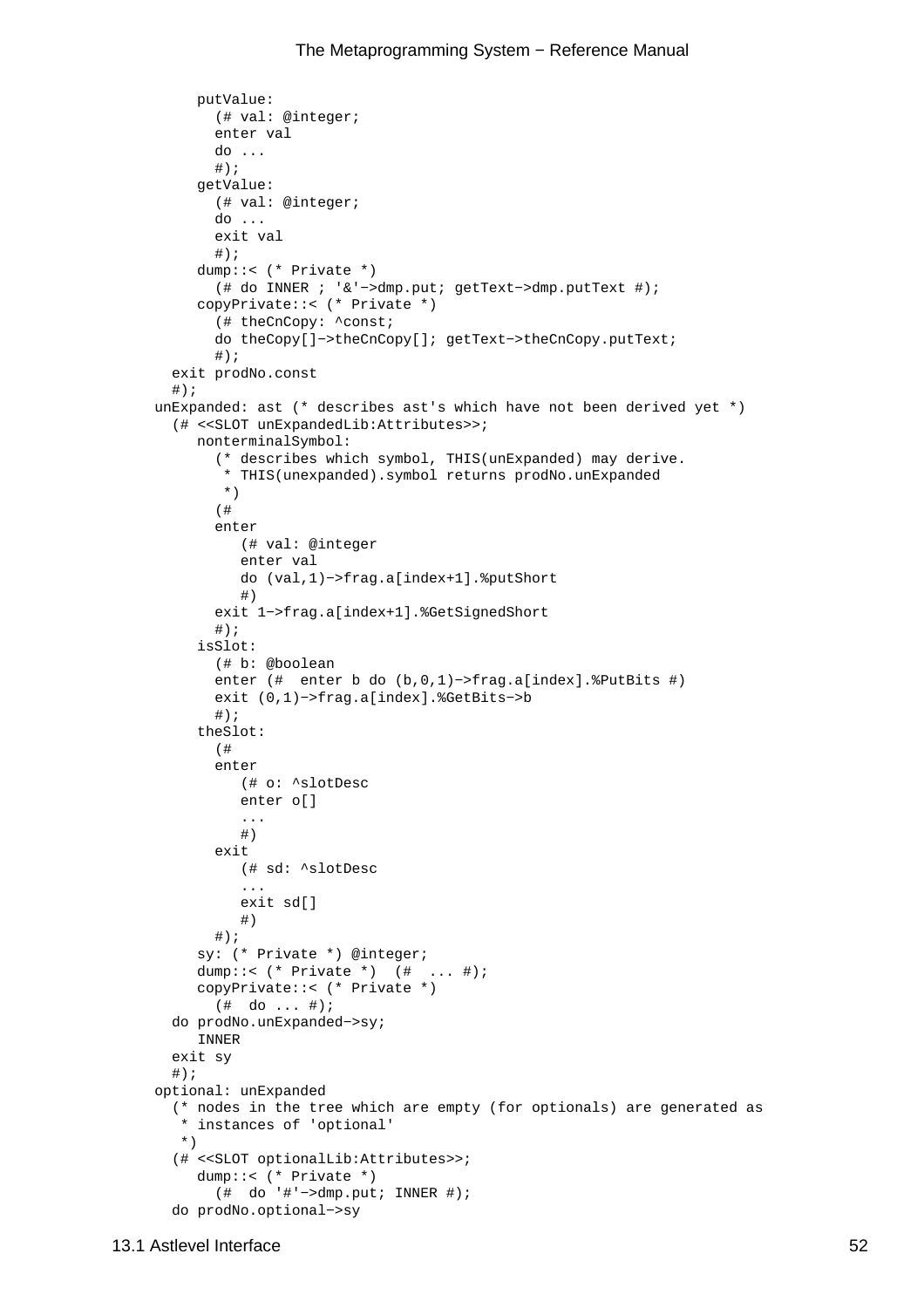```
      putValue:
        (# val: @integer;
        enter val
        do ...
        #);
      getValue:
        (# val: @integer;
        do ...
        exit val
        #);
      dump::< (* Private *)
        (# do INNER ; '&'−>dmp.put; getText−>dmp.putText #);
      copyPrivate::< (* Private *)
        (# theCnCopy: ^const;
        do theCopy[]−>theCnCopy[]; getText−>theCnCopy.putText;
        #);
   exit prodNo.const
   #);
 unExpanded: ast (* describes ast's which have not been derived yet *)
   (# <<SLOT unExpandedLib:Attributes>>;
      nonterminalSymbol:
        (* describes which symbol, THIS(unExpanded) may derive.
         * THIS(unexpanded).symbol returns prodNo.unExpanded
         *)
        (#
        enter
           (# val: @integer
           enter val
           do (val,1)−>frag.a[index+1].%putShort
           #)
        exit 1−>frag.a[index+1].%GetSignedShort
        #);
      isSlot:
        (# b: @boolean
        enter (#  enter b do (b,0,1)−>frag.a[index].%PutBits #)
        exit (0,1)−>frag.a[index].%GetBits−>b
        #);
      theSlot:
        (#
        enter
           (# o: ^slotDesc
           enter o[]
           ...
           #)
        exit
           (# sd: ^slotDesc
           ...
           exit sd[]
           #)
        #);
      sy: (* Private *) @integer;
      dump::< (* Private *)  (#  ... #);
      copyPrivate::< (* Private *)
        (#  do ... #);
   do prodNo.unExpanded−>sy;
      INNER
   exit sy
   #);
 optional: unExpanded
   (* nodes in the tree which are empty (for optionals) are generated as
    * instances of 'optional'
    *)
   (# <<SLOT optionalLib:Attributes>>;
      dump::< (* Private *)
        (#  do '#'−>dmp.put; INNER #);
   do prodNo.optional−>sy
```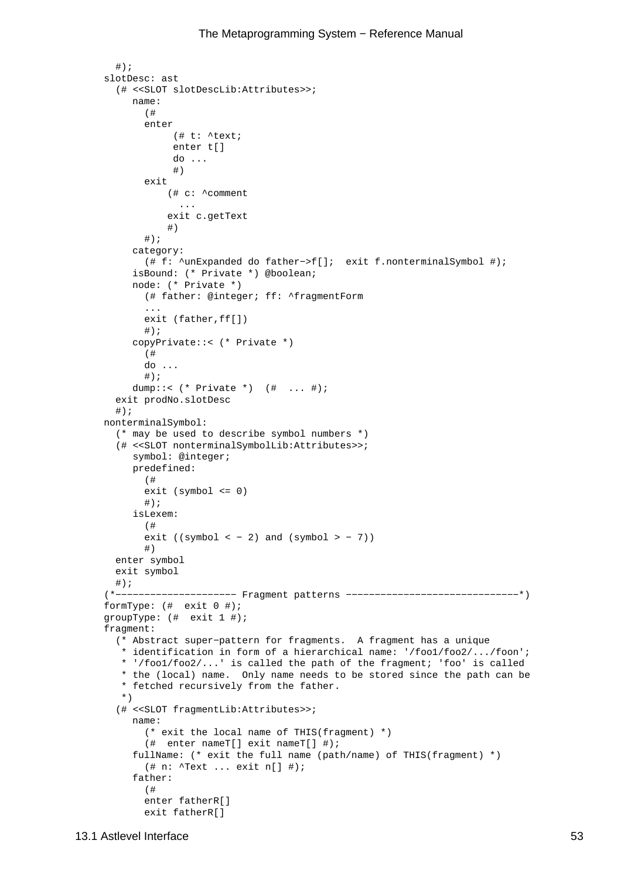```
      #);
    slotDesc: ast
      (# <<SLOT slotDescLib:Attributes>>;
         name:
           (#
           enter
                (# t: ^text;
                enter t[]
                do ...
                #)
           exit
               (# c: ^comment
                 ...
               exit c.getText
               #)
           #);
         category:
           (# f: ^unExpanded do father−>f[];  exit f.nonterminalSymbol #);
         isBound: (* Private *) @boolean;
         node: (* Private *)
           (# father: @integer; ff: ^fragmentForm
           ...
           exit (father,ff[])
           #);
         copyPrivate::< (* Private *)
           (#
           do ...
           #);
         dump::< (* Private *)  (#  ... #);
      exit prodNo.slotDesc
      #);
    nonterminalSymbol:
      (* may be used to describe symbol numbers *)
      (# <<SLOT nonterminalSymbolLib:Attributes>>;
         symbol: @integer;
         predefined:
           (#
           exit (symbol <= 0)
           #);
         isLexem:
           (#
           exit ((symbol < − 2) and (symbol > − 7))
           #)
      enter symbol
      exit symbol
      #);
    (*−−−−−−−−−−−−−−−−−−−−− Fragment patterns −−−−−−−−−−−−−−−−−−−−−−−−−−−−−−*)
    formType: (#  exit 0 #);
    groupType: (#  exit 1 #);
    fragment:
      (* Abstract super−pattern for fragments.  A fragment has a unique
       * identification in form of a hierarchical name: '/foo1/foo2/.../foon';
       * '/foo1/foo2/...' is called the path of the fragment; 'foo' is called
       * the (local) name.  Only name needs to be stored since the path can be
       * fetched recursively from the father.
       *)
      (# <<SLOT fragmentLib:Attributes>>;
         name:
           (* exit the local name of THIS(fragment) *)
           (#  enter nameT[] exit nameT[] #);
         fullName: (* exit the full name (path/name) of THIS(fragment) *)
           (# n: ^Text ... exit n[] #);
         father:
           (#
           enter fatherR[]
           exit fatherR[]
```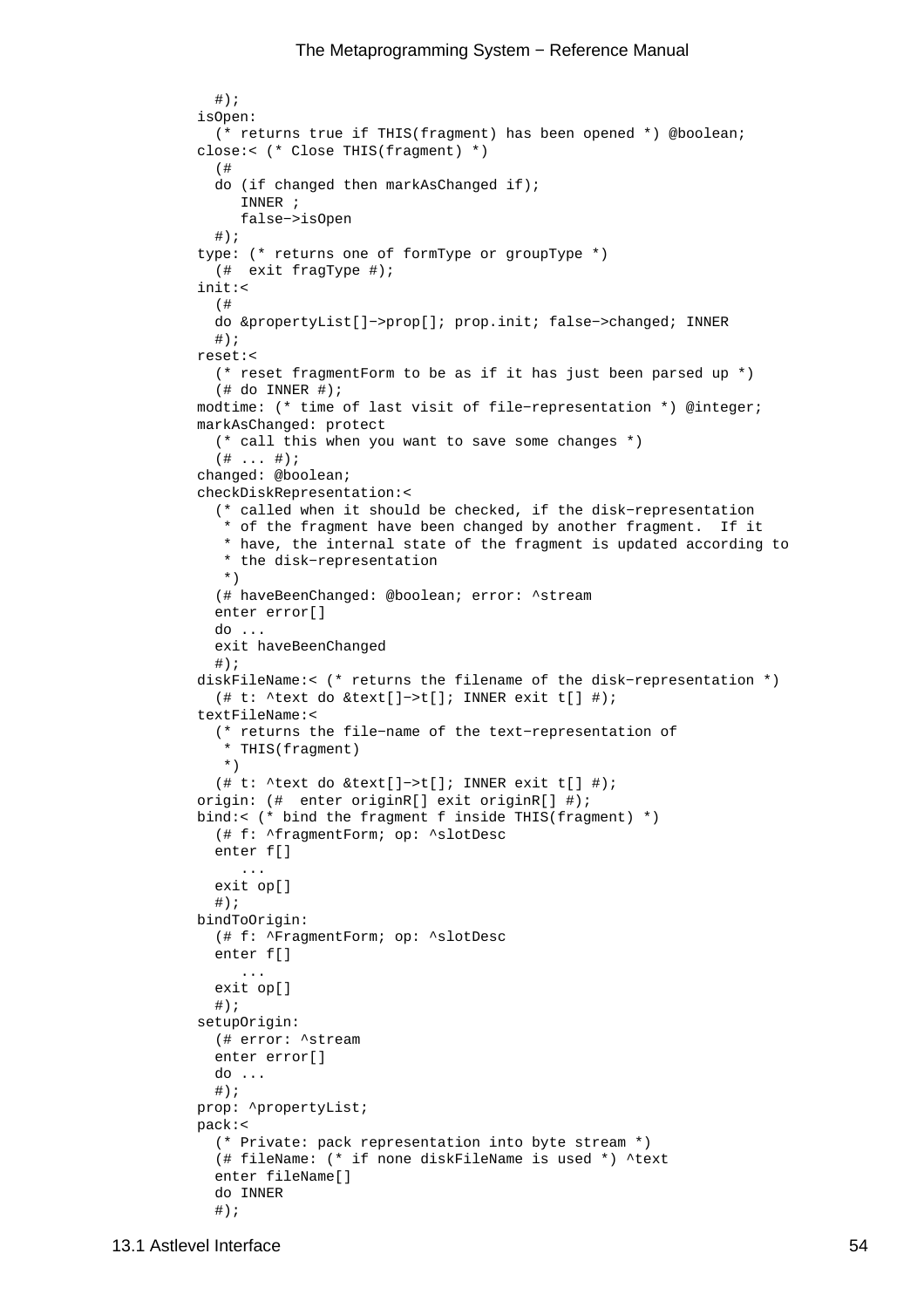```
  #);
isOpen:
  (* returns true if THIS(fragment) has been opened *) @boolean;
close:< (* Close THIS(fragment) *)
  (#
  do (if changed then markAsChanged if);
     INNER ;
     false−>isOpen
  #);
type: (* returns one of formType or groupType *)
  (#  exit fragType #);
init:<
  (#
  do &propertyList[]−>prop[]; prop.init; false−>changed; INNER
  #);
reset:<
  (* reset fragmentForm to be as if it has just been parsed up *)
  (# do INNER #);
modtime: (* time of last visit of file−representation *) @integer;
markAsChanged: protect
  (* call this when you want to save some changes *)
  (# ... #);
changed: @boolean;
checkDiskRepresentation:<
  (* called when it should be checked, if the disk−representation
   * of the fragment have been changed by another fragment.  If it
   * have, the internal state of the fragment is updated according to
   * the disk−representation
   *)
  (# haveBeenChanged: @boolean; error: ^stream
  enter error[]
  do ...
  exit haveBeenChanged
  #);
diskFileName:< (* returns the filename of the disk−representation *)
  (# t: ^text do &text[]−>t[]; INNER exit t[] #);
textFileName:<
  (* returns the file−name of the text−representation of
   * THIS(fragment)
   *)
  (# t: ^text do &text[]−>t[]; INNER exit t[] #);
origin: (#  enter originR[] exit originR[] #);
bind:< (* bind the fragment f inside THIS(fragment) *)
  (# f: ^fragmentForm; op: ^slotDesc
  enter f[]
     ...
  exit op[]
  #);
bindToOrigin:
  (# f: ^FragmentForm; op: ^slotDesc
  enter f[]
     ...
  exit op[]
  #);
setupOrigin:
  (# error: ^stream
  enter error[]
  do ...
  #);
prop: ^propertyList;
pack:<
  (* Private: pack representation into byte stream *)
  (# fileName: (* if none diskFileName is used *) ^text
  enter fileName[]
  do INNER
  #);
```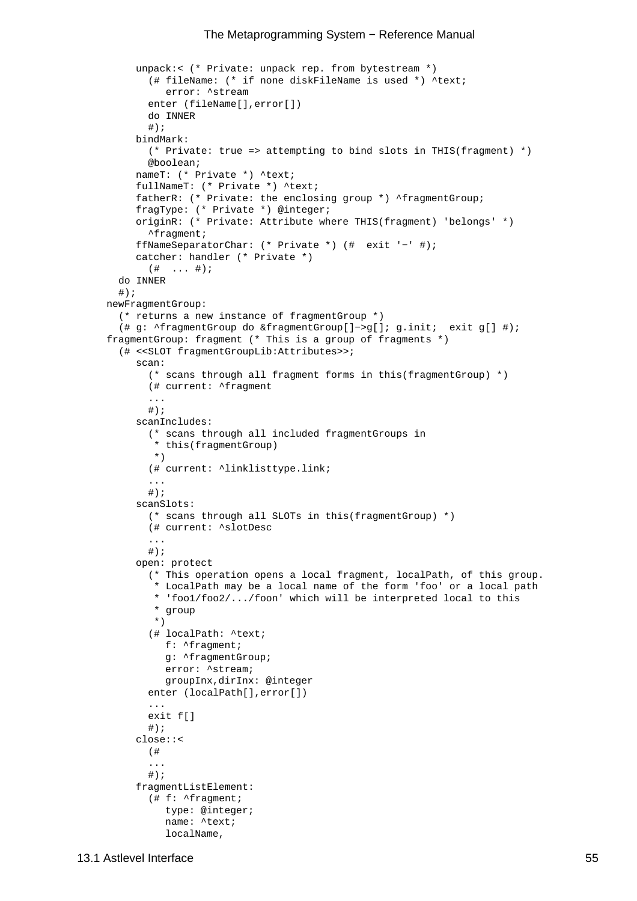```
      unpack:< (* Private: unpack rep. from bytestream *)
        (# fileName: (* if none diskFileName is used *) ^text;
           error: ^stream
        enter (fileName[],error[])
        do INNER
        #);
      bindMark:
        (* Private: true => attempting to bind slots in THIS(fragment) *)
        @boolean;
      nameT: (* Private *) ^text;
      fullNameT: (* Private *) ^text;
      fatherR: (* Private: the enclosing group *) ^fragmentGroup;
      fragType: (* Private *) @integer;
      originR: (* Private: Attribute where THIS(fragment) 'belongs' *)
        ^fragment;
      ffNameSeparatorChar: (* Private *) (#  exit '−' #);
      catcher: handler (* Private *)
        (#  ... #);
   do INNER
   #);
 newFragmentGroup:
   (* returns a new instance of fragmentGroup *)
   (# g: ^fragmentGroup do &fragmentGroup[]−>g[]; g.init;  exit g[] #);
 fragmentGroup: fragment (* This is a group of fragments *)
   (# <<SLOT fragmentGroupLib:Attributes>>;
      scan:
        (* scans through all fragment forms in this(fragmentGroup) *)
        (# current: ^fragment
        ...
        #);
      scanIncludes:
        (* scans through all included fragmentGroups in
         * this(fragmentGroup)
         *)
        (# current: ^linklisttype.link;
        ...
        #);
      scanSlots:
        (* scans through all SLOTs in this(fragmentGroup) *)
        (# current: ^slotDesc
        ...
        #);
      open: protect
        (* This operation opens a local fragment, localPath, of this group.
         * LocalPath may be a local name of the form 'foo' or a local path
         * 'foo1/foo2/.../foon' which will be interpreted local to this
         * group
         *)
        (# localPath: ^text;
           f: ^fragment;
           g: ^fragmentGroup;
           error: ^stream;
           groupInx,dirInx: @integer
        enter (localPath[],error[])
        ...
        exit f[]
        #);
      close::<
        (#
        ...
        #);
      fragmentListElement:
        (# f: ^fragment;
           type: @integer;
           name: ^text;
           localName,
```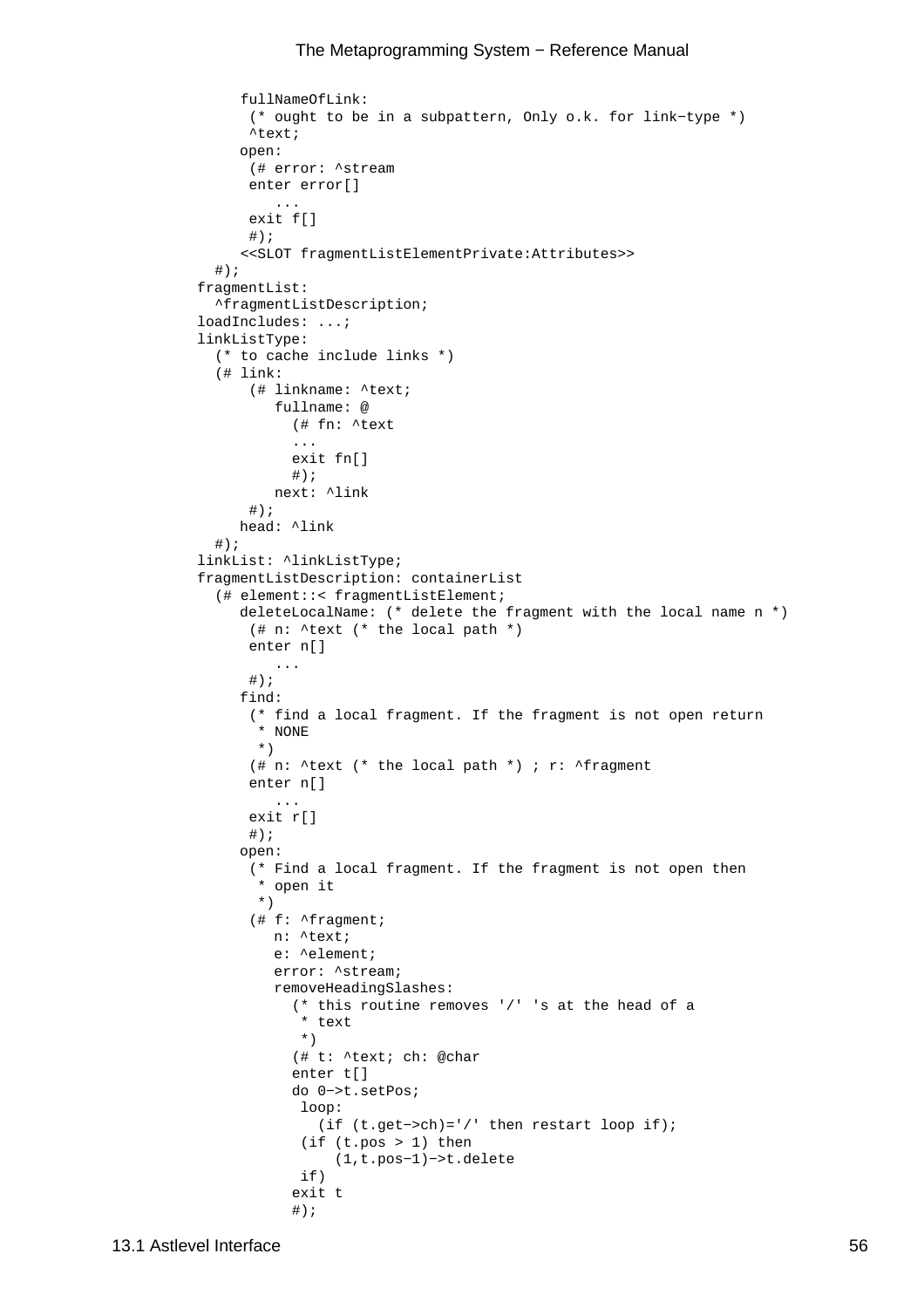```
      fullNameOfLink:
       (* ought to be in a subpattern, Only o.k. for link−type *)
       ^text;
      open:
       (# error: ^stream
       enter error[]
          ...
       exit f[]
       #);
      <<SLOT fragmentListElementPrivate:Attributes>>
  #);
fragmentList:
  ^fragmentListDescription;
loadIncludes: ...;
linkListType:
  (* to cache include links *)
  (# link:
       (# linkname: ^text;
          fullname: @
            (# fn: ^text
            ...
            exit fn[]
            #);
          next: ^link
       #);
      head: ^link
  #);
linkList: ^linkListType;
fragmentListDescription: containerList
  (# element::< fragmentListElement;
      deleteLocalName: (* delete the fragment with the local name n *)
       (# n: ^text (* the local path *)
       enter n[]
          ...
       #);
      find:
       (* find a local fragment. If the fragment is not open return
        * NONE
        *)
       (# n: ^text (* the local path *) ; r: ^fragment
       enter n[]
          ...
       exit r[]
       #);
      open:
       (* Find a local fragment. If the fragment is not open then
        * open it
        *)
       (# f: ^fragment;
          n: ^text;
          e: ^element;
          error: ^stream;
          removeHeadingSlashes:
            (* this routine removes '/' 's at the head of a
             * text
             *)
            (# t: ^text; ch: @char
            enter t[]
            do 0−>t.setPos;
             loop:
               (if (t.get−>ch)='/' then restart loop if);
             (if (t.pos > 1) then
                 (1,t.pos−1)−>t.delete
             if)
            exit t
            #);
```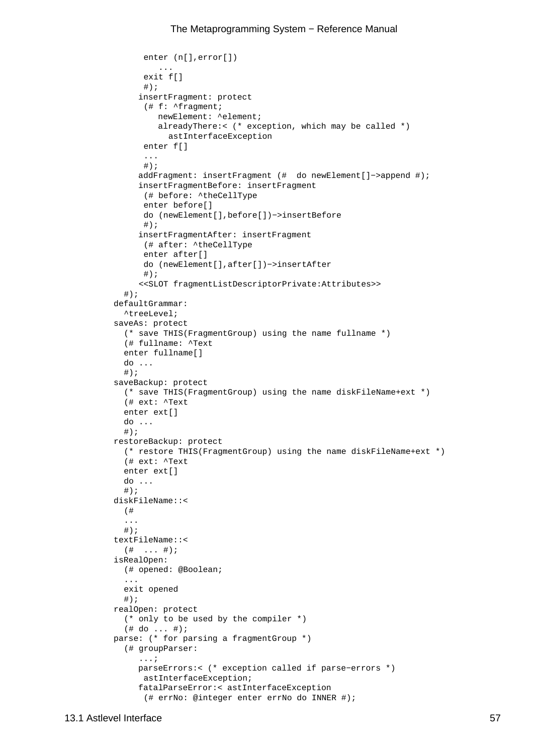```
        enter (n[],error[])
           ...
        exit f[]
        #);
       insertFragment: protect
        (# f: ^fragment;
           newElement: ^element;
           alreadyThere:< (* exception, which may be called *)
             astInterfaceException
        enter f[]
        ...
        #);
       addFragment: insertFragment (#  do newElement[]−>append #);
       insertFragmentBefore: insertFragment
        (# before: ^theCellType
        enter before[]
        do (newElement[],before[])−>insertBefore
        #);
       insertFragmentAfter: insertFragment
        (# after: ^theCellType
        enter after[]
        do (newElement[],after[])−>insertAfter
        #);
       <<SLOT fragmentListDescriptorPrivate:Attributes>>
  #);
defaultGrammar:
  ^treeLevel;
saveAs: protect
  (* save THIS(FragmentGroup) using the name fullname *)
  (# fullname: ^Text
  enter fullname[]
  do ...
  #);
saveBackup: protect
  (* save THIS(FragmentGroup) using the name diskFileName+ext *)
  (# ext: ^Text
  enter ext[]
  do ...
  #);
restoreBackup: protect
  (* restore THIS(FragmentGroup) using the name diskFileName+ext *)
  (# ext: ^Text
  enter ext[]
  do ...
  #);
diskFileName::<
  (#
  ...
  #);
textFileName::<
  (#  ... #);
isRealOpen:
  (# opened: @Boolean;
  ...
  exit opened
  #);
realOpen: protect
  (* only to be used by the compiler *)
  (# do ... #);
parse: (* for parsing a fragmentGroup *)
  (# groupParser:
     ...;
     parseErrors:< (* exception called if parse−errors *)
      astInterfaceException;
     fatalParseError:< astInterfaceException
      (# errNo: @integer enter errNo do INNER #);
```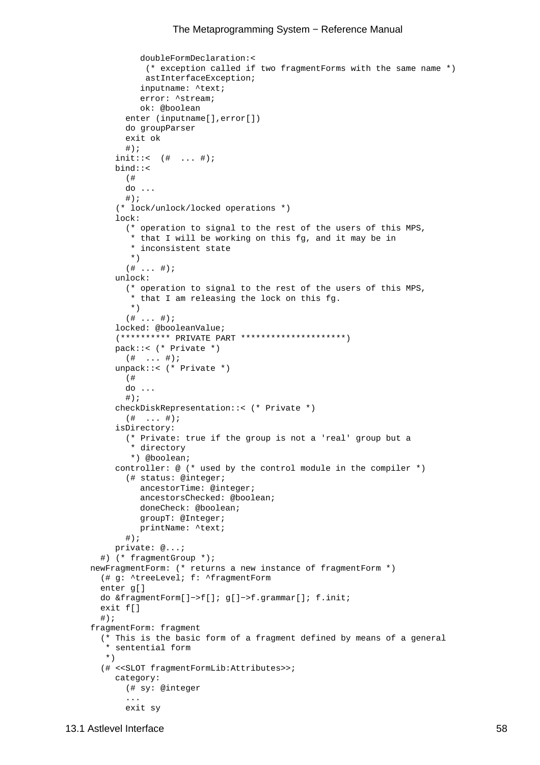```
            doubleFormDeclaration:<
              (* exception called if two fragmentForms with the same name *)
              astInterfaceException;
            inputname: ^text;
            error: ^stream;
            ok: @boolean
          enter (inputname[],error[])
          do groupParser
          exit ok
          #);
        init::<  (#  ... #);
        bind::<
          (#
          do ...
          #);
        (* lock/unlock/locked operations *)
        lock:
          (* operation to signal to the rest of the users of this MPS,
           * that I will be working on this fg, and it may be in
           * inconsistent state
           *)
          (# ... #);
        unlock:
          (* operation to signal to the rest of the users of this MPS,
           * that I am releasing the lock on this fg.
           *)
          (# ... #);
        locked: @booleanValue;
        (********** PRIVATE PART *********************)
        pack::< (* Private *)
          (#  ... #);
        unpack::< (* Private *)
          (#
          do ...
          #);
        checkDiskRepresentation::< (* Private *)
          (#  ... #);
        isDirectory:
          (* Private: true if the group is not a 'real' group but a
           * directory
           *) @boolean;
        controller: @ (* used by the control module in the compiler *)
          (# status: @integer;
             ancestorTime: @integer;
             ancestorsChecked: @boolean;
             doneCheck: @boolean;
             groupT: @Integer;
             printName: ^text;
          #);
        private: @...;
      #) (* fragmentGroup *);
    newFragmentForm: (* returns a new instance of fragmentForm *)
      (# g: ^treeLevel; f: ^fragmentForm
      enter g[]
      do &fragmentForm[]->f[]; g[]->f.grammar[]; f.init;
      exit f[]
      #);
    fragmentForm: fragment
      (* This is the basic form of a fragment defined by means of a general
       * sentential form
       *)
      (# <<SLOT fragmentFormLib:Attributes>>;
        category:
          (# sy: @integer
          ...
          exit sy
```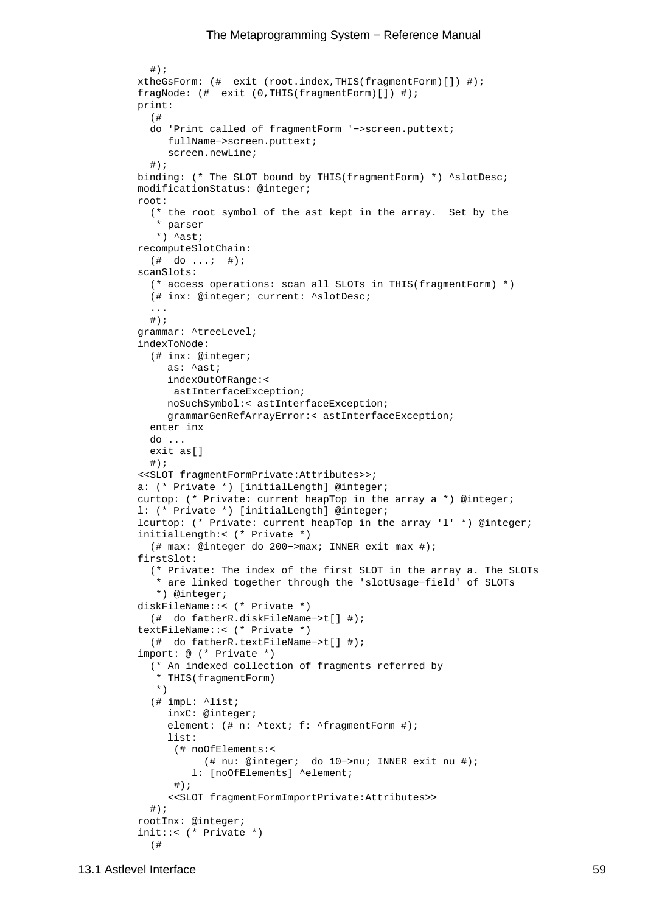```
  #);
xtheGsForm: (#  exit (root.index,THIS(fragmentForm)[]) #);
fragNode: (#  exit (0,THIS(fragmentForm)[]) #);
print:
  (#
  do 'Print called of fragmentForm '−>screen.puttext;
     fullName−>screen.puttext;
     screen.newLine;
  #);
binding: (* The SLOT bound by THIS(fragmentForm) *) ^slotDesc;
modificationStatus: @integer;
root:
  (* the root symbol of the ast kept in the array.  Set by the
   * parser
   *) ^ast;
recomputeSlotChain:
  (#  do ...;  #);
scanSlots:
  (* access operations: scan all SLOTs in THIS(fragmentForm) *)
  (# inx: @integer; current: ^slotDesc;
  ...
  #);
grammar: ^treeLevel;
indexToNode:
  (# inx: @integer;
     as: ^ast;
     indexOutOfRange:<
      astInterfaceException;
     noSuchSymbol:< astInterfaceException;
     grammarGenRefArrayError:< astInterfaceException;
  enter inx
  do ...
  exit as[]
  #);
<<SLOT fragmentFormPrivate:Attributes>>;
a: (* Private *) [initialLength] @integer;
curtop: (* Private: current heapTop in the array a *) @integer;
l: (* Private *) [initialLength] @integer;
lcurtop: (* Private: current heapTop in the array 'l' *) @integer;
initialLength:< (* Private *)
  (# max: @integer do 200−>max; INNER exit max #);
firstSlot:
  (* Private: The index of the first SLOT in the array a. The SLOTs
   * are linked together through the 'slotUsage−field' of SLOTs
   *) @integer;
diskFileName::< (* Private *)
  (#  do fatherR.diskFileName−>t[] #);
textFileName::< (* Private *)
  (#  do fatherR.textFileName−>t[] #);
import: @ (* Private *)
  (* An indexed collection of fragments referred by
   * THIS(fragmentForm)
   *)
  (# impL: ^list;
     inxC: @integer;
     element: (# n: ^text; f: ^fragmentForm #);
     list:
      (# noOfElements:<
           (# nu: @integer;  do 10−>nu; INNER exit nu #);
         l: [noOfElements] ^element;
      #);
     <<SLOT fragmentFormImportPrivate:Attributes>>
  #);
rootInx: @integer;
init::< (* Private *)
  (#
```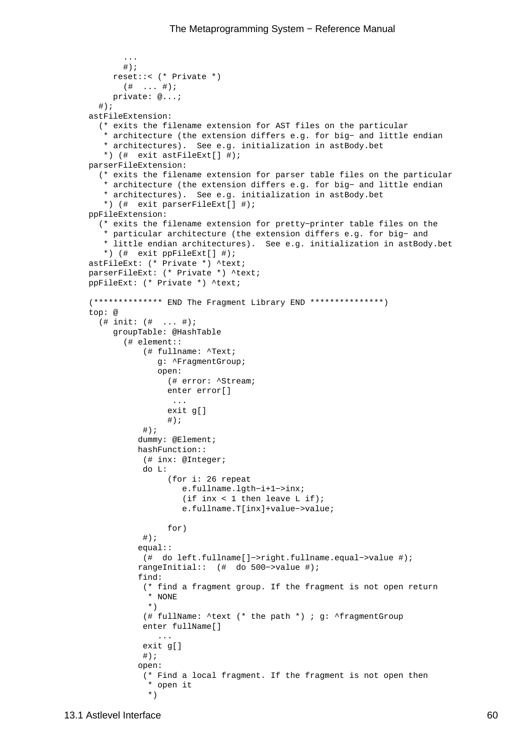```
        ...
        #);
      reset::< (* Private *)
        (#  ... #);
      private: @...;
   #);
 astFileExtension:
   (* exits the filename extension for AST files on the particular
    * architecture (the extension differs e.g. for big− and little endian
    * architectures).  See e.g. initialization in astBody.bet
    *) (#  exit astFileExt[] #);
 parserFileExtension:
   (* exits the filename extension for parser table files on the particular
    * architecture (the extension differs e.g. for big− and little endian
    * architectures).  See e.g. initialization in astBody.bet
    *) (#  exit parserFileExt[] #);
 ppFileExtension:
   (* exits the filename extension for pretty−printer table files on the
    * particular architecture (the extension differs e.g. for big− and
    * little endian architectures).  See e.g. initialization in astBody.bet
    *) (#  exit ppFileExt[] #);
 astFileExt: (* Private *) ^text;
 parserFileExt: (* Private *) ^text;
 ppFileExt: (* Private *) ^text;

 (************** END The Fragment Library END ***************)
 top: @
   (# init: (#  ... #);
      groupTable: @HashTable
        (# element::
            (# fullname: ^Text;
               g: ^FragmentGroup;
               open:
                 (# error: ^Stream;
                 enter error[]
                  ...
                 exit g[]
                 #);
            #);
           dummy: @Element;
           hashFunction::
            (# inx: @Integer;
            do L:
                 (for i: 26 repeat
                    e.fullname.lgth−i+1−>inx;
                    (if inx < 1 then leave L if);
                    e.fullname.T[inx]+value−>value;

                 for)
            #);
           equal::
            (#  do left.fullname[]−>right.fullname.equal−>value #);
           rangeInitial::  (#  do 500−>value #);
           find:
            (* find a fragment group. If the fragment is not open return
             * NONE
             *)
            (# fullName: ^text (* the path *) ; g: ^fragmentGroup
            enter fullName[]
               ...
            exit g[]
            #);
           open:
            (* Find a local fragment. If the fragment is not open then
             * open it
             *)
```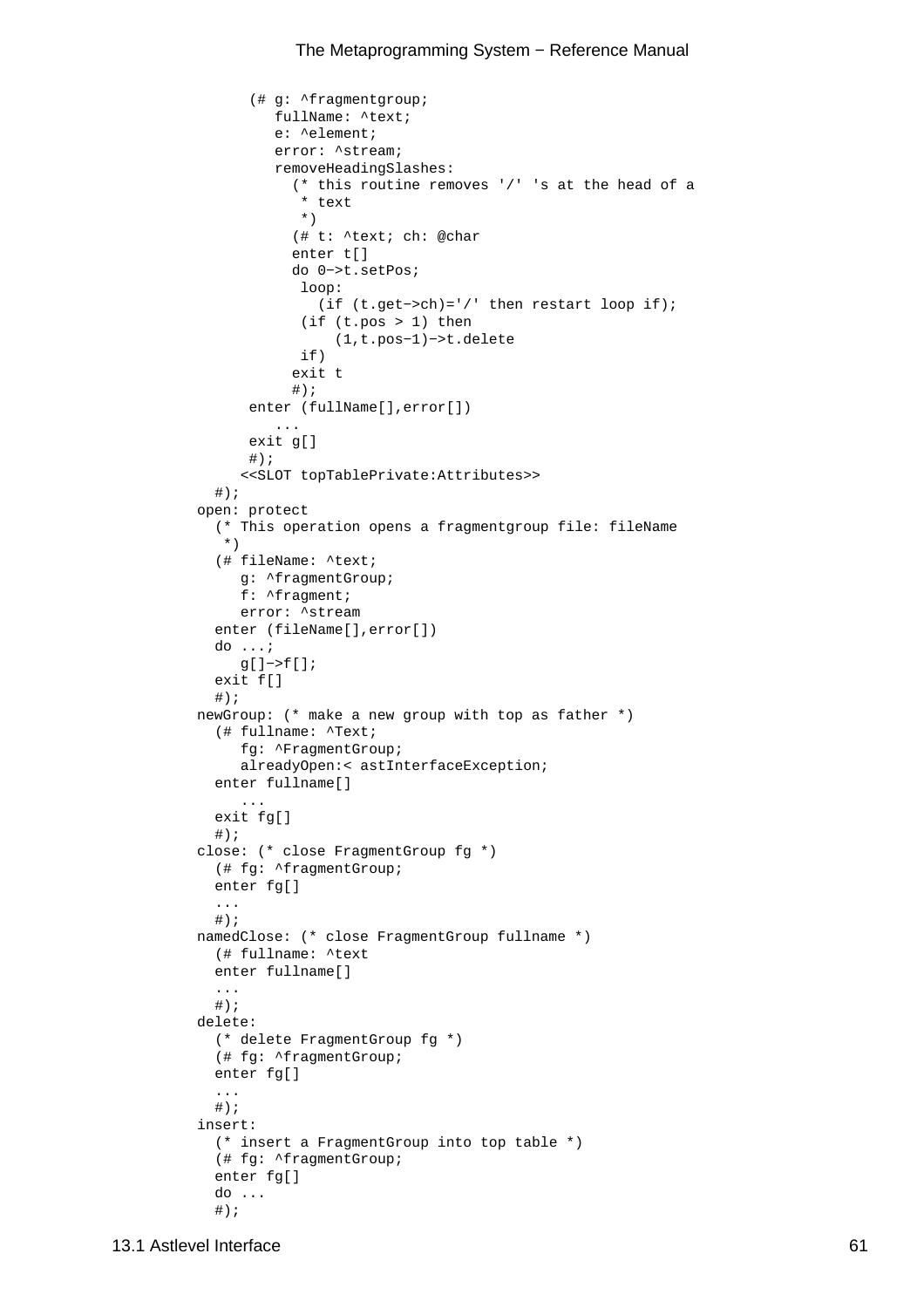```
       (# g: ^fragmentgroup;
          fullName: ^text;
          e: ^element;
          error: ^stream;
          removeHeadingSlashes:
            (* this routine removes '/' 's at the head of a
             * text
             *)
            (# t: ^text; ch: @char
            enter t[]
            do 0−>t.setPos;
             loop:
               (if (t.get−>ch)='/' then restart loop if);
             (if (t.pos > 1) then
                 (1,t.pos−1)−>t.delete
             if)
            exit t
            #);
       enter (fullName[],error[])
          ...
       exit g[]
       #);
      <<SLOT topTablePrivate:Attributes>>
  #);
open: protect
  (* This operation opens a fragmentgroup file: fileName
   *)
  (# fileName: ^text;
     g: ^fragmentGroup;
     f: ^fragment;
     error: ^stream
  enter (fileName[],error[])
  do ...;
     g[]−>f[];
  exit f[]
  #);
newGroup: (* make a new group with top as father *)
  (# fullname: ^Text;
     fg: ^FragmentGroup;
     alreadyOpen:< astInterfaceException;
  enter fullname[]
     ...
  exit fg[]
  #);
close: (* close FragmentGroup fg *)
  (# fg: ^fragmentGroup;
  enter fg[]
  ...
  #);
namedClose: (* close FragmentGroup fullname *)
  (# fullname: ^text
  enter fullname[]
  ...
  #);
delete:
  (* delete FragmentGroup fg *)
  (# fg: ^fragmentGroup;
  enter fg[]
  ...
  #);
insert:
  (* insert a FragmentGroup into top table *)
  (# fg: ^fragmentGroup;
  enter fg[]
  do ...
  #);
```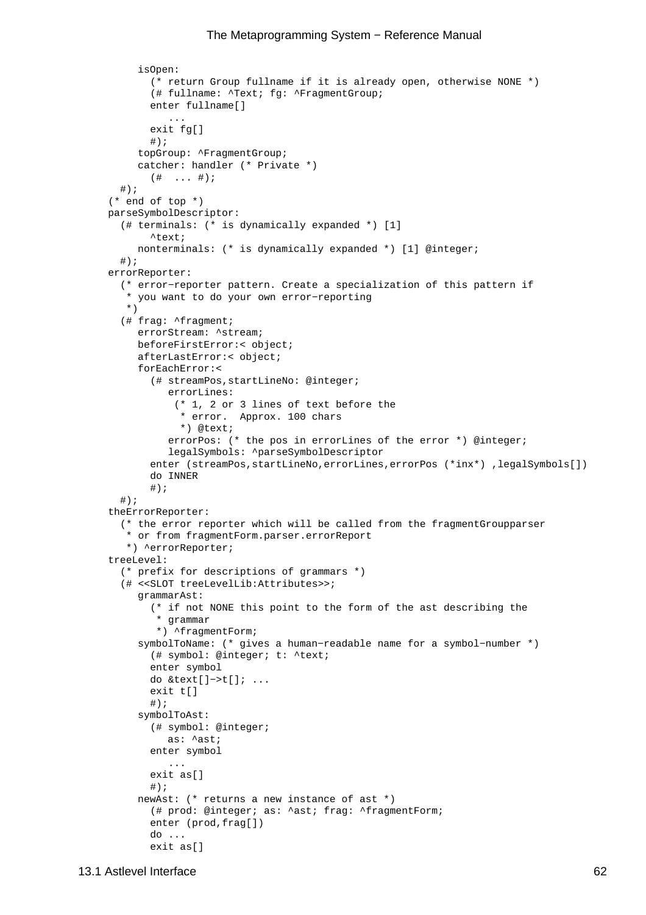```
      isOpen:
        (* return Group fullname if it is already open, otherwise NONE *)
        (# fullname: ^Text; fg: ^FragmentGroup;
        enter fullname[]
           ...
        exit fg[]
        #);
      topGroup: ^FragmentGroup;
      catcher: handler (* Private *)
        (#  ... #);
   #);
 (* end of top *)
 parseSymbolDescriptor:
   (# terminals: (* is dynamically expanded *) [1]
        ^text;
      nonterminals: (* is dynamically expanded *) [1] @integer;
   #);
 errorReporter:
   (* error−reporter pattern. Create a specialization of this pattern if
    * you want to do your own error−reporting
    *)
   (# frag: ^fragment;
      errorStream: ^stream;
      beforeFirstError:< object;
      afterLastError:< object;
      forEachError:<
        (# streamPos,startLineNo: @integer;
           errorLines:
            (* 1, 2 or 3 lines of text before the
             * error.  Approx. 100 chars
             *) @text;
           errorPos: (* the pos in errorLines of the error *) @integer;
           legalSymbols: ^parseSymbolDescriptor
        enter (streamPos,startLineNo,errorLines,errorPos (*inx*) ,legalSymbols[])
        do INNER
        #);
   #);
 theErrorReporter:
   (* the error reporter which will be called from the fragmentGroupparser
    * or from fragmentForm.parser.errorReport
    *) ^errorReporter;
 treeLevel:
   (* prefix for descriptions of grammars *)
   (# <<SLOT treeLevelLib:Attributes>>;
      grammarAst:
        (* if not NONE this point to the form of the ast describing the
         * grammar
         *) ^fragmentForm;
      symbolToName: (* gives a human−readable name for a symbol−number *)
        (# symbol: @integer; t: ^text;
        enter symbol
        do &text[]−>t[]; ...
        exit t[]
        #);
      symbolToAst:
        (# symbol: @integer;
           as: ^ast;
        enter symbol
           ...
        exit as[]
        #);
      newAst: (* returns a new instance of ast *)
        (# prod: @integer; as: ^ast; frag: ^fragmentForm;
        enter (prod,frag[])
        do ...
        exit as[]
```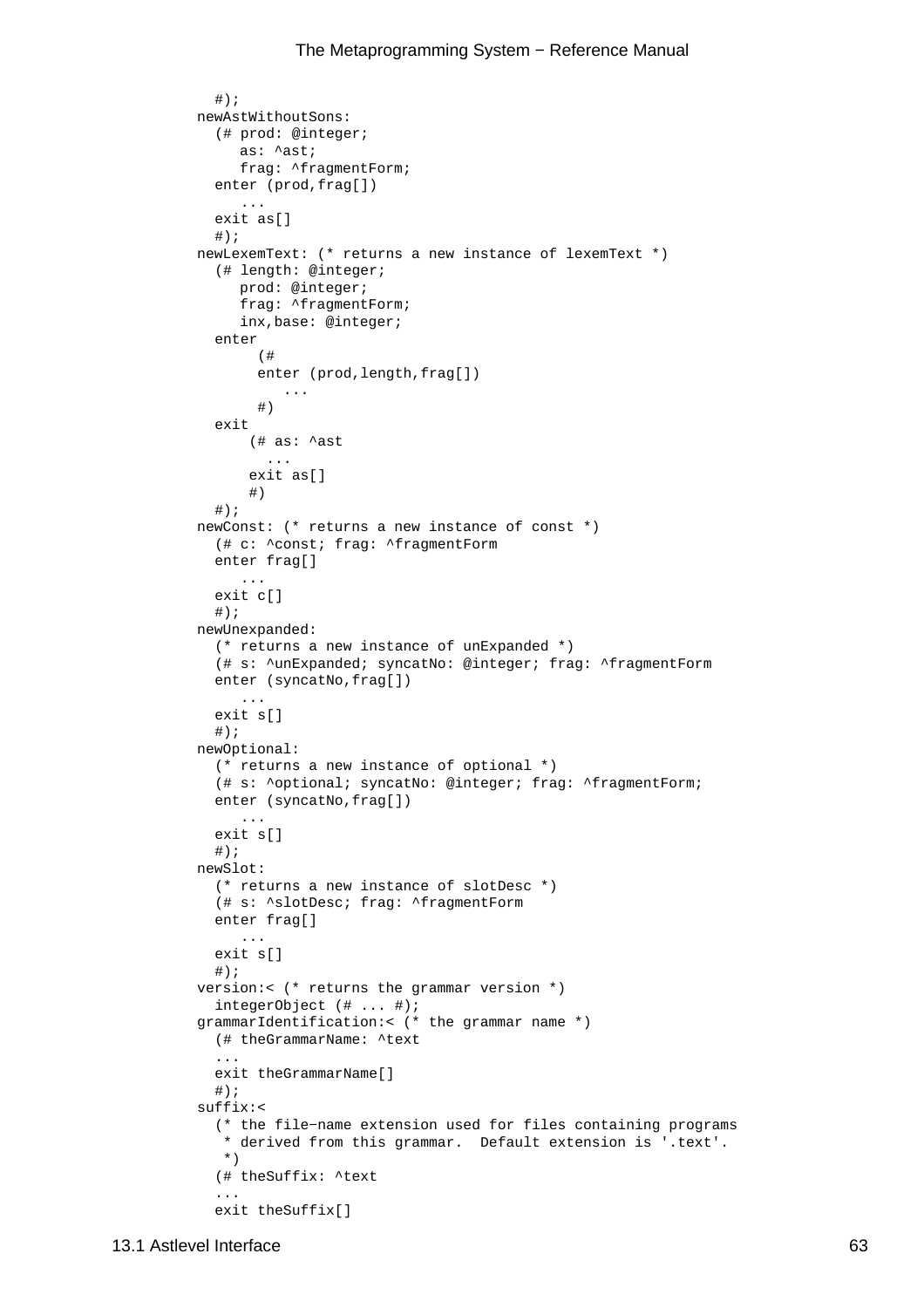```
  #);
newAstWithoutSons:
  (# prod: @integer;
     as: ^ast;
     frag: ^fragmentForm;
  enter (prod,frag[])
     ...
  exit as[]
  #);
newLexemText: (* returns a new instance of lexemText *)
  (# length: @integer;
     prod: @integer;
     frag: ^fragmentForm;
     inx,base: @integer;
  enter
      (#
      enter (prod,length,frag[])
         ...
      #)
  exit
     (# as: ^ast
       ...
     exit as[]
     #)
  #);
newConst: (* returns a new instance of const *)
  (# c: ^const; frag: ^fragmentForm
  enter frag[]
     ...
  exit c[]
  #);
newUnexpanded:
  (* returns a new instance of unExpanded *)
  (# s: ^unExpanded; syncatNo: @integer; frag: ^fragmentForm
  enter (syncatNo,frag[])
     ...
  exit s[]
  #);
newOptional:
  (* returns a new instance of optional *)
  (# s: ^optional; syncatNo: @integer; frag: ^fragmentForm;
  enter (syncatNo,frag[])
     ...
  exit s[]
  #);
newSlot:
  (* returns a new instance of slotDesc *)
  (# s: ^slotDesc; frag: ^fragmentForm
  enter frag[]
     ...
  exit s[]
  #);
version:< (* returns the grammar version *)
  integerObject (# ... #);
grammarIdentification:< (* the grammar name *)
  (# theGrammarName: ^text
  ...
  exit theGrammarName[]
  #);
suffix:<
  (* the file-name extension used for files containing programs
   * derived from this grammar.  Default extension is '.text'.
   *)
  (# theSuffix: ^text
  ...
  exit theSuffix[]
```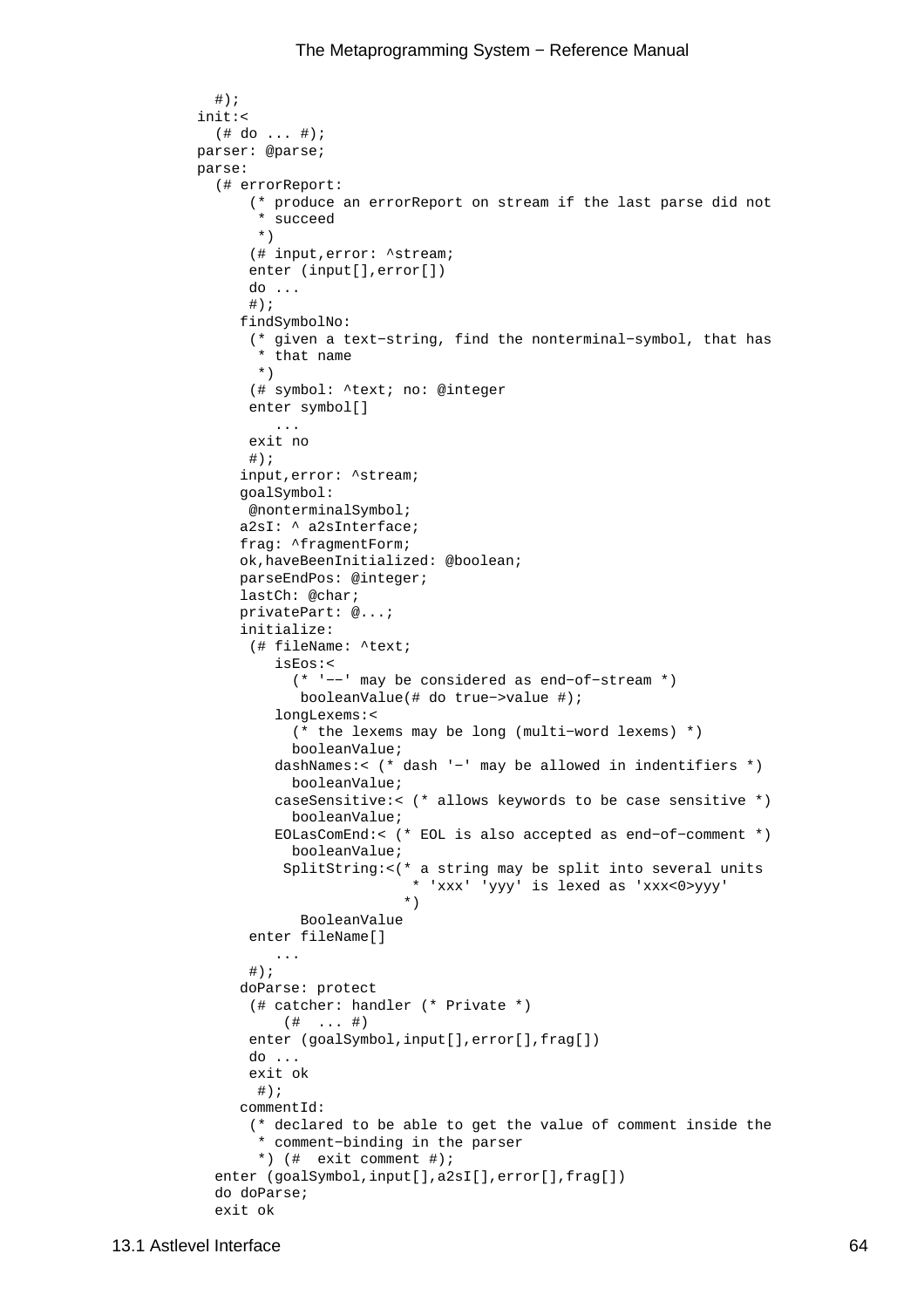```
  #);
init:<
  (# do ... #);
parser: @parse;
parse:
  (# errorReport:
       (* produce an errorReport on stream if the last parse did not
        * succeed
        *)
       (# input,error: ^stream;
       enter (input[],error[])
       do ...
       #);
     findSymbolNo:
       (* given a text-string, find the nonterminal-symbol, that has
        * that name
        *)
       (# symbol: ^text; no: @integer
       enter symbol[]
          ...
       exit no
       #);
     input,error: ^stream;
     goalSymbol:
      @nonterminalSymbol;
     a2sI: ^ a2sInterface;
     frag: ^fragmentForm;
     ok,haveBeenInitialized: @boolean;
     parseEndPos: @integer;
     lastCh: @char;
     privatePart: @...;
     initialize:
       (# fileName: ^text;
          isEos:<
            (* '--' may be considered as end-of-stream *)
             booleanValue(# do true->value #);
          longLexems:<
            (* the lexems may be long (multi-word lexems) *)
            booleanValue;
          dashNames:< (* dash '-' may be allowed in indentifiers *)
            booleanValue;
          caseSensitive:< (* allows keywords to be case sensitive *)
            booleanValue;
          EOLasComEnd:< (* EOL is also accepted as end-of-comment *)
            booleanValue;
           SplitString:<(* a string may be split into several units
                         * 'xxx' 'yyy' is lexed as 'xxx<0>yyy'
                        *)
             BooleanValue
       enter fileName[]
          ...
       #);
     doParse: protect
       (# catcher: handler (* Private *)
           (#  ... #)
       enter (goalSymbol,input[],error[],frag[])
       do ...
       exit ok
        #);
     commentId:
       (* declared to be able to get the value of comment inside the
        * comment-binding in the parser
        *) (#  exit comment #);
  enter (goalSymbol,input[],a2sI[],error[],frag[])
  do doParse;
  exit ok
```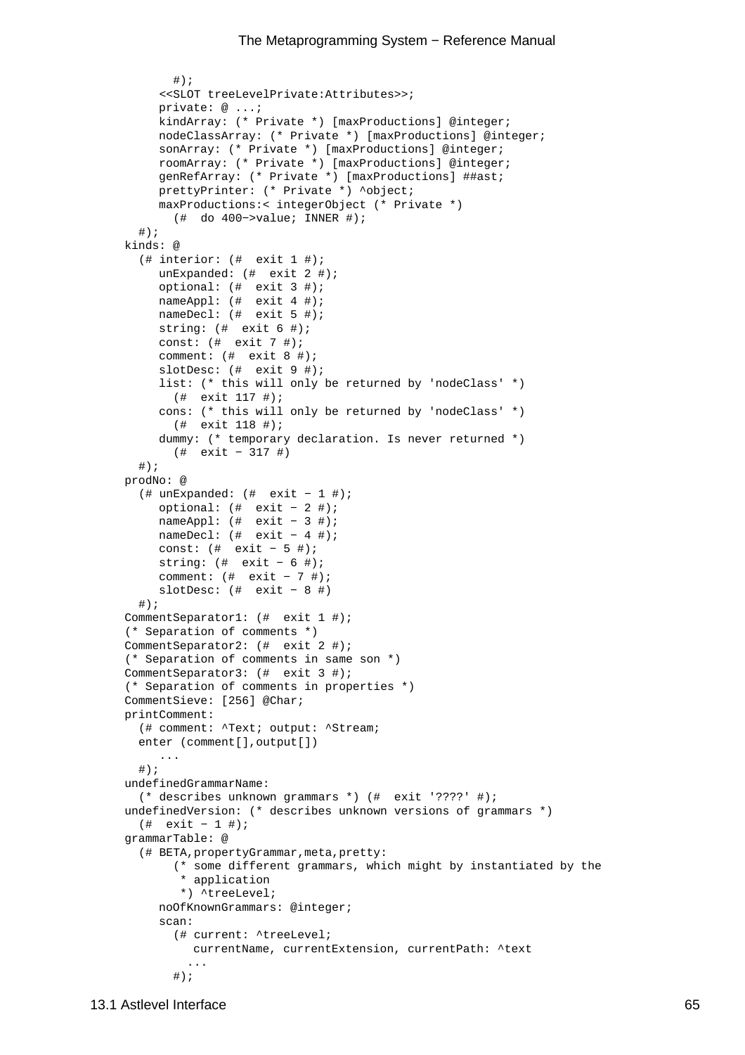```
      #);
    <<SLOT treeLevelPrivate:Attributes>>;
    private: @ ...;
    kindArray: (* Private *) [maxProductions] @integer;
    nodeClassArray: (* Private *) [maxProductions] @integer;
    sonArray: (* Private *) [maxProductions] @integer;
    roomArray: (* Private *) [maxProductions] @integer;
    genRefArray: (* Private *) [maxProductions] ##ast;
    prettyPrinter: (* Private *) ^object;
    maxProductions:< integerObject (* Private *)
      (#  do 400−>value; INNER #);
  #);
kinds: @
  (# interior: (#  exit 1 #);
    unExpanded: (#  exit 2 #);
    optional: (#  exit 3 #);
    nameAppl: (#  exit 4 #);
    nameDecl: (#  exit 5 #);
    string: (#  exit 6 #);
    const: (#  exit 7 #);
    comment: (#  exit 8 #);
    slotDesc: (#  exit 9 #);
    list: (* this will only be returned by 'nodeClass' *)
      (#  exit 117 #);
    cons: (* this will only be returned by 'nodeClass' *)
      (#  exit 118 #);
    dummy: (* temporary declaration. Is never returned *)
      (#  exit − 317 #)
  #);
prodNo: @
  (# unExpanded: (#  exit − 1 #);
    optional: (#  exit − 2 #);
    nameAppl: (#  exit − 3 #);
    nameDecl: (#  exit − 4 #);
    const: (#  exit − 5 #);
    string: (#  exit − 6 #);
    comment: (#  exit − 7 #);
    slotDesc: (#  exit − 8 #)
  #);
CommentSeparator1: (#  exit 1 #);
(* Separation of comments *)
CommentSeparator2: (#  exit 2 #);
(* Separation of comments in same son *)
CommentSeparator3: (#  exit 3 #);
(* Separation of comments in properties *)
CommentSieve: [256] @Char;
printComment:
  (# comment: ^Text; output: ^Stream;
  enter (comment[],output[])
    ...
  #);
undefinedGrammarName:
  (* describes unknown grammars *) (#  exit '????' #);
undefinedVersion: (* describes unknown versions of grammars *)
  (#  exit − 1 #);
grammarTable: @
  (# BETA,propertyGrammar,meta,pretty:
       (* some different grammars, which might by instantiated by the
        * application
        *) ^treeLevel;
    noOfKnownGrammars: @integer;
    scan:
      (# current: ^treeLevel;
         currentName, currentExtension, currentPath: ^text
        ...
      #);
```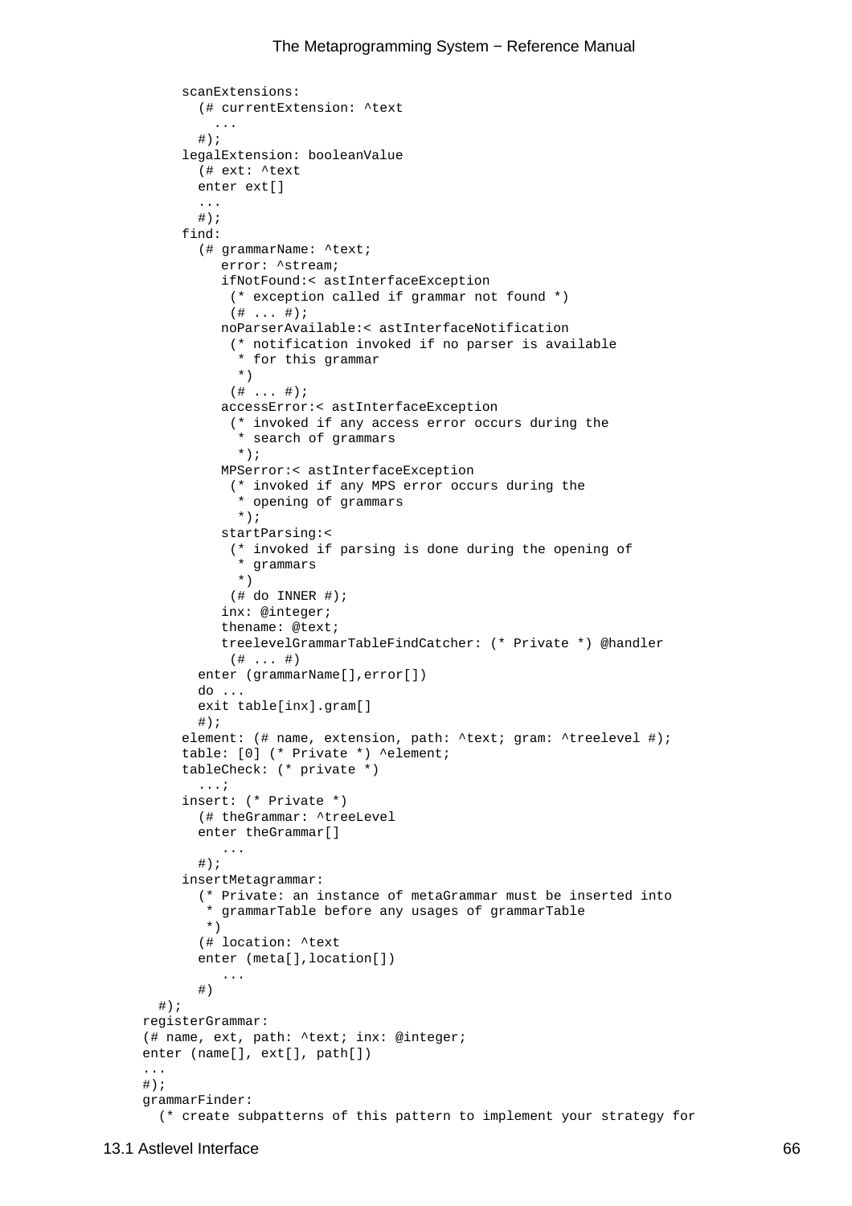```
      scanExtensions:
        (# currentExtension: ^text
          ...
        #);
      legalExtension: booleanValue
        (# ext: ^text
        enter ext[]
        ...
        #);
      find:
        (# grammarName: ^text;
           error: ^stream;
           ifNotFound:< astInterfaceException
            (* exception called if grammar not found *)
            (# ... #);
           noParserAvailable:< astInterfaceNotification
            (* notification invoked if no parser is available
             * for this grammar
             *)
            (# ... #);
           accessError:< astInterfaceException
            (* invoked if any access error occurs during the
             * search of grammars
             *);
           MPSerror:< astInterfaceException
            (* invoked if any MPS error occurs during the
             * opening of grammars
             *);
           startParsing:<
            (* invoked if parsing is done during the opening of
             * grammars
             *)
            (# do INNER #);
           inx: @integer;
           thename: @text;
           treelevelGrammarTableFindCatcher: (* Private *) @handler
            (# ... #)
        enter (grammarName[],error[])
        do ...
        exit table[inx].gram[]
        #);
      element: (# name, extension, path: ^text; gram: ^treelevel #);
      table: [0] (* Private *) ^element;
      tableCheck: (* private *)
        ...;
      insert: (* Private *)
        (# theGrammar: ^treeLevel
        enter theGrammar[]
           ...
        #);
      insertMetagrammar:
        (* Private: an instance of metaGrammar must be inserted into
         * grammarTable before any usages of grammarTable
         *)
        (# location: ^text
        enter (meta[],location[])
           ...
        #)
  #);
registerGrammar:
(# name, ext, path: ^text; inx: @integer;
enter (name[], ext[], path[])
...
#);
grammarFinder:
  (* create subpatterns of this pattern to implement your strategy for
```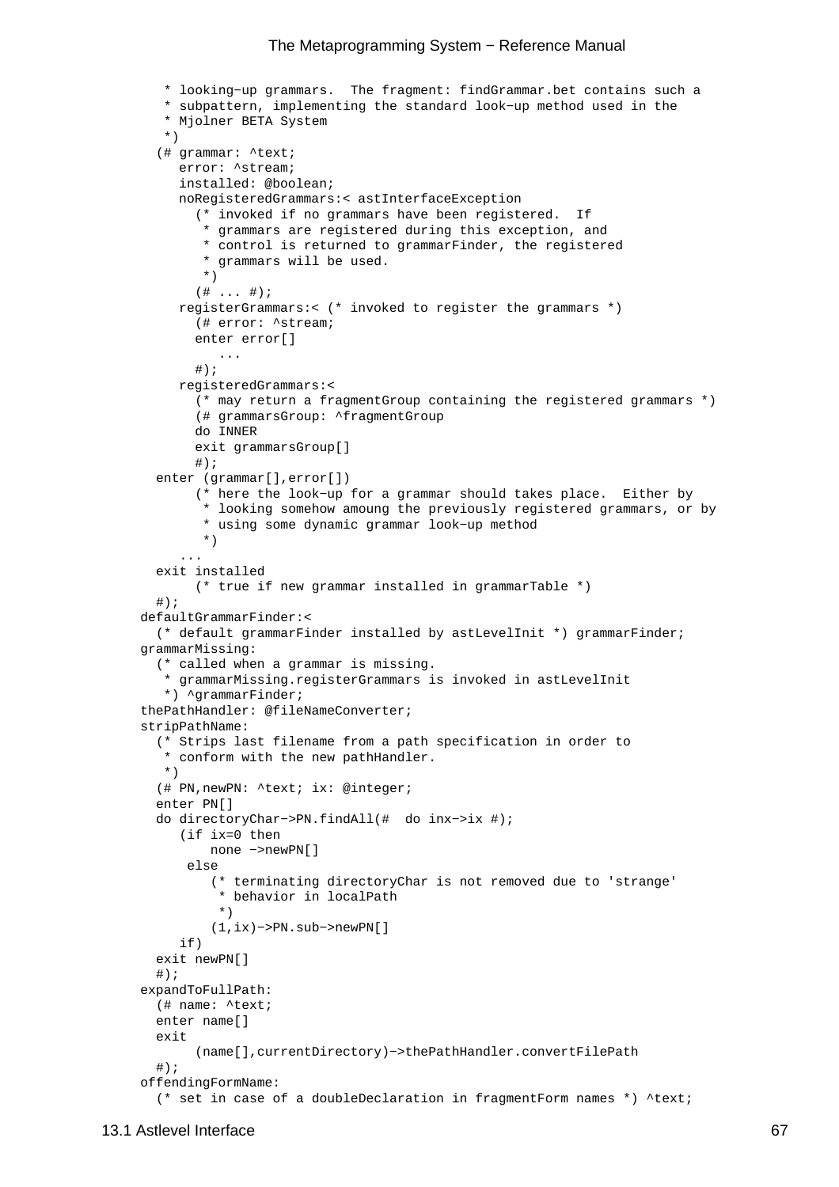```
         * looking-up grammars.  The fragment: findGrammar.bet contains such a
         * subpattern, implementing the standard look-up method used in the
         * Mjolner BETA System
         *)
        (# grammar: ^text;
           error: ^stream;
           installed: @boolean;
           noRegisteredGrammars:< astInterfaceException
             (* invoked if no grammars have been registered.  If
              * grammars are registered during this exception, and
              * control is returned to grammarFinder, the registered
              * grammars will be used.
              *)
             (# ... #);
           registerGrammars:< (* invoked to register the grammars *)
             (# error: ^stream;
             enter error[]
                ...
             #);
           registeredGrammars:<
             (* may return a fragmentGroup containing the registered grammars *)
             (# grammarsGroup: ^fragmentGroup
             do INNER
             exit grammarsGroup[]
             #);
        enter (grammar[],error[])
             (* here the look-up for a grammar should takes place.  Either by
              * looking somehow amoung the previously registered grammars, or by
              * using some dynamic grammar look-up method
              *)
           ...
        exit installed
             (* true if new grammar installed in grammarTable *)
        #);
      defaultGrammarFinder:<
        (* default grammarFinder installed by astLevelInit *) grammarFinder;
      grammarMissing:
        (* called when a grammar is missing.
         * grammarMissing.registerGrammars is invoked in astLevelInit
         *) ^grammarFinder;
      thePathHandler: @fileNameConverter;
      stripPathName:
        (* Strips last filename from a path specification in order to
         * conform with the new pathHandler.
         *)
        (# PN,newPN: ^text; ix: @integer;
        enter PN[]
        do directoryChar->PN.findAll(#  do inx->ix #);
           (if ix=0 then
               none ->newPN[]
            else
               (* terminating directoryChar is not removed due to 'strange'
                * behavior in localPath
                *)
               (1,ix)->PN.sub->newPN[]
           if)
        exit newPN[]
        #);
      expandToFullPath:
        (# name: ^text;
        enter name[]
        exit
             (name[],currentDirectory)->thePathHandler.convertFilePath
        #);
      offendingFormName:
        (* set in case of a doubleDeclaration in fragmentForm names *) ^text;
```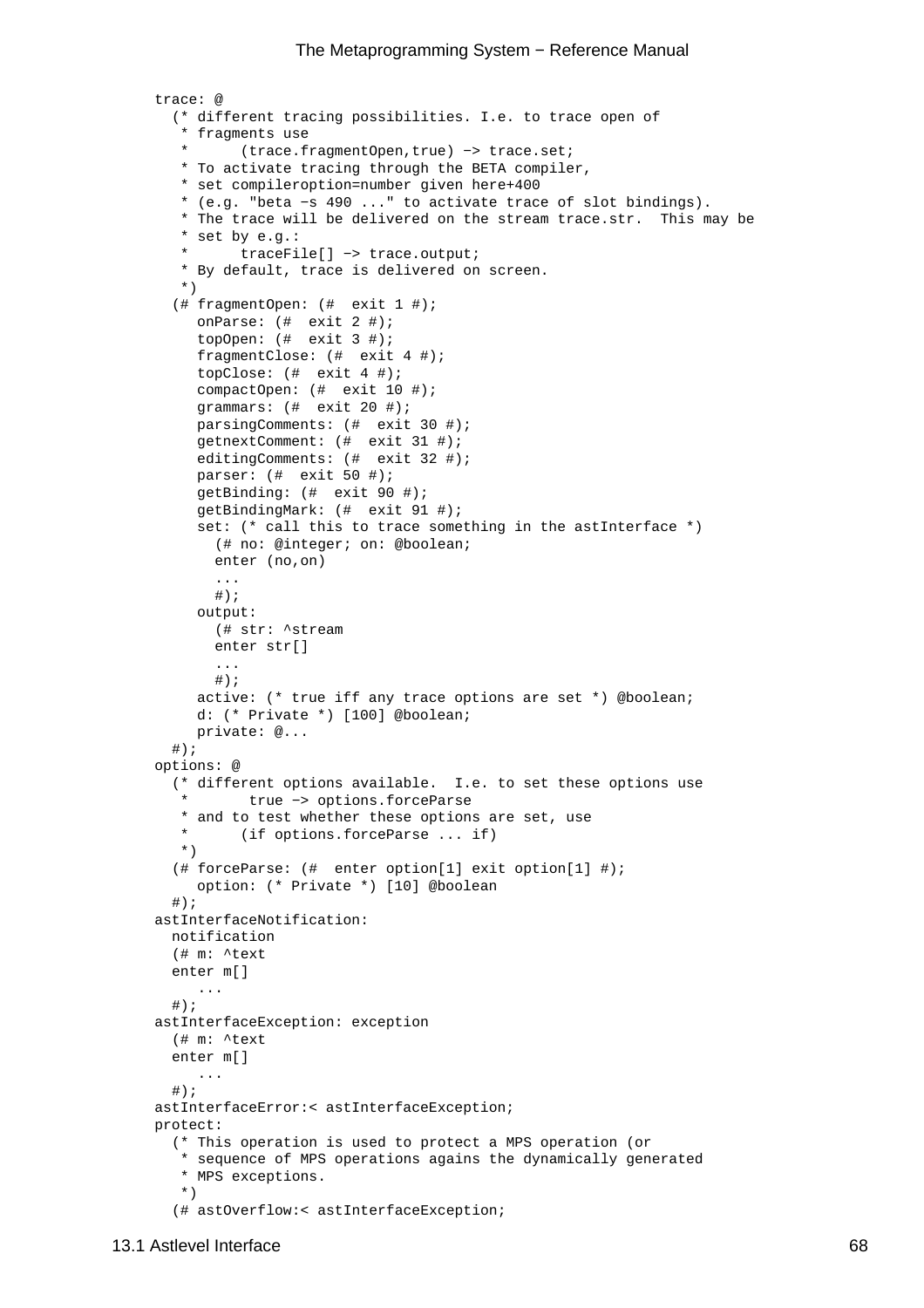```
trace: @
  (* different tracing possibilities. I.e. to trace open of
   * fragments use
   *      (trace.fragmentOpen,true) −> trace.set;
   * To activate tracing through the BETA compiler,
   * set compileroption=number given here+400
   * (e.g. "beta −s 490 ..." to activate trace of slot bindings).
   * The trace will be delivered on the stream trace.str.  This may be
   * set by e.g.:
   *      traceFile[] −> trace.output;
   * By default, trace is delivered on screen.
   *)
  (# fragmentOpen: (#  exit 1 #);
     onParse: (#  exit 2 #);
     topOpen: (#  exit 3 #);
     fragmentClose: (#  exit 4 #);
     topClose: (#  exit 4 #);
     compactOpen: (#  exit 10 #);
     grammars: (#  exit 20 #);
     parsingComments: (#  exit 30 #);
     getnextComment: (#  exit 31 #);
     editingComments: (#  exit 32 #);
     parser: (#  exit 50 #);
     getBinding: (#  exit 90 #);
     getBindingMark: (#  exit 91 #);
     set: (* call this to trace something in the astInterface *)
       (# no: @integer; on: @boolean;
       enter (no,on)
       ...
       #);
     output:
       (# str: ^stream
       enter str[]
       ...
       #);
     active: (* true iff any trace options are set *) @boolean;
     d: (* Private *) [100] @boolean;
     private: @...
  #);
options: @
  (* different options available.  I.e. to set these options use
   *       true −> options.forceParse
   * and to test whether these options are set, use
   *      (if options.forceParse ... if)
   *)
  (# forceParse: (#  enter option[1] exit option[1] #);
     option: (* Private *) [10] @boolean
  #);
astInterfaceNotification:
  notification
  (# m: ^text
  enter m[]
     ...
  #);
astInterfaceException: exception
  (# m: ^text
  enter m[]
     ...
  #);
astInterfaceError:< astInterfaceException;
protect:
  (* This operation is used to protect a MPS operation (or
   * sequence of MPS operations agains the dynamically generated
   * MPS exceptions.
   *)
  (# astOverflow:< astInterfaceException;
```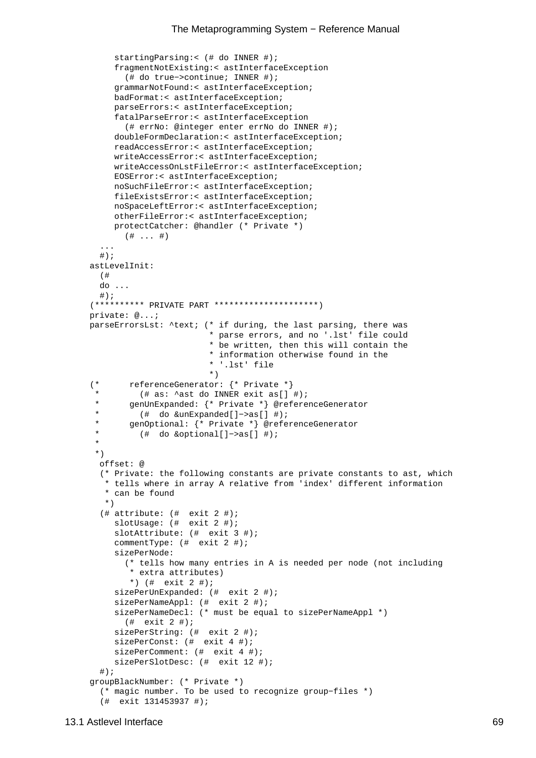```
      startingParsing:< (# do INNER #);
      fragmentNotExisting:< astInterfaceException
        (# do true->continue; INNER #);
      grammarNotFound:< astInterfaceException;
      badFormat:< astInterfaceException;
      parseErrors:< astInterfaceException;
      fatalParseError:< astInterfaceException
        (# errNo: @integer enter errNo do INNER #);
      doubleFormDeclaration:< astInterfaceException;
      readAccessError:< astInterfaceException;
      writeAccessError:< astInterfaceException;
      writeAccessOnLstFileError:< astInterfaceException;
      EOSError:< astInterfaceException;
      noSuchFileError:< astInterfaceException;
      fileExistsError:< astInterfaceException;
      noSpaceLeftError:< astInterfaceException;
      otherFileError:< astInterfaceException;
      protectCatcher: @handler (* Private *)
        (# ... #)
   ...
   #);
 astLevelInit:
   (#
   do ...
   #);
 (********** PRIVATE PART ********************)
 private: @...;
 parseErrorsLst: ^text; (* if during, the last parsing, there was
                         * parse errors, and no '.lst' file could
                         * be written, then this will contain the
                         * information otherwise found in the
                         * '.lst' file
                         *)
 (*      referenceGenerator: {* Private *}
  *        (# as: ^ast do INNER exit as[] #);
  *      genUnExpanded: {* Private *} @referenceGenerator
  *        (#  do &unExpanded[]->as[] #);
  *      genOptional: {* Private *} @referenceGenerator
  *        (#  do &optional[]->as[] #);
  *
  *)
   offset: @
   (* Private: the following constants are private constants to ast, which
    * tells where in array A relative from 'index' different information
    * can be found
    *)
   (# attribute: (#  exit 2 #);
      slotUsage: (#  exit 2 #);
      slotAttribute: (#  exit 3 #);
      commentType: (#  exit 2 #);
      sizePerNode:
        (* tells how many entries in A is needed per node (not including
         * extra attributes)
         *) (#  exit 2 #);
      sizePerUnExpanded: (#  exit 2 #);
      sizePerNameAppl: (#  exit 2 #);
      sizePerNameDecl: (* must be equal to sizePerNameAppl *)
        (#  exit 2 #);
      sizePerString: (#  exit 2 #);
      sizePerConst: (#  exit 4 #);
      sizePerComment: (#  exit 4 #);
      sizePerSlotDesc: (#  exit 12 #);
   #);
 groupBlackNumber: (* Private *)
   (* magic number. To be used to recognize group-files *)
   (#  exit 131453937 #);
```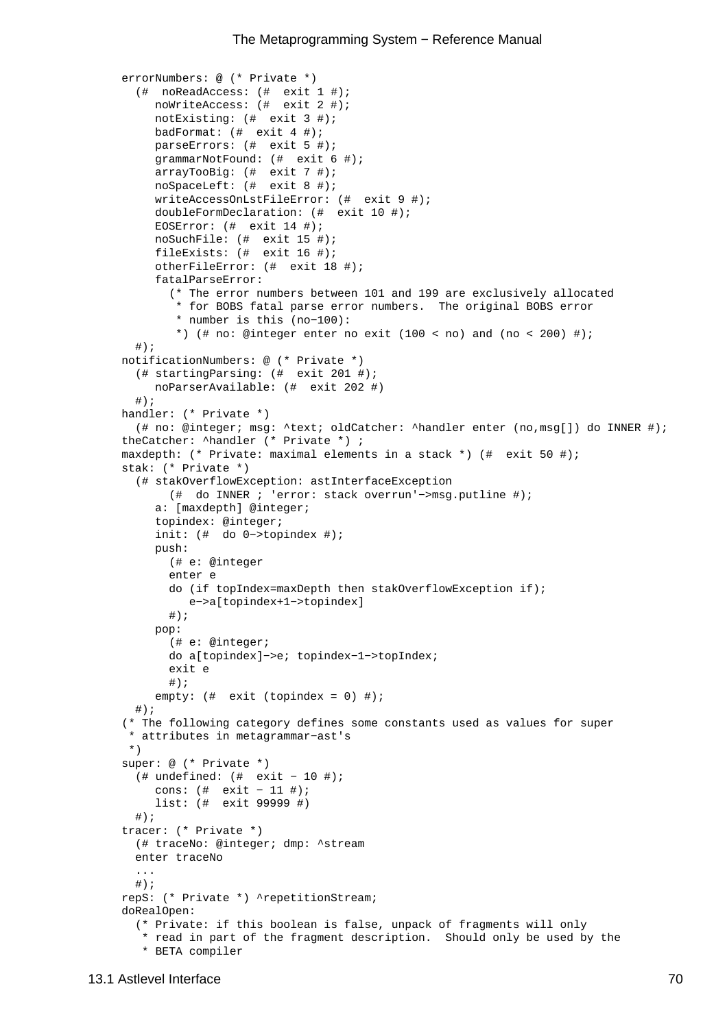```
errorNumbers: @ (* Private *)
  (#  noReadAccess: (#  exit 1 #);
     noWriteAccess: (#  exit 2 #);
     notExisting: (#  exit 3 #);
     badFormat: (#  exit 4 #);
     parseErrors: (#  exit 5 #);
     grammarNotFound: (#  exit 6 #);
     arrayTooBig: (#  exit 7 #);
     noSpaceLeft: (#  exit 8 #);
     writeAccessOnLstFileError: (#  exit 9 #);
     doubleFormDeclaration: (#  exit 10 #);
     EOSError: (#  exit 14 #);
     noSuchFile: (#  exit 15 #);
     fileExists: (#  exit 16 #);
     otherFileError: (#  exit 18 #);
     fatalParseError:
       (* The error numbers between 101 and 199 are exclusively allocated
        * for BOBS fatal parse error numbers.  The original BOBS error
        * number is this (no−100):
        *) (# no: @integer enter no exit (100 < no) and (no < 200) #);
  #);
notificationNumbers: @ (* Private *)
  (# startingParsing: (#  exit 201 #);
     noParserAvailable: (#  exit 202 #)
  #);
handler: (* Private *)
  (# no: @integer; msg: ^text; oldCatcher: ^handler enter (no,msg[]) do INNER #);
theCatcher: ^handler (* Private *) ;
maxdepth: (* Private: maximal elements in a stack *) (#  exit 50 #);
stak: (* Private *)
  (# stakOverflowException: astInterfaceException
       (#  do INNER ; 'error: stack overrun'−>msg.putline #);
     a: [maxdepth] @integer;
     topindex: @integer;
     init: (#  do 0−>topindex #);
     push:
       (# e: @integer
       enter e
       do (if topIndex=maxDepth then stakOverflowException if);
          e−>a[topindex+1−>topindex]
       #);
     pop:
       (# e: @integer;
       do a[topindex]−>e; topindex−1−>topIndex;
       exit e
       #);
     empty: (#  exit (topindex = 0) #);
  #);
(* The following category defines some constants used as values for super
 * attributes in metagrammar−ast's
 *)
super: @ (* Private *)
  (# undefined: (#  exit − 10 #);
     cons: (#  exit − 11 #);
     list: (#  exit 99999 #)
  #);
tracer: (* Private *)
  (# traceNo: @integer; dmp: ^stream
  enter traceNo
  ...
  #);
repS: (* Private *) ^repetitionStream;
doRealOpen:
  (* Private: if this boolean is false, unpack of fragments will only
   * read in part of the fragment description.  Should only be used by the
   * BETA compiler
```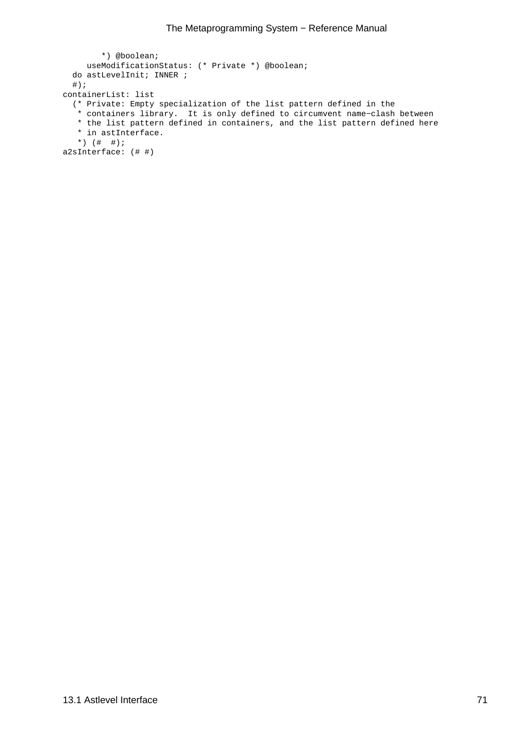```
         *) @boolean;
      useModificationStatus: (* Private *) @boolean;
  do astLevelInit; INNER ;
  #);
containerList: list
  (* Private: Empty specialization of the list pattern defined in the
   * containers library.  It is only defined to circumvent name−clash between
   * the list pattern defined in containers, and the list pattern defined here
   * in astInterface.
   *) (#  #);
a2sInterface: (# #)
```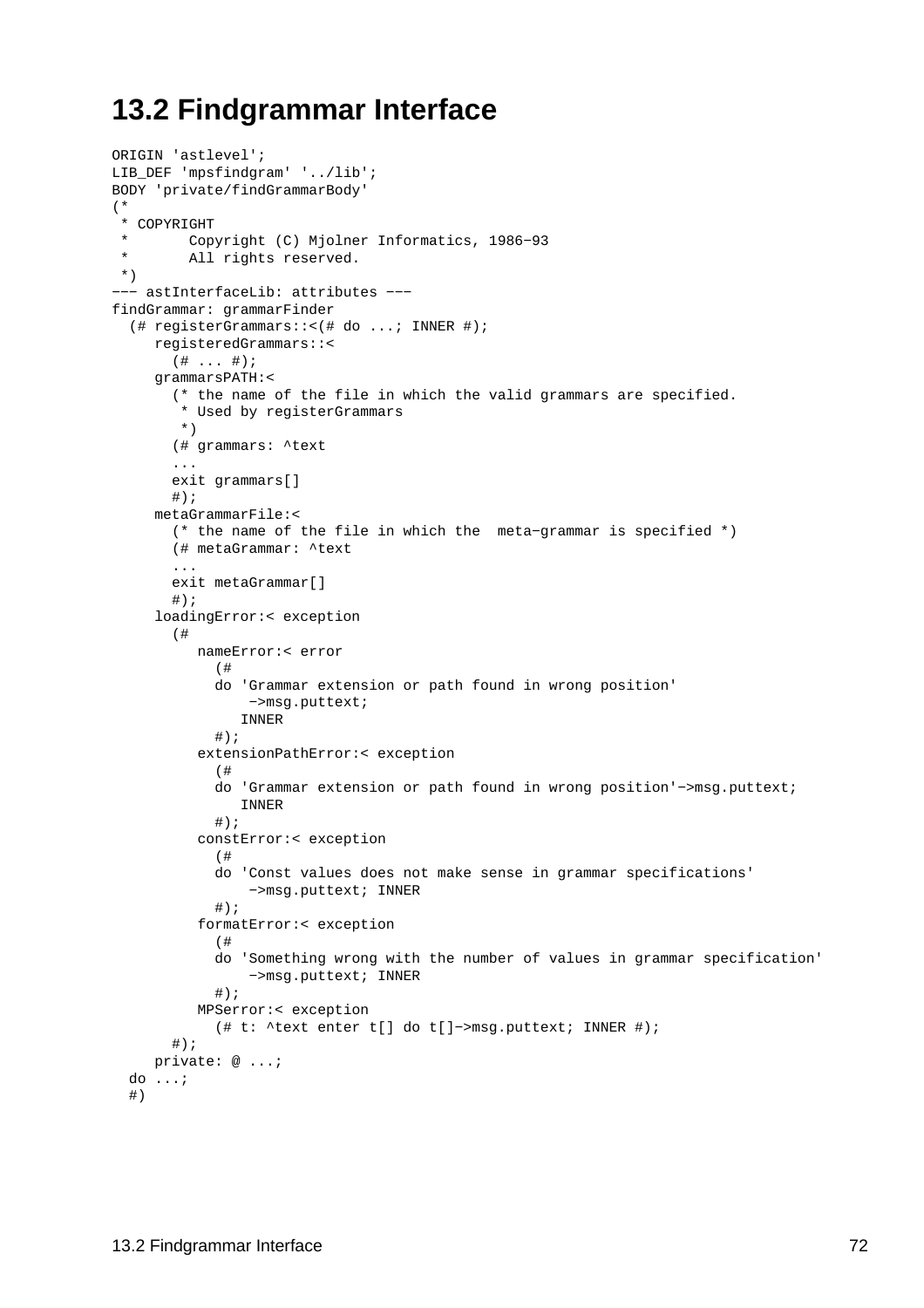# 13.2 Findgrammar Interface

```
ORIGIN 'astlevel';
LIB_DEF 'mpsfindgram' '../lib';
BODY 'private/findGrammarBody'
(*
 * COPYRIGHT
 *       Copyright (C) Mjolner Informatics, 1986−93
 *       All rights reserved.
 *)
−−− astInterfaceLib: attributes −−−
findGrammar: grammarFinder
  (# registerGrammars::<(# do ...; INNER #);
     registeredGrammars::<
       (# ... #);
     grammarsPATH:<
       (* the name of the file in which the valid grammars are specified.
        * Used by registerGrammars
        *)
       (# grammars: ^text
       ...
       exit grammars[]
       #);
     metaGrammarFile:<
       (* the name of the file in which the  meta−grammar is specified *)
       (# metaGrammar: ^text
       ...
       exit metaGrammar[]
       #);
     loadingError:< exception
       (#
          nameError:< error
            (#
            do 'Grammar extension or path found in wrong position'
                −>msg.puttext;
               INNER
            #);
          extensionPathError:< exception
            (#
            do 'Grammar extension or path found in wrong position'−>msg.puttext;
               INNER
            #);
          constError:< exception
            (#
            do 'Const values does not make sense in grammar specifications'
                −>msg.puttext; INNER
            #);
          formatError:< exception
            (#
            do 'Something wrong with the number of values in grammar specification'
                −>msg.puttext; INNER
            #);
          MPSerror:< exception
            (# t: ^text enter t[] do t[]−>msg.puttext; INNER #);
       #);
     private: @ ...;
  do ...;
  #)
```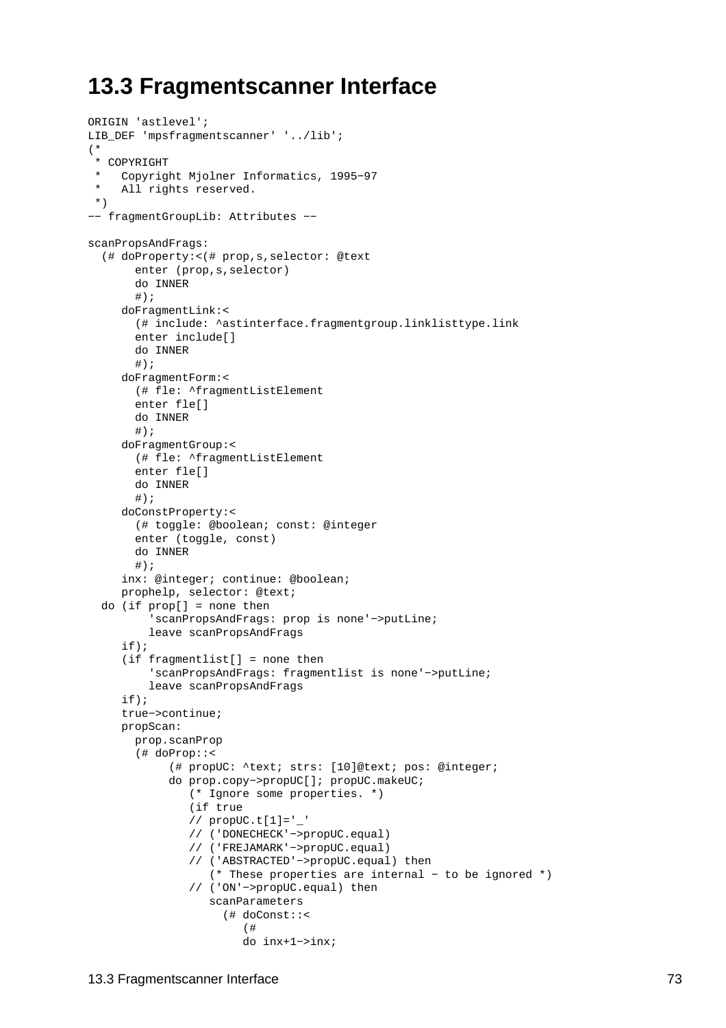## 13.3 Fragmentscanner Interface

```
ORIGIN 'astlevel';
LIB_DEF 'mpsfragmentscanner' '../lib';
(*
 * COPYRIGHT
 *   Copyright Mjolner Informatics, 1995−97
 *   All rights reserved.
 *)
−− fragmentGroupLib: Attributes −−

scanPropsAndFrags:
  (# doProperty:<(# prop,s,selector: @text
       enter (prop,s,selector)
       do INNER
       #);
     doFragmentLink:<
       (# include: ^astinterface.fragmentgroup.linklisttype.link
       enter include[]
       do INNER
       #);
     doFragmentForm:<
       (# fle: ^fragmentListElement
       enter fle[]
       do INNER
       #);
     doFragmentGroup:<
       (# fle: ^fragmentListElement
       enter fle[]
       do INNER
       #);
     doConstProperty:<
       (# toggle: @boolean; const: @integer
       enter (toggle, const)
       do INNER
       #);
     inx: @integer; continue: @boolean;
     prophelp, selector: @text;
  do (if prop[] = none then
         'scanPropsAndFrags: prop is none'−>putLine;
         leave scanPropsAndFrags
     if);
     (if fragmentlist[] = none then
         'scanPropsAndFrags: fragmentlist is none'−>putLine;
         leave scanPropsAndFrags
     if);
     true−>continue;
     propScan:
       prop.scanProp
       (# doProp::<
            (# propUC: ^text; strs: [10]@text; pos: @integer;
            do prop.copy−>propUC[]; propUC.makeUC;
               (* Ignore some properties. *)
               (if true
               // propUC.t[1]='_'
               // ('DONECHECK'−>propUC.equal)
               // ('FREJAMARK'−>propUC.equal)
               // ('ABSTRACTED'−>propUC.equal) then
                  (* These properties are internal − to be ignored *)
               // ('ON'−>propUC.equal) then
                  scanParameters
                    (# doConst::<
                       (#
                       do inx+1−>inx;
```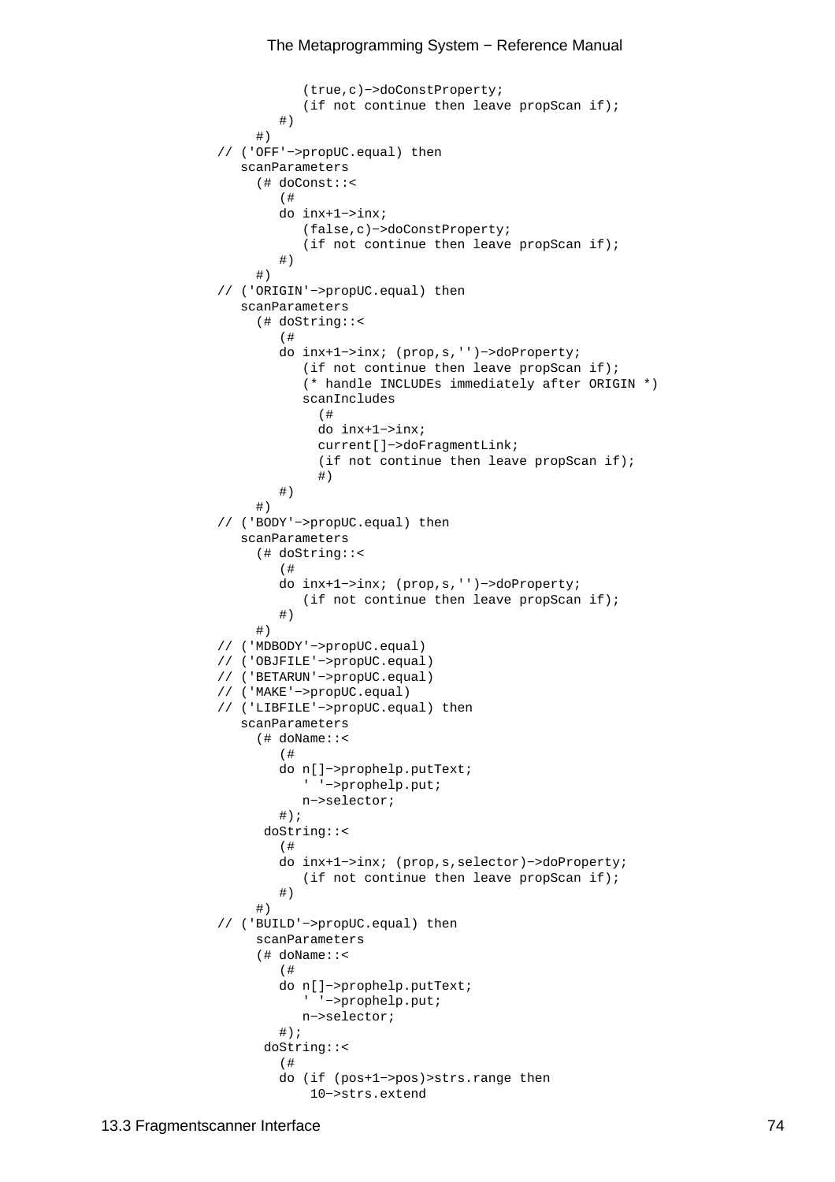```
            (true,c)->doConstProperty;
            (if not continue then leave propScan if);
         #)
      #)
   // ('OFF'->propUC.equal) then
      scanParameters
        (# doConst::<
           (#
           do inx+1->inx;
              (false,c)->doConstProperty;
              (if not continue then leave propScan if);
           #)
        #)
   // ('ORIGIN'->propUC.equal) then
      scanParameters
        (# doString::<
           (#
           do inx+1->inx; (prop,s,'')->doProperty;
              (if not continue then leave propScan if);
              (* handle INCLUDEs immediately after ORIGIN *)
              scanIncludes
                (#
                do inx+1->inx;
                current[]->doFragmentLink;
                (if not continue then leave propScan if);
                #)
           #)
        #)
   // ('BODY'->propUC.equal) then
      scanParameters
        (# doString::<
           (#
           do inx+1->inx; (prop,s,'')->doProperty;
              (if not continue then leave propScan if);
           #)
        #)
   // ('MDBODY'->propUC.equal)
   // ('OBJFILE'->propUC.equal)
   // ('BETARUN'->propUC.equal)
   // ('MAKE'->propUC.equal)
   // ('LIBFILE'->propUC.equal) then
      scanParameters
        (# doName::<
           (#
           do n[]->prophelp.putText;
              ' '->prophelp.put;
              n->selector;
           #);
         doString::<
           (#
           do inx+1->inx; (prop,s,selector)->doProperty;
              (if not continue then leave propScan if);
           #)
        #)
   // ('BUILD'->propUC.equal) then
        scanParameters
        (# doName::<
           (#
           do n[]->prophelp.putText;
              ' '->prophelp.put;
              n->selector;
           #);
         doString::<
           (#
           do (if (pos+1->pos)>strs.range then
                10->strs.extend
```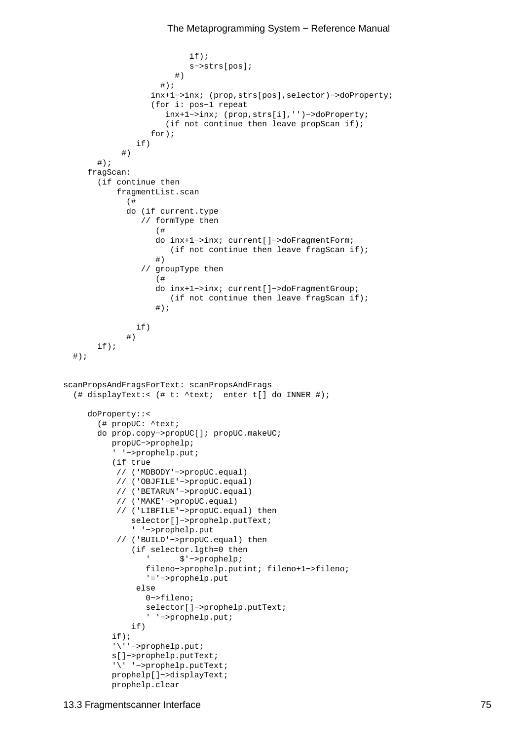```
                        if);
                        s->strs[pos];
                     #)
                   #);
                 inx+1->inx; (prop,strs[pos],selector)->doProperty;
                 (for i: pos-1 repeat
                    inx+1->inx; (prop,strs[i],'')->doProperty;
                    (if not continue then leave propScan if);
                 for);
              if)
           #)
       #);
     fragScan:
       (if continue then
           fragmentList.scan
             (#
             do (if current.type
                 // formType then
                    (#
                    do inx+1->inx; current[]->doFragmentForm;
                       (if not continue then leave fragScan if);
                    #)
                 // groupType then
                    (#
                    do inx+1->inx; current[]->doFragmentGroup;
                       (if not continue then leave fragScan if);
                    #);

               if)
             #)
       if);
  #);


scanPropsAndFragsForText: scanPropsAndFrags
  (# displayText:< (# t: ^text;  enter t[] do INNER #);

     doProperty::<
       (# propUC: ^text;
       do prop.copy->propUC[]; propUC.makeUC;
          propUC->prophelp;
          ' '->prophelp.put;
          (if true
           // ('MDBODY'->propUC.equal)
           // ('OBJFILE'->propUC.equal)
           // ('BETARUN'->propUC.equal)
           // ('MAKE'->propUC.equal)
           // ('LIBFILE'->propUC.equal) then
              selector[]->prophelp.putText;
              ' '->prophelp.put
           // ('BUILD'->propUC.equal) then
              (if selector.lgth=0 then
                 '      $'->prophelp;
                 fileno->prophelp.putint; fileno+1->fileno;
                 '='->prophelp.put
               else
                 0->fileno;
                 selector[]->prophelp.putText;
                 ' '->prophelp.put;
              if)
          if);
          '\''->prophelp.put;
          s[]->prophelp.putText;
          '\' '->prophelp.putText;
          prophelp[]->displayText;
          prophelp.clear
```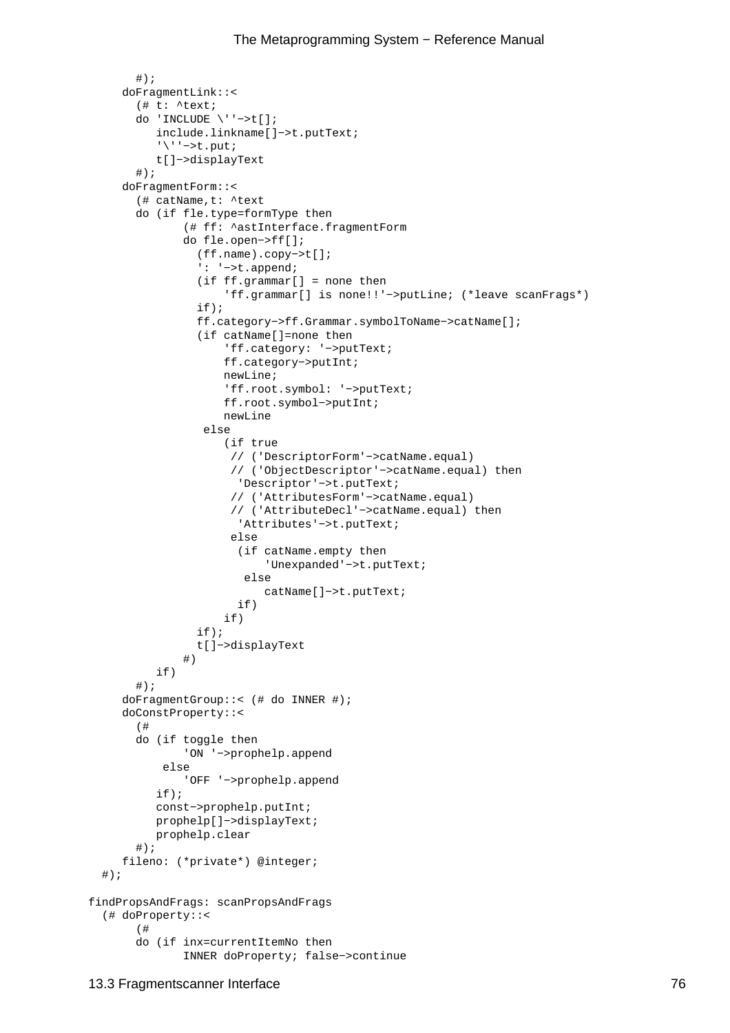```
      #);
    doFragmentLink::<
      (# t: ^text;
      do 'INCLUDE \''−>t[];
         include.linkname[]−>t.putText;
         '\''−>t.put;
         t[]−>displayText
      #);
    doFragmentForm::<
      (# catName,t: ^text
      do (if fle.type=formType then
             (# ff: ^astInterface.fragmentForm
             do fle.open−>ff[];
               (ff.name).copy−>t[];
               ': '−>t.append;
               (if ff.grammar[] = none then
                   'ff.grammar[] is none!!'−>putLine; (*leave scanFrags*)
               if);
               ff.category−>ff.Grammar.symbolToName−>catName[];
               (if catName[]=none then
                   'ff.category: '−>putText;
                   ff.category−>putInt;
                   newLine;
                   'ff.root.symbol: '−>putText;
                   ff.root.symbol−>putInt;
                   newLine
                else
                   (if true
                    // ('DescriptorForm'−>catName.equal)
                    // ('ObjectDescriptor'−>catName.equal) then
                     'Descriptor'−>t.putText;
                    // ('AttributesForm'−>catName.equal)
                    // ('AttributeDecl'−>catName.equal) then
                     'Attributes'−>t.putText;
                    else
                     (if catName.empty then
                         'Unexpanded'−>t.putText;
                      else
                         catName[]−>t.putText;
                     if)
                   if)
               if);
               t[]−>displayText
             #)
         if)
      #);
    doFragmentGroup::< (# do INNER #);
    doConstProperty::<
      (#
      do (if toggle then
             'ON '−>prophelp.append
          else
             'OFF '−>prophelp.append
         if);
         const−>prophelp.putInt;
         prophelp[]−>displayText;
         prophelp.clear
      #);
    fileno: (*private*) @integer;
  #);

findPropsAndFrags: scanPropsAndFrags
  (# doProperty::<
      (#
      do (if inx=currentItemNo then
             INNER doProperty; false−>continue
```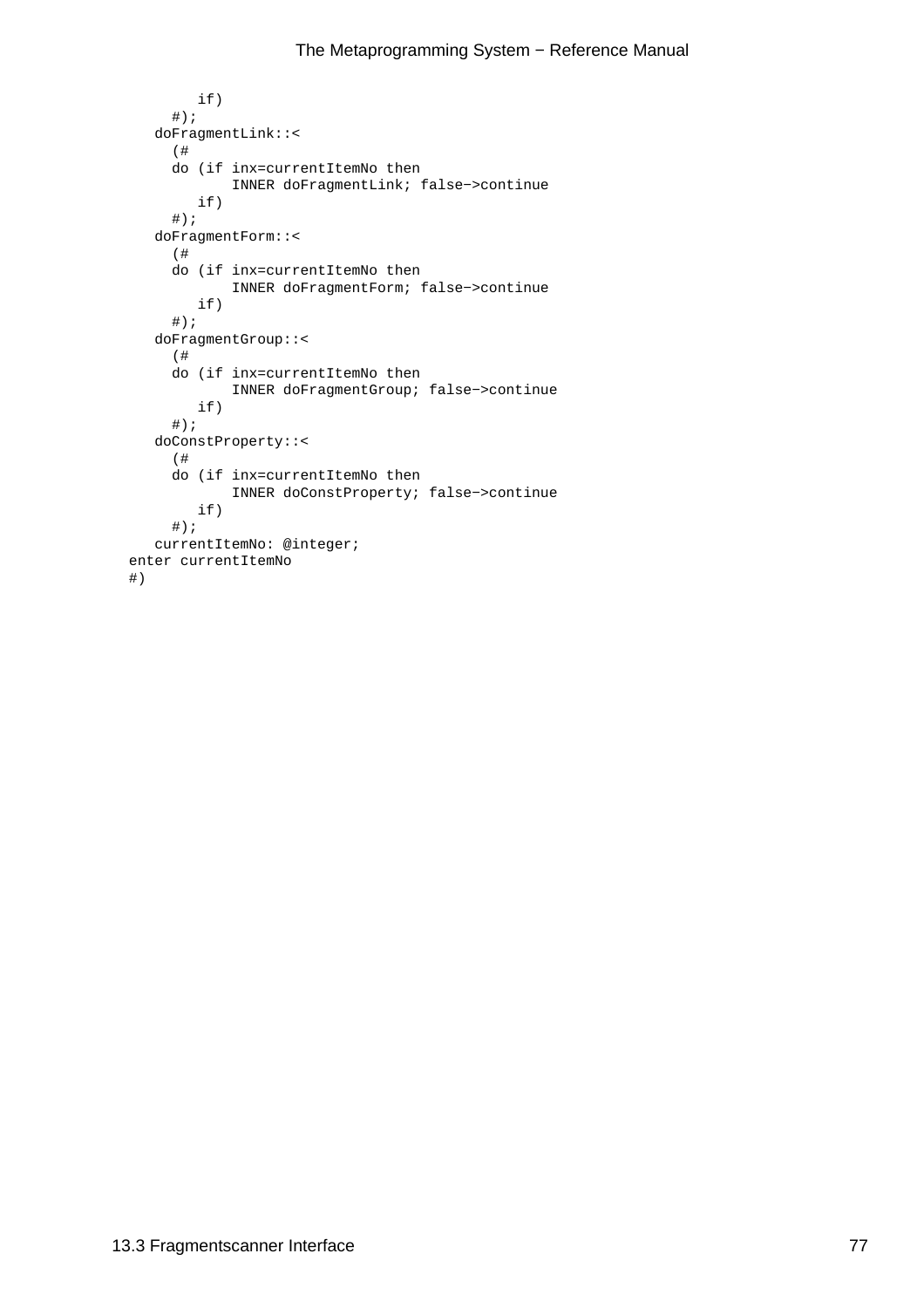```
         if)
      #);
    doFragmentLink::<
      (#
      do (if inx=currentItemNo then
             INNER doFragmentLink; false−>continue
         if)
      #);
    doFragmentForm::<
      (#
      do (if inx=currentItemNo then
             INNER doFragmentForm; false−>continue
         if)
      #);
    doFragmentGroup::<
      (#
      do (if inx=currentItemNo then
             INNER doFragmentGroup; false−>continue
         if)
      #);
    doConstProperty::<
      (#
      do (if inx=currentItemNo then
             INNER doConstProperty; false−>continue
         if)
      #);
    currentItemNo: @integer;
 enter currentItemNo
 #)
```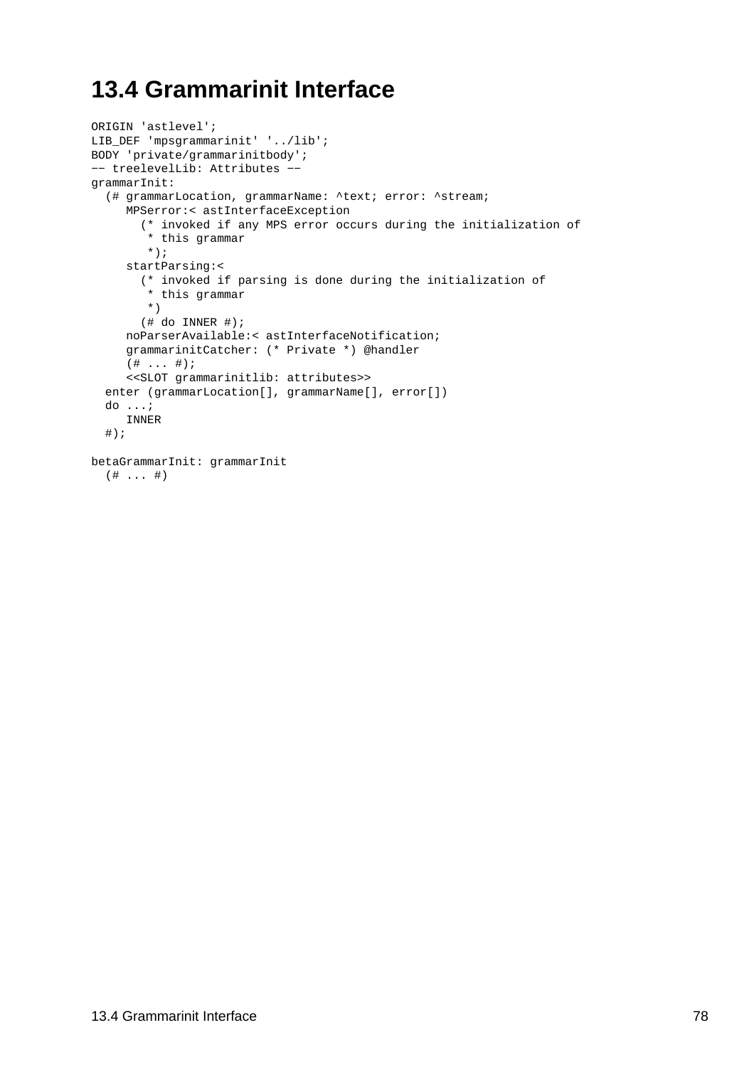# 13.4 Grammarinit Interface

```
ORIGIN 'astlevel';
LIB_DEF 'mpsgrammarinit' '../lib';
BODY 'private/grammarinitbody';
-- treelevelLib: Attributes --
grammarInit:
  (# grammarLocation, grammarName: ^text; error: ^stream;
     MPSerror:< astInterfaceException
       (* invoked if any MPS error occurs during the initialization of
        * this grammar
        *);
     startParsing:<
       (* invoked if parsing is done during the initialization of
        * this grammar
        *)
       (# do INNER #);
     noParserAvailable:< astInterfaceNotification;
     grammarinitCatcher: (* Private *) @handler
     (# ... #);
     <<SLOT grammarinitlib: attributes>>
  enter (grammarLocation[], grammarName[], error[])
  do ...;
     INNER
  #);

betaGrammarInit: grammarInit
  (# ... #)
```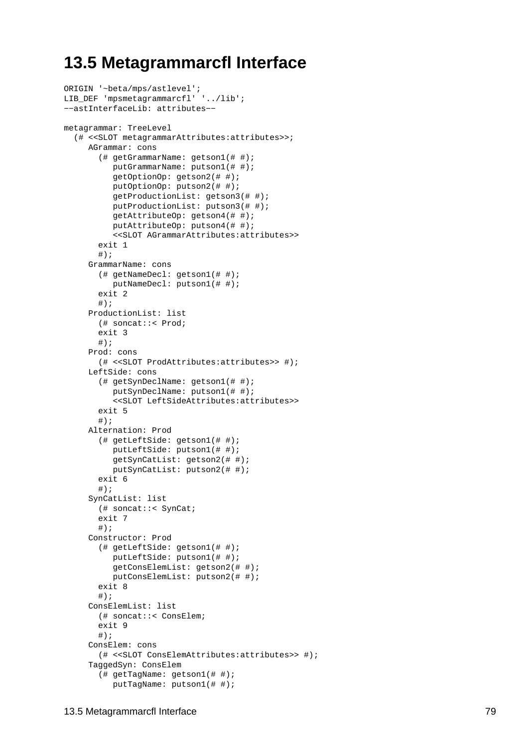## 13.5 Metagrammarcfl Interface

```
ORIGIN '~beta/mps/astlevel';
LIB_DEF 'mpsmetagrammarcfl' '../lib';
--astInterfaceLib: attributes--

metagrammar: TreeLevel
  (# <<SLOT metagrammarAttributes:attributes>>;
     AGrammar: cons
       (# getGrammarName: getson1(# #);
          putGrammarName: putson1(# #);
          getOptionOp: getson2(# #);
          putOptionOp: putson2(# #);
          getProductionList: getson3(# #);
          putProductionList: putson3(# #);
          getAttributeOp: getson4(# #);
          putAttributeOp: putson4(# #);
          <<SLOT AGrammarAttributes:attributes>>
       exit 1
       #);
     GrammarName: cons
       (# getNameDecl: getson1(# #);
          putNameDecl: putson1(# #);
       exit 2
       #);
     ProductionList: list
       (# soncat::< Prod;
       exit 3
       #);
     Prod: cons
       (# <<SLOT ProdAttributes:attributes>> #);
     LeftSide: cons
       (# getSynDeclName: getson1(# #);
          putSynDeclName: putson1(# #);
          <<SLOT LeftSideAttributes:attributes>>
       exit 5
       #);
     Alternation: Prod
       (# getLeftSide: getson1(# #);
          putLeftSide: putson1(# #);
          getSynCatList: getson2(# #);
          putSynCatList: putson2(# #);
       exit 6
       #);
     SynCatList: list
       (# soncat::< SynCat;
       exit 7
       #);
     Constructor: Prod
       (# getLeftSide: getson1(# #);
          putLeftSide: putson1(# #);
          getConsElemList: getson2(# #);
          putConsElemList: putson2(# #);
       exit 8
       #);
     ConsElemList: list
       (# soncat::< ConsElem;
       exit 9
       #);
     ConsElem: cons
       (# <<SLOT ConsElemAttributes:attributes>> #);
     TaggedSyn: ConsElem
       (# getTagName: getson1(# #);
          putTagName: putson1(# #);
```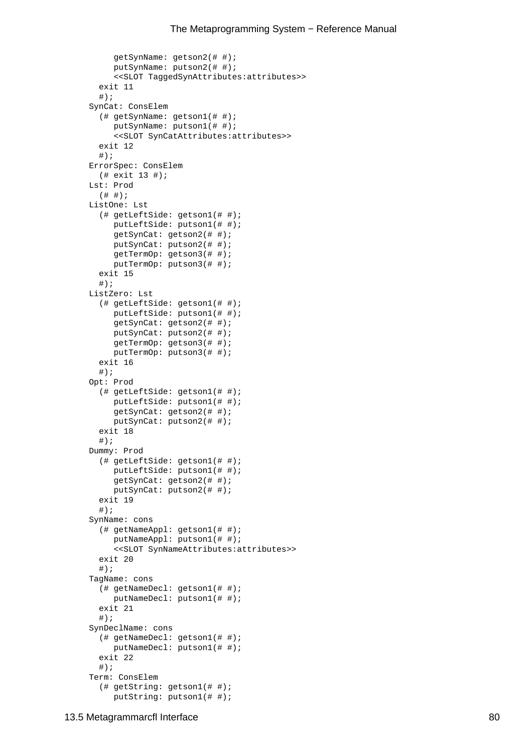```
      getSynName: getson2(# #);
      putSynName: putson2(# #);
      <<SLOT TaggedSynAttributes:attributes>>
   exit 11
   #);
 SynCat: ConsElem
   (# getSynName: getson1(# #);
      putSynName: putson1(# #);
      <<SLOT SynCatAttributes:attributes>>
   exit 12
   #);
 ErrorSpec: ConsElem
   (# exit 13 #);
 Lst: Prod
   (# #);
 ListOne: Lst
   (# getLeftSide: getson1(# #);
      putLeftSide: putson1(# #);
      getSynCat: getson2(# #);
      putSynCat: putson2(# #);
      getTermOp: getson3(# #);
      putTermOp: putson3(# #);
   exit 15
   #);
 ListZero: Lst
   (# getLeftSide: getson1(# #);
      putLeftSide: putson1(# #);
      getSynCat: getson2(# #);
      putSynCat: putson2(# #);
      getTermOp: getson3(# #);
      putTermOp: putson3(# #);
   exit 16
   #);
 Opt: Prod
   (# getLeftSide: getson1(# #);
      putLeftSide: putson1(# #);
      getSynCat: getson2(# #);
      putSynCat: putson2(# #);
   exit 18
   #);
 Dummy: Prod
   (# getLeftSide: getson1(# #);
      putLeftSide: putson1(# #);
      getSynCat: getson2(# #);
      putSynCat: putson2(# #);
   exit 19
   #);
 SynName: cons
   (# getNameAppl: getson1(# #);
      putNameAppl: putson1(# #);
      <<SLOT SynNameAttributes:attributes>>
   exit 20
   #);
 TagName: cons
   (# getNameDecl: getson1(# #);
      putNameDecl: putson1(# #);
   exit 21
   #);
 SynDeclName: cons
   (# getNameDecl: getson1(# #);
      putNameDecl: putson1(# #);
   exit 22
   #);
 Term: ConsElem
   (# getString: getson1(# #);
      putString: putson1(# #);
```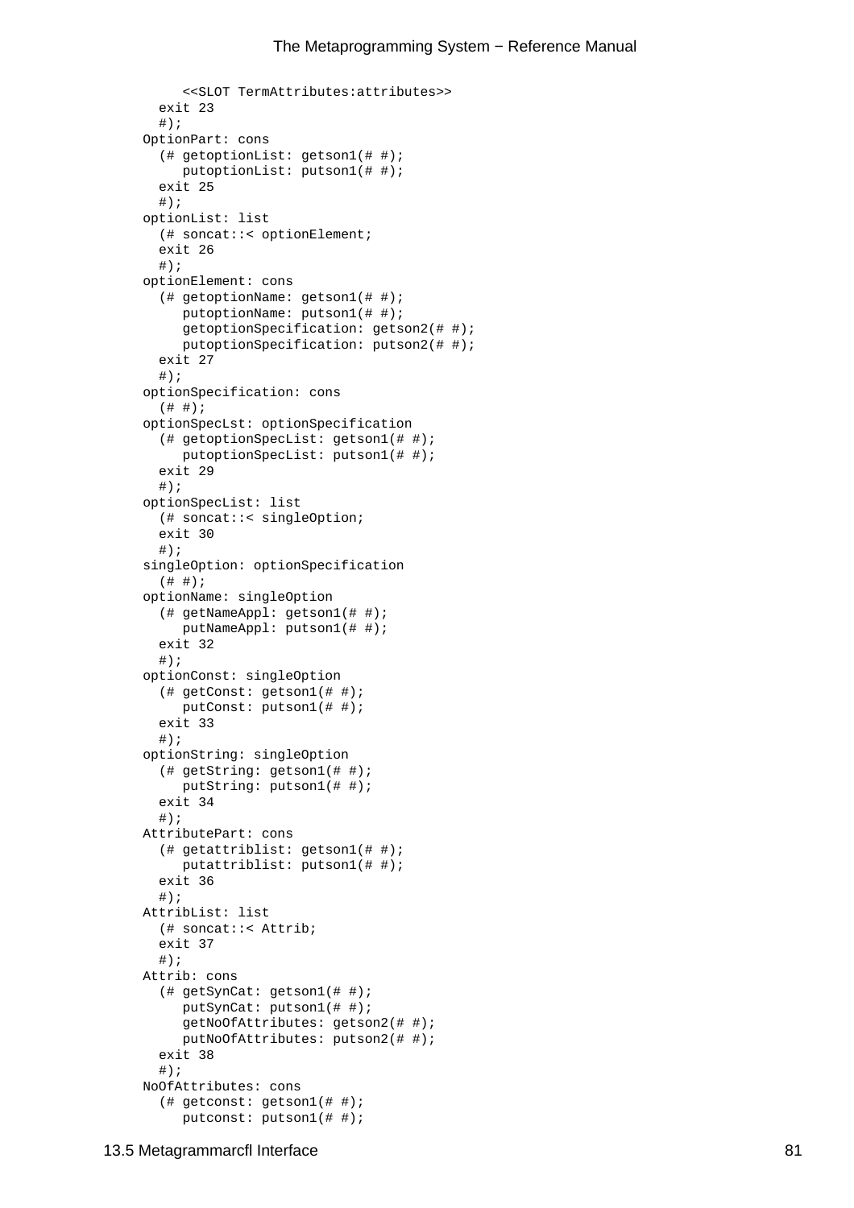```
      <<SLOT TermAttributes:attributes>>
    exit 23
    #);
  OptionPart: cons
    (# getoptionList: getson1(# #);
       putoptionList: putson1(# #);
    exit 25
    #);
  optionList: list
    (# soncat::< optionElement;
    exit 26
    #);
  optionElement: cons
    (# getoptionName: getson1(# #);
       putoptionName: putson1(# #);
       getoptionSpecification: getson2(# #);
       putoptionSpecification: putson2(# #);
    exit 27
    #);
  optionSpecification: cons
    (# #);
  optionSpecLst: optionSpecification
    (# getoptionSpecList: getson1(# #);
       putoptionSpecList: putson1(# #);
    exit 29
    #);
  optionSpecList: list
    (# soncat::< singleOption;
    exit 30
    #);
  singleOption: optionSpecification
    (# #);
  optionName: singleOption
    (# getNameAppl: getson1(# #);
       putNameAppl: putson1(# #);
    exit 32
    #);
  optionConst: singleOption
    (# getConst: getson1(# #);
       putConst: putson1(# #);
    exit 33
    #);
  optionString: singleOption
    (# getString: getson1(# #);
       putString: putson1(# #);
    exit 34
    #);
  AttributePart: cons
    (# getattriblist: getson1(# #);
       putattriblist: putson1(# #);
    exit 36
    #);
  AttribList: list
    (# soncat::< Attrib;
    exit 37
    #);
  Attrib: cons
    (# getSynCat: getson1(# #);
       putSynCat: putson1(# #);
       getNoOfAttributes: getson2(# #);
       putNoOfAttributes: putson2(# #);
    exit 38
    #);
  NoOfAttributes: cons
    (# getconst: getson1(# #);
       putconst: putson1(# #);
```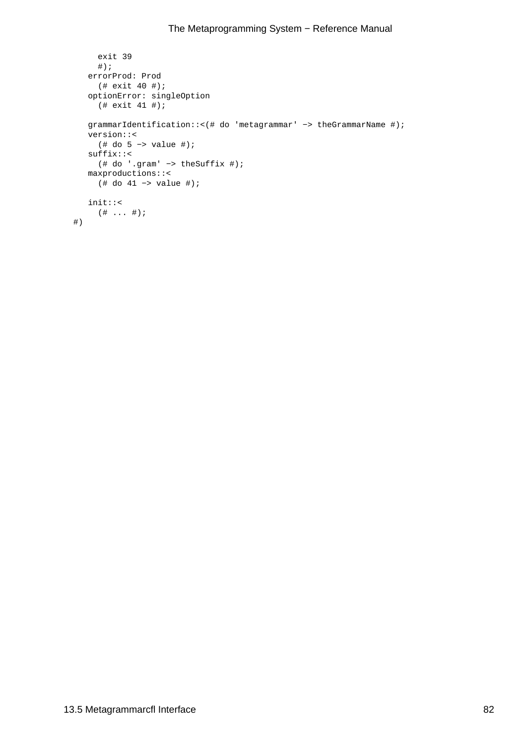```
      exit 39
      #);
    errorProd: Prod
      (# exit 40 #);
    optionError: singleOption
      (# exit 41 #);

    grammarIdentification::<(# do 'metagrammar' −> theGrammarName #);
    version::<
      (# do 5 −> value #);
    suffix::<
      (# do '.gram' −> theSuffix #);
    maxproductions::<
      (# do 41 −> value #);

    init::<
      (# ... #);
#)
```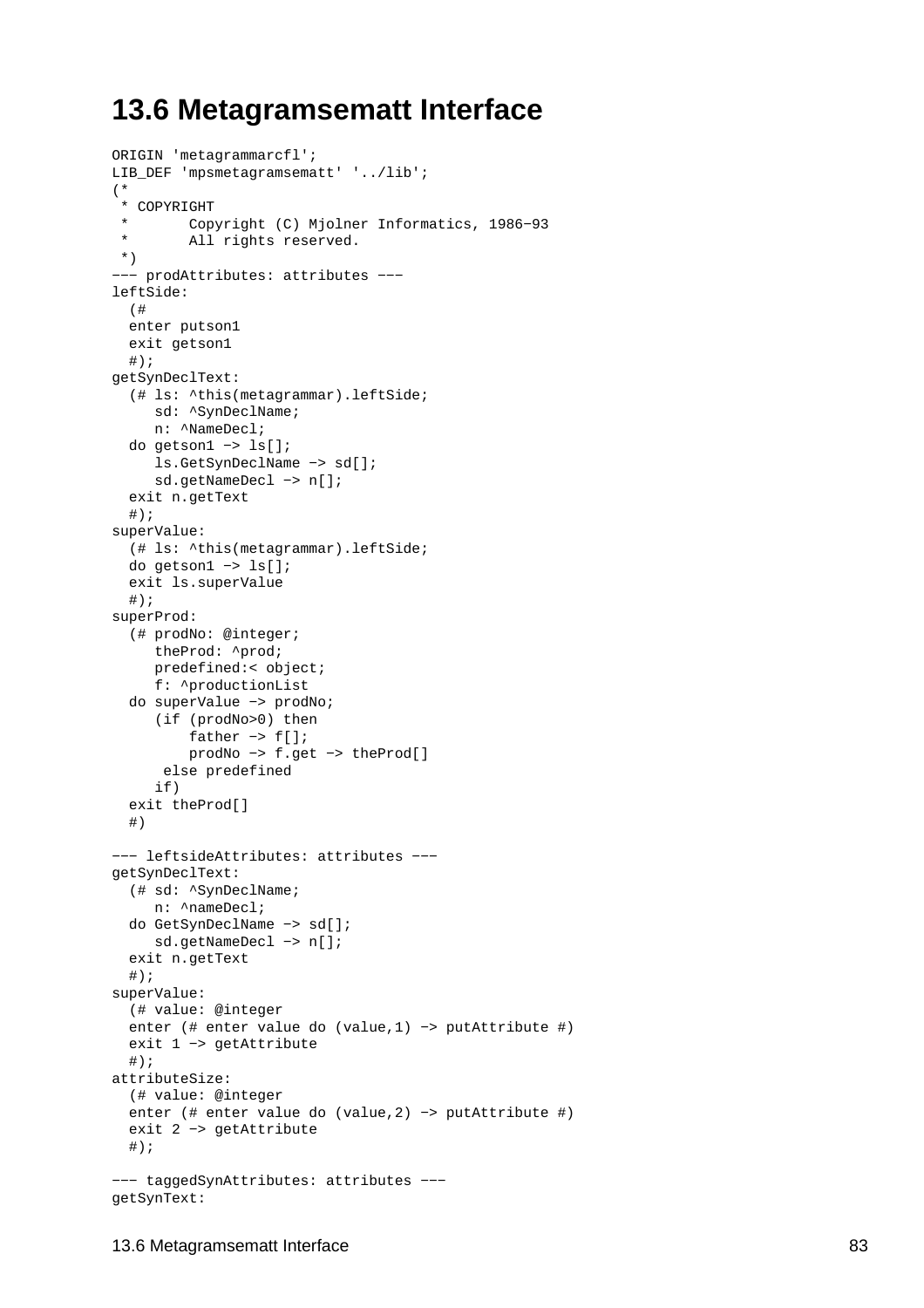## 13.6 Metagramsematt Interface

```
ORIGIN 'metagrammarcfl';
LIB_DEF 'mpsmetagramsematt' '../lib';
(*
 * COPYRIGHT
 *       Copyright (C) Mjolner Informatics, 1986−93
 *       All rights reserved.
 *)
−−− prodAttributes: attributes −−−
leftSide:
  (#
  enter putson1
  exit getson1
  #);
getSynDeclText:
  (# ls: ^this(metagrammar).leftSide;
     sd: ^SynDeclName;
     n: ^NameDecl;
  do getson1 −> ls[];
     ls.GetSynDeclName −> sd[];
     sd.getNameDecl −> n[];
  exit n.getText
  #);
superValue:
  (# ls: ^this(metagrammar).leftSide;
  do getson1 −> ls[];
  exit ls.superValue
  #);
superProd:
  (# prodNo: @integer;
     theProd: ^prod;
     predefined:< object;
     f: ^productionList
  do superValue −> prodNo;
     (if (prodNo>0) then
         father −> f[];
         prodNo −> f.get −> theProd[]
      else predefined
     if)
  exit theProd[]
  #)

−−− leftsideAttributes: attributes −−−
getSynDeclText:
  (# sd: ^SynDeclName;
     n: ^nameDecl;
  do GetSynDeclName −> sd[];
     sd.getNameDecl −> n[];
  exit n.getText
  #);
superValue:
  (# value: @integer
  enter (# enter value do (value,1) −> putAttribute #)
  exit 1 −> getAttribute
  #);
attributeSize:
  (# value: @integer
  enter (# enter value do (value,2) −> putAttribute #)
  exit 2 −> getAttribute
  #);

−−− taggedSynAttributes: attributes −−−
getSynText:
```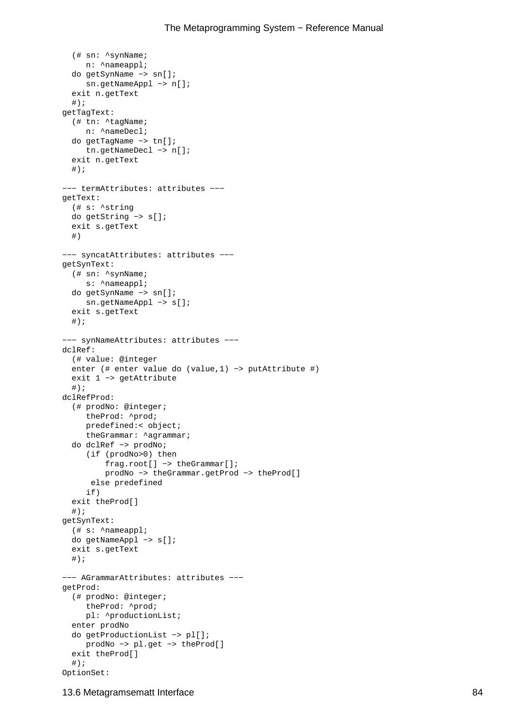```
  (# sn: ^synName;
     n: ^nameappl;
  do getSynName -> sn[];
     sn.getNameAppl -> n[];
  exit n.getText
  #);
getTagText:
  (# tn: ^tagName;
     n: ^nameDecl;
  do getTagName -> tn[];
     tn.getNameDecl -> n[];
  exit n.getText
  #);

--- termAttributes: attributes ---
getText:
  (# s: ^string
  do getString -> s[];
  exit s.getText
  #)

--- syncatAttributes: attributes ---
getSynText:
  (# sn: ^synName;
     s: ^nameappl;
  do getSynName -> sn[];
     sn.getNameAppl -> s[];
  exit s.getText
  #);

--- synNameAttributes: attributes ---
dclRef:
  (# value: @integer
  enter (# enter value do (value,1) -> putAttribute #)
  exit 1 -> getAttribute
  #);
dclRefProd:
  (# prodNo: @integer;
     theProd: ^prod;
     predefined:< object;
     theGrammar: ^agrammar;
  do dclRef -> prodNo;
     (if (prodNo>0) then
         frag.root[] -> theGrammar[];
         prodNo -> theGrammar.getProd -> theProd[]
      else predefined
     if)
  exit theProd[]
  #);
getSynText:
  (# s: ^nameappl;
  do getNameAppl -> s[];
  exit s.getText
  #);

--- AGrammarAttributes: attributes ---
getProd:
  (# prodNo: @integer;
     theProd: ^prod;
     pl: ^productionList;
  enter prodNo
  do getProductionList -> pl[];
     prodNo -> pl.get -> theProd[]
  exit theProd[]
  #);
OptionSet:
```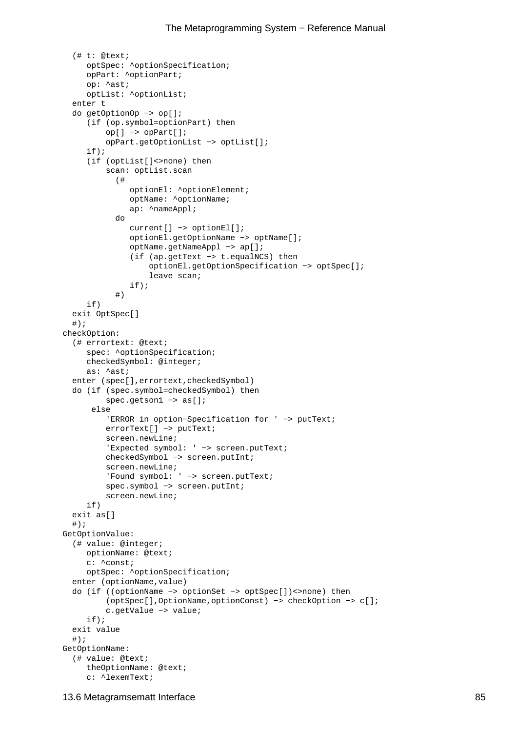```
  (# t: @text;
     optSpec: ^optionSpecification;
     opPart: ^optionPart;
     op: ^ast;
     optList: ^optionList;
  enter t
  do getOptionOp −> op[];
     (if (op.symbol=optionPart) then
         op[] −> opPart[];
         opPart.getOptionList −> optList[];
     if);
     (if (optList[]<>none) then
         scan: optList.scan
           (#
              optionEl: ^optionElement;
              optName: ^optionName;
              ap: ^nameAppl;
           do
              current[] −> optionEl[];
              optionEl.getOptionName −> optName[];
              optName.getNameAppl −> ap[];
              (if (ap.getText −> t.equalNCS) then
                  optionEl.getOptionSpecification −> optSpec[];
                  leave scan;
              if);
           #)
     if)
  exit OptSpec[]
  #);
checkOption:
  (# errortext: @text;
     spec: ^optionSpecification;
     checkedSymbol: @integer;
     as: ^ast;
  enter (spec[],errortext,checkedSymbol)
  do (if (spec.symbol=checkedSymbol) then
         spec.getson1 −> as[];
      else
         'ERROR in option−Specification for ' −> putText;
         errorText[] −> putText;
         screen.newLine;
         'Expected symbol: ' −> screen.putText;
         checkedSymbol −> screen.putInt;
         screen.newLine;
         'Found symbol: ' −> screen.putText;
         spec.symbol −> screen.putInt;
         screen.newLine;
     if)
  exit as[]
  #);
GetOptionValue:
  (# value: @integer;
     optionName: @text;
     c: ^const;
     optSpec: ^optionSpecification;
  enter (optionName,value)
  do (if ((optionName −> optionSet −> optSpec[])<>none) then
         (optSpec[],OptionName,optionConst) −> checkOption −> c[];
         c.getValue −> value;
     if);
  exit value
  #);
GetOptionName:
  (# value: @text;
     theOptionName: @text;
     c: ^lexemText;
```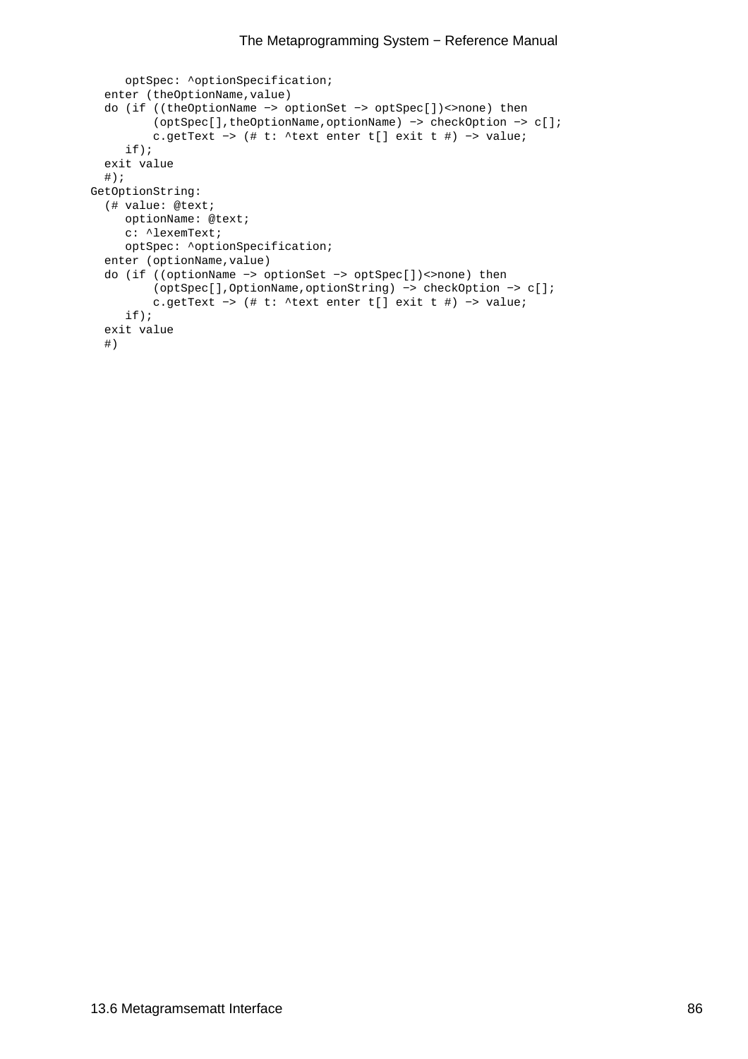```
      optSpec: ^optionSpecification;
   enter (theOptionName,value)
   do (if ((theOptionName -> optionSet -> optSpec[])<>none) then
          (optSpec[],theOptionName,optionName) -> checkOption -> c[];
          c.getText -> (# t: ^text enter t[] exit t #) -> value;
      if);
   exit value
   #);
GetOptionString:
   (# value: @text;
      optionName: @text;
      c: ^lexemText;
      optSpec: ^optionSpecification;
   enter (optionName,value)
   do (if ((optionName -> optionSet -> optSpec[])<>none) then
          (optSpec[],OptionName,optionString) -> checkOption -> c[];
          c.getText -> (# t: ^text enter t[] exit t #) -> value;
      if);
   exit value
   #)
```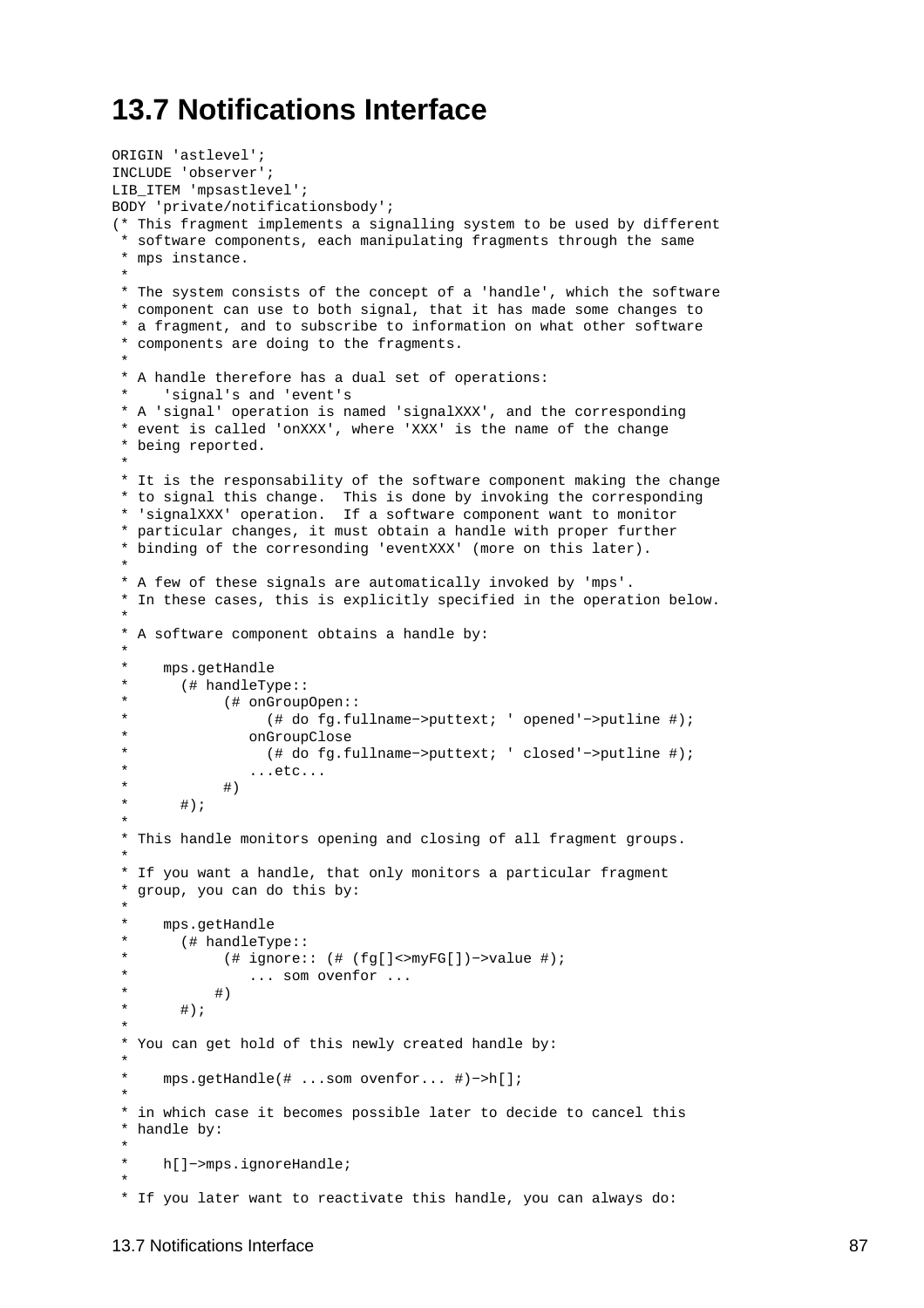## 13.7 Notifications Interface

```
ORIGIN 'astlevel';
INCLUDE 'observer';
LIB_ITEM 'mpsastlevel';
BODY 'private/notificationsbody';
(* This fragment implements a signalling system to be used by different
 * software components, each manipulating fragments through the same
 * mps instance.
 *
 * The system consists of the concept of a 'handle', which the software
 * component can use to both signal, that it has made some changes to
 * a fragment, and to subscribe to information on what other software
 * components are doing to the fragments.
 *
 * A handle therefore has a dual set of operations:
 *    'signal's and 'event's
 * A 'signal' operation is named 'signalXXX', and the corresponding
 * event is called 'onXXX', where 'XXX' is the name of the change
 * being reported.
 *
 * It is the responsability of the software component making the change
 * to signal this change.  This is done by invoking the corresponding
 * 'signalXXX' operation.  If a software component want to monitor
 * particular changes, it must obtain a handle with proper further
 * binding of the corresonding 'eventXXX' (more on this later).
 *
 * A few of these signals are automatically invoked by 'mps'.
 * In these cases, this is explicitly specified in the operation below.
 *
 * A software component obtains a handle by:
 *
 *    mps.getHandle
 *      (# handleType::
 *           (# onGroupOpen::
 *                (# do fg.fullname->puttext; ' opened'->putline #);
 *              onGroupClose
 *                (# do fg.fullname->puttext; ' closed'->putline #);
 *              ...etc...
 *           #)
 *      #);
 *
 * This handle monitors opening and closing of all fragment groups.
 *
 * If you want a handle, that only monitors a particular fragment
 * group, you can do this by:
 *
 *    mps.getHandle
 *      (# handleType::
 *           (# ignore:: (# (fg[]<>myFG[])->value #);
 *              ... som ovenfor ...
 *          #)
 *      #);
 *
 * You can get hold of this newly created handle by:
 *
 *    mps.getHandle(# ...som ovenfor... #)->h[];
 *
 * in which case it becomes possible later to decide to cancel this
 * handle by:
 *
 *    h[]->mps.ignoreHandle;
 *
 * If you later want to reactivate this handle, you can always do:
```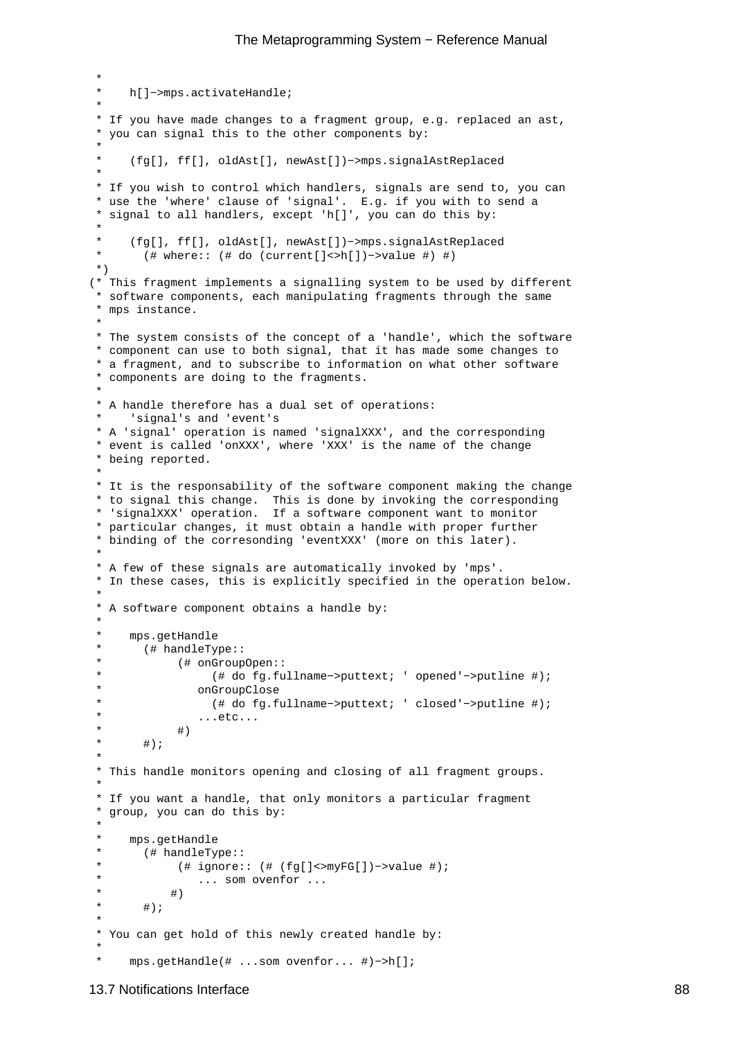```
 *
 *    h[]->mps.activateHandle;
 *
 * If you have made changes to a fragment group, e.g. replaced an ast,
 * you can signal this to the other components by:
 *
 *    (fg[], ff[], oldAst[], newAst[])->mps.signalAstReplaced
 *
 * If you wish to control which handlers, signals are send to, you can
 * use the 'where' clause of 'signal'.  E.g. if you with to send a
 * signal to all handlers, except 'h[]', you can do this by:
 *
 *    (fg[], ff[], oldAst[], newAst[])->mps.signalAstReplaced
 *      (# where:: (# do (current[]<>h[])->value #) #)
 *)
(* This fragment implements a signalling system to be used by different
 * software components, each manipulating fragments through the same
 * mps instance.
 *
 * The system consists of the concept of a 'handle', which the software
 * component can use to both signal, that it has made some changes to
 * a fragment, and to subscribe to information on what other software
 * components are doing to the fragments.
 *
 * A handle therefore has a dual set of operations:
 *    'signal's and 'event's
 * A 'signal' operation is named 'signalXXX', and the corresponding
 * event is called 'onXXX', where 'XXX' is the name of the change
 * being reported.
 *
 * It is the responsability of the software component making the change
 * to signal this change.  This is done by invoking the corresponding
 * 'signalXXX' operation.  If a software component want to monitor
 * particular changes, it must obtain a handle with proper further
 * binding of the corresonding 'eventXXX' (more on this later).
 *
 * A few of these signals are automatically invoked by 'mps'.
 * In these cases, this is explicitly specified in the operation below.
 *
 * A software component obtains a handle by:
 *
 *    mps.getHandle
 *      (# handleType::
 *           (# onGroupOpen::
 *                (# do fg.fullname->puttext; ' opened'->putline #);
 *              onGroupClose
 *                (# do fg.fullname->puttext; ' closed'->putline #);
 *              ...etc...
 *           #)
 *      #);
 *
 * This handle monitors opening and closing of all fragment groups.
 *
 * If you want a handle, that only monitors a particular fragment
 * group, you can do this by:
 *
 *    mps.getHandle
 *      (# handleType::
 *           (# ignore:: (# (fg[]<>myFG[])->value #);
 *              ... som ovenfor ...
 *          #)
 *      #);
 *
 * You can get hold of this newly created handle by:
 *
 *    mps.getHandle(# ...som ovenfor... #)->h[];
```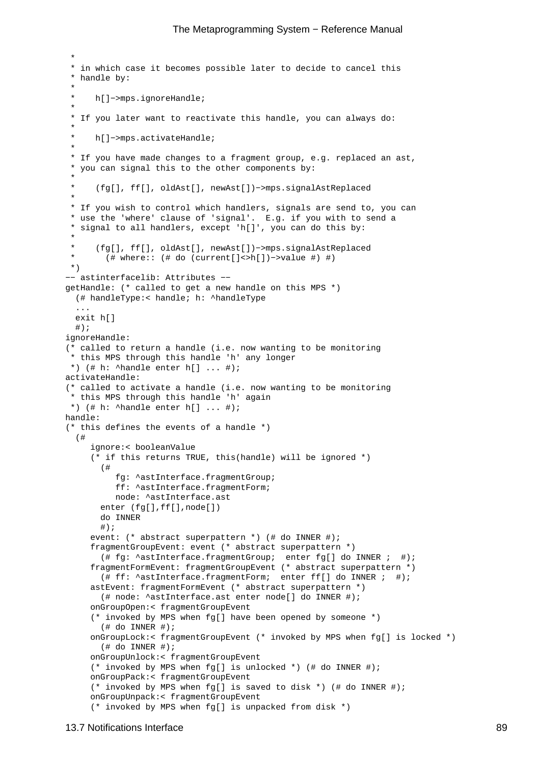```
 *
 * in which case it becomes possible later to decide to cancel this
 * handle by:
 *
 *    h[]−>mps.ignoreHandle;
 *
 * If you later want to reactivate this handle, you can always do:
 *
 *    h[]−>mps.activateHandle;
 *
 * If you have made changes to a fragment group, e.g. replaced an ast,
 * you can signal this to the other components by:
 *
 *    (fg[], ff[], oldAst[], newAst[])−>mps.signalAstReplaced
 *
 * If you wish to control which handlers, signals are send to, you can
 * use the 'where' clause of 'signal'.  E.g. if you with to send a
 * signal to all handlers, except 'h[]', you can do this by:
 *
 *    (fg[], ff[], oldAst[], newAst[])−>mps.signalAstReplaced
 *      (# where:: (# do (current[]<>h[])−>value #) #)
 *)
−− astinterfacelib: Attributes −−
getHandle: (* called to get a new handle on this MPS *)
  (# handleType:< handle; h: ^handleType
  ...
  exit h[]
  #);
ignoreHandle:
(* called to return a handle (i.e. now wanting to be monitoring
 * this MPS through this handle 'h' any longer
 *) (# h: ^handle enter h[] ... #);
activateHandle:
(* called to activate a handle (i.e. now wanting to be monitoring
 * this MPS through this handle 'h' again
 *) (# h: ^handle enter h[] ... #);
handle:
(* this defines the events of a handle *)
  (#
     ignore:< booleanValue
     (* if this returns TRUE, this(handle) will be ignored *)
       (#
          fg: ^astInterface.fragmentGroup;
          ff: ^astInterface.fragmentForm;
          node: ^astInterface.ast
       enter (fg[],ff[],node[])
       do INNER
       #);
     event: (* abstract superpattern *) (# do INNER #);
     fragmentGroupEvent: event (* abstract superpattern *)
       (# fg: ^astInterface.fragmentGroup;  enter fg[] do INNER ;  #);
     fragmentFormEvent: fragmentGroupEvent (* abstract superpattern *)
       (# ff: ^astInterface.fragmentForm;  enter ff[] do INNER ;  #);
     astEvent: fragmentFormEvent (* abstract superpattern *)
       (# node: ^astInterface.ast enter node[] do INNER #);
     onGroupOpen:< fragmentGroupEvent
     (* invoked by MPS when fg[] have been opened by someone *)
       (# do INNER #);
     onGroupLock:< fragmentGroupEvent (* invoked by MPS when fg[] is locked *)
       (# do INNER #);
     onGroupUnlock:< fragmentGroupEvent
     (* invoked by MPS when fg[] is unlocked *) (# do INNER #);
     onGroupPack:< fragmentGroupEvent
     (* invoked by MPS when fg[] is saved to disk *) (# do INNER #);
     onGroupUnpack:< fragmentGroupEvent
     (* invoked by MPS when fg[] is unpacked from disk *)
```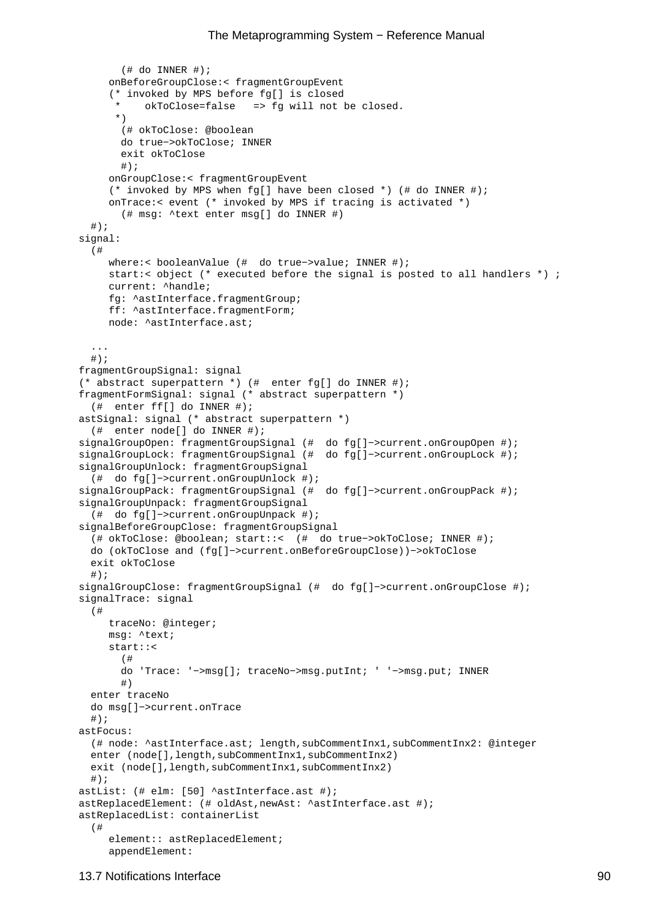```
      (# do INNER #);
    onBeforeGroupClose:< fragmentGroupEvent
    (* invoked by MPS before fg[] is closed
     *    okToClose=false   => fg will not be closed.
     *)
      (# okToClose: @boolean
      do true−>okToClose; INNER
      exit okToClose
      #);
    onGroupClose:< fragmentGroupEvent
    (* invoked by MPS when fg[] have been closed *) (# do INNER #);
    onTrace:< event (* invoked by MPS if tracing is activated *)
      (# msg: ^text enter msg[] do INNER #)
  #);
signal:
  (#
    where:< booleanValue (#  do true−>value; INNER #);
    start:< object (* executed before the signal is posted to all handlers *) ;
    current: ^handle;
    fg: ^astInterface.fragmentGroup;
    ff: ^astInterface.fragmentForm;
    node: ^astInterface.ast;

  ...
  #);
fragmentGroupSignal: signal
(* abstract superpattern *) (#  enter fg[] do INNER #);
fragmentFormSignal: signal (* abstract superpattern *)
  (#  enter ff[] do INNER #);
astSignal: signal (* abstract superpattern *)
  (#  enter node[] do INNER #);
signalGroupOpen: fragmentGroupSignal (#  do fg[]−>current.onGroupOpen #);
signalGroupLock: fragmentGroupSignal (#  do fg[]−>current.onGroupLock #);
signalGroupUnlock: fragmentGroupSignal
  (#  do fg[]−>current.onGroupUnlock #);
signalGroupPack: fragmentGroupSignal (#  do fg[]−>current.onGroupPack #);
signalGroupUnpack: fragmentGroupSignal
  (#  do fg[]−>current.onGroupUnpack #);
signalBeforeGroupClose: fragmentGroupSignal
  (# okToClose: @boolean; start::<  (#  do true−>okToClose; INNER #);
  do (okToClose and (fg[]−>current.onBeforeGroupClose))−>okToClose
  exit okToClose
  #);
signalGroupClose: fragmentGroupSignal (#  do fg[]−>current.onGroupClose #);
signalTrace: signal
  (#
    traceNo: @integer;
    msg: ^text;
    start::<
      (#
      do 'Trace: '−>msg[]; traceNo−>msg.putInt; ' '−>msg.put; INNER
      #)
  enter traceNo
  do msg[]−>current.onTrace
  #);
astFocus:
  (# node: ^astInterface.ast; length,subCommentInx1,subCommentInx2: @integer
  enter (node[],length,subCommentInx1,subCommentInx2)
  exit (node[],length,subCommentInx1,subCommentInx2)
  #);
astList: (# elm: [50] ^astInterface.ast #);
astReplacedElement: (# oldAst,newAst: ^astInterface.ast #);
astReplacedList: containerList
  (#
    element:: astReplacedElement;
    appendElement:
```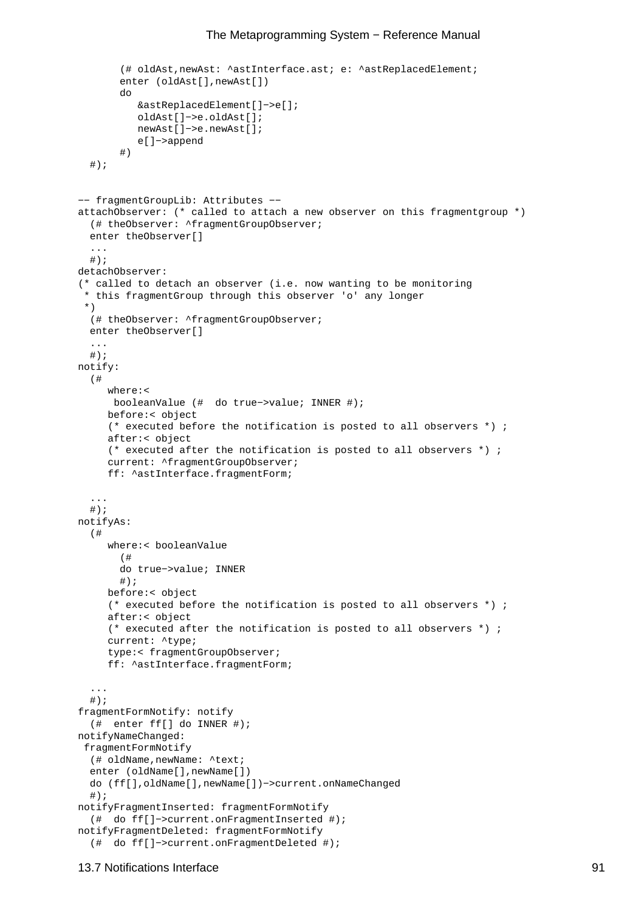```
       (# oldAst,newAst: ^astInterface.ast; e: ^astReplacedElement;
       enter (oldAst[],newAst[])
       do
          &astReplacedElement[]−>e[];
          oldAst[]−>e.oldAst[];
          newAst[]−>e.newAst[];
          e[]−>append
       #)
  #);


−− fragmentGroupLib: Attributes −−
attachObserver: (* called to attach a new observer on this fragmentgroup *)
  (# theObserver: ^fragmentGroupObserver;
  enter theObserver[]
  ...
  #);
detachObserver:
(* called to detach an observer (i.e. now wanting to be monitoring
 * this fragmentGroup through this observer 'o' any longer
 *)
  (# theObserver: ^fragmentGroupObserver;
  enter theObserver[]
  ...
  #);
notify:
  (#
     where:<
      booleanValue (#  do true−>value; INNER #);
     before:< object
     (* executed before the notification is posted to all observers *) ;
     after:< object
     (* executed after the notification is posted to all observers *) ;
     current: ^fragmentGroupObserver;
     ff: ^astInterface.fragmentForm;

  ...
  #);
notifyAs:
  (#
     where:< booleanValue
       (#
       do true−>value; INNER
       #);
     before:< object
     (* executed before the notification is posted to all observers *) ;
     after:< object
     (* executed after the notification is posted to all observers *) ;
     current: ^type;
     type:< fragmentGroupObserver;
     ff: ^astInterface.fragmentForm;

  ...
  #);
fragmentFormNotify: notify
  (#  enter ff[] do INNER #);
notifyNameChanged:
 fragmentFormNotify
  (# oldName,newName: ^text;
  enter (oldName[],newName[])
  do (ff[],oldName[],newName[])−>current.onNameChanged
  #);
notifyFragmentInserted: fragmentFormNotify
  (#  do ff[]−>current.onFragmentInserted #);
notifyFragmentDeleted: fragmentFormNotify
  (#  do ff[]−>current.onFragmentDeleted #);
```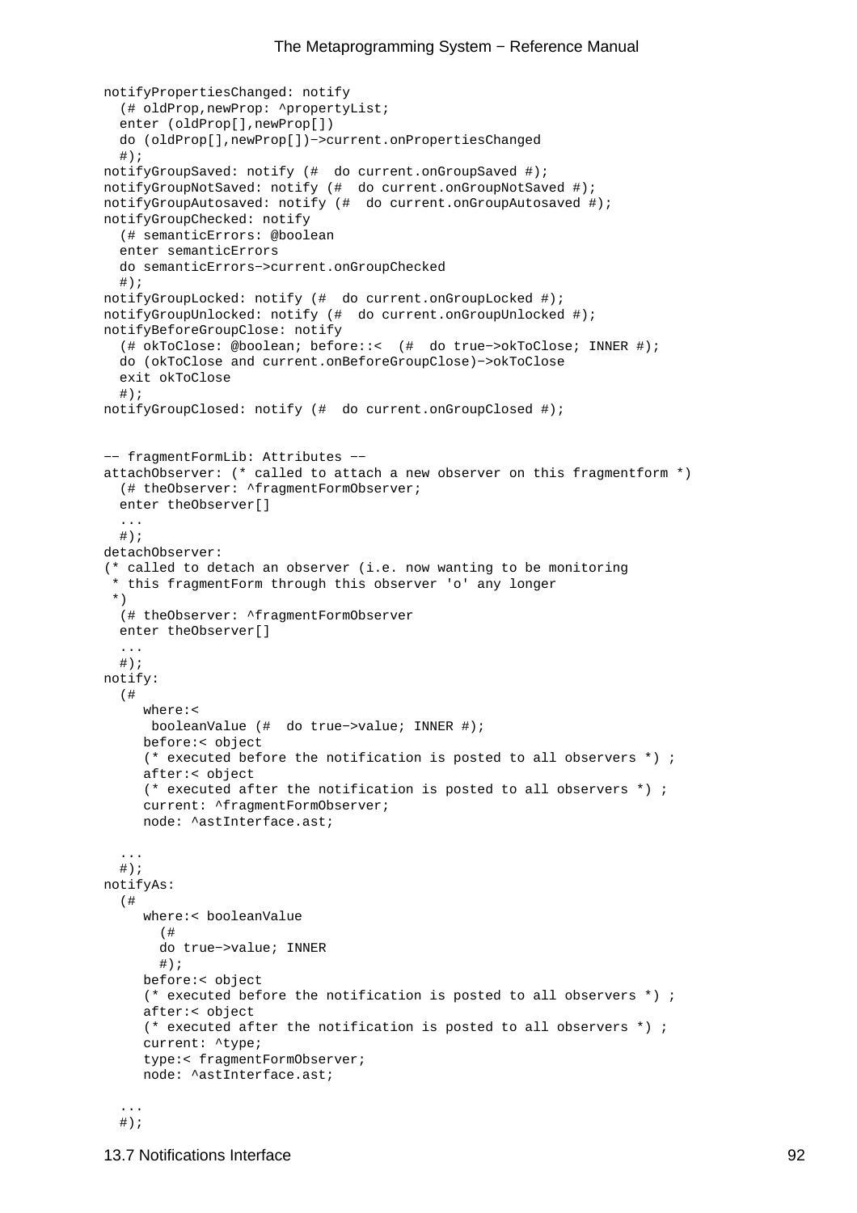```
notifyPropertiesChanged: notify
  (# oldProp,newProp: ^propertyList;
  enter (oldProp[],newProp[])
  do (oldProp[],newProp[])−>current.onPropertiesChanged
  #);
notifyGroupSaved: notify (#  do current.onGroupSaved #);
notifyGroupNotSaved: notify (#  do current.onGroupNotSaved #);
notifyGroupAutosaved: notify (#  do current.onGroupAutosaved #);
notifyGroupChecked: notify
  (# semanticErrors: @boolean
  enter semanticErrors
  do semanticErrors−>current.onGroupChecked
  #);
notifyGroupLocked: notify (#  do current.onGroupLocked #);
notifyGroupUnlocked: notify (#  do current.onGroupUnlocked #);
notifyBeforeGroupClose: notify
  (# okToClose: @boolean; before::<  (#  do true−>okToClose; INNER #);
  do (okToClose and current.onBeforeGroupClose)−>okToClose
  exit okToClose
  #);
notifyGroupClosed: notify (#  do current.onGroupClosed #);


−− fragmentFormLib: Attributes −−
attachObserver: (* called to attach a new observer on this fragmentform *)
  (# theObserver: ^fragmentFormObserver;
  enter theObserver[]
  ...
  #);
detachObserver:
(* called to detach an observer (i.e. now wanting to be monitoring
 * this fragmentForm through this observer 'o' any longer
 *)
  (# theObserver: ^fragmentFormObserver
  enter theObserver[]
  ...
  #);
notify:
  (#
     where:<
      booleanValue (#  do true−>value; INNER #);
     before:< object
     (* executed before the notification is posted to all observers *) ;
     after:< object
     (* executed after the notification is posted to all observers *) ;
     current: ^fragmentFormObserver;
     node: ^astInterface.ast;

  ...
  #);
notifyAs:
  (#
     where:< booleanValue
       (#
       do true−>value; INNER
       #);
     before:< object
     (* executed before the notification is posted to all observers *) ;
     after:< object
     (* executed after the notification is posted to all observers *) ;
     current: ^type;
     type:< fragmentFormObserver;
     node: ^astInterface.ast;

  ...
  #);
```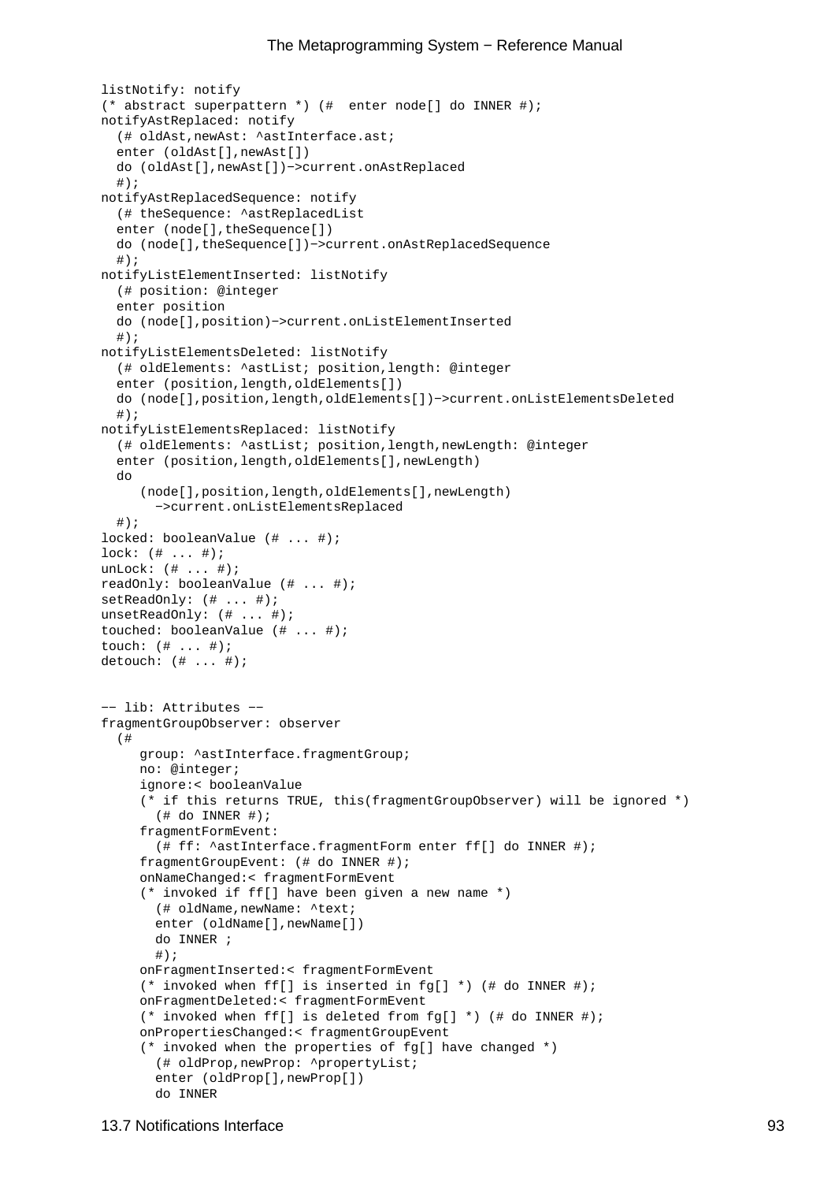```
listNotify: notify
(* abstract superpattern *) (#  enter node[] do INNER #);
notifyAstReplaced: notify
  (# oldAst,newAst: ^astInterface.ast;
  enter (oldAst[],newAst[])
  do (oldAst[],newAst[])−>current.onAstReplaced
  #);
notifyAstReplacedSequence: notify
  (# theSequence: ^astReplacedList
  enter (node[],theSequence[])
  do (node[],theSequence[])−>current.onAstReplacedSequence
  #);
notifyListElementInserted: listNotify
  (# position: @integer
  enter position
  do (node[],position)−>current.onListElementInserted
  #);
notifyListElementsDeleted: listNotify
  (# oldElements: ^astList; position,length: @integer
  enter (position,length,oldElements[])
  do (node[],position,length,oldElements[])−>current.onListElementsDeleted
  #);
notifyListElementsReplaced: listNotify
  (# oldElements: ^astList; position,length,newLength: @integer
  enter (position,length,oldElements[],newLength)
  do
     (node[],position,length,oldElements[],newLength)
       −>current.onListElementsReplaced
  #);
locked: booleanValue (# ... #);
lock: (# ... #);
unLock: (# ... #);
readOnly: booleanValue (# ... #);
setReadOnly: (# ... #);
unsetReadOnly: (# ... #);
touched: booleanValue (# ... #);
touch: (# ... #);
detouch: (# ... #);


−− lib: Attributes −−
fragmentGroupObserver: observer
  (#
     group: ^astInterface.fragmentGroup;
     no: @integer;
     ignore:< booleanValue
     (* if this returns TRUE, this(fragmentGroupObserver) will be ignored *)
       (# do INNER #);
     fragmentFormEvent:
       (# ff: ^astInterface.fragmentForm enter ff[] do INNER #);
     fragmentGroupEvent: (# do INNER #);
     onNameChanged:< fragmentFormEvent
     (* invoked if ff[] have been given a new name *)
       (# oldName,newName: ^text;
       enter (oldName[],newName[])
       do INNER ;
       #);
     onFragmentInserted:< fragmentFormEvent
     (* invoked when ff[] is inserted in fg[] *) (# do INNER #);
     onFragmentDeleted:< fragmentFormEvent
     (* invoked when ff[] is deleted from fg[] *) (# do INNER #);
     onPropertiesChanged:< fragmentGroupEvent
     (* invoked when the properties of fg[] have changed *)
       (# oldProp,newProp: ^propertyList;
       enter (oldProp[],newProp[])
       do INNER
```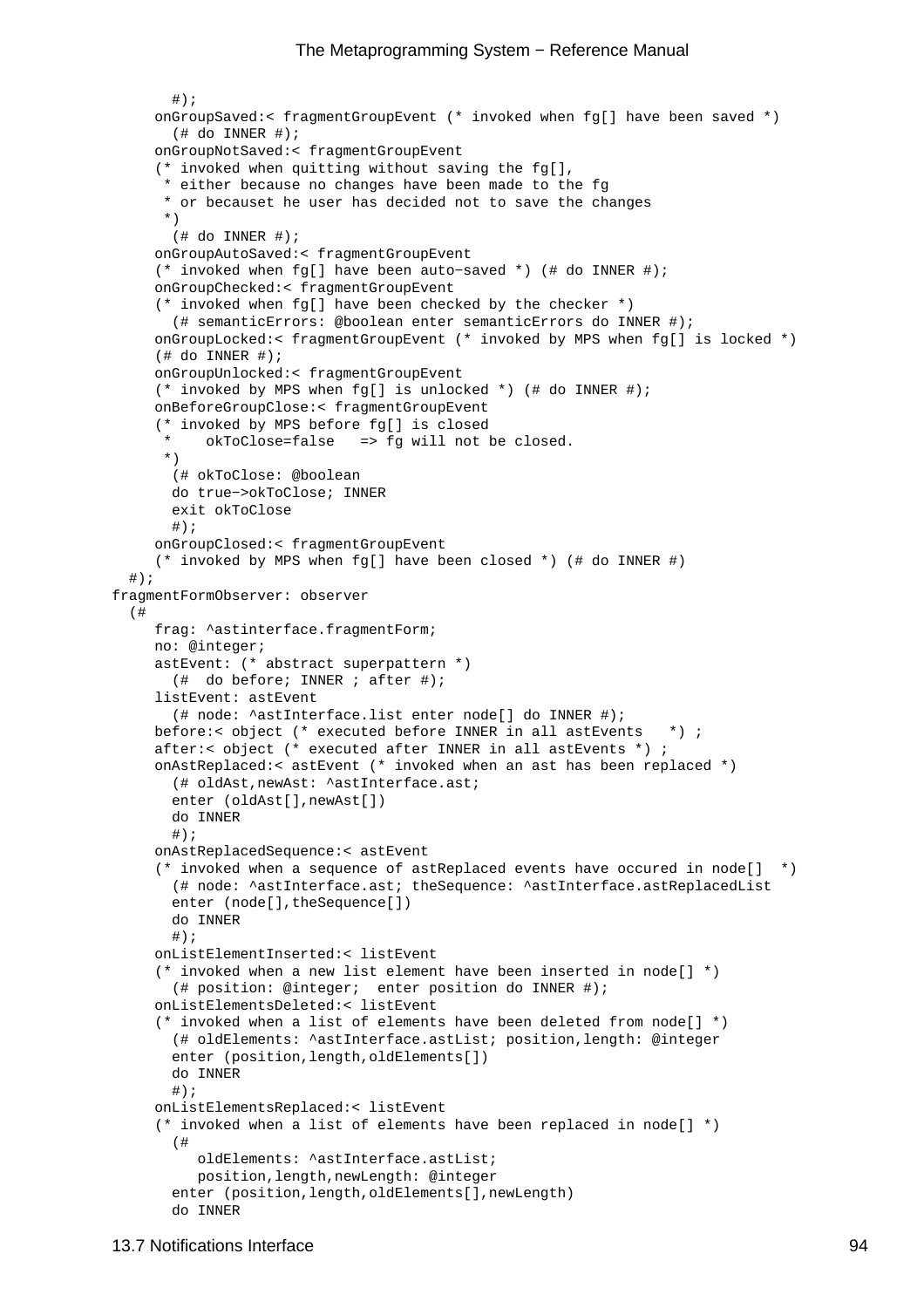```
        #);
      onGroupSaved:< fragmentGroupEvent (* invoked when fg[] have been saved *)
        (# do INNER #);
      onGroupNotSaved:< fragmentGroupEvent
      (* invoked when quitting without saving the fg[],
       * either because no changes have been made to the fg
       * or becauset he user has decided not to save the changes
       *)
        (# do INNER #);
      onGroupAutoSaved:< fragmentGroupEvent
      (* invoked when fg[] have been auto−saved *) (# do INNER #);
      onGroupChecked:< fragmentGroupEvent
      (* invoked when fg[] have been checked by the checker *)
        (# semanticErrors: @boolean enter semanticErrors do INNER #);
      onGroupLocked:< fragmentGroupEvent (* invoked by MPS when fg[] is locked *)
      (# do INNER #);
      onGroupUnlocked:< fragmentGroupEvent
      (* invoked by MPS when fg[] is unlocked *) (# do INNER #);
      onBeforeGroupClose:< fragmentGroupEvent
      (* invoked by MPS before fg[] is closed
       *    okToClose=false   => fg will not be closed.
       *)
        (# okToClose: @boolean
        do true−>okToClose; INNER
        exit okToClose
        #);
      onGroupClosed:< fragmentGroupEvent
      (* invoked by MPS when fg[] have been closed *) (# do INNER #)
   #);
 fragmentFormObserver: observer
   (#
      frag: ^astinterface.fragmentForm;
      no: @integer;
      astEvent: (* abstract superpattern *)
        (#  do before; INNER ; after #);
      listEvent: astEvent
        (# node: ^astInterface.list enter node[] do INNER #);
      before:< object (* executed before INNER in all astEvents   *) ;
      after:< object (* executed after INNER in all astEvents *) ;
      onAstReplaced:< astEvent (* invoked when an ast has been replaced *)
        (# oldAst,newAst: ^astInterface.ast;
        enter (oldAst[],newAst[])
        do INNER
        #);
      onAstReplacedSequence:< astEvent
      (* invoked when a sequence of astReplaced events have occured in node[]  *)
        (# node: ^astInterface.ast; theSequence: ^astInterface.astReplacedList
        enter (node[],theSequence[])
        do INNER
        #);
      onListElementInserted:< listEvent
      (* invoked when a new list element have been inserted in node[] *)
        (# position: @integer;  enter position do INNER #);
      onListElementsDeleted:< listEvent
      (* invoked when a list of elements have been deleted from node[] *)
        (# oldElements: ^astInterface.astList; position,length: @integer
        enter (position,length,oldElements[])
        do INNER
        #);
      onListElementsReplaced:< listEvent
      (* invoked when a list of elements have been replaced in node[] *)
        (#
           oldElements: ^astInterface.astList;
           position,length,newLength: @integer
        enter (position,length,oldElements[],newLength)
        do INNER
```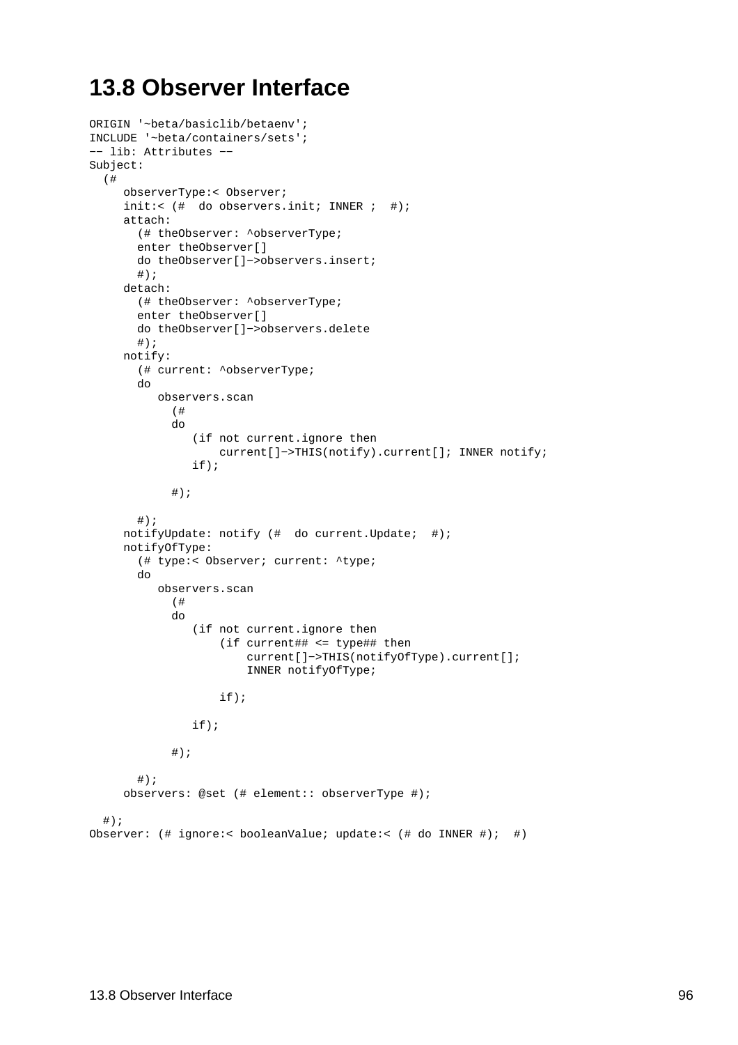# 13.8 Observer Interface

```
ORIGIN '~beta/basiclib/betaenv';
INCLUDE '~beta/containers/sets';
-- lib: Attributes --
Subject:
  (#
     observerType:< Observer;
     init:< (#  do observers.init; INNER ;  #);
     attach:
       (# theObserver: ^observerType;
       enter theObserver[]
       do theObserver[]->observers.insert;
       #);
     detach:
       (# theObserver: ^observerType;
       enter theObserver[]
       do theObserver[]->observers.delete
       #);
     notify:
       (# current: ^observerType;
       do
          observers.scan
            (#
            do
               (if not current.ignore then
                   current[]->THIS(notify).current[]; INNER notify;
               if);

            #);

       #);
     notifyUpdate: notify (#  do current.Update;  #);
     notifyOfType:
       (# type:< Observer; current: ^type;
       do
          observers.scan
            (#
            do
               (if not current.ignore then
                   (if current## <= type## then
                       current[]->THIS(notifyOfType).current[];
                       INNER notifyOfType;

                   if);

               if);

            #);

       #);
     observers: @set (# element:: observerType #);

  #);
Observer: (# ignore:< booleanValue; update:< (# do INNER #);  #)
```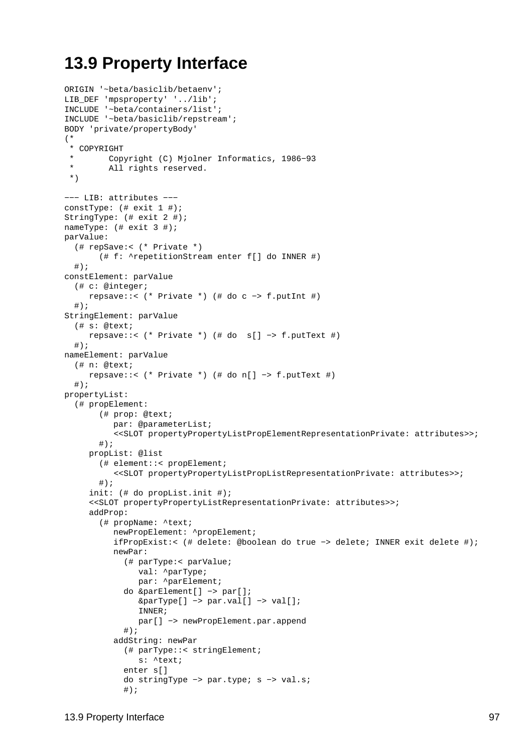## 13.9 Property Interface

```
ORIGIN '~beta/basiclib/betaenv';
LIB_DEF 'mpsproperty' '../lib';
INCLUDE '~beta/containers/list';
INCLUDE '~beta/basiclib/repstream';
BODY 'private/propertyBody'
(*
 * COPYRIGHT
 *       Copyright (C) Mjolner Informatics, 1986-93
 *       All rights reserved.
 *)

--- LIB: attributes ---
constType: (# exit 1 #);
StringType: (# exit 2 #);
nameType: (# exit 3 #);
parValue:
  (# repSave:< (* Private *)
       (# f: ^repetitionStream enter f[] do INNER #)
  #);
constElement: parValue
  (# c: @integer;
     repsave::< (* Private *) (# do c -> f.putInt #)
  #);
StringElement: parValue
  (# s: @text;
     repsave::< (* Private *) (# do  s[] -> f.putText #)
  #);
nameElement: parValue
  (# n: @text;
     repsave::< (* Private *) (# do n[] -> f.putText #)
  #);
propertyList:
  (# propElement:
       (# prop: @text;
          par: @parameterList;
          <<SLOT propertyPropertyListPropElementRepresentationPrivate: attributes>>;
       #);
     propList: @list
       (# element::< propElement;
          <<SLOT propertyPropertyListPropListRepresentationPrivate: attributes>>;
       #);
     init: (# do propList.init #);
     <<SLOT propertyPropertyListRepresentationPrivate: attributes>>;
     addProp:
       (# propName: ^text;
          newPropElement: ^propElement;
          ifPropExist:< (# delete: @boolean do true -> delete; INNER exit delete #);
          newPar:
            (# parType:< parValue;
               val: ^parType;
               par: ^parElement;
            do &parElement[] -> par[];
               &parType[] -> par.val[] -> val[];
               INNER;
               par[] -> newPropElement.par.append
            #);
          addString: newPar
            (# parType::< stringElement;
               s: ^text;
            enter s[]
            do stringType -> par.type; s -> val.s;
            #);
```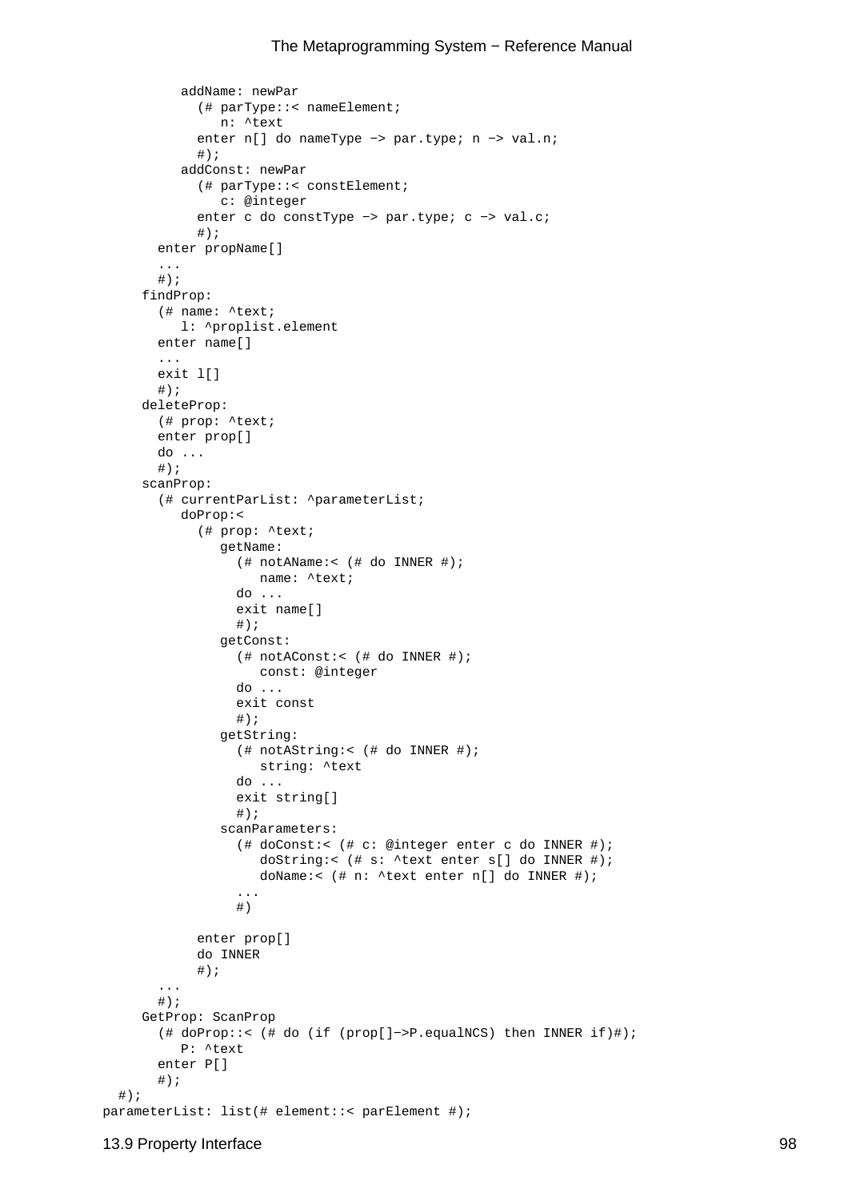```
         addName: newPar
           (# parType::< nameElement;
              n: ^text
           enter n[] do nameType -> par.type; n -> val.n;
           #);
         addConst: newPar
           (# parType::< constElement;
              c: @integer
           enter c do constType -> par.type; c -> val.c;
           #);
       enter propName[]
       ...
       #);
     findProp:
       (# name: ^text;
          l: ^proplist.element
       enter name[]
       ...
       exit l[]
       #);
     deleteProp:
       (# prop: ^text;
       enter prop[]
       do ...
       #);
     scanProp:
       (# currentParList: ^parameterList;
          doProp:<
            (# prop: ^text;
               getName:
                 (# notAName:< (# do INNER #);
                    name: ^text;
                 do ...
                 exit name[]
                 #);
               getConst:
                 (# notAConst:< (# do INNER #);
                    const: @integer
                 do ...
                 exit const
                 #);
               getString:
                 (# notAString:< (# do INNER #);
                    string: ^text
                 do ...
                 exit string[]
                 #);
               scanParameters:
                 (# doConst:< (# c: @integer enter c do INNER #);
                    doString:< (# s: ^text enter s[] do INNER #);
                    doName:< (# n: ^text enter n[] do INNER #);
                 ...
                 #)

            enter prop[]
            do INNER
            #);
       ...
       #);
     GetProp: ScanProp
       (# doProp::< (# do (if (prop[]->P.equalNCS) then INNER if)#);
          P: ^text
       enter P[]
       #);
  #);
parameterList: list(# element::< parElement #);
```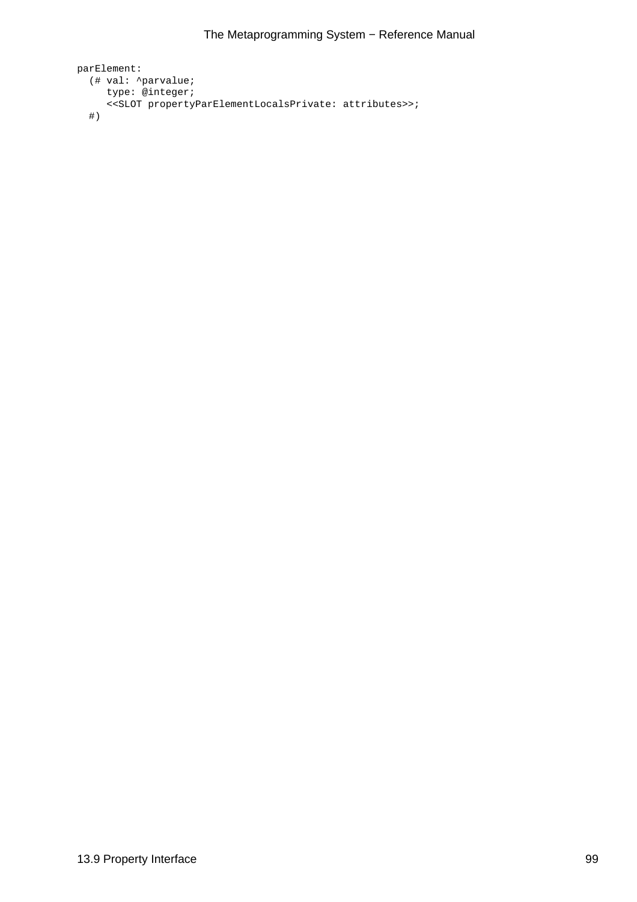```
parElement:
  (# val: ^parvalue;
     type: @integer;
     <<SLOT propertyParElementLocalsPrivate: attributes>>;
  #)
```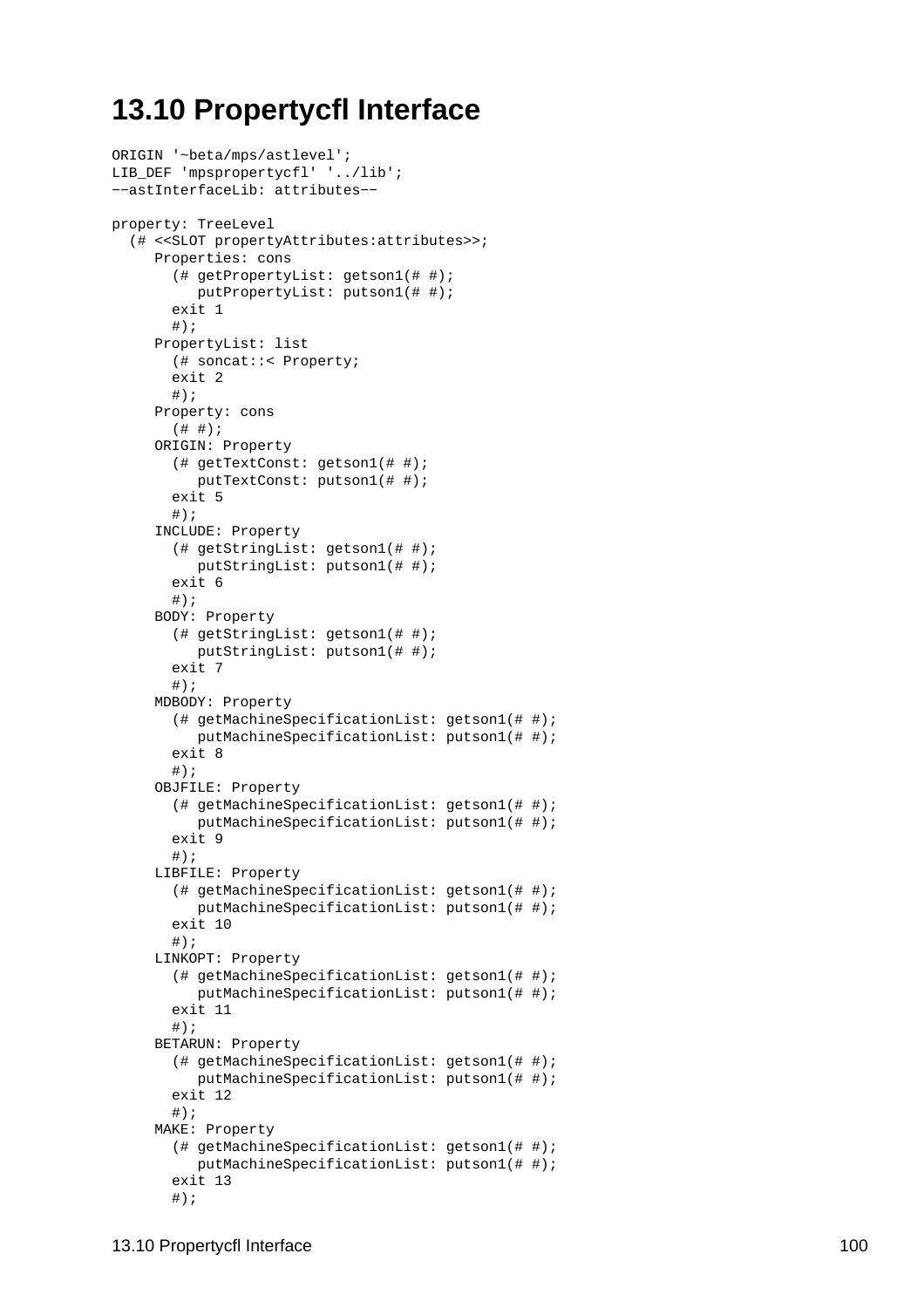## 13.10 Propertycfl Interface

```
ORIGIN '~beta/mps/astlevel';
LIB_DEF 'mpspropertycfl' '../lib';
--astInterfaceLib: attributes--

property: TreeLevel
  (# <<SLOT propertyAttributes:attributes>>;
     Properties: cons
       (# getPropertyList: getson1(# #);
          putPropertyList: putson1(# #);
       exit 1
       #);
     PropertyList: list
       (# soncat::< Property;
       exit 2
       #);
     Property: cons
       (# #);
     ORIGIN: Property
       (# getTextConst: getson1(# #);
          putTextConst: putson1(# #);
       exit 5
       #);
     INCLUDE: Property
       (# getStringList: getson1(# #);
          putStringList: putson1(# #);
       exit 6
       #);
     BODY: Property
       (# getStringList: getson1(# #);
          putStringList: putson1(# #);
       exit 7
       #);
     MDBODY: Property
       (# getMachineSpecificationList: getson1(# #);
          putMachineSpecificationList: putson1(# #);
       exit 8
       #);
     OBJFILE: Property
       (# getMachineSpecificationList: getson1(# #);
          putMachineSpecificationList: putson1(# #);
       exit 9
       #);
     LIBFILE: Property
       (# getMachineSpecificationList: getson1(# #);
          putMachineSpecificationList: putson1(# #);
       exit 10
       #);
     LINKOPT: Property
       (# getMachineSpecificationList: getson1(# #);
          putMachineSpecificationList: putson1(# #);
       exit 11
       #);
     BETARUN: Property
       (# getMachineSpecificationList: getson1(# #);
          putMachineSpecificationList: putson1(# #);
       exit 12
       #);
     MAKE: Property
       (# getMachineSpecificationList: getson1(# #);
          putMachineSpecificationList: putson1(# #);
       exit 13
       #);
```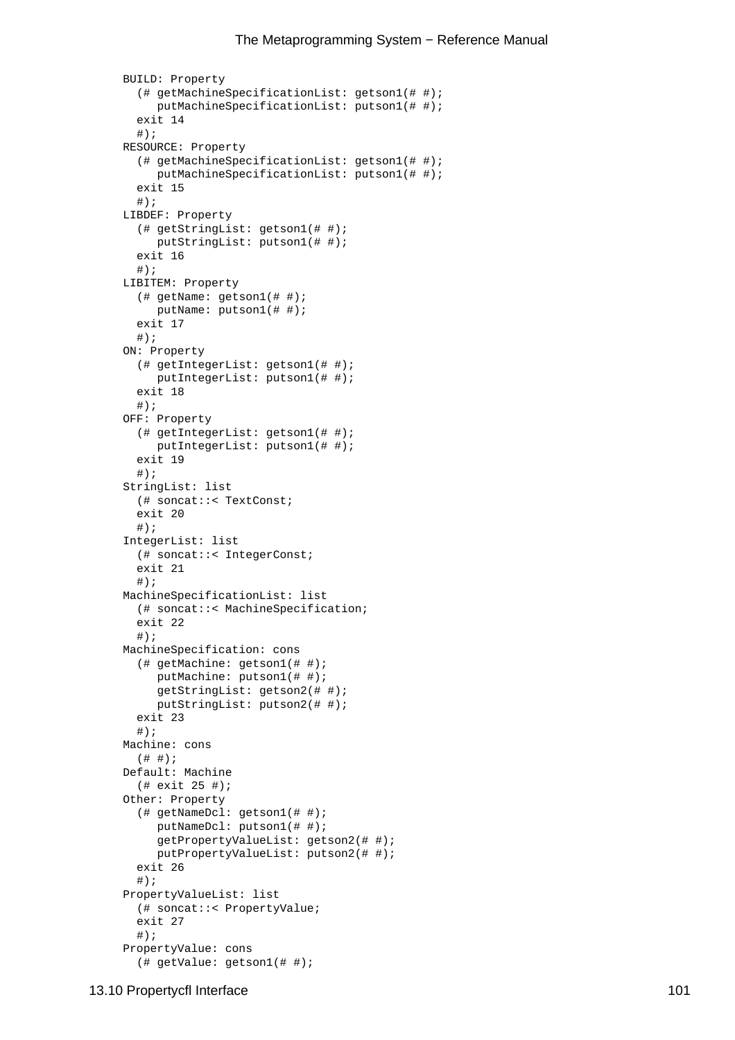```
BUILD: Property
  (# getMachineSpecificationList: getson1(# #);
     putMachineSpecificationList: putson1(# #);
  exit 14
  #);
RESOURCE: Property
  (# getMachineSpecificationList: getson1(# #);
     putMachineSpecificationList: putson1(# #);
  exit 15
  #);
LIBDEF: Property
  (# getStringList: getson1(# #);
     putStringList: putson1(# #);
  exit 16
  #);
LIBITEM: Property
  (# getName: getson1(# #);
     putName: putson1(# #);
  exit 17
  #);
ON: Property
  (# getIntegerList: getson1(# #);
     putIntegerList: putson1(# #);
  exit 18
  #);
OFF: Property
  (# getIntegerList: getson1(# #);
     putIntegerList: putson1(# #);
  exit 19
  #);
StringList: list
  (# soncat::< TextConst;
  exit 20
  #);
IntegerList: list
  (# soncat::< IntegerConst;
  exit 21
  #);
MachineSpecificationList: list
  (# soncat::< MachineSpecification;
  exit 22
  #);
MachineSpecification: cons
  (# getMachine: getson1(# #);
     putMachine: putson1(# #);
     getStringList: getson2(# #);
     putStringList: putson2(# #);
  exit 23
  #);
Machine: cons
  (# #);
Default: Machine
  (# exit 25 #);
Other: Property
  (# getNameDcl: getson1(# #);
     putNameDcl: putson1(# #);
     getPropertyValueList: getson2(# #);
     putPropertyValueList: putson2(# #);
  exit 26
  #);
PropertyValueList: list
  (# soncat::< PropertyValue;
  exit 27
  #);
PropertyValue: cons
  (# getValue: getson1(# #);
```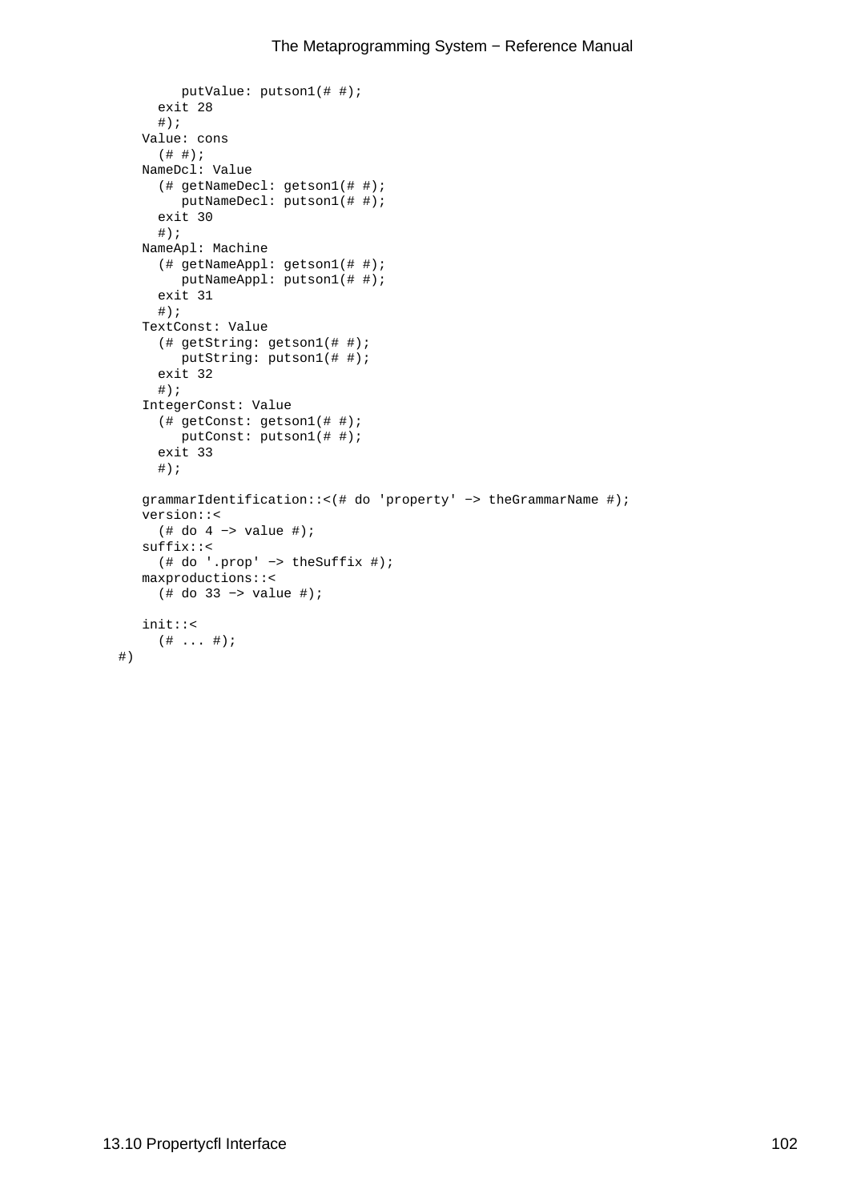```
        putValue: putson1(# #);
      exit 28
      #);
    Value: cons
      (# #);
    NameDcl: Value
      (# getNameDecl: getson1(# #);
         putNameDecl: putson1(# #);
      exit 30
      #);
    NameApl: Machine
      (# getNameAppl: getson1(# #);
         putNameAppl: putson1(# #);
      exit 31
      #);
    TextConst: Value
      (# getString: getson1(# #);
         putString: putson1(# #);
      exit 32
      #);
    IntegerConst: Value
      (# getConst: getson1(# #);
         putConst: putson1(# #);
      exit 33
      #);

    grammarIdentification::<(# do 'property' −> theGrammarName #);
    version::<
      (# do 4 −> value #);
    suffix::<
      (# do '.prop' −> theSuffix #);
    maxproductions::<
      (# do 33 −> value #);

    init::<
      (# ... #);
#)
```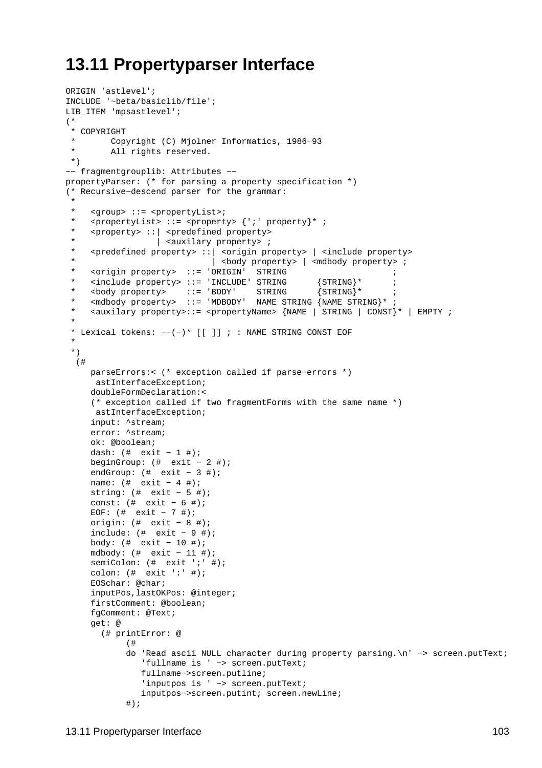## 13.11 Propertyparser Interface

```
ORIGIN 'astlevel';
INCLUDE '~beta/basiclib/file';
LIB_ITEM 'mpsastlevel';
(*
 * COPYRIGHT
 *       Copyright (C) Mjolner Informatics, 1986-93
 *       All rights reserved.
 *)
-- fragmentgrouplib: Attributes --
propertyParser: (* for parsing a property specification *)
(* Recursive-descend parser for the grammar:
 *
 *   <group> ::= <propertyList>;
 *   <propertyList> ::= <property> {';' property}* ;
 *   <property> ::| <predefined property>
 *              | <auxilary property> ;
 *   <predefined property> ::| <origin property> | <include property>
 *                         | <body property> | <mdbody property> ;
 *   <origin property>  ::= 'ORIGIN'  STRING                    ;
 *   <include property> ::= 'INCLUDE' STRING      {STRING}*      ;
 *   <body property>    ::= 'BODY'    STRING      {STRING}*      ;
 *   <mdbody property>  ::= 'MDBODY'  NAME STRING {NAME STRING}* ;
 *   <auxilary property>::= <propertyName> {NAME | STRING | CONST}* | EMPTY ;
 *
 * Lexical tokens: --(-)* [[ ]] ; : NAME STRING CONST EOF
 *
 *)
  (#
     parseErrors:< (* exception called if parse-errors *)
      astInterfaceException;
     doubleFormDeclaration:<
     (* exception called if two fragmentForms with the same name *)
      astInterfaceException;
     input: ^stream;
     error: ^stream;
     ok: @boolean;
     dash: (#  exit - 1 #);
     beginGroup: (#  exit - 2 #);
     endGroup: (#  exit - 3 #);
     name: (#  exit - 4 #);
     string: (#  exit - 5 #);
     const: (#  exit - 6 #);
     EOF: (#  exit - 7 #);
     origin: (#  exit - 8 #);
     include: (#  exit - 9 #);
     body: (#  exit - 10 #);
     mdbody: (#  exit - 11 #);
     semiColon: (#  exit ';' #);
     colon: (#  exit ':' #);
     EOSchar: @char;
     inputPos,lastOKPos: @integer;
     firstComment: @boolean;
     fgComment: @Text;
     get: @
       (# printError: @
            (#
            do 'Read ascii NULL character during property parsing.\n' -> screen.putText;
               'fullname is ' -> screen.putText;
               fullname->screen.putline;
               'inputpos is ' -> screen.putText;
               inputpos->screen.putint; screen.newLine;
            #);
```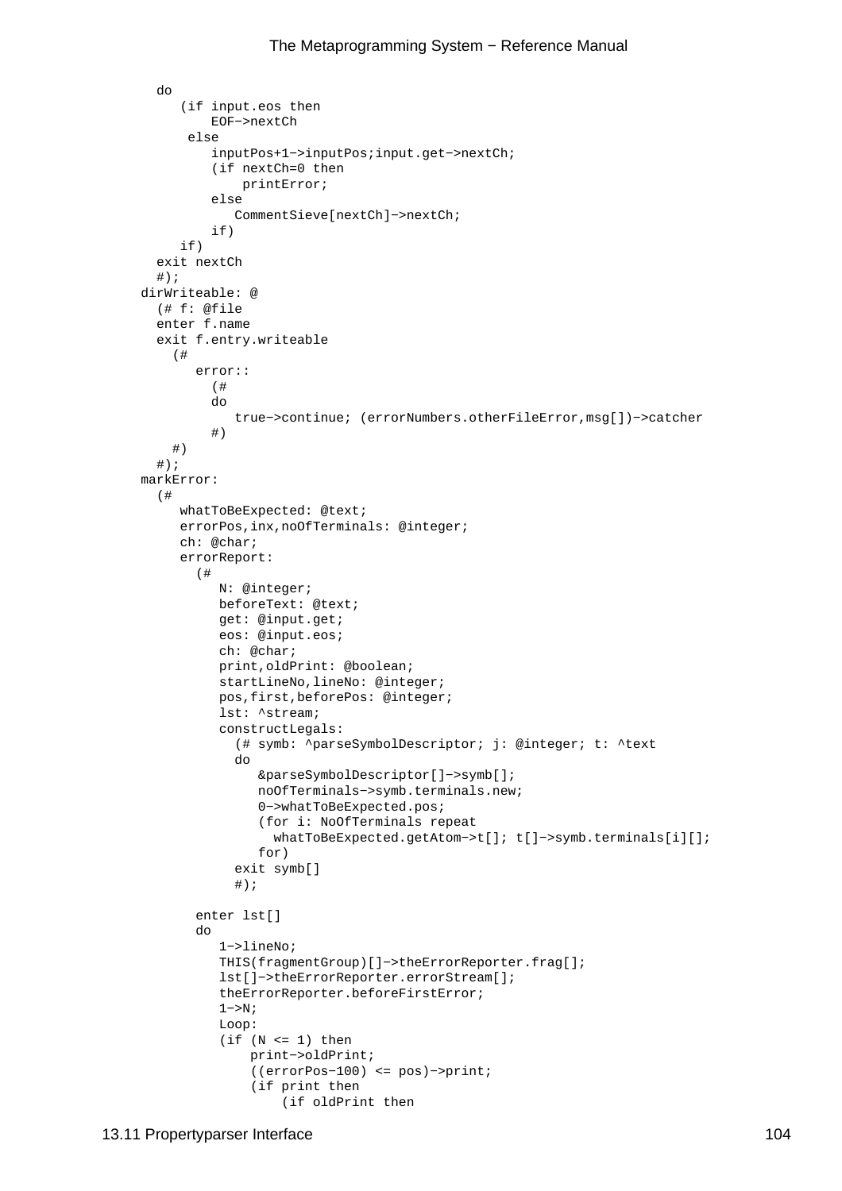```
    do
       (if input.eos then
           EOF->nextCh
        else
           inputPos+1->inputPos;input.get->nextCh;
           (if nextCh=0 then
               printError;
           else
              CommentSieve[nextCh]->nextCh;
           if)
       if)
    exit nextCh
    #);
  dirWriteable: @
    (# f: @file
    enter f.name
    exit f.entry.writeable
      (#
         error::
           (#
           do
              true->continue; (errorNumbers.otherFileError,msg[])->catcher
           #)
      #)
    #);
  markError:
    (#
       whatToBeExpected: @text;
       errorPos,inx,noOfTerminals: @integer;
       ch: @char;
       errorReport:
         (#
            N: @integer;
            beforeText: @text;
            get: @input.get;
            eos: @input.eos;
            ch: @char;
            print,oldPrint: @boolean;
            startLineNo,lineNo: @integer;
            pos,first,beforePos: @integer;
            lst: ^stream;
            constructLegals:
              (# symb: ^parseSymbolDescriptor; j: @integer; t: ^text
              do
                 &parseSymbolDescriptor[]->symb[];
                 noOfTerminals->symb.terminals.new;
                 0->whatToBeExpected.pos;
                 (for i: NoOfTerminals repeat
                   whatToBeExpected.getAtom->t[]; t[]->symb.terminals[i][];
                 for)
              exit symb[]
              #);

         enter lst[]
         do
            1->lineNo;
            THIS(fragmentGroup)[]->theErrorReporter.frag[];
            lst[]->theErrorReporter.errorStream[];
            theErrorReporter.beforeFirstError;
            1->N;
            Loop:
            (if (N <= 1) then
                print->oldPrint;
                ((errorPos-100) <= pos)->print;
                (if print then
                    (if oldPrint then
```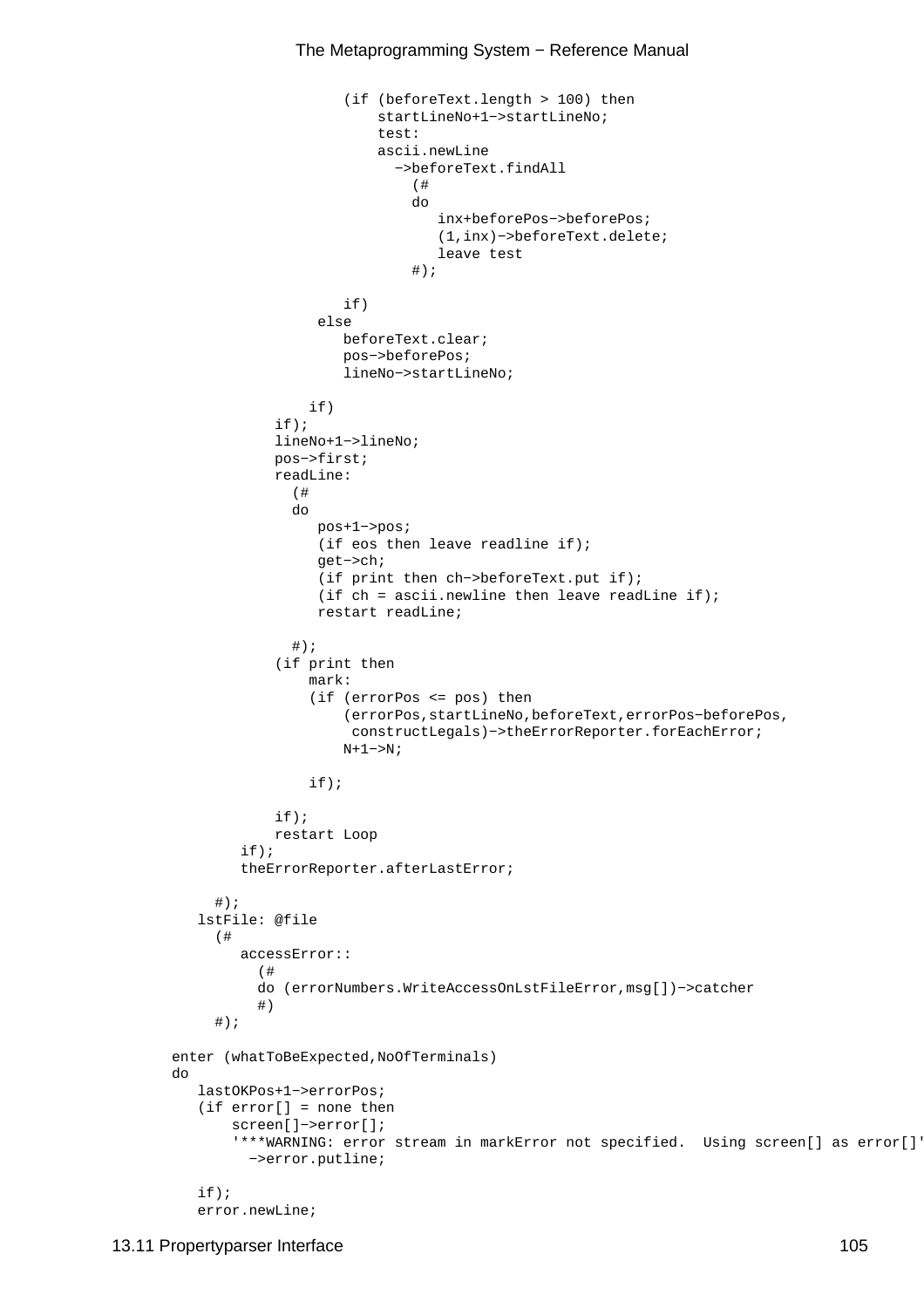```
                    (if (beforeText.length > 100) then
                        startLineNo+1->startLineNo;
                        test:
                        ascii.newLine
                          ->beforeText.findAll
                            (#
                            do
                               inx+beforePos->beforePos;
                               (1,inx)->beforeText.delete;
                               leave test
                            #);

                    if)
                 else
                    beforeText.clear;
                    pos->beforePos;
                    lineNo->startLineNo;

                if)
            if);
            lineNo+1->lineNo;
            pos->first;
            readLine:
              (#
              do
                 pos+1->pos;
                 (if eos then leave readline if);
                 get->ch;
                 (if print then ch->beforeText.put if);
                 (if ch = ascii.newline then leave readLine if);
                 restart readLine;

              #);
            (if print then
                mark:
                (if (errorPos <= pos) then
                    (errorPos,startLineNo,beforeText,errorPos-beforePos,
                     constructLegals)->theErrorReporter.forEachError;
                    N+1->N;

                if);

            if);
            restart Loop
        if);
        theErrorReporter.afterLastError;

      #);
   lstFile: @file
     (#
        accessError::
          (#
          do (errorNumbers.WriteAccessOnLstFileError,msg[])->catcher
          #)
     #);

enter (whatToBeExpected,NoOfTerminals)
do
   lastOKPos+1->errorPos;
   (if error[] = none then
       screen[]->error[];
       '***WARNING: error stream in markError not specified.  Using screen[] as error[]'
         ->error.putline;

   if);
   error.newLine;
```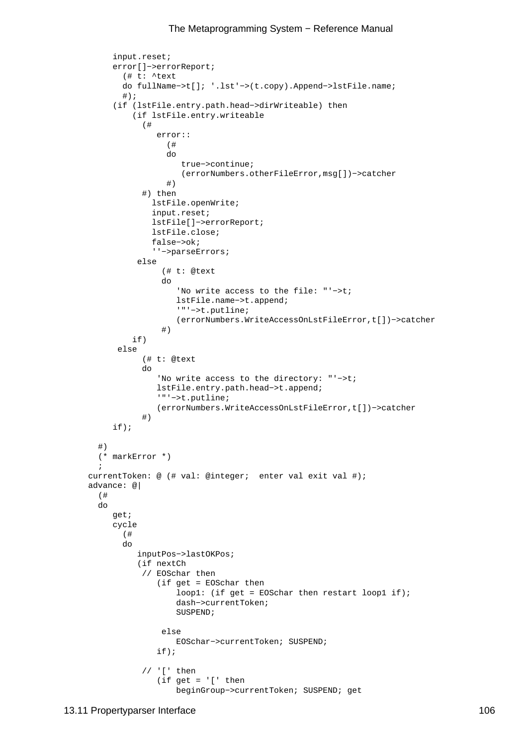```
      input.reset;
      error[]->errorReport;
        (# t: ^text
        do fullName->t[]; '.lst'->(t.copy).Append->lstFile.name;
        #);
      (if (lstFile.entry.path.head->dirWriteable) then
          (if lstFile.entry.writeable
            (#
               error::
                 (#
                 do
                    true->continue;
                    (errorNumbers.otherFileError,msg[])->catcher
                 #)
            #) then
              lstFile.openWrite;
              input.reset;
              lstFile[]->errorReport;
              lstFile.close;
              false->ok;
              ''->parseErrors;
           else
                (# t: @text
                do
                   'No write access to the file: "'->t;
                   lstFile.name->t.append;
                   '"'->t.putline;
                   (errorNumbers.WriteAccessOnLstFileError,t[])->catcher
                #)
          if)
       else
            (# t: @text
            do
               'No write access to the directory: "'->t;
               lstFile.entry.path.head->t.append;
               '"'->t.putline;
               (errorNumbers.WriteAccessOnLstFileError,t[])->catcher
            #)
      if);

   #)
   (* markError *)
   ;
 currentToken: @ (# val: @integer;  enter val exit val #);
 advance: @|
   (#
   do
      get;
      cycle
        (#
        do
           inputPos->lastOKPos;
           (if nextCh
            // EOSchar then
               (if get = EOSchar then
                   loop1: (if get = EOSchar then restart loop1 if);
                   dash->currentToken;
                   SUSPEND;

                else
                   EOSchar->currentToken; SUSPEND;
               if);

            // '[' then
               (if get = '[' then
                   beginGroup->currentToken; SUSPEND; get
```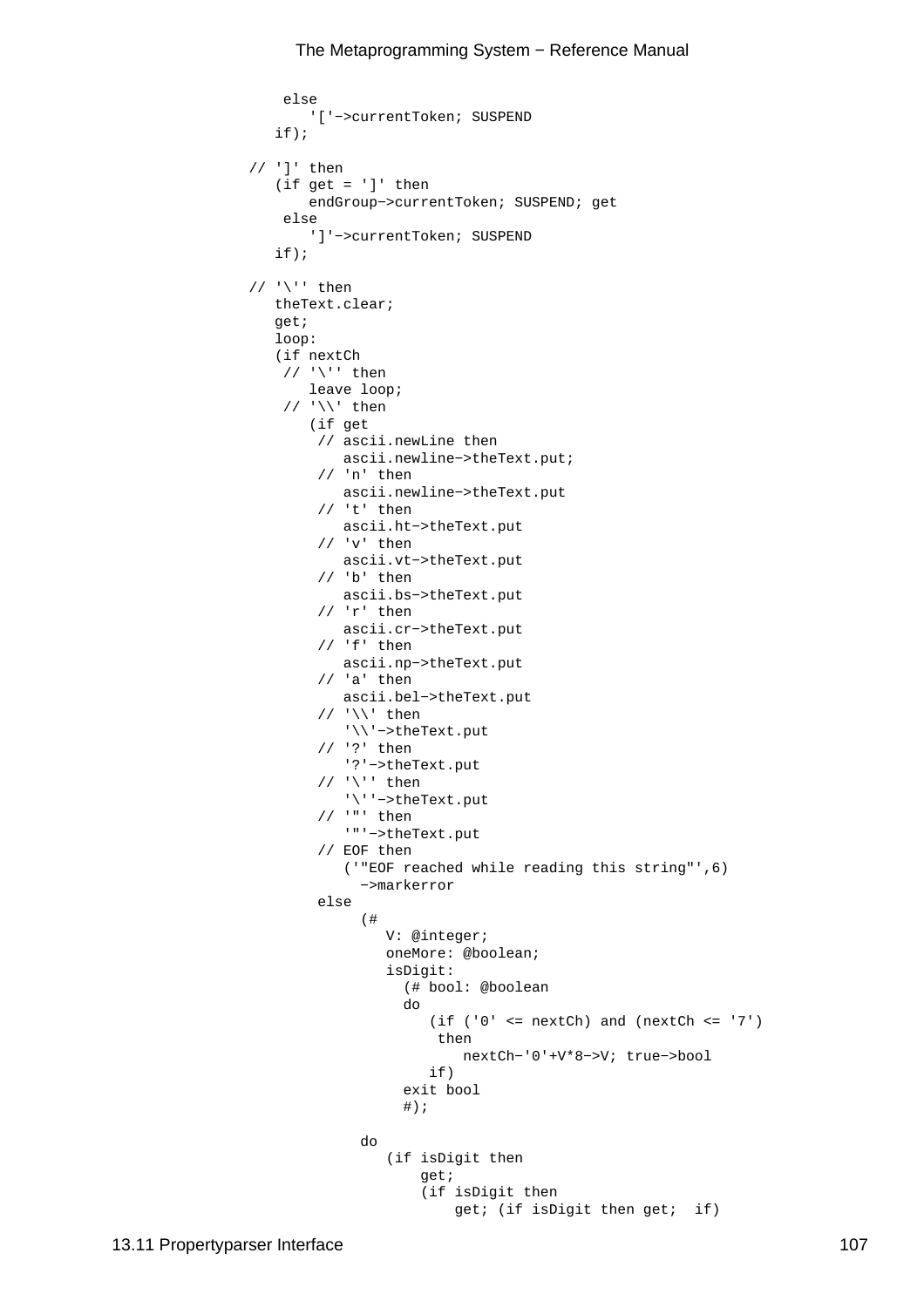```
    else
       '['->currentToken; SUSPEND
   if);

// ']' then
   (if get = ']' then
       endGroup->currentToken; SUSPEND; get
    else
       ']'->currentToken; SUSPEND
   if);

// '\'' then
   theText.clear;
   get;
   loop:
   (if nextCh
    // '\'' then
       leave loop;
    // '\\' then
       (if get
        // ascii.newLine then
           ascii.newline->theText.put;
        // 'n' then
           ascii.newline->theText.put
        // 't' then
           ascii.ht->theText.put
        // 'v' then
           ascii.vt->theText.put
        // 'b' then
           ascii.bs->theText.put
        // 'r' then
           ascii.cr->theText.put
        // 'f' then
           ascii.np->theText.put
        // 'a' then
           ascii.bel->theText.put
        // '\\' then
           '\\'->theText.put
        // '?' then
           '?'->theText.put
        // '\'' then
           '\''->theText.put
        // '"' then
           '"'->theText.put
        // EOF then
           ('"EOF reached while reading this string"',6)
             ->markerror
        else
             (#
                V: @integer;
                oneMore: @boolean;
                isDigit:
                  (# bool: @boolean
                  do
                     (if ('0' <= nextCh) and (nextCh <= '7')
                      then
                         nextCh-'0'+V*8->V; true->bool
                     if)
                  exit bool
                  #);

             do
                (if isDigit then
                    get;
                    (if isDigit then
                        get; (if isDigit then get;  if)
```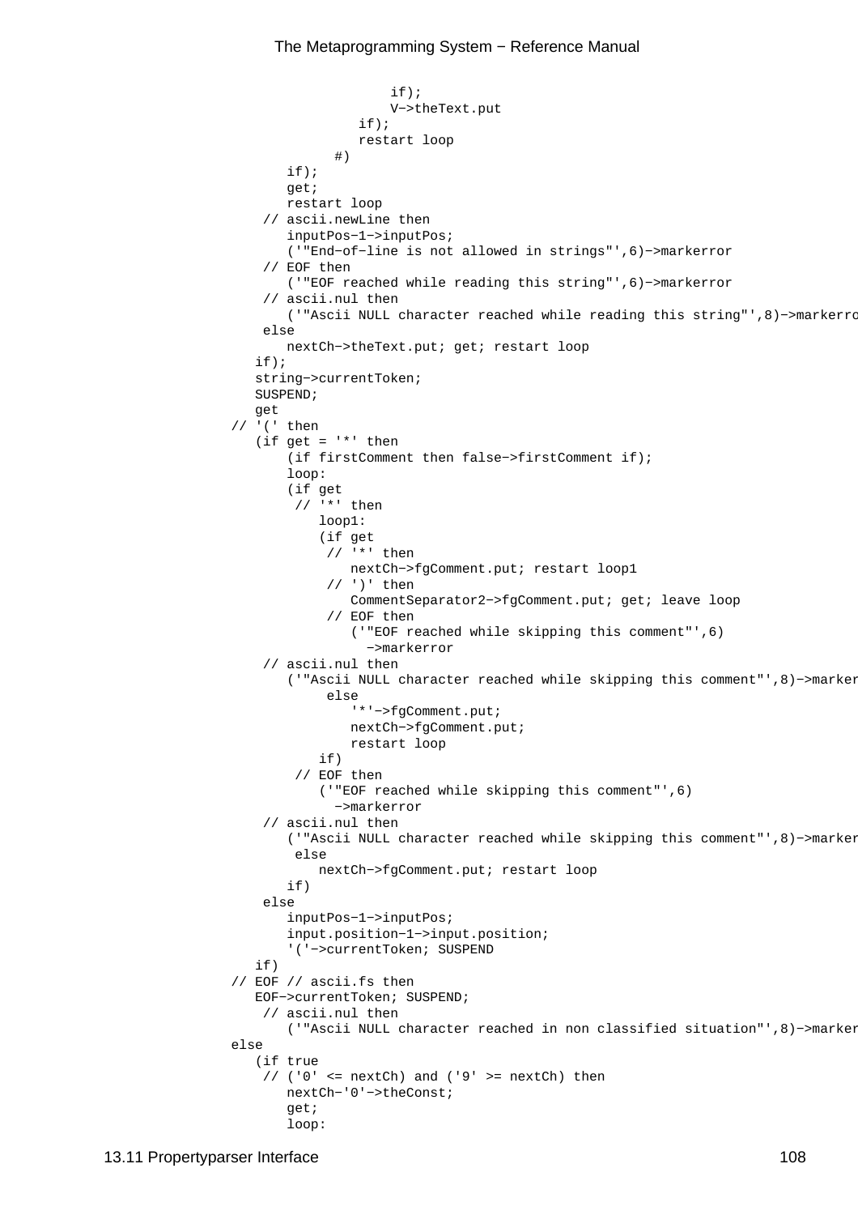```
                    if);
                    V->theText.put
                 if);
                 restart loop
              #)
        if);
        get;
        restart loop
     // ascii.newLine then
        inputPos-1->inputPos;
        ('"End-of-line is not allowed in strings"',6)->markerror
     // EOF then
        ('"EOF reached while reading this string"',6)->markerror
     // ascii.nul then
        ('"Ascii NULL character reached while reading this string"',8)->markerro
     else
        nextCh->theText.put; get; restart loop
    if);
    string->currentToken;
    SUSPEND;
    get
 // '(' then
    (if get = '*' then
        (if firstComment then false->firstComment if);
        loop:
        (if get
         // '*' then
            loop1:
            (if get
             // '*' then
                nextCh->fgComment.put; restart loop1
             // ')' then
                CommentSeparator2->fgComment.put; get; leave loop
             // EOF then
                ('"EOF reached while skipping this comment"',6)
                  ->markerror
     // ascii.nul then
        ('"Ascii NULL character reached while skipping this comment"',8)->marker
             else
                '*'->fgComment.put;
                nextCh->fgComment.put;
                restart loop
            if)
         // EOF then
            ('"EOF reached while skipping this comment"',6)
              ->markerror
     // ascii.nul then
        ('"Ascii NULL character reached while skipping this comment"',8)->marker
         else
            nextCh->fgComment.put; restart loop
        if)
     else
        inputPos-1->inputPos;
        input.position-1->input.position;
        '('->currentToken; SUSPEND
    if)
 // EOF // ascii.fs then
    EOF->currentToken; SUSPEND;
     // ascii.nul then
        ('"Ascii NULL character reached in non classified situation"',8)->marker
 else
    (if true
     // ('0' <= nextCh) and ('9' >= nextCh) then
        nextCh-'0'->theConst;
        get;
        loop:
```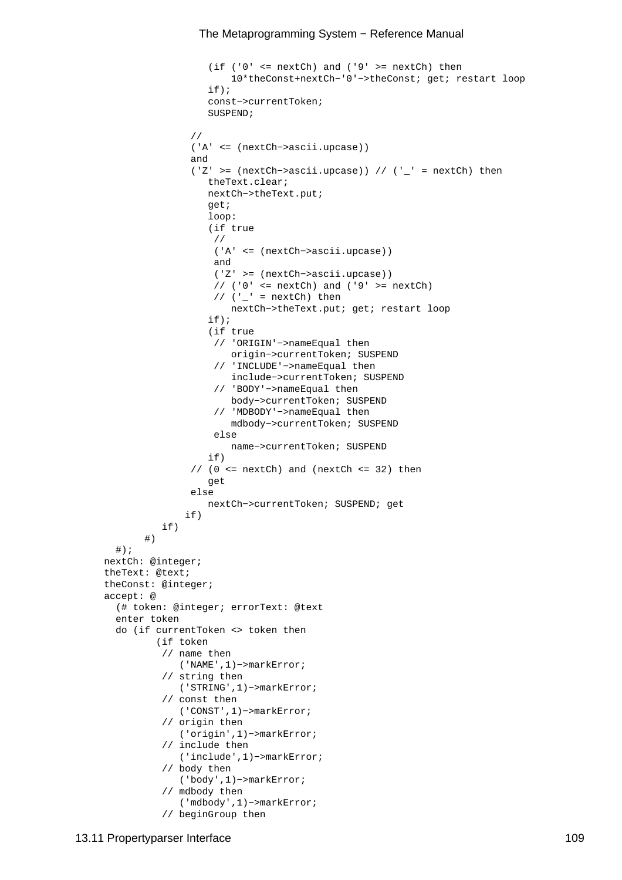```
                    (if ('0' <= nextCh) and ('9' >= nextCh) then
                        10*theConst+nextCh−'0'−>theConst; get; restart loop
                    if);
                    const−>currentToken;
                    SUSPEND;

                 //
                 ('A' <= (nextCh−>ascii.upcase))
                 and
                 ('Z' >= (nextCh−>ascii.upcase)) // ('_' = nextCh) then
                    theText.clear;
                    nextCh−>theText.put;
                    get;
                    loop:
                    (if true
                     //
                     ('A' <= (nextCh−>ascii.upcase))
                     and
                     ('Z' >= (nextCh−>ascii.upcase))
                     // ('0' <= nextCh) and ('9' >= nextCh)
                     // ('_' = nextCh) then
                        nextCh−>theText.put; get; restart loop
                    if);
                    (if true
                     // 'ORIGIN'−>nameEqual then
                        origin−>currentToken; SUSPEND
                     // 'INCLUDE'−>nameEqual then
                        include−>currentToken; SUSPEND
                     // 'BODY'−>nameEqual then
                        body−>currentToken; SUSPEND
                     // 'MDBODY'−>nameEqual then
                        mdbody−>currentToken; SUSPEND
                     else
                        name−>currentToken; SUSPEND
                    if)
                 // (0 <= nextCh) and (nextCh <= 32) then
                    get
                 else
                    nextCh−>currentToken; SUSPEND; get
                if)
            if)
        #)
    #);
  nextCh: @integer;
  theText: @text;
  theConst: @integer;
  accept: @
    (# token: @integer; errorText: @text
    enter token
    do (if currentToken <> token then
           (if token
            // name then
               ('NAME',1)−>markError;
            // string then
               ('STRING',1)−>markError;
            // const then
               ('CONST',1)−>markError;
            // origin then
               ('origin',1)−>markError;
            // include then
               ('include',1)−>markError;
            // body then
               ('body',1)−>markError;
            // mdbody then
               ('mdbody',1)−>markError;
            // beginGroup then
```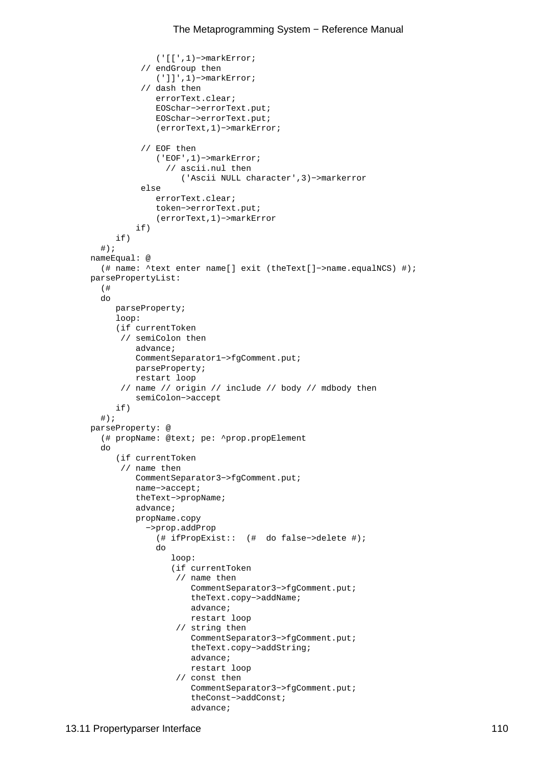```
            ('[[',1)->markError;
          // endGroup then
            (']]',1)->markError;
          // dash then
            errorText.clear;
            EOSchar->errorText.put;
            EOSchar->errorText.put;
            (errorText,1)->markError;

          // EOF then
            ('EOF',1)->markError;
              // ascii.nul then
                 ('Ascii NULL character',3)->markerror
          else
            errorText.clear;
            token->errorText.put;
            (errorText,1)->markError
         if)
     if)
  #);
nameEqual: @
  (# name: ^text enter name[] exit (theText[]->name.equalNCS) #);
parsePropertyList:
  (#
  do
     parseProperty;
     loop:
     (if currentToken
      // semiColon then
         advance;
         CommentSeparator1->fgComment.put;
         parseProperty;
         restart loop
      // name // origin // include // body // mdbody then
         semiColon->accept
     if)
  #);
parseProperty: @
  (# propName: @text; pe: ^prop.propElement
  do
     (if currentToken
      // name then
         CommentSeparator3->fgComment.put;
         name->accept;
         theText->propName;
         advance;
         propName.copy
           ->prop.addProp
             (# ifPropExist::  (#  do false->delete #);
             do
                loop:
                (if currentToken
                 // name then
                    CommentSeparator3->fgComment.put;
                    theText.copy->addName;
                    advance;
                    restart loop
                 // string then
                    CommentSeparator3->fgComment.put;
                    theText.copy->addString;
                    advance;
                    restart loop
                 // const then
                    CommentSeparator3->fgComment.put;
                    theConst->addConst;
                    advance;
```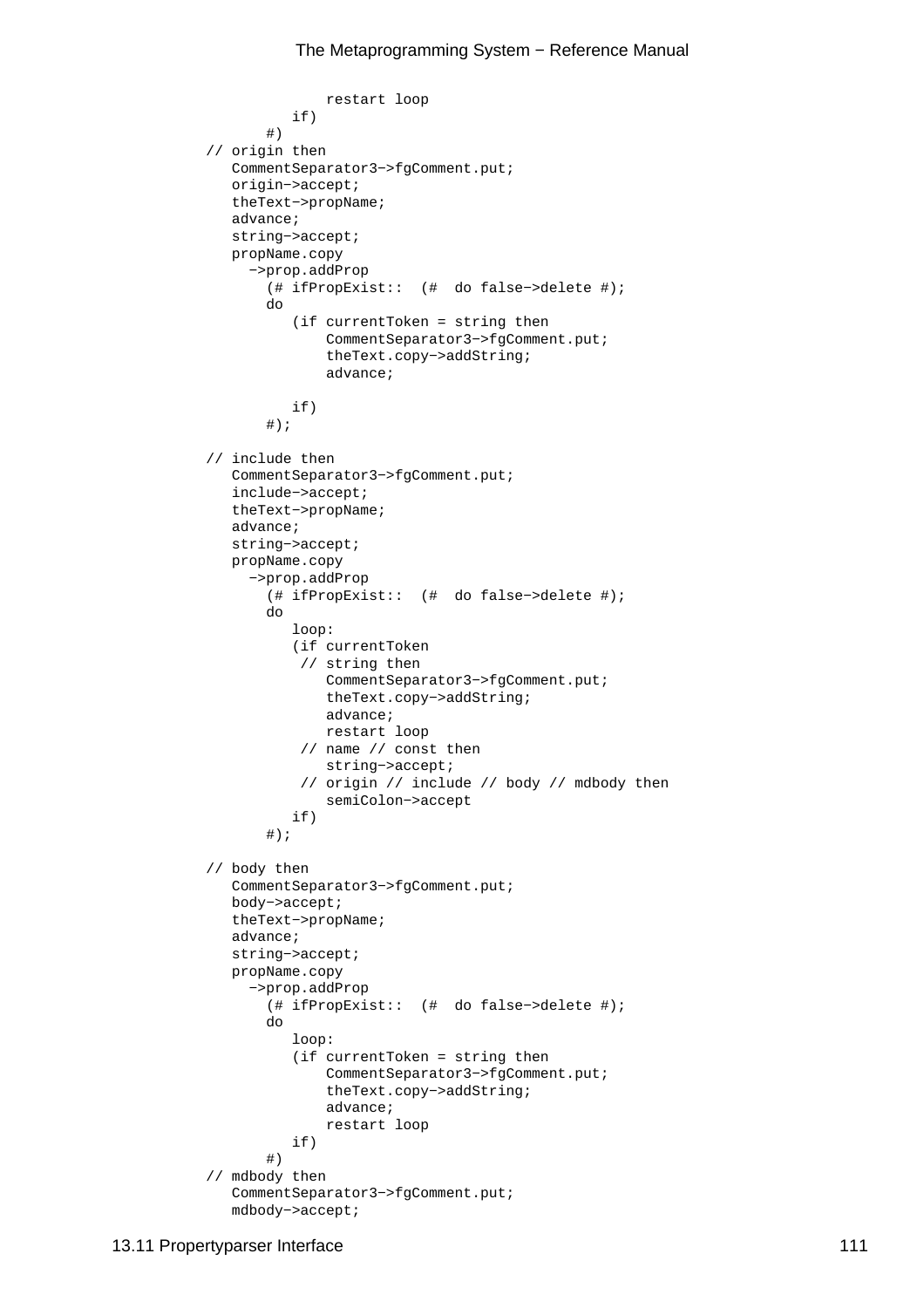```
                restart loop
            if)
        #)
    // origin then
       CommentSeparator3->fgComment.put;
       origin->accept;
       theText->propName;
       advance;
       string->accept;
       propName.copy
         ->prop.addProp
           (# ifPropExist::  (#  do false->delete #);
           do
              (if currentToken = string then
                  CommentSeparator3->fgComment.put;
                  theText.copy->addString;
                  advance;

              if)
           #);

    // include then
       CommentSeparator3->fgComment.put;
       include->accept;
       theText->propName;
       advance;
       string->accept;
       propName.copy
         ->prop.addProp
           (# ifPropExist::  (#  do false->delete #);
           do
              loop:
              (if currentToken
               // string then
                  CommentSeparator3->fgComment.put;
                  theText.copy->addString;
                  advance;
                  restart loop
               // name // const then
                  string->accept;
               // origin // include // body // mdbody then
                  semiColon->accept
              if)
           #);

    // body then
       CommentSeparator3->fgComment.put;
       body->accept;
       theText->propName;
       advance;
       string->accept;
       propName.copy
         ->prop.addProp
           (# ifPropExist::  (#  do false->delete #);
           do
              loop:
              (if currentToken = string then
                  CommentSeparator3->fgComment.put;
                  theText.copy->addString;
                  advance;
                  restart loop
              if)
           #)
    // mdbody then
       CommentSeparator3->fgComment.put;
       mdbody->accept;
```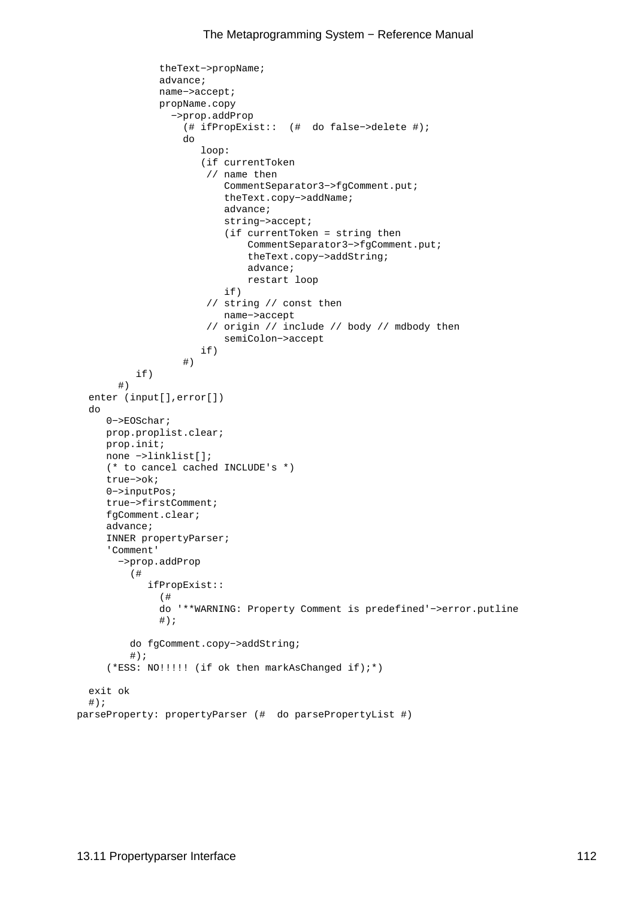```
            theText->propName;
            advance;
            name->accept;
            propName.copy
              ->prop.addProp
                (# ifPropExist::  (#  do false->delete #);
                do
                   loop:
                   (if currentToken
                    // name then
                       CommentSeparator3->fgComment.put;
                       theText.copy->addName;
                       advance;
                       string->accept;
                       (if currentToken = string then
                           CommentSeparator3->fgComment.put;
                           theText.copy->addString;
                           advance;
                           restart loop
                       if)
                    // string // const then
                       name->accept
                    // origin // include // body // mdbody then
                       semiColon->accept
                   if)
                #)
        if)
      #)
  enter (input[],error[])
  do
     0->EOSchar;
     prop.proplist.clear;
     prop.init;
     none ->linklist[];
     (* to cancel cached INCLUDE's *)
     true->ok;
     0->inputPos;
     true->firstComment;
     fgComment.clear;
     advance;
     INNER propertyParser;
     'Comment'
       ->prop.addProp
         (#
            ifPropExist::
              (#
              do '**WARNING: Property Comment is predefined'->error.putline
              #);

         do fgComment.copy->addString;
         #);
     (*ESS: NO!!!!! (if ok then markAsChanged if);*)

  exit ok
  #);
parseProperty: propertyParser (#  do parsePropertyList #)
```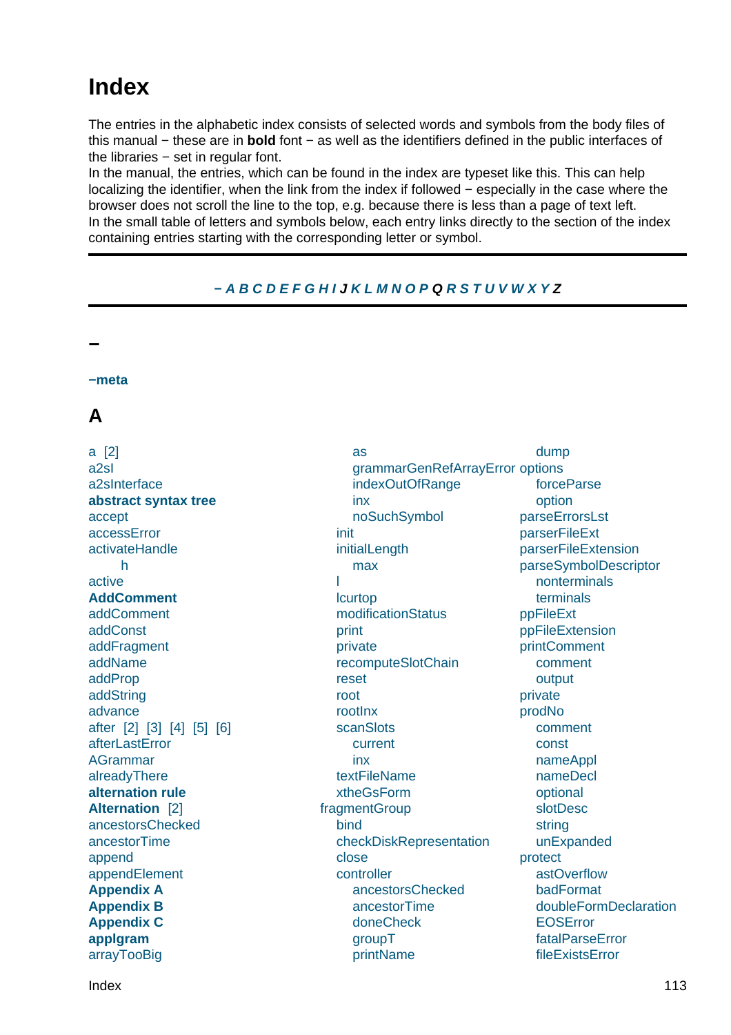# Index

The entries in the alphabetic index consists of selected words and symbols from the body files of this manual − these are in **bold** font − as well as the identifiers defined in the public interfaces of the libraries − set in regular font.
In the manual, the entries, which can be found in the index are typeset like this. This can help localizing the identifier, when the link from the index if followed − especially in the case where the browser does not scroll the line to the top, e.g. because there is less than a page of text left.
In the small table of letters and symbols below, each entry links directly to the section of the index containing entries starting with the corresponding letter or symbol.

---

***− A B C D E F G H I J K L M N O P Q R S T U V W X Y Z***

---

## −

**−meta**

## A

a [2]
a2sl
a2slnterface
**abstract syntax tree**
accept
accessError
activateHandle
    h
active
**AddComment**
addComment
addConst
addFragment
addName
addProp
addString
advance
after [2] [3] [4] [5] [6]
afterLastError
AGrammar
alreadyThere
**alternation rule**
**Alternation** [2]
ancestorsChecked
ancestorTime
append
appendElement
**Appendix A**
**Appendix B**
**Appendix C**
**applgram**
arrayTooBig
    as
    grammarGenRefArrayError
    indexOutOfRange
    inx
    noSuchSymbol
  init
  initialLength
    max
  l
  lcurtop
  modificationStatus
  print
  private
  recomputeSlotChain
  reset
  root
  rootInx
  scanSlots
    current
    inx
  textFileName
  xtheGsForm
fragmentGroup
  bind
  checkDiskRepresentation
  close
  controller
    ancestorsChecked
    ancestorTime
    doneCheck
    groupT
    printName
    dump
options
    forceParse
    option
  parseErrorsLst
  parserFileExt
  parserFileExtension
  parseSymbolDescriptor
    nonterminals
    terminals
  ppFileExt
  ppFileExtension
  printComment
    comment
    output
  private
  prodNo
    comment
    const
    nameAppl
    nameDecl
    optional
    slotDesc
    string
    unExpanded
  protect
    astOverflow
    badFormat
    doubleFormDeclaration
    EOSError
    fatalParseError
    fileExistsError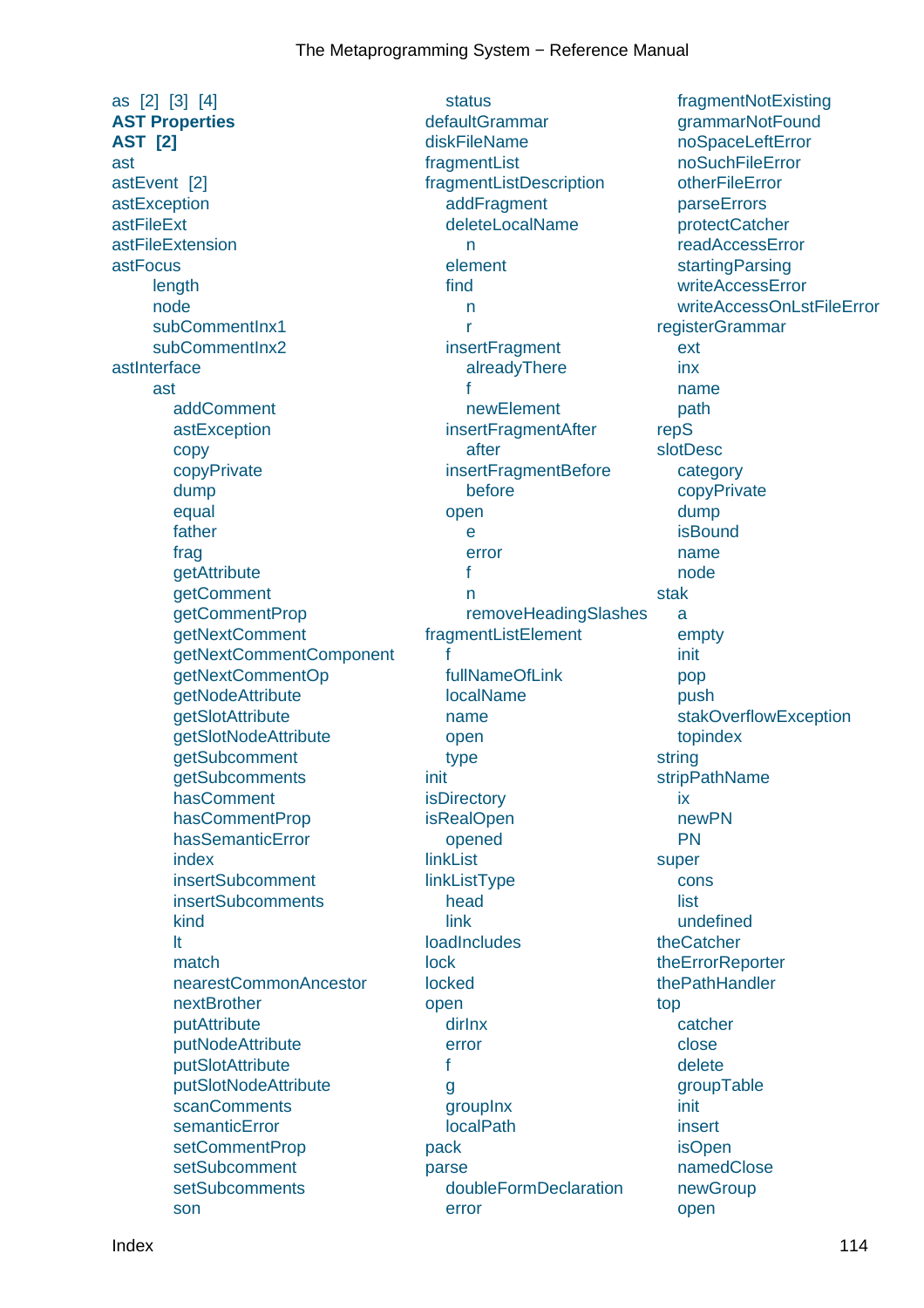as [2] [3] [4]
**AST Properties**
**AST [2]**
ast
astEvent [2]
astException
astFileExt
astFileExtension
astFocus
- length
- node
- subCommentInx1
- subCommentInx2

astInterface
- ast
  - addComment
  - astException
  - copy
  - copyPrivate
  - dump
  - equal
  - father
  - frag
  - getAttribute
  - getComment
  - getCommentProp
  - getNextComment
  - getNextCommentComponent
  - getNextCommentOp
  - getNodeAttribute
  - getSlotAttribute
  - getSlotNodeAttribute
  - getSubcomment
  - getSubcomments
  - hasComment
  - hasCommentProp
  - hasSemanticError
  - index
  - insertSubcomment
  - insertSubcomments
  - kind
  - lt
  - match
  - nearestCommonAncestor
  - nextBrother
  - putAttribute
  - putNodeAttribute
  - putSlotAttribute
  - putSlotNodeAttribute
  - scanComments
  - semanticError
  - setCommentProp
  - setSubcomment
  - setSubcomments
  - son
  - status

defaultGrammar
diskFileName
fragmentList
fragmentListDescription
- addFragment
- deleteLocalName
  - n
- element
- find
  - n
  - r
- insertFragment
  - alreadyThere
  - f
  - newElement
- insertFragmentAfter
  - after
- insertFragmentBefore
  - before
- open
  - e
  - error
  - f
  - n
  - removeHeadingSlashes

fragmentListElement
- f
- fullNameOfLink
- localName
- name
- open
- type

init
isDirectory
isRealOpen
- opened

linkList
linkListType
- head
- link

loadIncludes
lock
locked
open
- dirInx
- error
- f
- g
- groupInx
- localPath

pack
parse
- doubleFormDeclaration
- error
- fragmentNotExisting
- grammarNotFound
- noSpaceLeftError
- noSuchFileError
- otherFileError
- parseErrors
- protectCatcher
- readAccessError
- startingParsing
- writeAccessError
- writeAccessOnLstFileError

registerGrammar
- ext
- inx
- name
- path

repS
slotDesc
- category
- copyPrivate
- dump
- isBound
- name
- node

stak
- a
- empty
- init
- pop
- push
- stakOverflowException
- topindex

string
stripPathName
- ix
- newPN
- PN

super
- cons
- list
- undefined

theCatcher
theErrorReporter
thePathHandler
top
- catcher
- close
- delete
- groupTable
- init
- insert
- isOpen
- namedClose
- newGroup
- open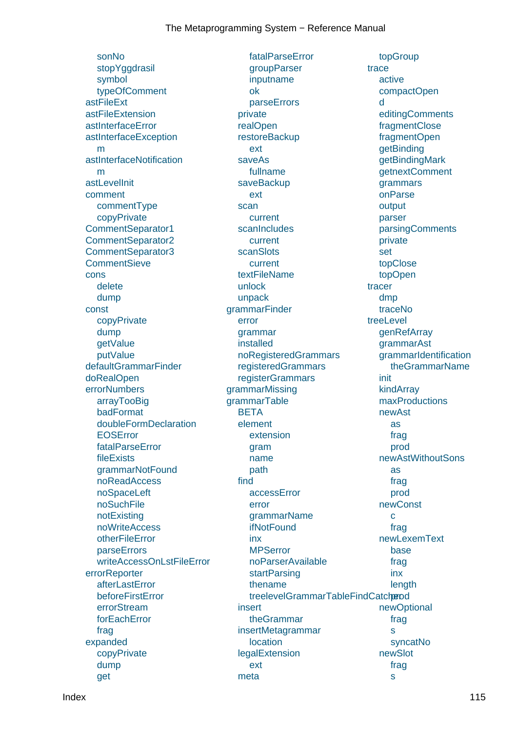- sonNo
- stopYggdrasil
- symbol
- typeOfComment

astFileExt
astFileExtension
astInterfaceError
astInterfaceException
- m

astInterfaceNotification
- m

astLevelInit
comment
- commentType
- copyPrivate

CommentSeparator1
CommentSeparator2
CommentSeparator3
CommentSieve
cons
- delete
- dump

const
- copyPrivate
- dump
- getValue
- putValue

defaultGrammarFinder
doRealOpen
errorNumbers
- arrayTooBig
- badFormat
- doubleFormDeclaration
- EOSError
- fatalParseError
- fileExists
- grammarNotFound
- noReadAccess
- noSpaceLeft
- noSuchFile
- notExisting
- noWriteAccess
- otherFileError
- parseErrors
- writeAccessOnLstFileError

errorReporter
- afterLastError
- beforeFirstError
- errorStream
- forEachError
- frag

expanded
- copyPrivate
- dump
- get
  - fatalParseError
  - groupParser
  - inputname
  - ok
  - parseErrors
- private
- realOpen
- restoreBackup
  - ext
- saveAs
  - fullname
- saveBackup
  - ext
- scan
  - current
- scanIncludes
  - current
- scanSlots
  - current
- textFileName
- unlock
- unpack

grammarFinder
- error
- grammar
- installed
- noRegisteredGrammars
- registeredGrammars
- registerGrammars

grammarMissing
grammarTable
- BETA
- element
  - extension
  - gram
  - name
  - path
- find
  - accessError
  - error
  - grammarName
  - ifNotFound
  - inx
  - MPSerror
  - noParserAvailable
  - startParsing
  - thename
  - treelevelGrammarTableFindCatcher
- insert
  - theGrammar
- insertMetagrammar
  - location
- legalExtension
  - ext
- meta
  - topGroup

trace
- active
- compactOpen
- d
- editingComments
- fragmentClose
- fragmentOpen
- getBinding
- getBindingMark
- getnextComment
- grammars
- onParse
- output
- parser
- parsingComments
- private
- set
- topClose
- topOpen

tracer
- dmp
- traceNo

treeLevel
- genRefArray
- grammarAst
- grammarIdentification
  - theGrammarName
- init
- kindArray
- maxProductions
- newAst
  - as
  - frag
  - prod
- newAstWithoutSons
  - as
  - frag
  - prod
- newConst
  - c
  - frag
- newLexemText
  - base
  - frag
  - inx
  - length
  - prod
- newOptional
  - frag
  - s
  - syncatNo
- newSlot
  - frag
  - s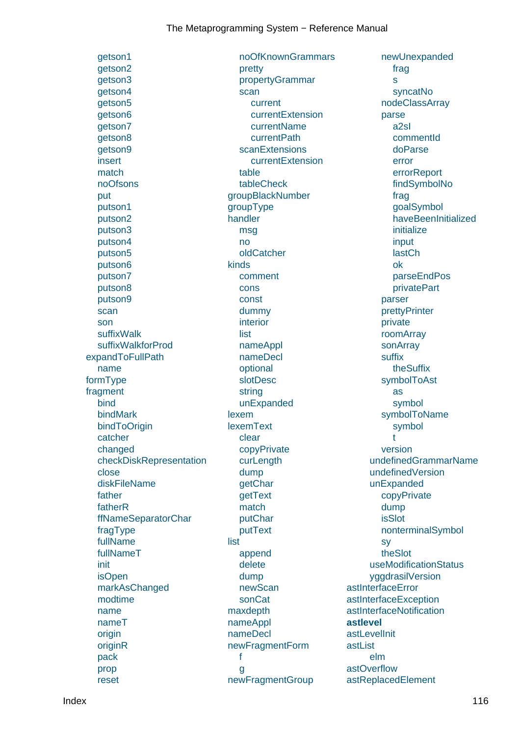- getson1
- getson2
- getson3
- getson4
- getson5
- getson6
- getson7
- getson8
- getson9
- insert
- match
- noOfsons
- put
- putson1
- putson2
- putson3
- putson4
- putson5
- putson6
- putson7
- putson8
- putson9
- scan
- son
- suffixWalk
- suffixWalkforProd

expandToFullPath
- name

formType

fragment
- bind
- bindMark
- bindToOrigin
- catcher
- changed
- checkDiskRepresentation
- close
- diskFileName
- father
- fatherR
- ffNameSeparatorChar
- fragType
- fullName
- fullNameT
- init
- isOpen
- markAsChanged
- modtime
- name
- nameT
- origin
- originR
- pack
- prop
- reset
- noOfKnownGrammars
- pretty
- propertyGrammar
- scan
  - current
  - currentExtension
  - currentName
  - currentPath
- scanExtensions
  - currentExtension
- table
- tableCheck

groupBlackNumber

groupType

handler
- msg
- no
- oldCatcher

kinds
- comment
- cons
- const
- dummy
- interior
- list
- nameAppl
- nameDecl
- optional
- slotDesc
- string
- unExpanded

lexem

lexemText
- clear
- copyPrivate
- curLength
- dump
- getChar
- getText
- match
- putChar
- putText

list
- append
- delete
- dump
- newScan
- sonCat

maxdepth

nameAppl

nameDecl

newFragmentForm
- f
- g

newFragmentGroup

- newUnexpanded
  - frag
  - s
  - syncatNo
- nodeClassArray
- parse
  - a2sl
  - commentId
  - doParse
  - error
  - errorReport
  - findSymbolNo
  - frag
  - goalSymbol
  - haveBeenInitialized
  - initialize
  - input
  - lastCh
  - ok
  - parseEndPos
  - privatePart
- parser
- prettyPrinter
- private
- roomArray
- sonArray
- suffix
  - theSuffix
- symbolToAst
  - as
  - symbol
- symbolToName
  - symbol
  - t
- version

undefinedGrammarName

undefinedVersion

unExpanded
- copyPrivate
- dump
- isSlot
- nonterminalSymbol
- sy
- theSlot

useModificationStatus

yggdrasilVersion

astInterfaceError

astInterfaceException

astInterfaceNotification

**astlevel**

astLevelInit

astList
- elm

astOverflow

astReplacedElement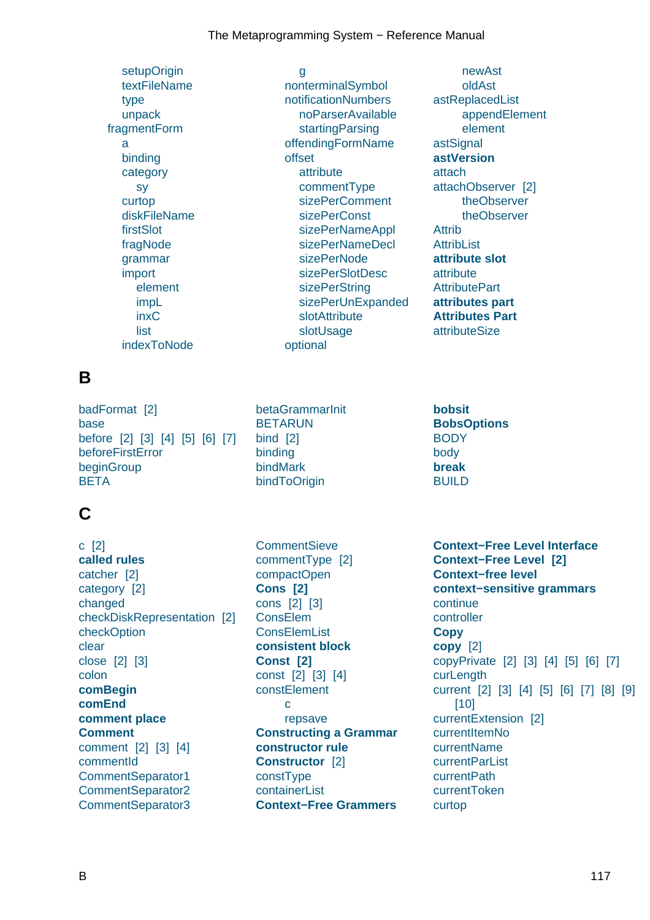setupOrigin
textFileName
type
unpack
fragmentForm
a
binding
category
sy
curtop
diskFileName
firstSlot
fragNode
grammar
import
element
impL
inxC
list
indexToNode

g
nonterminalSymbol
notificationNumbers
noParserAvailable
startingParsing
offendingFormName
offset
attribute
commentType
sizePerComment
sizePerConst
sizePerNameAppl
sizePerNameDecl
sizePerNode
sizePerSlotDesc
sizePerString
sizePerUnExpanded
slotAttribute
slotUsage
optional

newAst
oldAst
astReplacedList
appendElement
element
astSignal
**astVersion**
attach
attachObserver [2]
theObserver
theObserver
Attrib
AttribList
**attribute slot**
attribute
AttributePart
**attributes part**
**Attributes Part**
attributeSize

# B

badFormat [2]
base
before [2] [3] [4] [5] [6] [7]
beforeFirstError
beginGroup
BETA

betaGrammarInit
BETARUN
bind [2]
binding
bindMark
bindToOrigin

**bobsit**
**BobsOptions**
BODY
body
**break**
BUILD

# C

c [2]
**called rules**
catcher [2]
category [2]
changed
checkDiskRepresentation [2]
checkOption
clear
close [2] [3]
colon
**comBegin**
**comEnd**
**comment place**
**Comment**
comment [2] [3] [4]
commentId
CommentSeparator1
CommentSeparator2
CommentSeparator3

CommentSieve
commentType [2]
compactOpen
**Cons [2]**
cons [2] [3]
ConsElem
ConsElemList
**consistent block**
**Const [2]**
const [2] [3] [4]
constElement
c
repsave
**Constructing a Grammar**
**constructor rule**
**Constructor** [2]
constType
containerList
**Context−Free Grammers**

**Context−Free Level Interface**
**Context−Free Level [2]**
**Context−free level**
**context−sensitive grammars**
continue
controller
**Copy**
**copy** [2]
copyPrivate [2] [3] [4] [5] [6] [7]
curLength
current [2] [3] [4] [5] [6] [7] [8] [9] [10]
currentExtension [2]
currentItemNo
currentName
currentParList
currentPath
currentToken
curtop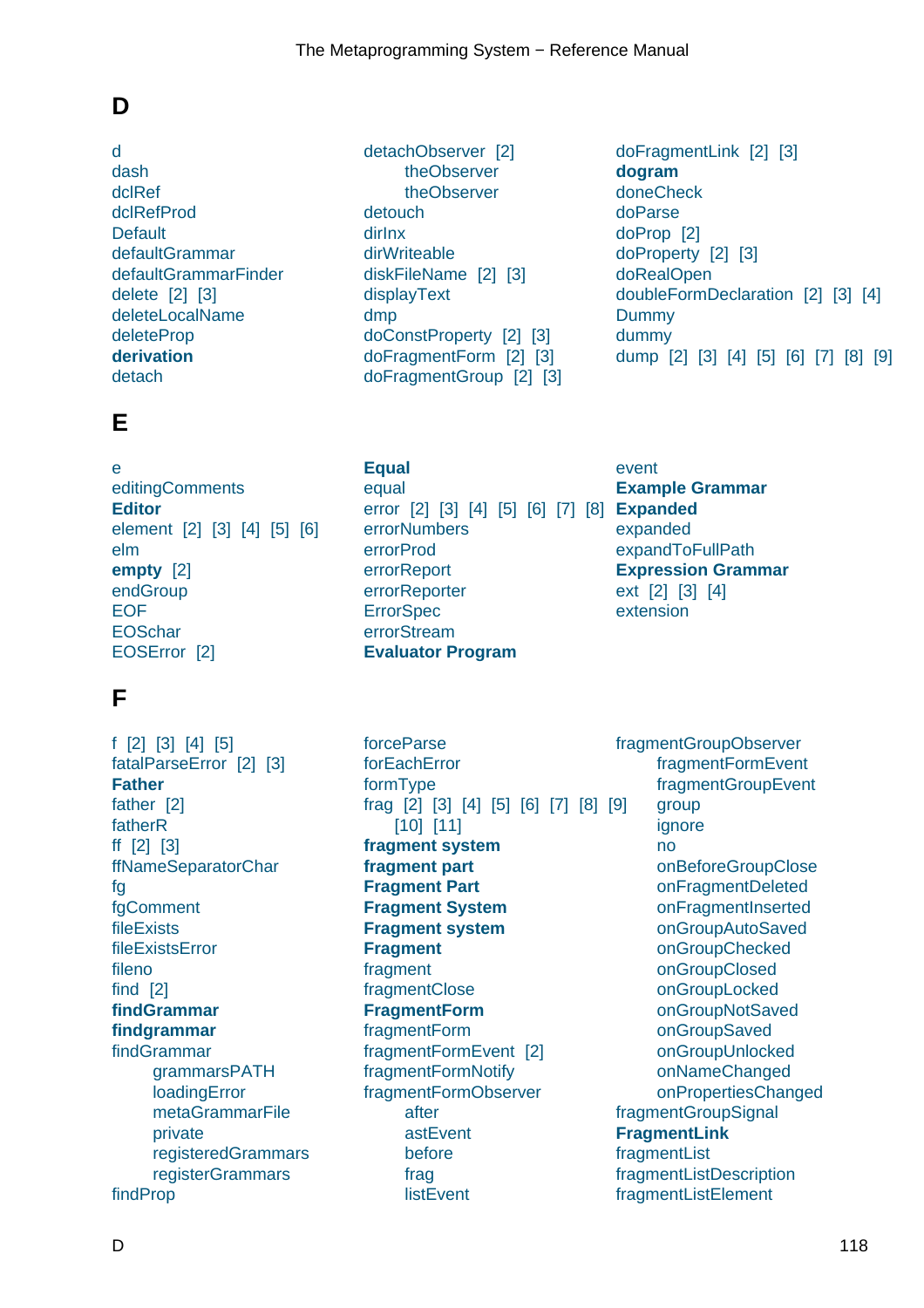## D

d
dash
dclRef
dclRefProd
Default
defaultGrammar
defaultGrammarFinder
delete [2] [3]
deleteLocalName
deleteProp
**derivation**
detach
detachObserver [2]
- theObserver
- theObserver

detouch
dirInx
dirWriteable
diskFileName [2] [3]
displayText
dmp
doConstProperty [2] [3]
doFragmentForm [2] [3]
doFragmentGroup [2] [3]
doFragmentLink [2] [3]
**dogram**
doneCheck
doParse
doProp [2]
doProperty [2] [3]
doRealOpen
doubleFormDeclaration [2] [3] [4]
Dummy
dummy
dump [2] [3] [4] [5] [6] [7] [8] [9]

## E

e
editingComments
**Editor**
element [2] [3] [4] [5] [6]
elm
**empty** [2]
endGroup
EOF
EOSchar
EOSError [2]
**Equal**
equal
error [2] [3] [4] [5] [6] [7] [8]
errorNumbers
errorProd
errorReport
errorReporter
ErrorSpec
errorStream
**Evaluator Program**
event
**Example Grammar**
**Expanded**
expanded
expandToFullPath
**Expression Grammar**
ext [2] [3] [4]
extension

## F

f [2] [3] [4] [5]
fatalParseError [2] [3]
**Father**
father [2]
fatherR
ff [2] [3]
ffNameSeparatorChar
fg
fgComment
fileExists
fileExistsError
fileno
find [2]
**findGrammar**
**findgrammar**
findGrammar
- grammarsPATH
- loadingError
- metaGrammarFile
- private
- registeredGrammars
- registerGrammars

findProp
forceParse
forEachError
formType
frag [2] [3] [4] [5] [6] [7] [8] [9] [10] [11]
**fragment system**
**fragment part**
**Fragment Part**
**Fragment System**
**Fragment system**
**Fragment**
fragment
fragmentClose
**FragmentForm**
fragmentForm
fragmentFormEvent [2]
fragmentFormNotify
fragmentFormObserver
- after
- astEvent
- before
- frag
- listEvent

fragmentGroupObserver
- fragmentFormEvent
- fragmentGroupEvent
- group
- ignore
- no
- onBeforeGroupClose
- onFragmentDeleted
- onFragmentInserted
- onGroupAutoSaved
- onGroupChecked
- onGroupClosed
- onGroupLocked
- onGroupNotSaved
- onGroupSaved
- onGroupUnlocked
- onNameChanged
- onPropertiesChanged

fragmentGroupSignal
**FragmentLink**
fragmentList
fragmentListDescription
fragmentListElement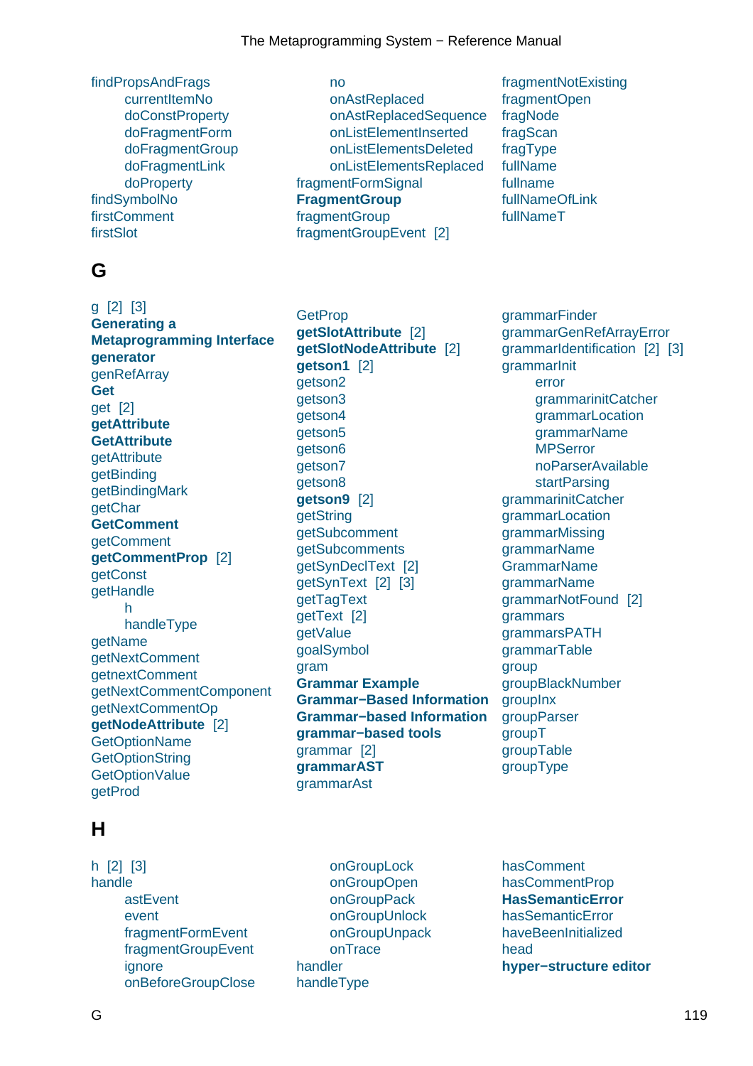findPropsAndFrags
- currentItemNo
- doConstProperty
- doFragmentForm
- doFragmentGroup
- doFragmentLink
- doProperty

findSymbolNo
firstComment
firstSlot
- no
- onAstReplaced
- onAstReplacedSequence
- onListElementInserted
- onListElementsDeleted
- onListElementsReplaced

fragmentFormSignal
**FragmentGroup**
fragmentGroup
fragmentGroupEvent [2]
fragmentNotExisting
fragmentOpen
fragNode
fragScan
fragType
fullName
fullname
fullNameOfLink
fullNameT

## G

g [2] [3]
**Generating a Metaprogramming Interface**
**generator**
genRefArray
**Get**
get [2]
**getAttribute**
**GetAttribute**
getAttribute
getBinding
getBindingMark
getChar
**GetComment**
getComment
**getCommentProp** [2]
getConst
getHandle
- h
- handleType

getName
getNextComment
getnextComment
getNextCommentComponent
getNextCommentOp
**getNodeAttribute** [2]
GetOptionName
GetOptionString
GetOptionValue
getProd
GetProp
**getSlotAttribute** [2]
**getSlotNodeAttribute** [2]
**getson1** [2]
getson2
getson3
getson4
getson5
getson6
getson7
getson8
**getson9** [2]
getString
getSubcomment
getSubcomments
getSynDeclText [2]
getSynText [2] [3]
getTagText
getText [2]
getValue
goalSymbol
gram
**Grammar Example**
**Grammar−Based Information**
**Grammar−based Information**
**grammar−based tools**
grammar [2]
**grammarAST**
grammarAst
grammarFinder
grammarGenRefArrayError
grammarIdentification [2] [3]
grammarInit
- error
- grammarinitCatcher
- grammarLocation
- grammarName
- MPSerror
- noParserAvailable
- startParsing

grammarinitCatcher
grammarLocation
grammarMissing
grammarName
GrammarName
grammarName
grammarNotFound [2]
grammars
grammarsPATH
grammarTable
group
groupBlackNumber
groupInx
groupParser
groupT
groupTable
groupType

## H

h [2] [3]
handle
- astEvent
- event
- fragmentFormEvent
- fragmentGroupEvent
- ignore
- onBeforeGroupClose
- onGroupLock
- onGroupOpen
- onGroupPack
- onGroupUnlock
- onGroupUnpack
- onTrace

handler
handleType
hasComment
hasCommentProp
**HasSemanticError**
hasSemanticError
haveBeenInitialized
head
**hyper−structure editor**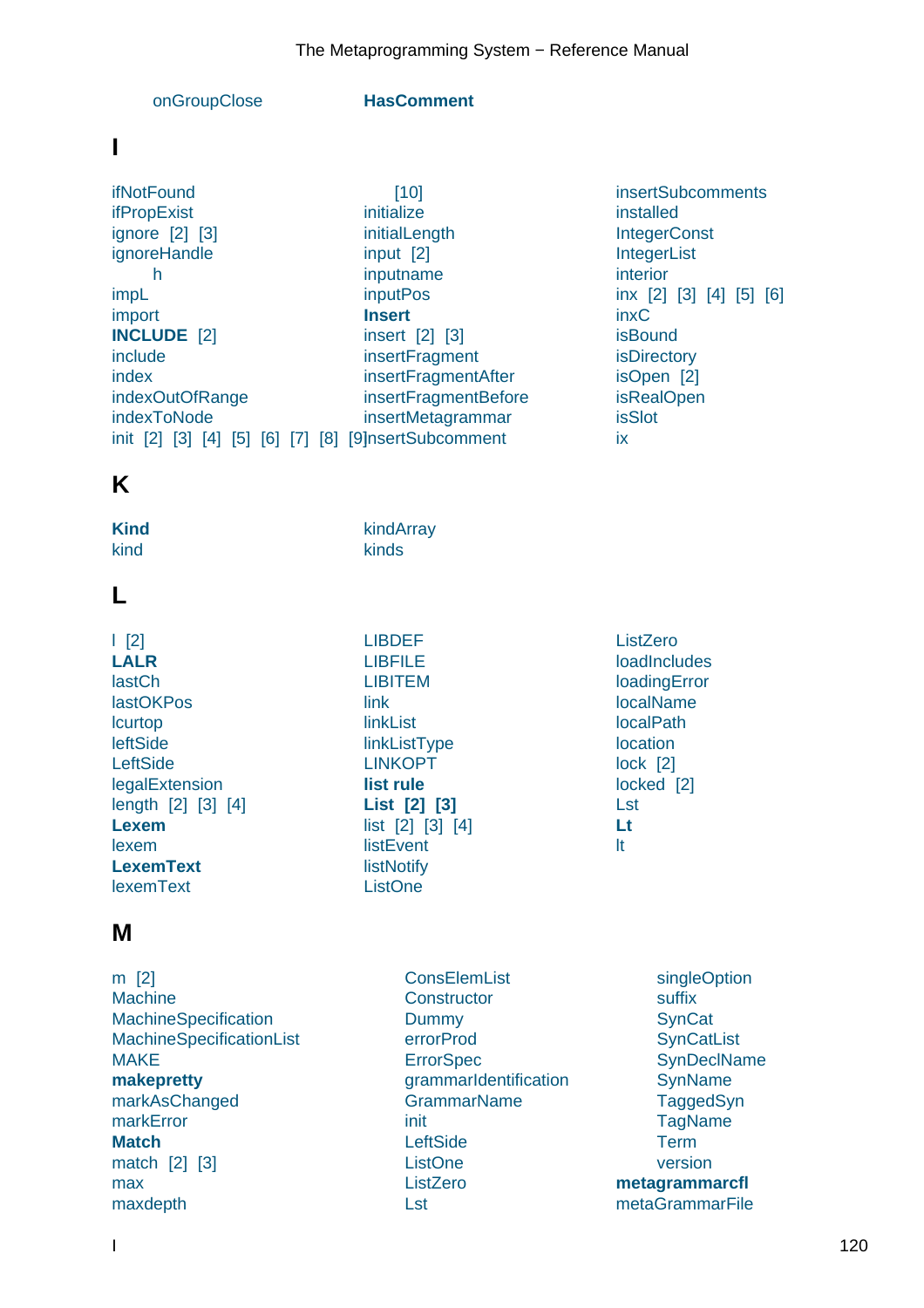onGroupClose

**HasComment**

## I

ifNotFound
ifPropExist
ignore [2] [3]
ignoreHandle
h
impL
import
**INCLUDE** [2]
include
index
indexOutOfRange
indexToNode
init [2] [3] [4] [5] [6] [7] [8] [9] [10]
initialize
initialLength
input [2]
inputname
inputPos
**Insert**
insert [2] [3]
insertFragment
insertFragmentAfter
insertFragmentBefore
insertMetagrammar
insertSubcomment
insertSubcomments
installed
IntegerConst
IntegerList
interior
inx [2] [3] [4] [5] [6]
inxC
isBound
isDirectory
isOpen [2]
isRealOpen
isSlot
ix

## K

**Kind**
kind
kindArray
kinds

## L

l [2]
**LALR**
lastCh
lastOKPos
lcurtop
leftSide
LeftSide
legalExtension
length [2] [3] [4]
**Lexem**
lexem
**LexemText**
lexemText
LIBDEF
LIBFILE
LIBITEM
link
linkList
linkListType
LINKOPT
**list rule**
**List [2] [3]**
list [2] [3] [4]
listEvent
listNotify
ListOne
ListZero
loadIncludes
loadingError
localName
localPath
location
lock [2]
locked [2]
Lst
**Lt**
lt

## M

m [2]
Machine
MachineSpecification
MachineSpecificationList
MAKE
**makepretty**
markAsChanged
markError
**Match**
match [2] [3]
max
maxdepth
ConsElemList
Constructor
Dummy
errorProd
ErrorSpec
grammarIdentification
GrammarName
init
LeftSide
ListOne
ListZero
Lst
singleOption
suffix
SynCat
SynCatList
SynDeclName
SynName
TaggedSyn
TagName
Term
version
**metagrammarcfl**
metaGrammarFile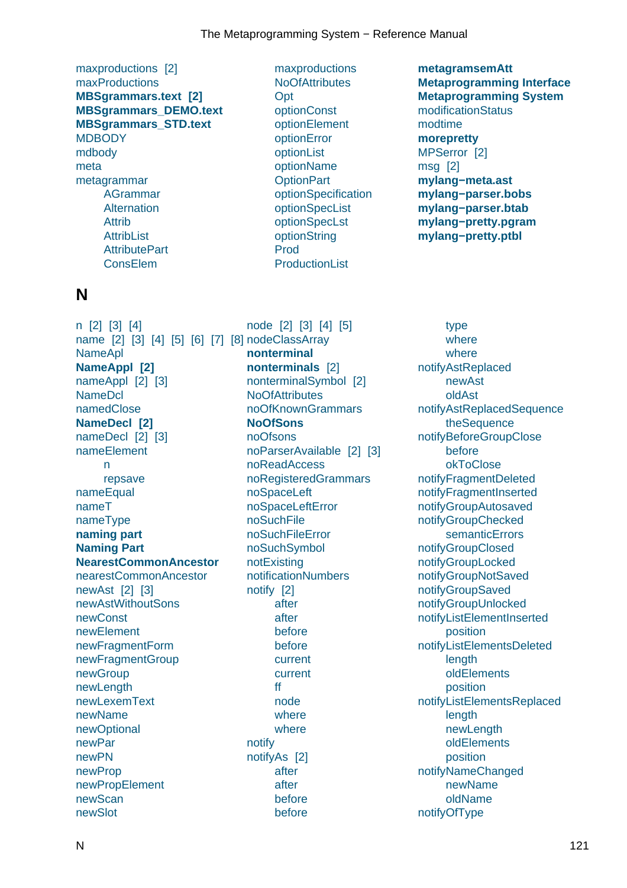maxproductions [2]
maxProductions
**MBSgrammars.text [2]**
**MBSgrammars_DEMO.text**
**MBSgrammars_STD.text**
MDBODY
mdbody
meta
metagrammar
- AGrammar
- Alternation
- Attrib
- AttribList
- AttributePart
- ConsElem
- maxproductions
- NoOfAttributes
- Opt
- optionConst
- optionElement
- optionError
- optionList
- optionName
- OptionPart
- optionSpecification
- optionSpecList
- optionSpecLst
- optionString
- Prod
- ProductionList

**metagramsemAtt**
**Metaprogramming Interface**
**Metaprogramming System**
modificationStatus
modtime
**morepretty**
MPSerror [2]
msg [2]
**mylang−meta.ast**
**mylang−parser.bobs**
**mylang−parser.btab**
**mylang−pretty.pgram**
**mylang−pretty.ptbl**

# N

n [2] [3] [4]
name [2] [3] [4] [5] [6] [7] [8]
NameApl
**NameAppl [2]**
nameAppl [2] [3]
NameDcl
namedClose
**NameDecl [2]**
nameDecl [2] [3]
nameElement
- n
- repsave

nameEqual
nameT
nameType
**naming part**
**Naming Part**
**NearestCommonAncestor**
nearestCommonAncestor
newAst [2] [3]
newAstWithoutSons
newConst
newElement
newFragmentForm
newFragmentGroup
newGroup
newLength
newLexemText
newName
newOptional
newPar
newPN
newProp
newPropElement
newScan
newSlot
node [2] [3] [4] [5]
nodeClassArray
**nonterminal**
**nonterminals [2]**
nonterminalSymbol [2]
NoOfAttributes
noOfKnownGrammars
**NoOfSons**
noOfsons
noParserAvailable [2] [3]
noReadAccess
noRegisteredGrammars
noSpaceLeft
noSpaceLeftError
noSuchFile
noSuchFileError
noSuchSymbol
notExisting
notificationNumbers
notify [2]
- after
- after
- before
- before
- current
- current
- ff
- node
- where
- where

notify
notifyAs [2]
- after
- after
- before
- before
- type
- where
- where

notifyAstReplaced
- newAst
- oldAst

notifyAstReplacedSequence
- theSequence

notifyBeforeGroupClose
- before
- okToClose

notifyFragmentDeleted
notifyFragmentInserted
notifyGroupAutosaved
notifyGroupChecked
- semanticErrors

notifyGroupClosed
notifyGroupLocked
notifyGroupNotSaved
notifyGroupSaved
notifyGroupUnlocked
notifyListElementInserted
- position

notifyListElementsDeleted
- length
- oldElements
- position

notifyListElementsReplaced
- length
- newLength
- oldElements
- position

notifyNameChanged
- newName
- oldName

notifyOfType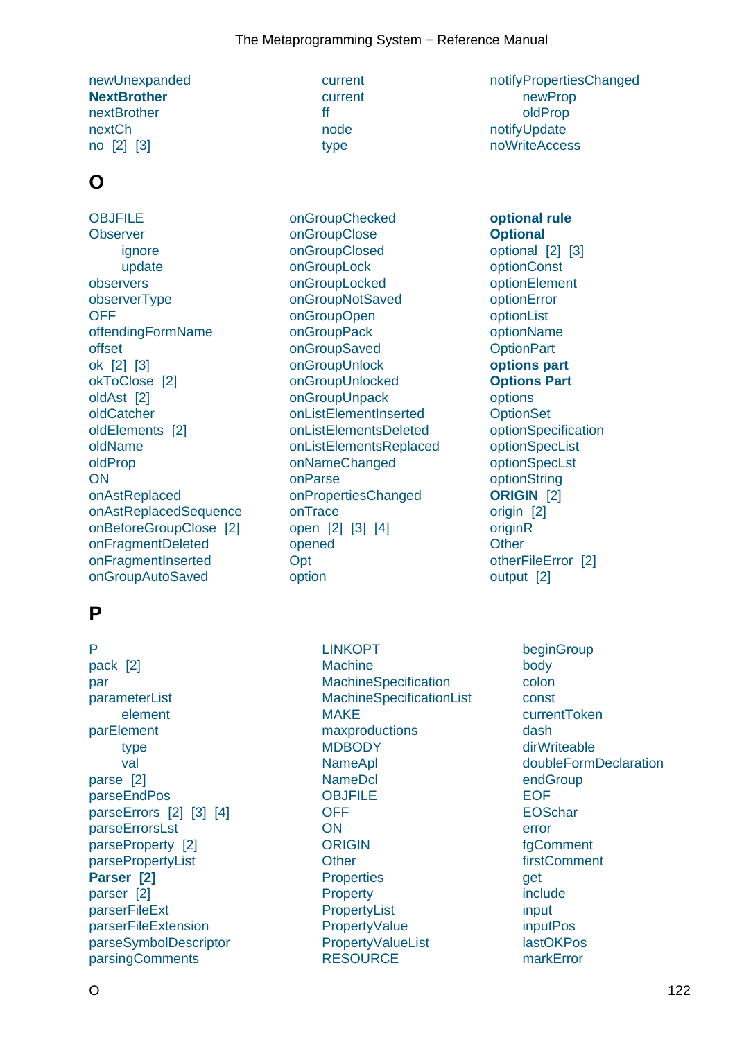newUnexpanded
**NextBrother**
nextBrother
nextCh
no [2] [3]

current
current
ff
node
type

notifyPropertiesChanged
    newProp
    oldProp
notifyUpdate
noWriteAccess

# O

OBJFILE
Observer
    ignore
    update
observers
observerType
OFF
offendingFormName
offset
ok [2] [3]
okToClose [2]
oldAst [2]
oldCatcher
oldElements [2]
oldName
oldProp
ON
onAstReplaced
onAstReplacedSequence
onBeforeGroupClose [2]
onFragmentDeleted
onFragmentInserted
onGroupAutoSaved

onGroupChecked
onGroupClose
onGroupClosed
onGroupLock
onGroupLocked
onGroupNotSaved
onGroupOpen
onGroupPack
onGroupSaved
onGroupUnlock
onGroupUnlocked
onGroupUnpack
onListElementInserted
onListElementsDeleted
onListElementsReplaced
onNameChanged
onParse
onPropertiesChanged
onTrace
open [2] [3] [4]
opened
Opt
option

**optional rule**
**Optional**
optional [2] [3]
optionConst
optionElement
optionError
optionList
optionName
OptionPart
**options part**
**Options Part**
options
OptionSet
optionSpecification
optionSpecList
optionSpecLst
optionString
**ORIGIN** [2]
origin [2]
originR
Other
otherFileError [2]
output [2]

# P

P
pack [2]
par
parameterList
    element
parElement
    type
    val
parse [2]
parseEndPos
parseErrors [2] [3] [4]
parseErrorsLst
parseProperty [2]
parsePropertyList
**Parser [2]**
parser [2]
parserFileExt
parserFileExtension
parseSymbolDescriptor
parsingComments

LINKOPT
Machine
MachineSpecification
MachineSpecificationList
MAKE
maxproductions
MDBODY
NameApl
NameDcl
OBJFILE
OFF
ON
ORIGIN
Other
Properties
Property
PropertyList
PropertyValue
PropertyValueList
RESOURCE

beginGroup
body
colon
const
currentToken
dash
dirWriteable
doubleFormDeclaration
endGroup
EOF
EOSchar
error
fgComment
firstComment
get
include
input
inputPos
lastOKPos
markError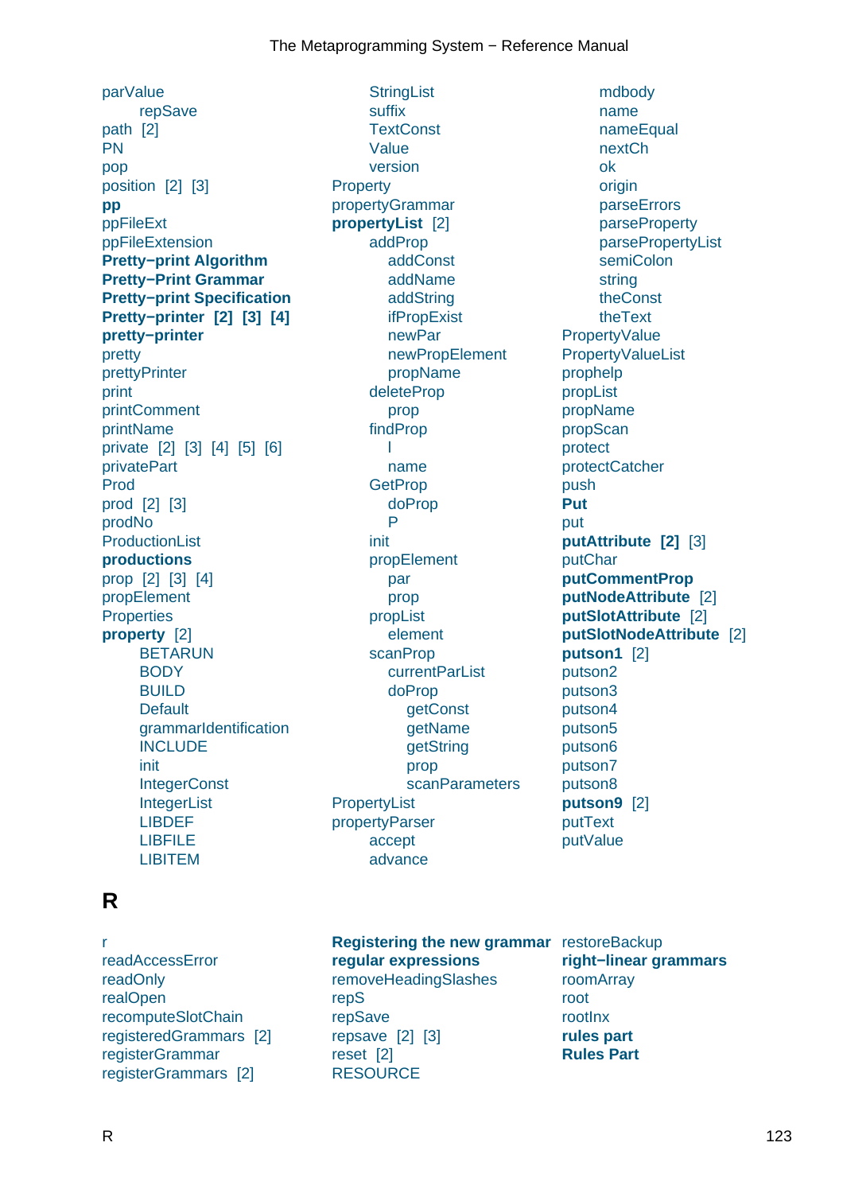parValue
  repSave
path [2]
PN
pop
position [2] [3]
**pp**
ppFileExt
ppFileExtension
**Pretty−print Algorithm**
**Pretty−Print Grammar**
**Pretty−print Specification**
**Pretty−printer [2] [3] [4]**
**pretty−printer**
pretty
prettyPrinter
print
printComment
printName
private [2] [3] [4] [5] [6]
privatePart
Prod
prod [2] [3]
prodNo
ProductionList
**productions**
prop [2] [3] [4]
propElement
Properties
**property** [2]
  BETARUN
  BODY
  BUILD
  Default
  grammarIdentification
  INCLUDE
  init
  IntegerConst
  IntegerList
  LIBDEF
  LIBFILE
  LIBITEM
  StringList
  suffix
  TextConst
  Value
  version
Property
propertyGrammar
**propertyList** [2]
  addProp
    addConst
    addName
    addString
    ifPropExist
    newPar
    newPropElement
    propName
  deleteProp
    prop
  findProp
    l
    name
  GetProp
    doProp
    P
  init
  propElement
    par
    prop
  propList
    element
  scanProp
    currentParList
    doProp
      getConst
      getName
      getString
      prop
      scanParameters
PropertyList
propertyParser
  accept
  advance
  mdbody
  name
  nameEqual
  nextCh
  ok
  origin
  parseErrors
  parseProperty
  parsePropertyList
  semiColon
  string
  theConst
  theText
PropertyValue
PropertyValueList
prophelp
propList
propName
propScan
protect
protectCatcher
push
**Put**
put
**putAttribute [2]** [3]
putChar
**putCommentProp**
**putNodeAttribute** [2]
**putSlotAttribute** [2]
**putSlotNodeAttribute** [2]
**putson1** [2]
putson2
putson3
putson4
putson5
putson6
putson7
putson8
**putson9** [2]
putText
putValue

## R

r
readAccessError
readOnly
realOpen
recomputeSlotChain
registeredGrammars [2]
registerGrammar
registerGrammars [2]
**Registering the new grammar**
**regular expressions**
removeHeadingSlashes
repS
repSave
repsave [2] [3]
reset [2]
RESOURCE
restoreBackup
**right−linear grammars**
roomArray
root
rootInx
**rules part**
**Rules Part**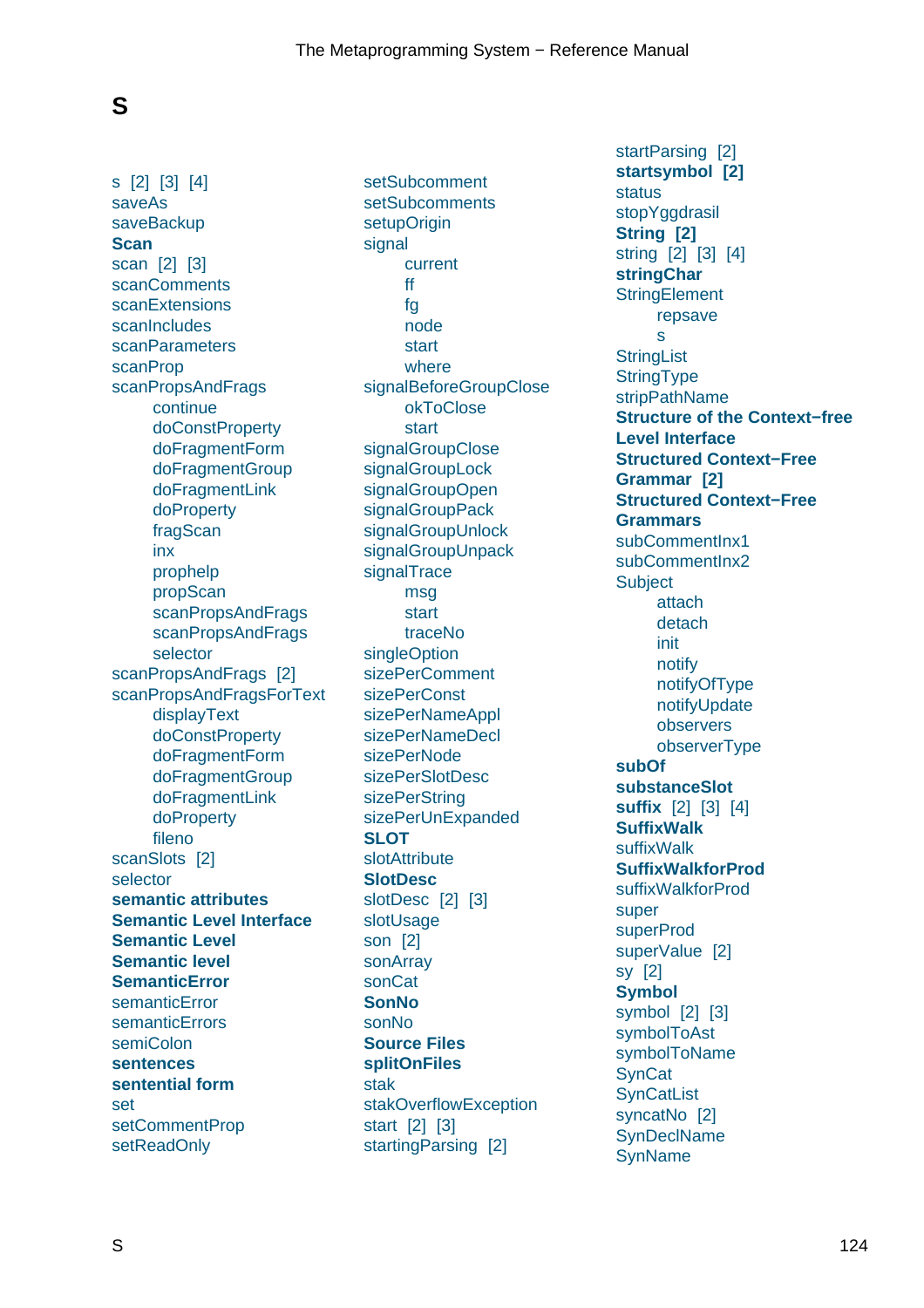## S

s [2] [3] [4]
saveAs
saveBackup
**Scan**
scan [2] [3]
scanComments
scanExtensions
scanIncludes
scanParameters
scanProp
scanPropsAndFrags
- continue
- doConstProperty
- doFragmentForm
- doFragmentGroup
- doFragmentLink
- doProperty
- fragScan
- inx
- prophelp
- propScan
- scanPropsAndFrags
- scanPropsAndFrags
- selector

scanPropsAndFrags [2]
scanPropsAndFragsForText
- displayText
- doConstProperty
- doFragmentForm
- doFragmentGroup
- doFragmentLink
- doProperty
- fileno

scanSlots [2]
selector
**semantic attributes**
**Semantic Level Interface**
**Semantic Level**
**Semantic level**
**SemanticError**
semanticError
semanticErrors
semiColon
**sentences**
**sentential form**
set
setCommentProp
setReadOnly
setSubcomment
setSubcomments
setupOrigin
signal
- current
- ff
- fg
- node
- start
- where

signalBeforeGroupClose
- okToClose
- start

signalGroupClose
signalGroupLock
signalGroupOpen
signalGroupPack
signalGroupUnlock
signalGroupUnpack
signalTrace
- msg
- start
- traceNo

singleOption
sizePerComment
sizePerConst
sizePerNameAppl
sizePerNameDecl
sizePerNode
sizePerSlotDesc
sizePerString
sizePerUnExpanded
**SLOT**
slotAttribute
**SlotDesc**
slotDesc [2] [3]
slotUsage
son [2]
sonArray
sonCat
**SonNo**
sonNo
**Source Files**
**splitOnFiles**
stak
stakOverflowException
start [2] [3]
startingParsing [2]
startParsing [2]
**startsymbol [2]**
status
stopYggdrasil
**String [2]**
string [2] [3] [4]
**stringChar**
StringElement
- repsave
- s

StringList
StringType
stripPathName
**Structure of the Context−free Level Interface**
**Structured Context−Free Grammar [2]**
**Structured Context−Free Grammars**
subCommentInx1
subCommentInx2
Subject
- attach
- detach
- init
- notify
- notifyOfType
- notifyUpdate
- observers
- observerType

**subOf**
**substanceSlot**
**suffix** [2] [3] [4]
**SuffixWalk**
suffixWalk
**SuffixWalkforProd**
suffixWalkforProd
super
superProd
superValue [2]
sy [2]
**Symbol**
symbol [2] [3]
symbolToAst
symbolToName
SynCat
SynCatList
syncatNo [2]
SynDeclName
SynName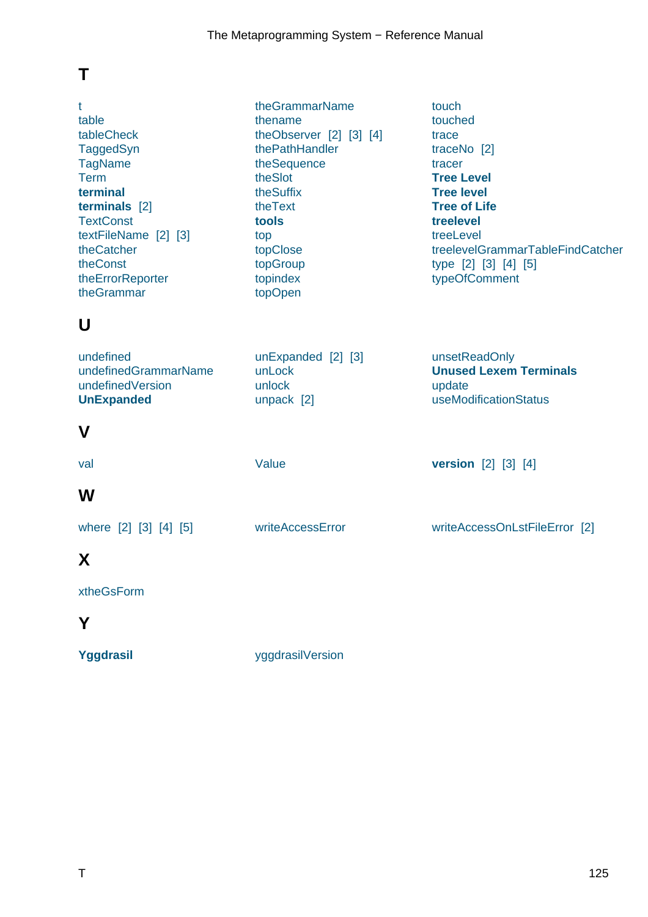## T

t
table
tableCheck
TaggedSyn
TagName
Term
**terminal**
**terminals** [2]
TextConst
textFileName [2] [3]
theCatcher
theConst
theErrorReporter
theGrammar
theGrammarName
thename
theObserver [2] [3] [4]
thePathHandler
theSequence
theSlot
theSuffix
theText
**tools**
top
topClose
topGroup
topindex
topOpen
touch
touched
trace
traceNo [2]
tracer
**Tree Level**
**Tree level**
**Tree of Life**
**treelevel**
treeLevel
treelevelGrammarTableFindCatcher
type [2] [3] [4] [5]
typeOfComment

## U

undefined
undefinedGrammarName
undefinedVersion
**UnExpanded**
unExpanded [2] [3]
unLock
unlock
unpack [2]
unsetReadOnly
**Unused Lexem Terminals**
update
useModificationStatus

## V

val
Value
**version** [2] [3] [4]

## W

where [2] [3] [4] [5]
writeAccessError
writeAccessOnLstFileError [2]

## X

xtheGsForm

## Y

**Yggdrasil**
yggdrasilVersion